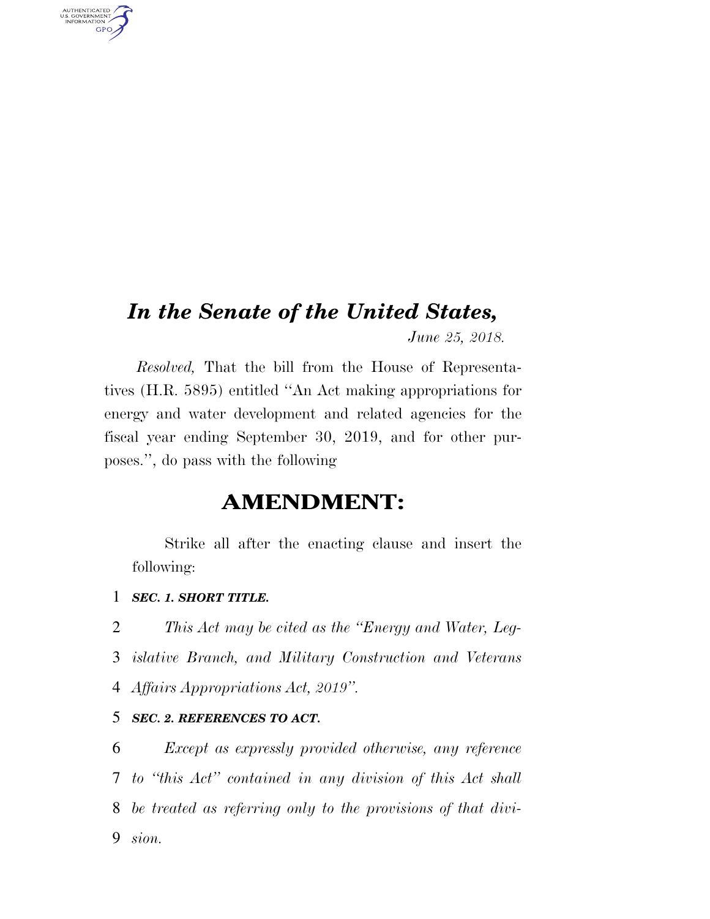# *In the Senate of the United States,*

*June 25, 2018.*

*Resolved,* That the bill from the House of Representatives (H.R. 5895) entitled "An Act making appropriations for energy and water development and related agencies for the fiscal year ending September 30, 2019, and for other purposes.", do pass with the following

## AMENDMENT:

Strike all after the enacting clause and insert the following:

***SEC. 1. SHORT TITLE.***

*This Act may be cited as the "Energy and Water, Legislative Branch, and Military Construction and Veterans Affairs Appropriations Act, 2019".*

***SEC. 2. REFERENCES TO ACT.***

*Except as expressly provided otherwise, any reference to "this Act" contained in any division of this Act shall be treated as referring only to the provisions of that division.*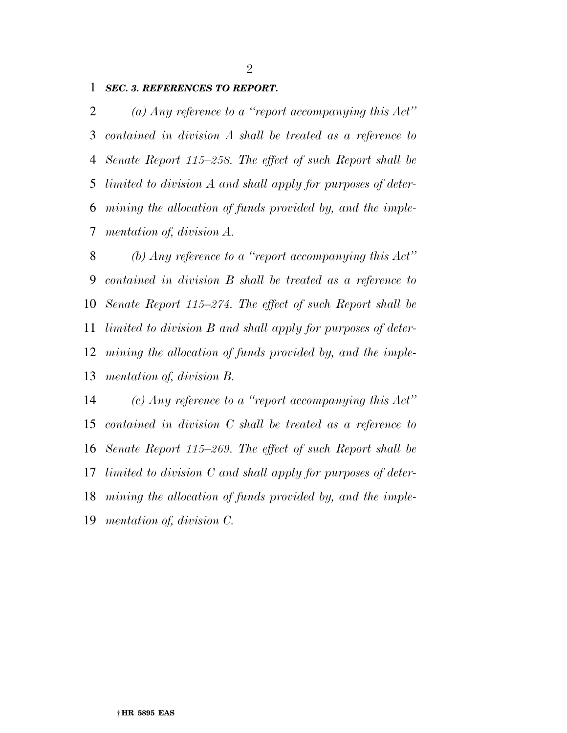***SEC. 3. REFERENCES TO REPORT.***

*(a) Any reference to a "report accompanying this Act" contained in division A shall be treated as a reference to Senate Report 115–258. The effect of such Report shall be limited to division A and shall apply for purposes of determining the allocation of funds provided by, and the implementation of, division A.*

*(b) Any reference to a "report accompanying this Act" contained in division B shall be treated as a reference to Senate Report 115–274. The effect of such Report shall be limited to division B and shall apply for purposes of determining the allocation of funds provided by, and the implementation of, division B.*

*(c) Any reference to a "report accompanying this Act" contained in division C shall be treated as a reference to Senate Report 115–269. The effect of such Report shall be limited to division C and shall apply for purposes of determining the allocation of funds provided by, and the implementation of, division C.*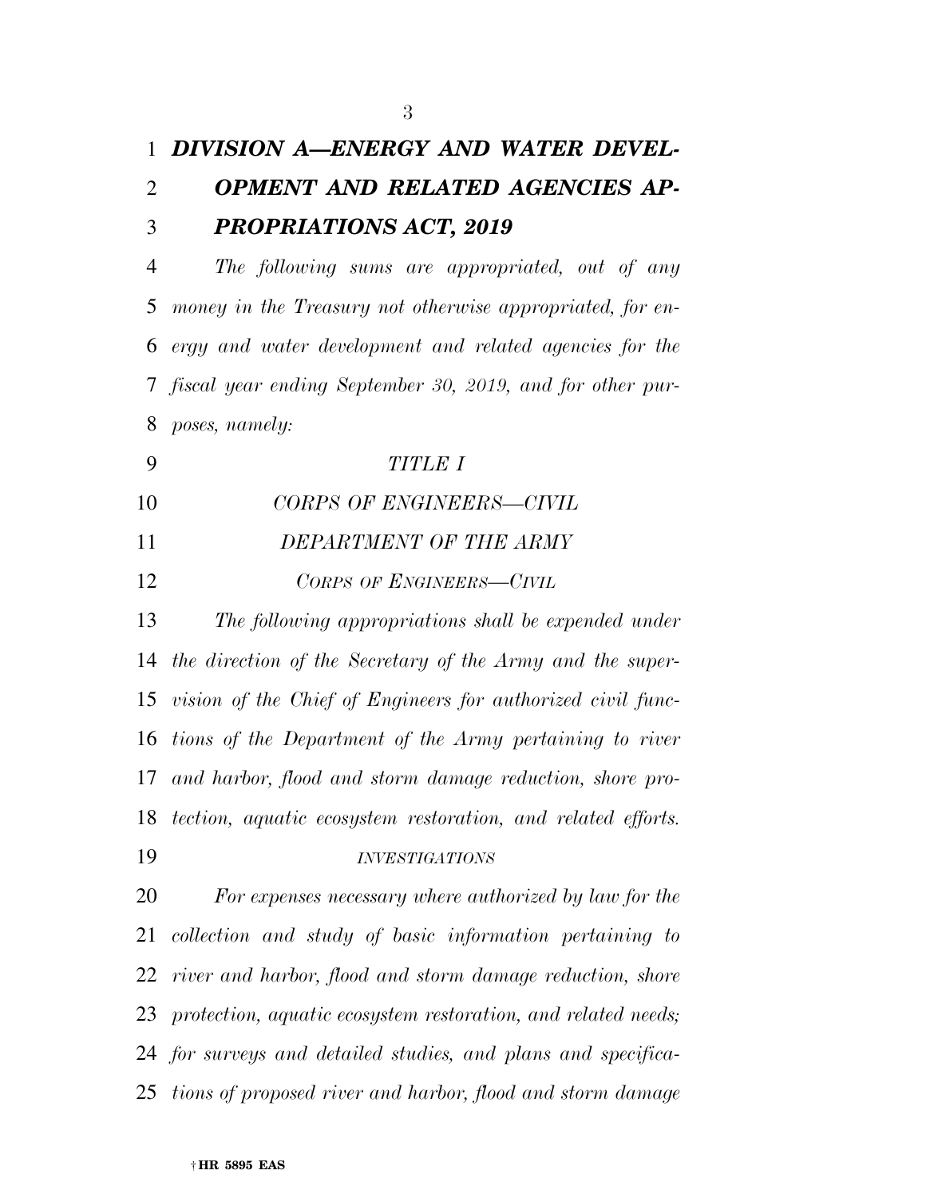# *DIVISION A—ENERGY AND WATER DEVELOPMENT AND RELATED AGENCIES APPROPRIATIONS ACT, 2019*

*The following sums are appropriated, out of any money in the Treasury not otherwise appropriated, for energy and water development and related agencies for the fiscal year ending September 30, 2019, and for other purposes, namely:*

## *TITLE I*

## *CORPS OF ENGINEERS—CIVIL*

## *DEPARTMENT OF THE ARMY*

### *CORPS OF ENGINEERS—CIVIL*

*The following appropriations shall be expended under the direction of the Secretary of the Army and the supervision of the Chief of Engineers for authorized civil functions of the Department of the Army pertaining to river and harbor, flood and storm damage reduction, shore protection, aquatic ecosystem restoration, and related efforts.*

#### *INVESTIGATIONS*

*For expenses necessary where authorized by law for the collection and study of basic information pertaining to river and harbor, flood and storm damage reduction, shore protection, aquatic ecosystem restoration, and related needs; for surveys and detailed studies, and plans and specifications of proposed river and harbor, flood and storm damage*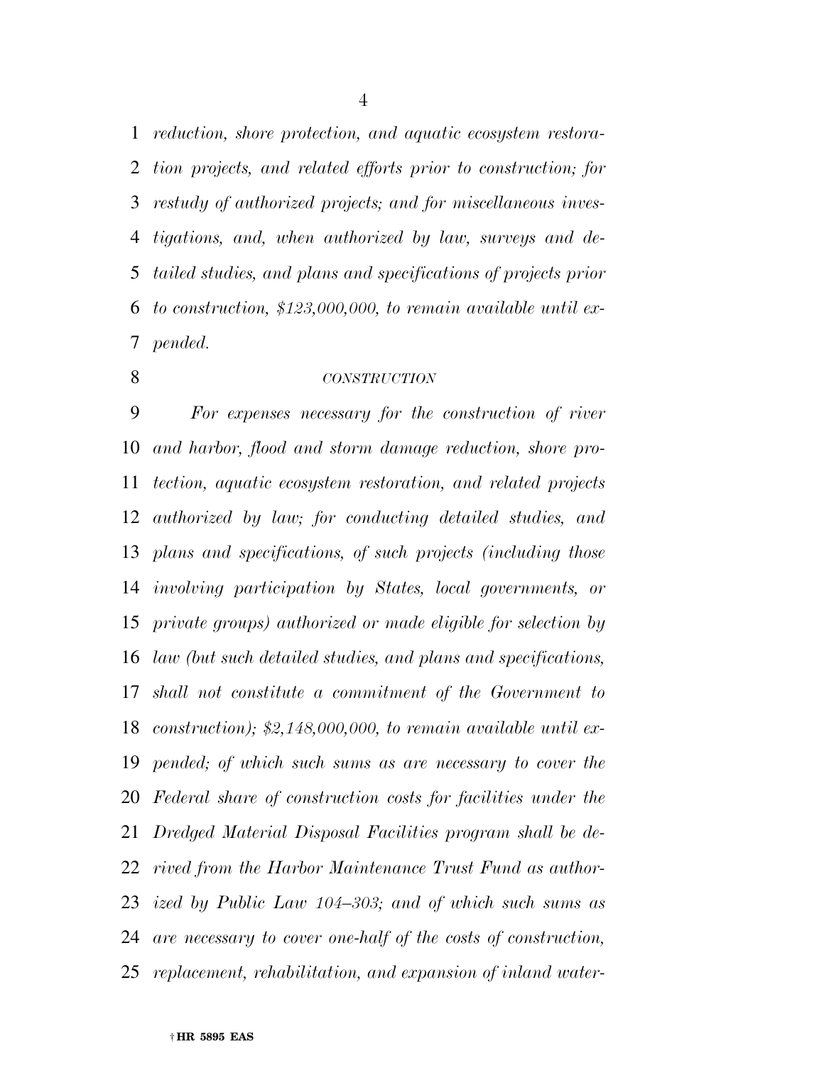*reduction, shore protection, and aquatic ecosystem restoration projects, and related efforts prior to construction; for restudy of authorized projects; and for miscellaneous investigations, and, when authorized by law, surveys and detailed studies, and plans and specifications of projects prior to construction, $123,000,000, to remain available until expended.*

*CONSTRUCTION*

*For expenses necessary for the construction of river and harbor, flood and storm damage reduction, shore protection, aquatic ecosystem restoration, and related projects authorized by law; for conducting detailed studies, and plans and specifications, of such projects (including those involving participation by States, local governments, or private groups) authorized or made eligible for selection by law (but such detailed studies, and plans and specifications, shall not constitute a commitment of the Government to construction); $2,148,000,000, to remain available until expended; of which such sums as are necessary to cover the Federal share of construction costs for facilities under the Dredged Material Disposal Facilities program shall be derived from the Harbor Maintenance Trust Fund as authorized by Public Law 104–303; and of which such sums as are necessary to cover one-half of the costs of construction, replacement, rehabilitation, and expansion of inland water-*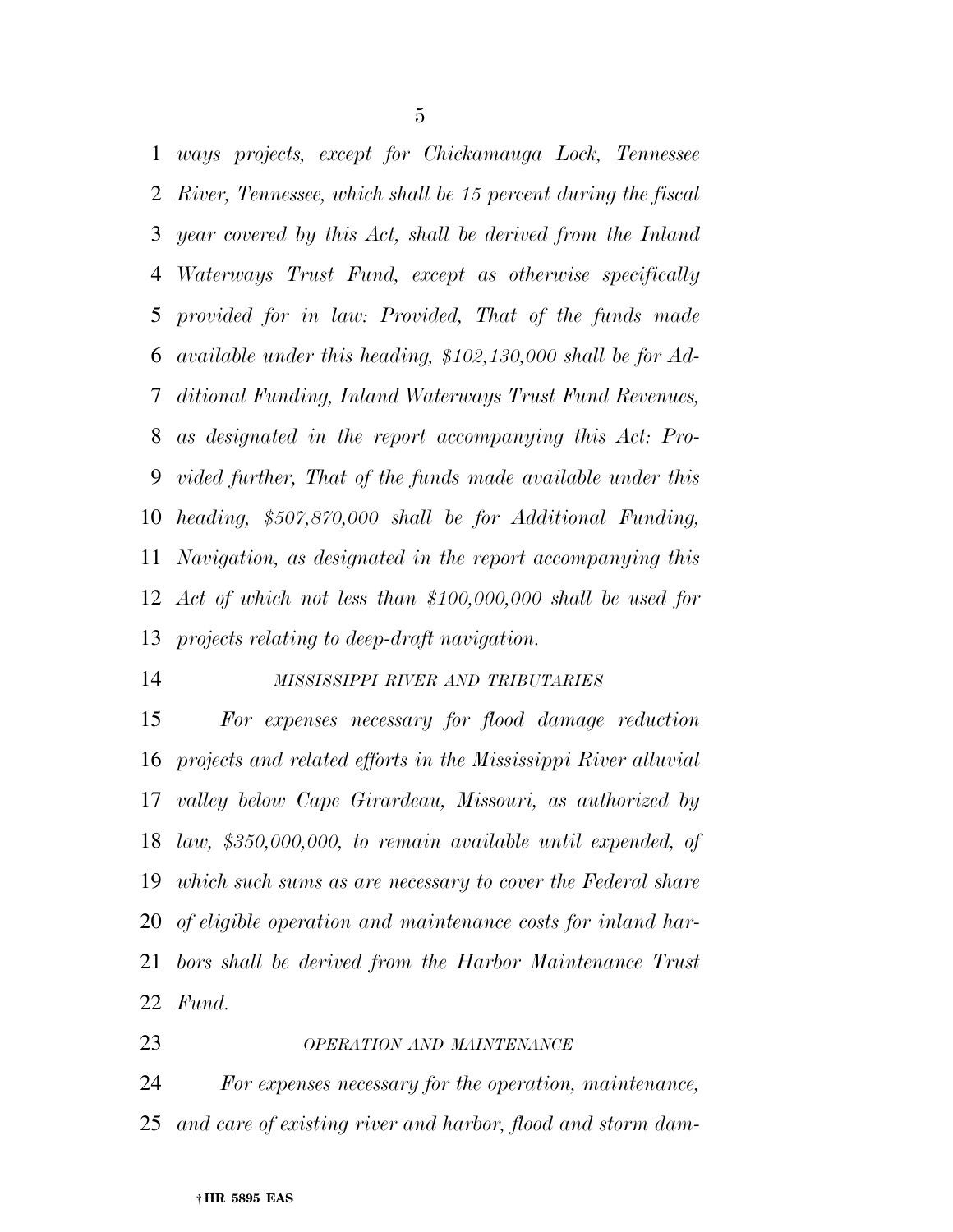*ways projects, except for Chickamauga Lock, Tennessee River, Tennessee, which shall be 15 percent during the fiscal year covered by this Act, shall be derived from the Inland Waterways Trust Fund, except as otherwise specifically provided for in law: Provided, That of the funds made available under this heading, $102,130,000 shall be for Additional Funding, Inland Waterways Trust Fund Revenues, as designated in the report accompanying this Act: Provided further, That of the funds made available under this heading, $507,870,000 shall be for Additional Funding, Navigation, as designated in the report accompanying this Act of which not less than $100,000,000 shall be used for projects relating to deep-draft navigation.*

*MISSISSIPPI RIVER AND TRIBUTARIES*

*For expenses necessary for flood damage reduction projects and related efforts in the Mississippi River alluvial valley below Cape Girardeau, Missouri, as authorized by law, $350,000,000, to remain available until expended, of which such sums as are necessary to cover the Federal share of eligible operation and maintenance costs for inland harbors shall be derived from the Harbor Maintenance Trust Fund.*

*OPERATION AND MAINTENANCE*

*For expenses necessary for the operation, maintenance, and care of existing river and harbor, flood and storm dam-*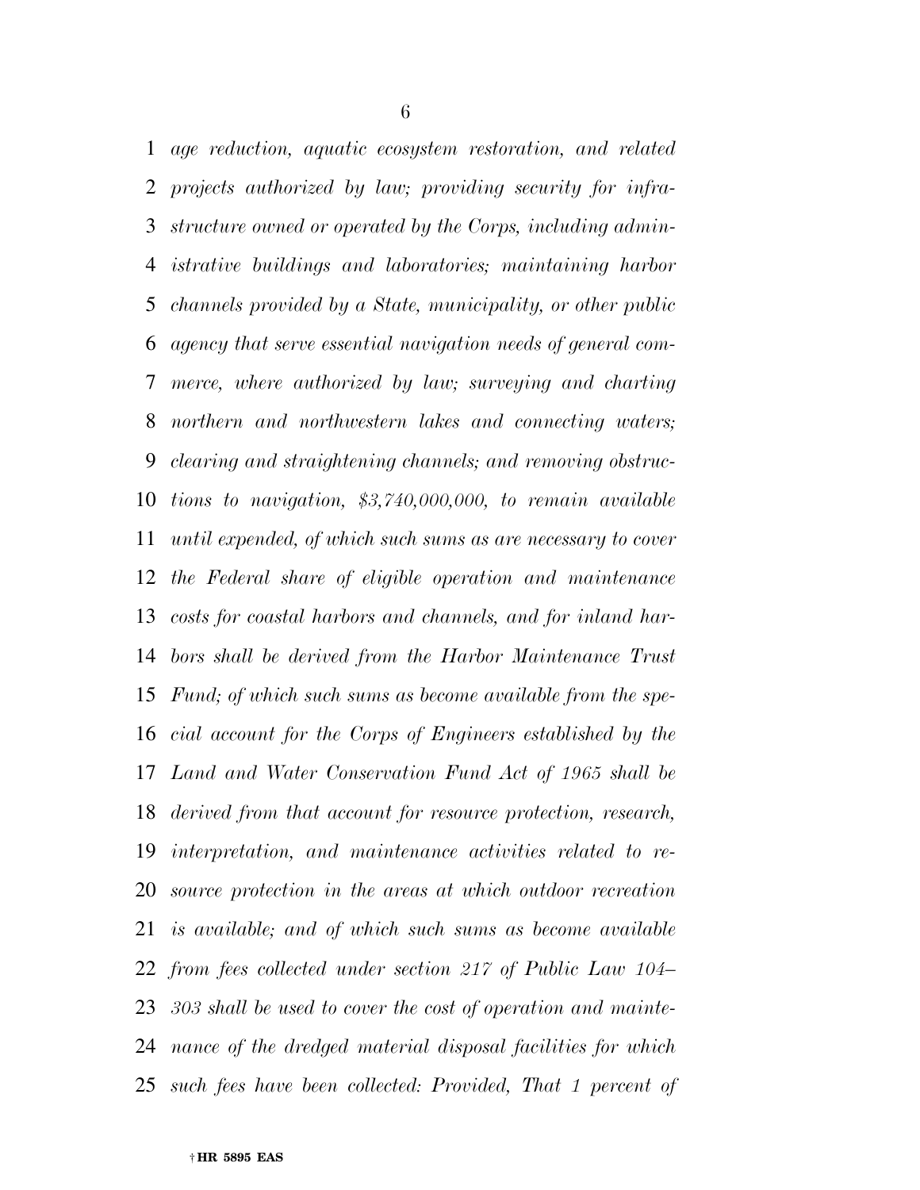*age reduction, aquatic ecosystem restoration, and related projects authorized by law; providing security for infrastructure owned or operated by the Corps, including administrative buildings and laboratories; maintaining harbor channels provided by a State, municipality, or other public agency that serve essential navigation needs of general commerce, where authorized by law; surveying and charting northern and northwestern lakes and connecting waters; clearing and straightening channels; and removing obstructions to navigation, $3,740,000,000, to remain available until expended, of which such sums as are necessary to cover the Federal share of eligible operation and maintenance costs for coastal harbors and channels, and for inland harbors shall be derived from the Harbor Maintenance Trust Fund; of which such sums as become available from the special account for the Corps of Engineers established by the Land and Water Conservation Fund Act of 1965 shall be derived from that account for resource protection, research, interpretation, and maintenance activities related to resource protection in the areas at which outdoor recreation is available; and of which such sums as become available from fees collected under section 217 of Public Law 104–303 shall be used to cover the cost of operation and maintenance of the dredged material disposal facilities for which such fees have been collected: Provided, That 1 percent of*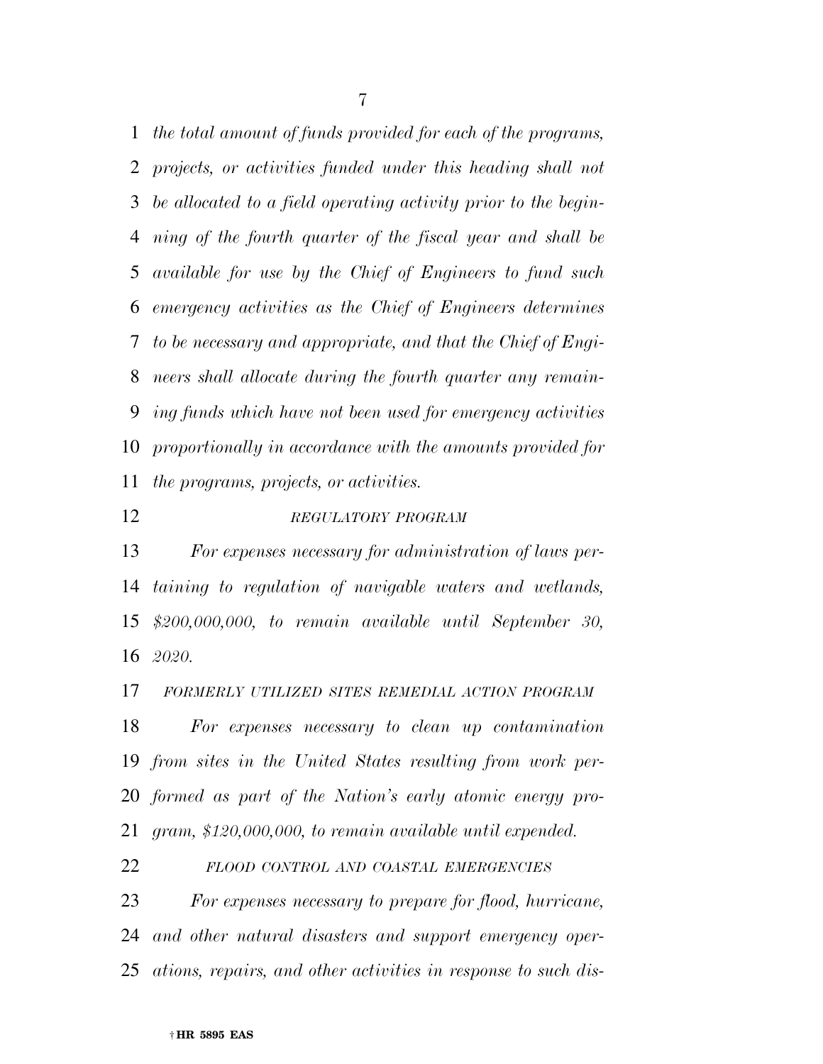*the total amount of funds provided for each of the programs, projects, or activities funded under this heading shall not be allocated to a field operating activity prior to the beginning of the fourth quarter of the fiscal year and shall be available for use by the Chief of Engineers to fund such emergency activities as the Chief of Engineers determines to be necessary and appropriate, and that the Chief of Engineers shall allocate during the fourth quarter any remaining funds which have not been used for emergency activities proportionally in accordance with the amounts provided for the programs, projects, or activities.*

*REGULATORY PROGRAM*

*For expenses necessary for administration of laws pertaining to regulation of navigable waters and wetlands, $200,000,000, to remain available until September 30, 2020.*

*FORMERLY UTILIZED SITES REMEDIAL ACTION PROGRAM*

*For expenses necessary to clean up contamination from sites in the United States resulting from work performed as part of the Nation's early atomic energy program, $120,000,000, to remain available until expended.*

*FLOOD CONTROL AND COASTAL EMERGENCIES*

*For expenses necessary to prepare for flood, hurricane, and other natural disasters and support emergency operations, repairs, and other activities in response to such dis-*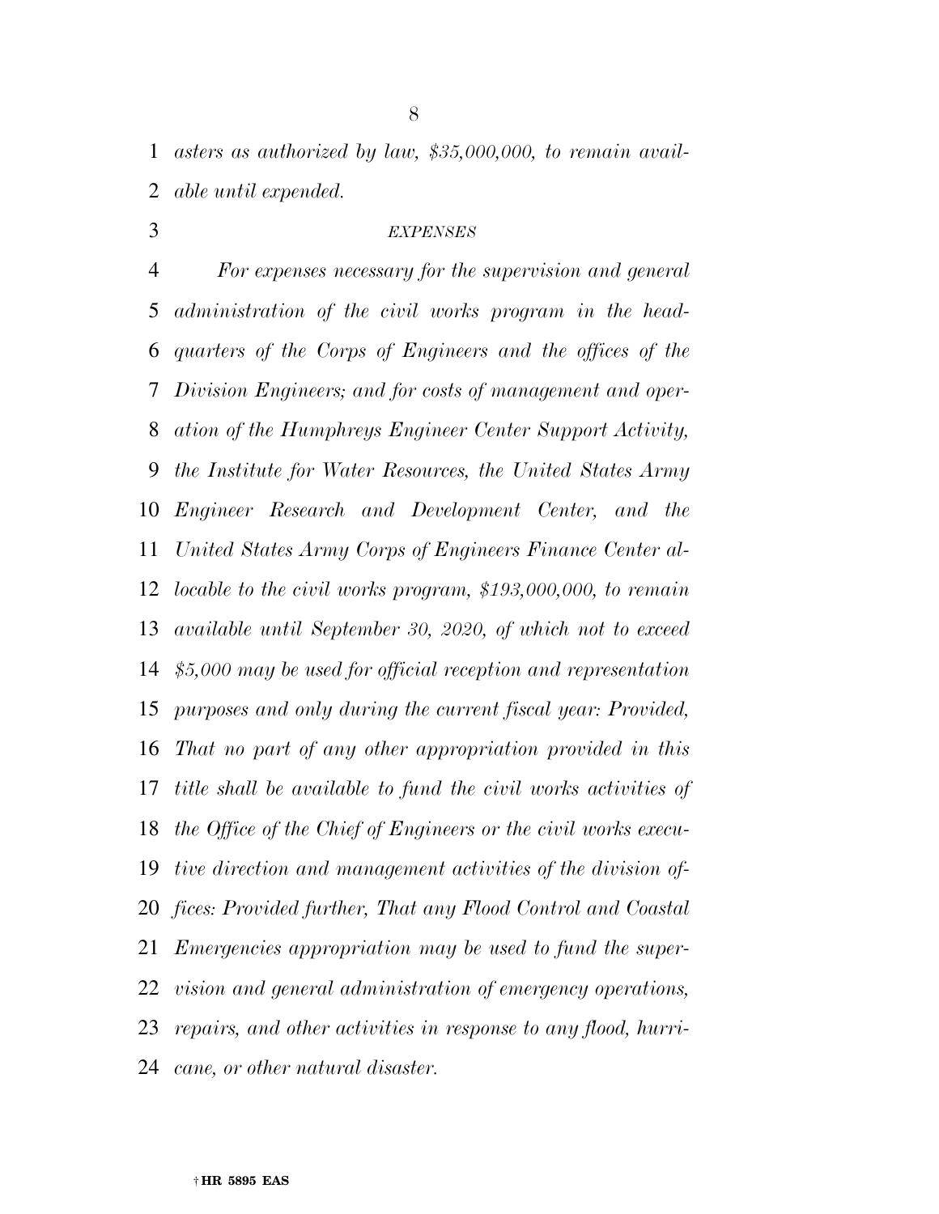*asters as authorized by law, $35,000,000, to remain available until expended.*

*EXPENSES*

*For expenses necessary for the supervision and general administration of the civil works program in the headquarters of the Corps of Engineers and the offices of the Division Engineers; and for costs of management and operation of the Humphreys Engineer Center Support Activity, the Institute for Water Resources, the United States Army Engineer Research and Development Center, and the United States Army Corps of Engineers Finance Center allocable to the civil works program, $193,000,000, to remain available until September 30, 2020, of which not to exceed $5,000 may be used for official reception and representation purposes and only during the current fiscal year: Provided, That no part of any other appropriation provided in this title shall be available to fund the civil works activities of the Office of the Chief of Engineers or the civil works executive direction and management activities of the division offices: Provided further, That any Flood Control and Coastal Emergencies appropriation may be used to fund the supervision and general administration of emergency operations, repairs, and other activities in response to any flood, hurricane, or other natural disaster.*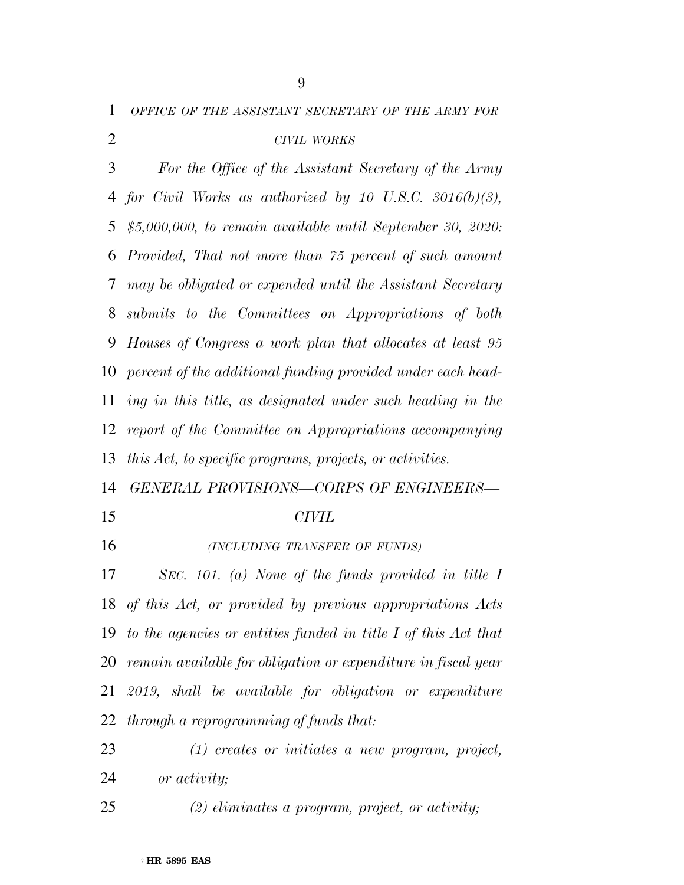*OFFICE OF THE ASSISTANT SECRETARY OF THE ARMY FOR CIVIL WORKS*

*For the Office of the Assistant Secretary of the Army for Civil Works as authorized by 10 U.S.C. 3016(b)(3), $5,000,000, to remain available until September 30, 2020: Provided, That not more than 75 percent of such amount may be obligated or expended until the Assistant Secretary submits to the Committees on Appropriations of both Houses of Congress a work plan that allocates at least 95 percent of the additional funding provided under each heading in this title, as designated under such heading in the report of the Committee on Appropriations accompanying this Act, to specific programs, projects, or activities.*

*GENERAL PROVISIONS—CORPS OF ENGINEERS—CIVIL*

*(INCLUDING TRANSFER OF FUNDS)*

*SEC. 101. (a) None of the funds provided in title I of this Act, or provided by previous appropriations Acts to the agencies or entities funded in title I of this Act that remain available for obligation or expenditure in fiscal year 2019, shall be available for obligation or expenditure through a reprogramming of funds that:*

*(1) creates or initiates a new program, project, or activity;*

*(2) eliminates a program, project, or activity;*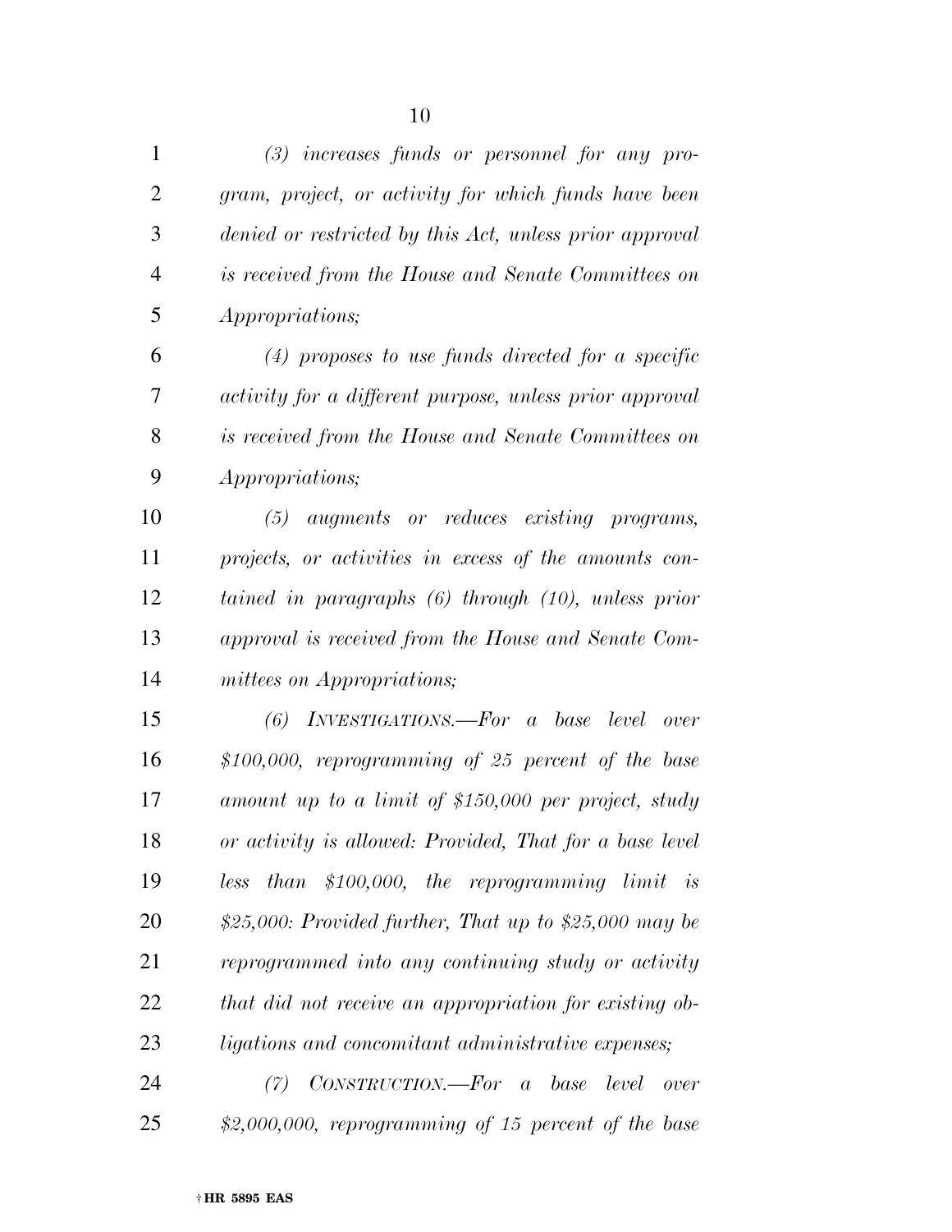*(3) increases funds or personnel for any program, project, or activity for which funds have been denied or restricted by this Act, unless prior approval is received from the House and Senate Committees on Appropriations;*

*(4) proposes to use funds directed for a specific activity for a different purpose, unless prior approval is received from the House and Senate Committees on Appropriations;*

*(5) augments or reduces existing programs, projects, or activities in excess of the amounts contained in paragraphs (6) through (10), unless prior approval is received from the House and Senate Committees on Appropriations;*

*(6) INVESTIGATIONS.—For a base level over $100,000, reprogramming of 25 percent of the base amount up to a limit of $150,000 per project, study or activity is allowed: Provided, That for a base level less than $100,000, the reprogramming limit is $25,000: Provided further, That up to $25,000 may be reprogrammed into any continuing study or activity that did not receive an appropriation for existing obligations and concomitant administrative expenses;*

*(7) CONSTRUCTION.—For a base level over $2,000,000, reprogramming of 15 percent of the base*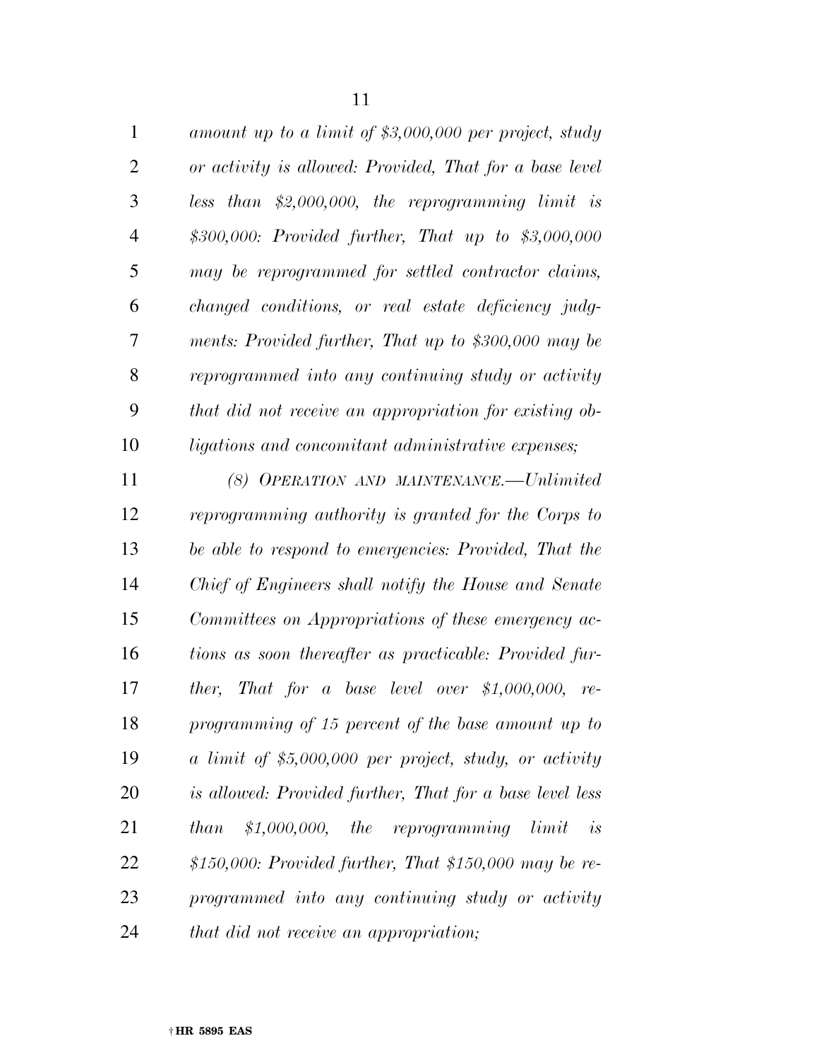*amount up to a limit of $3,000,000 per project, study or activity is allowed: Provided, That for a base level less than $2,000,000, the reprogramming limit is $300,000: Provided further, That up to $3,000,000 may be reprogrammed for settled contractor claims, changed conditions, or real estate deficiency judgments: Provided further, That up to $300,000 may be reprogrammed into any continuing study or activity that did not receive an appropriation for existing obligations and concomitant administrative expenses;*

*(8) OPERATION AND MAINTENANCE.—Unlimited reprogramming authority is granted for the Corps to be able to respond to emergencies: Provided, That the Chief of Engineers shall notify the House and Senate Committees on Appropriations of these emergency actions as soon thereafter as practicable: Provided further, That for a base level over $1,000,000, reprogramming of 15 percent of the base amount up to a limit of $5,000,000 per project, study, or activity is allowed: Provided further, That for a base level less than $1,000,000, the reprogramming limit is $150,000: Provided further, That $150,000 may be reprogrammed into any continuing study or activity that did not receive an appropriation;*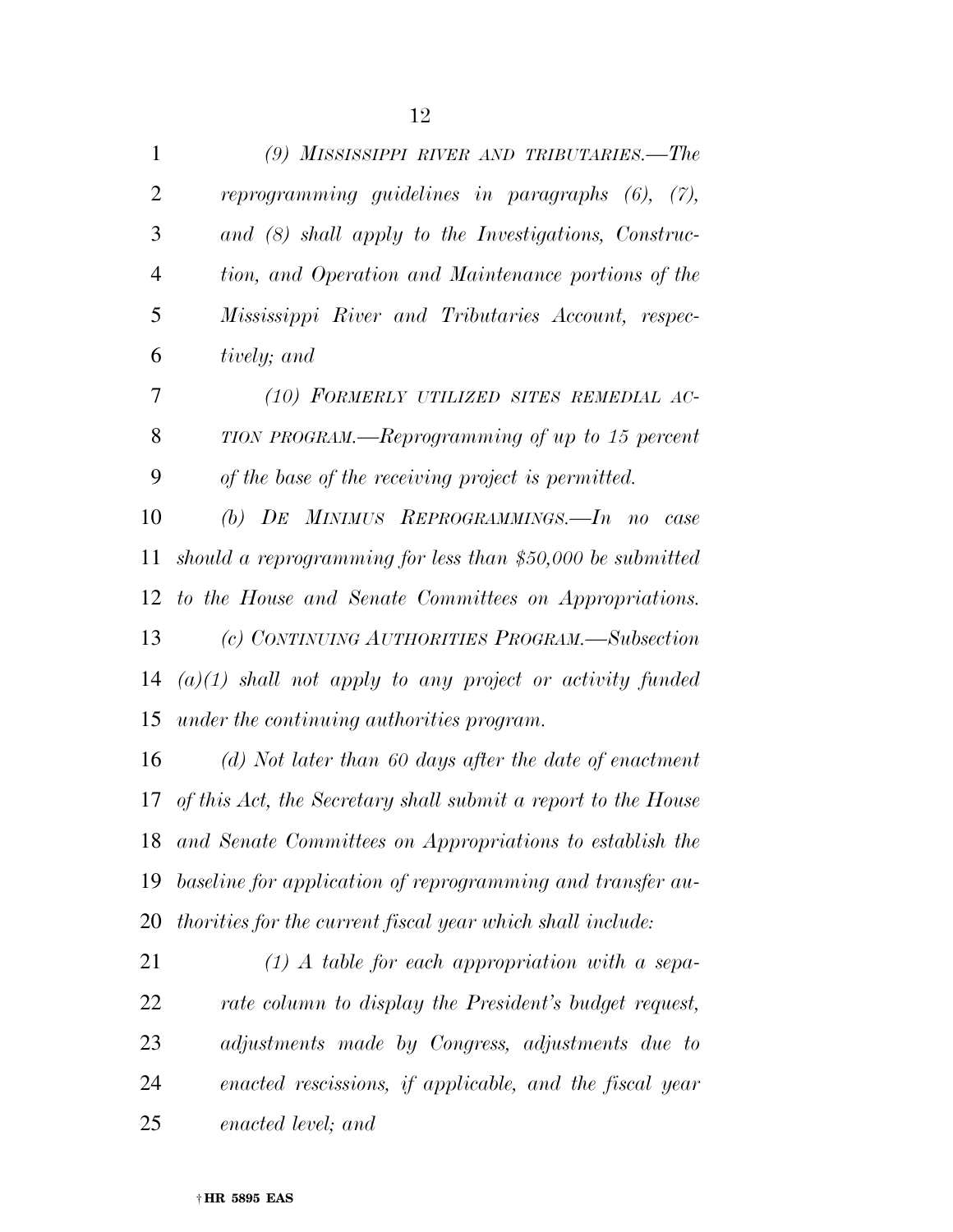*(9) MISSISSIPPI RIVER AND TRIBUTARIES.—The reprogramming guidelines in paragraphs (6), (7), and (8) shall apply to the Investigations, Construction, and Operation and Maintenance portions of the Mississippi River and Tributaries Account, respectively; and*

*(10) FORMERLY UTILIZED SITES REMEDIAL ACTION PROGRAM.—Reprogramming of up to 15 percent of the base of the receiving project is permitted.*

*(b) DE MINIMUS REPROGRAMMINGS.—In no case should a reprogramming for less than $50,000 be submitted to the House and Senate Committees on Appropriations.*

*(c) CONTINUING AUTHORITIES PROGRAM.—Subsection (a)(1) shall not apply to any project or activity funded under the continuing authorities program.*

*(d) Not later than 60 days after the date of enactment of this Act, the Secretary shall submit a report to the House and Senate Committees on Appropriations to establish the baseline for application of reprogramming and transfer authorities for the current fiscal year which shall include:*

*(1) A table for each appropriation with a separate column to display the President's budget request, adjustments made by Congress, adjustments due to enacted rescissions, if applicable, and the fiscal year enacted level; and*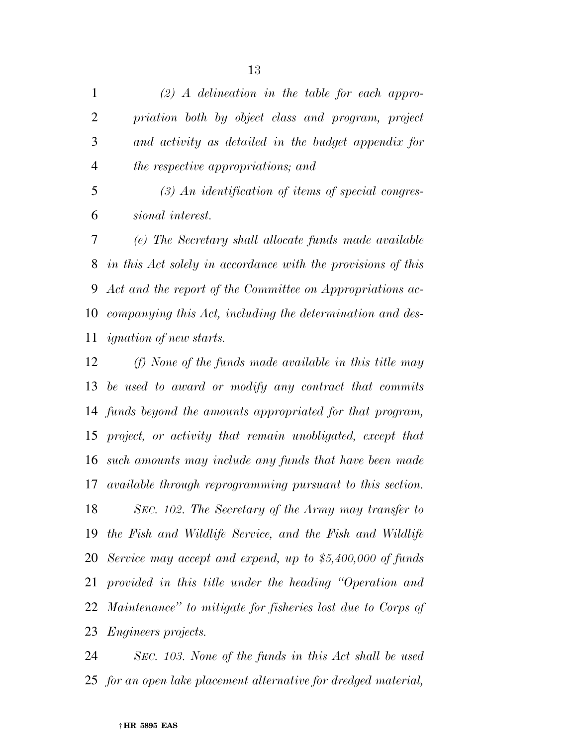*(2) A delineation in the table for each appropriation both by object class and program, project and activity as detailed in the budget appendix for the respective appropriations; and*

*(3) An identification of items of special congressional interest.*

*(e) The Secretary shall allocate funds made available in this Act solely in accordance with the provisions of this Act and the report of the Committee on Appropriations accompanying this Act, including the determination and designation of new starts.*

*(f) None of the funds made available in this title may be used to award or modify any contract that commits funds beyond the amounts appropriated for that program, project, or activity that remain unobligated, except that such amounts may include any funds that have been made available through reprogramming pursuant to this section.*

*SEC. 102. The Secretary of the Army may transfer to the Fish and Wildlife Service, and the Fish and Wildlife Service may accept and expend, up to $5,400,000 of funds provided in this title under the heading "Operation and Maintenance" to mitigate for fisheries lost due to Corps of Engineers projects.*

*SEC. 103. None of the funds in this Act shall be used for an open lake placement alternative for dredged material,*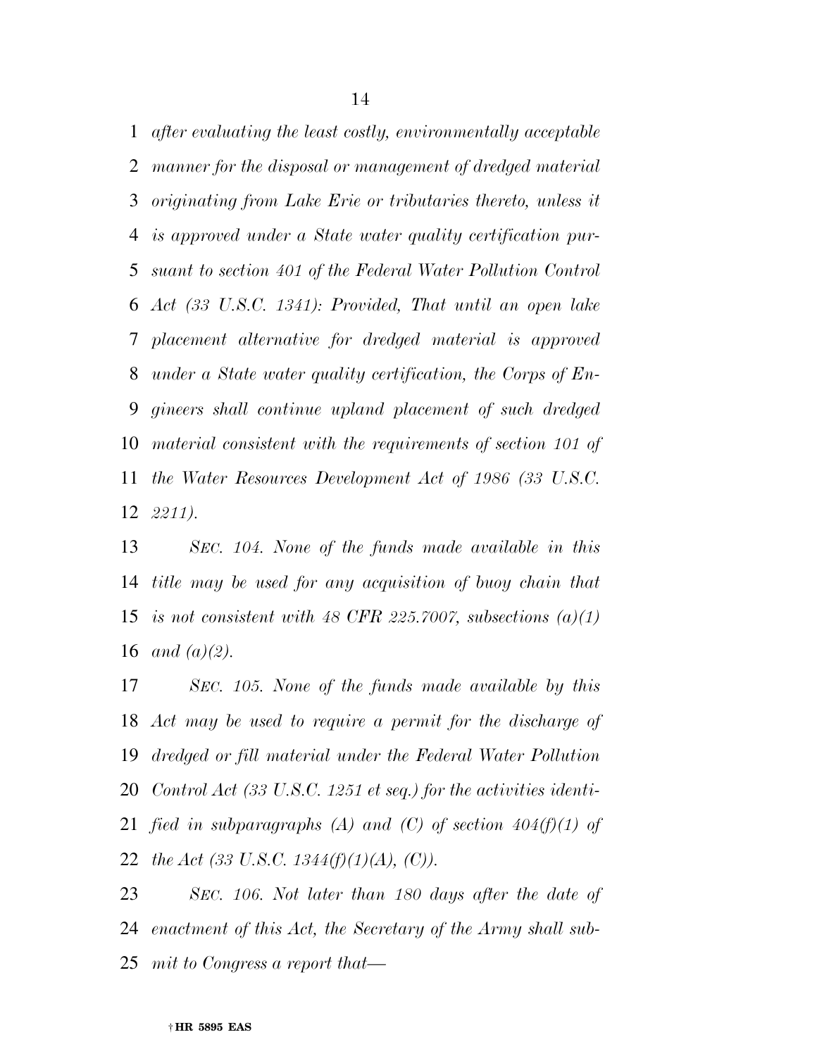*after evaluating the least costly, environmentally acceptable manner for the disposal or management of dredged material originating from Lake Erie or tributaries thereto, unless it is approved under a State water quality certification pursuant to section 401 of the Federal Water Pollution Control Act (33 U.S.C. 1341): Provided, That until an open lake placement alternative for dredged material is approved under a State water quality certification, the Corps of Engineers shall continue upland placement of such dredged material consistent with the requirements of section 101 of the Water Resources Development Act of 1986 (33 U.S.C. 2211).*

*SEC. 104. None of the funds made available in this title may be used for any acquisition of buoy chain that is not consistent with 48 CFR 225.7007, subsections (a)(1) and (a)(2).*

*SEC. 105. None of the funds made available by this Act may be used to require a permit for the discharge of dredged or fill material under the Federal Water Pollution Control Act (33 U.S.C. 1251 et seq.) for the activities identified in subparagraphs (A) and (C) of section 404(f)(1) of the Act (33 U.S.C. 1344(f)(1)(A), (C)).*

*SEC. 106. Not later than 180 days after the date of enactment of this Act, the Secretary of the Army shall submit to Congress a report that—*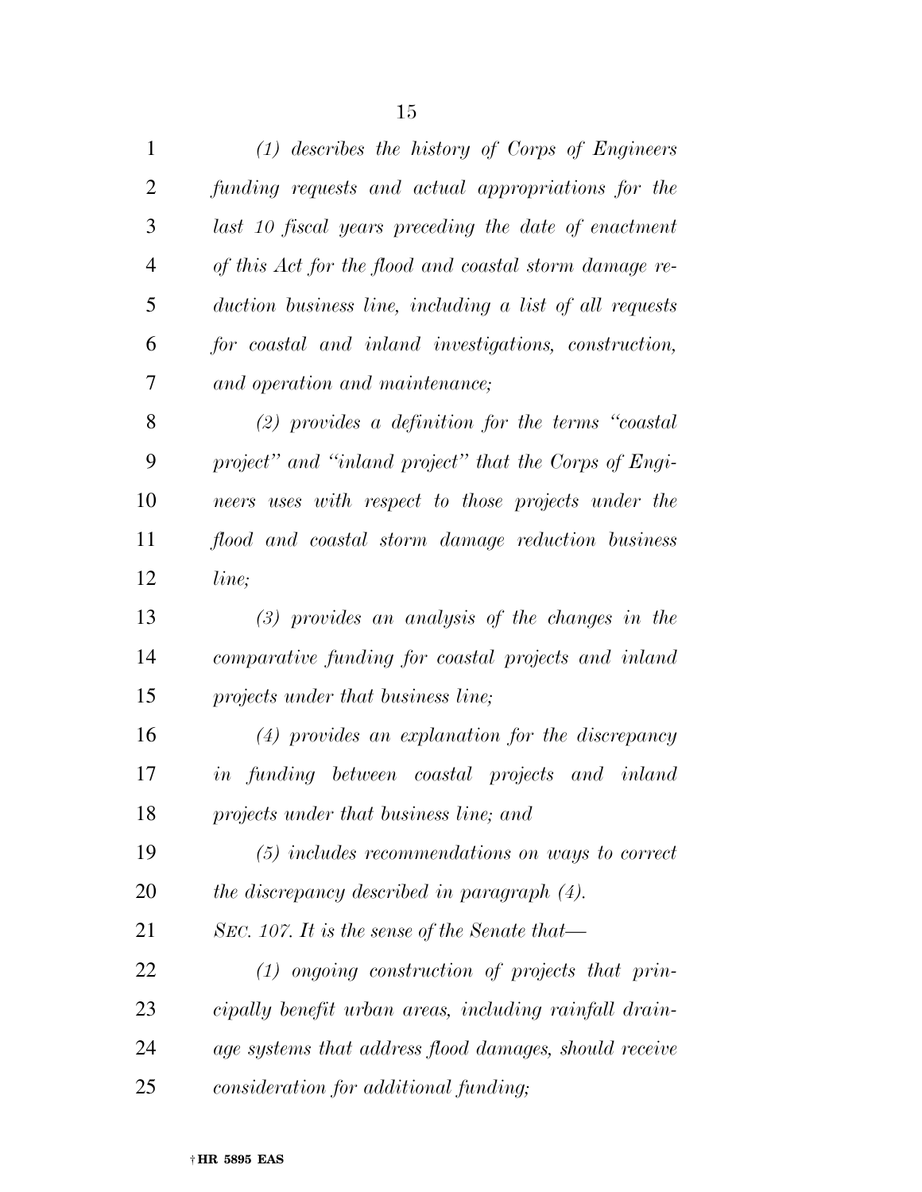*(1) describes the history of Corps of Engineers funding requests and actual appropriations for the last 10 fiscal years preceding the date of enactment of this Act for the flood and coastal storm damage reduction business line, including a list of all requests for coastal and inland investigations, construction, and operation and maintenance;*

*(2) provides a definition for the terms "coastal project" and "inland project" that the Corps of Engineers uses with respect to those projects under the flood and coastal storm damage reduction business line;*

*(3) provides an analysis of the changes in the comparative funding for coastal projects and inland projects under that business line;*

*(4) provides an explanation for the discrepancy in funding between coastal projects and inland projects under that business line; and*

*(5) includes recommendations on ways to correct the discrepancy described in paragraph (4).*

*SEC. 107. It is the sense of the Senate that—*

*(1) ongoing construction of projects that principally benefit urban areas, including rainfall drainage systems that address flood damages, should receive consideration for additional funding;*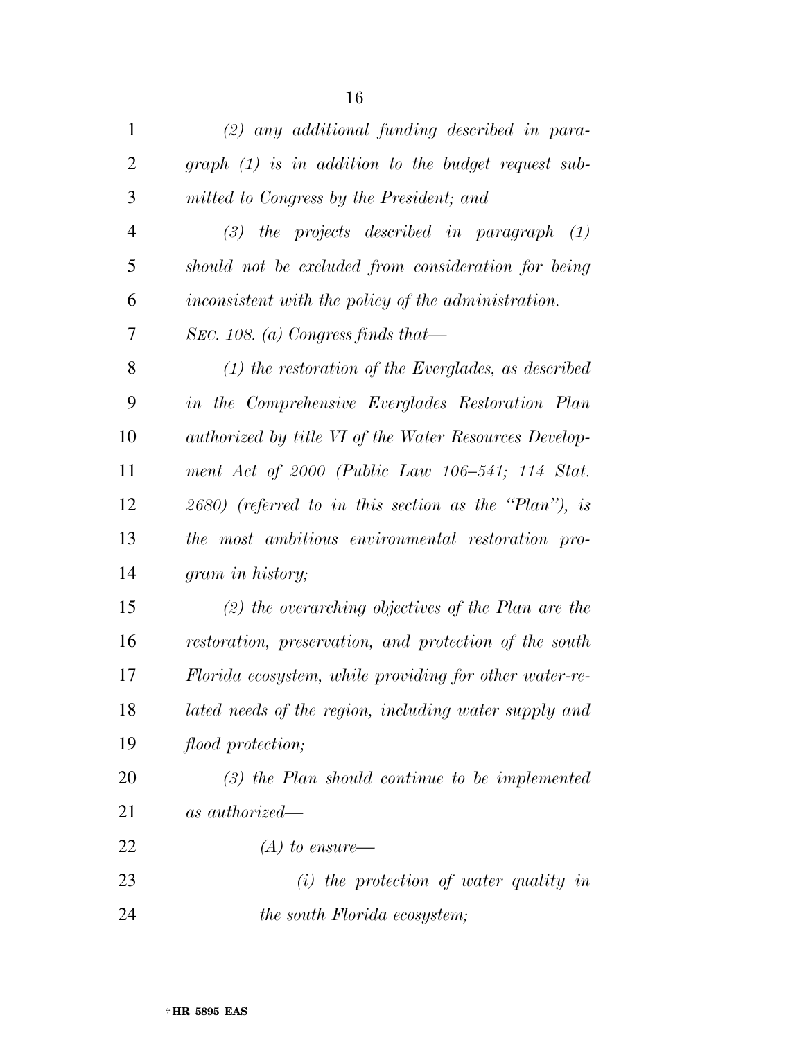*(2) any additional funding described in paragraph (1) is in addition to the budget request submitted to Congress by the President; and*

*(3) the projects described in paragraph (1) should not be excluded from consideration for being inconsistent with the policy of the administration.*

*SEC. 108. (a) Congress finds that—*

*(1) the restoration of the Everglades, as described in the Comprehensive Everglades Restoration Plan authorized by title VI of the Water Resources Development Act of 2000 (Public Law 106–541; 114 Stat. 2680) (referred to in this section as the "Plan"), is the most ambitious environmental restoration program in history;*

*(2) the overarching objectives of the Plan are the restoration, preservation, and protection of the south Florida ecosystem, while providing for other water-related needs of the region, including water supply and flood protection;*

*(3) the Plan should continue to be implemented as authorized—*

*(A) to ensure—*

*(i) the protection of water quality in the south Florida ecosystem;*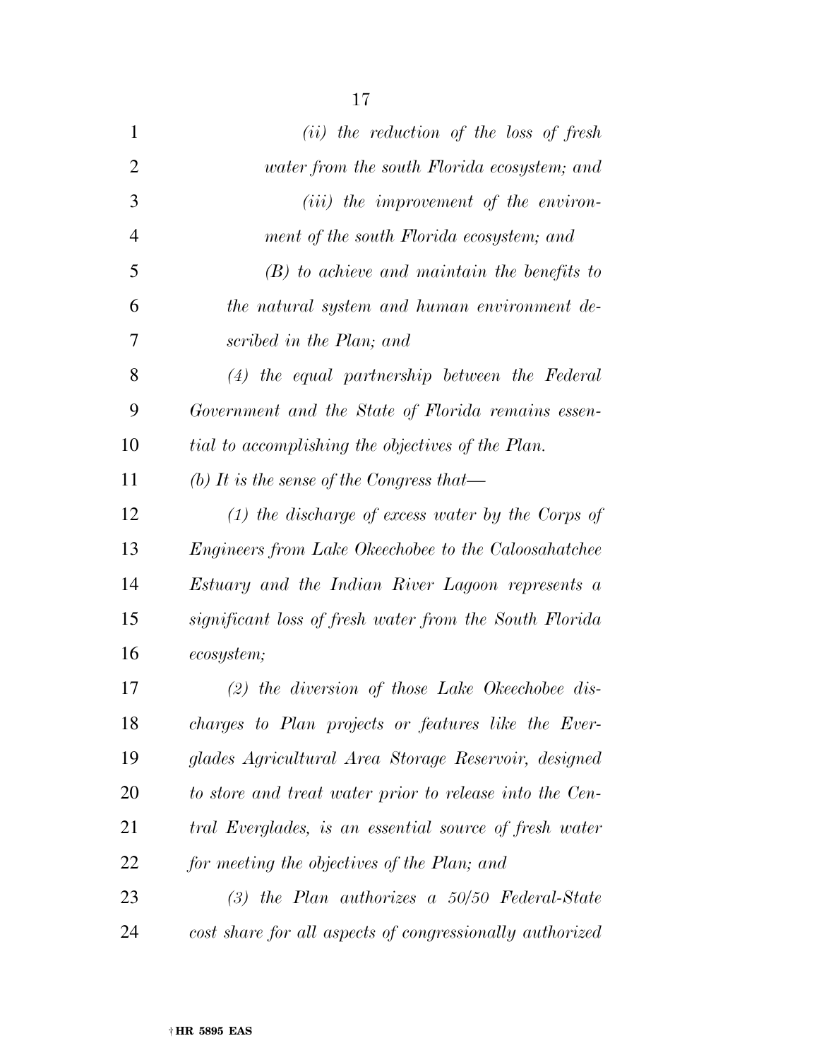*(ii) the reduction of the loss of fresh water from the south Florida ecosystem; and*

*(iii) the improvement of the environment of the south Florida ecosystem; and*

*(B) to achieve and maintain the benefits to the natural system and human environment described in the Plan; and*

*(4) the equal partnership between the Federal Government and the State of Florida remains essential to accomplishing the objectives of the Plan.*

*(b) It is the sense of the Congress that—*

*(1) the discharge of excess water by the Corps of Engineers from Lake Okeechobee to the Caloosahatchee Estuary and the Indian River Lagoon represents a significant loss of fresh water from the South Florida ecosystem;*

*(2) the diversion of those Lake Okeechobee discharges to Plan projects or features like the Everglades Agricultural Area Storage Reservoir, designed to store and treat water prior to release into the Central Everglades, is an essential source of fresh water for meeting the objectives of the Plan; and*

*(3) the Plan authorizes a 50/50 Federal-State cost share for all aspects of congressionally authorized*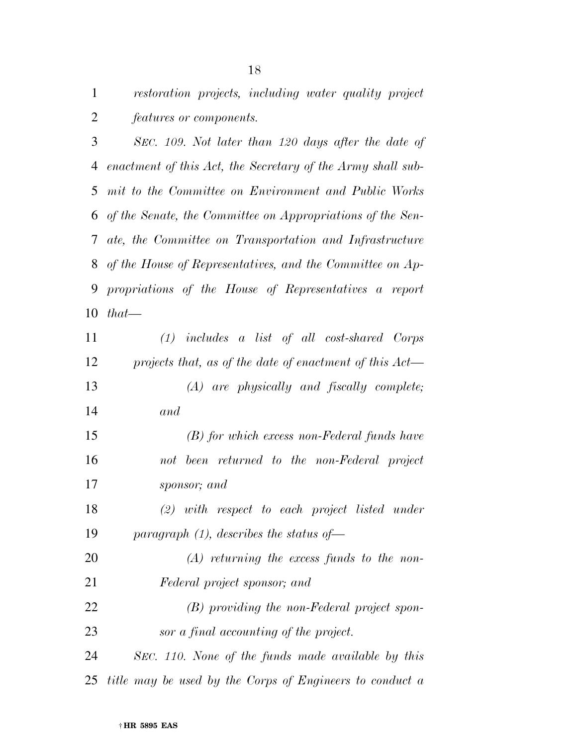*restoration projects, including water quality project features or components.*

*SEC. 109. Not later than 120 days after the date of enactment of this Act, the Secretary of the Army shall submit to the Committee on Environment and Public Works of the Senate, the Committee on Appropriations of the Senate, the Committee on Transportation and Infrastructure of the House of Representatives, and the Committee on Appropriations of the House of Representatives a report that—*

*(1) includes a list of all cost-shared Corps projects that, as of the date of enactment of this Act—*

*(A) are physically and fiscally complete; and*

*(B) for which excess non-Federal funds have not been returned to the non-Federal project sponsor; and*

*(2) with respect to each project listed under paragraph (1), describes the status of—*

*(A) returning the excess funds to the non-Federal project sponsor; and*

*(B) providing the non-Federal project sponsor a final accounting of the project.*

*SEC. 110. None of the funds made available by this title may be used by the Corps of Engineers to conduct a*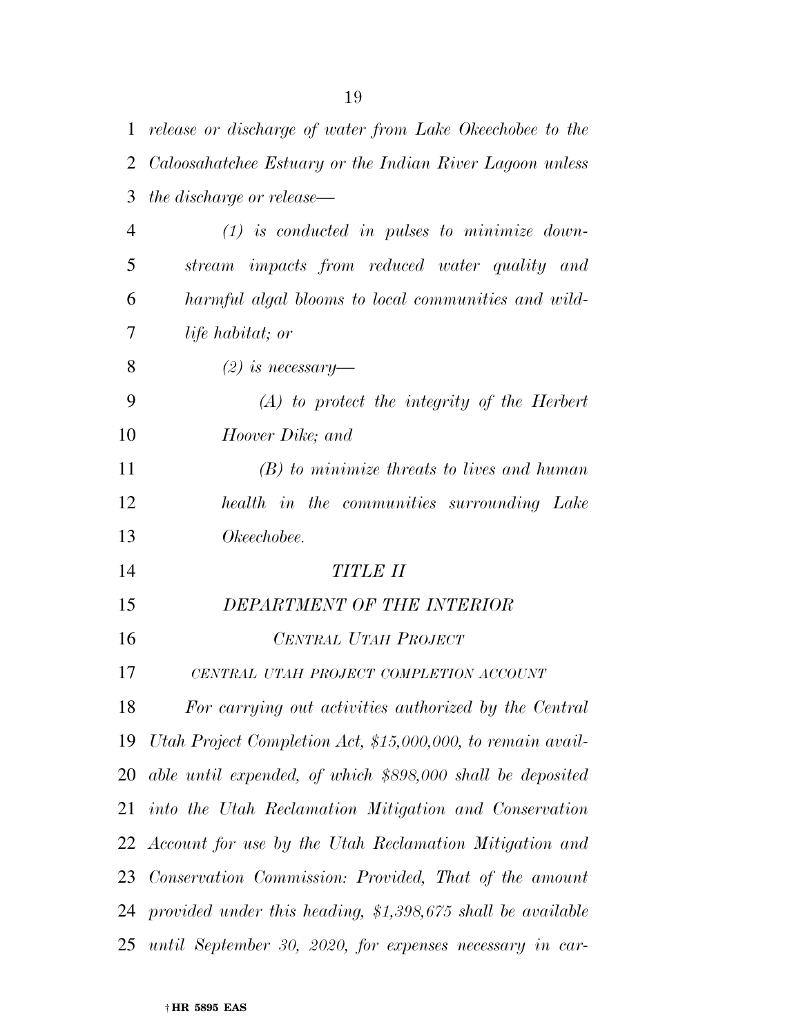*release or discharge of water from Lake Okeechobee to the Caloosahatchee Estuary or the Indian River Lagoon unless the discharge or release—*

*(1) is conducted in pulses to minimize downstream impacts from reduced water quality and harmful algal blooms to local communities and wildlife habitat; or*

*(2) is necessary—*

*(A) to protect the integrity of the Herbert Hoover Dike; and*

*(B) to minimize threats to lives and human health in the communities surrounding Lake Okeechobee.*

## *TITLE II*

## *DEPARTMENT OF THE INTERIOR*

### *CENTRAL UTAH PROJECT*

#### *CENTRAL UTAH PROJECT COMPLETION ACCOUNT*

*For carrying out activities authorized by the Central Utah Project Completion Act, $15,000,000, to remain available until expended, of which $898,000 shall be deposited into the Utah Reclamation Mitigation and Conservation Account for use by the Utah Reclamation Mitigation and Conservation Commission: Provided, That of the amount provided under this heading, $1,398,675 shall be available until September 30, 2020, for expenses necessary in car-*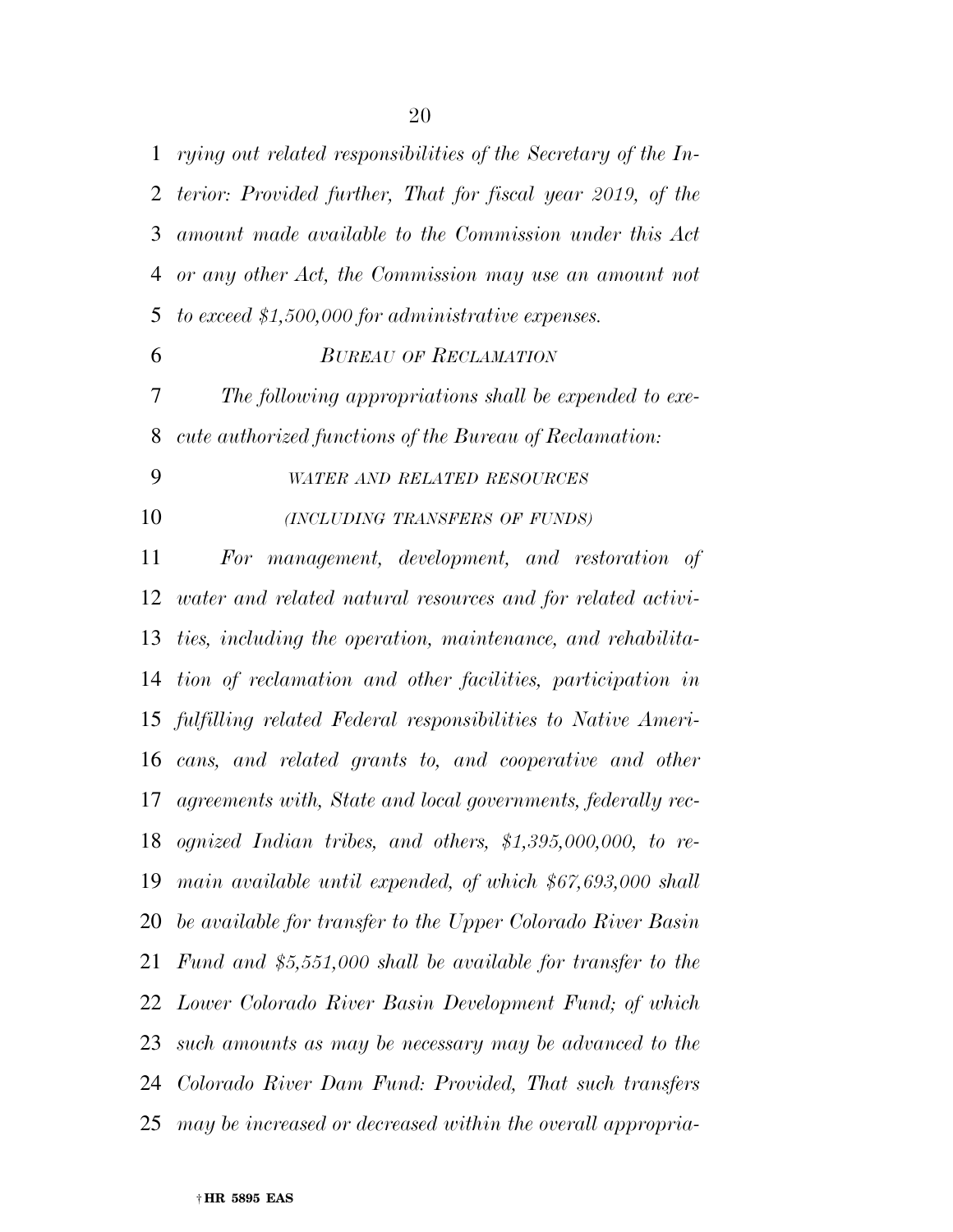*rying out related responsibilities of the Secretary of the Interior: Provided further, That for fiscal year 2019, of the amount made available to the Commission under this Act or any other Act, the Commission may use an amount not to exceed $1,500,000 for administrative expenses.*

*BUREAU OF RECLAMATION*

*The following appropriations shall be expended to execute authorized functions of the Bureau of Reclamation:*

*WATER AND RELATED RESOURCES*

*(INCLUDING TRANSFERS OF FUNDS)*

*For management, development, and restoration of water and related natural resources and for related activities, including the operation, maintenance, and rehabilitation of reclamation and other facilities, participation in fulfilling related Federal responsibilities to Native Americans, and related grants to, and cooperative and other agreements with, State and local governments, federally recognized Indian tribes, and others, $1,395,000,000, to remain available until expended, of which $67,693,000 shall be available for transfer to the Upper Colorado River Basin Fund and $5,551,000 shall be available for transfer to the Lower Colorado River Basin Development Fund; of which such amounts as may be necessary may be advanced to the Colorado River Dam Fund: Provided, That such transfers may be increased or decreased within the overall appropria-*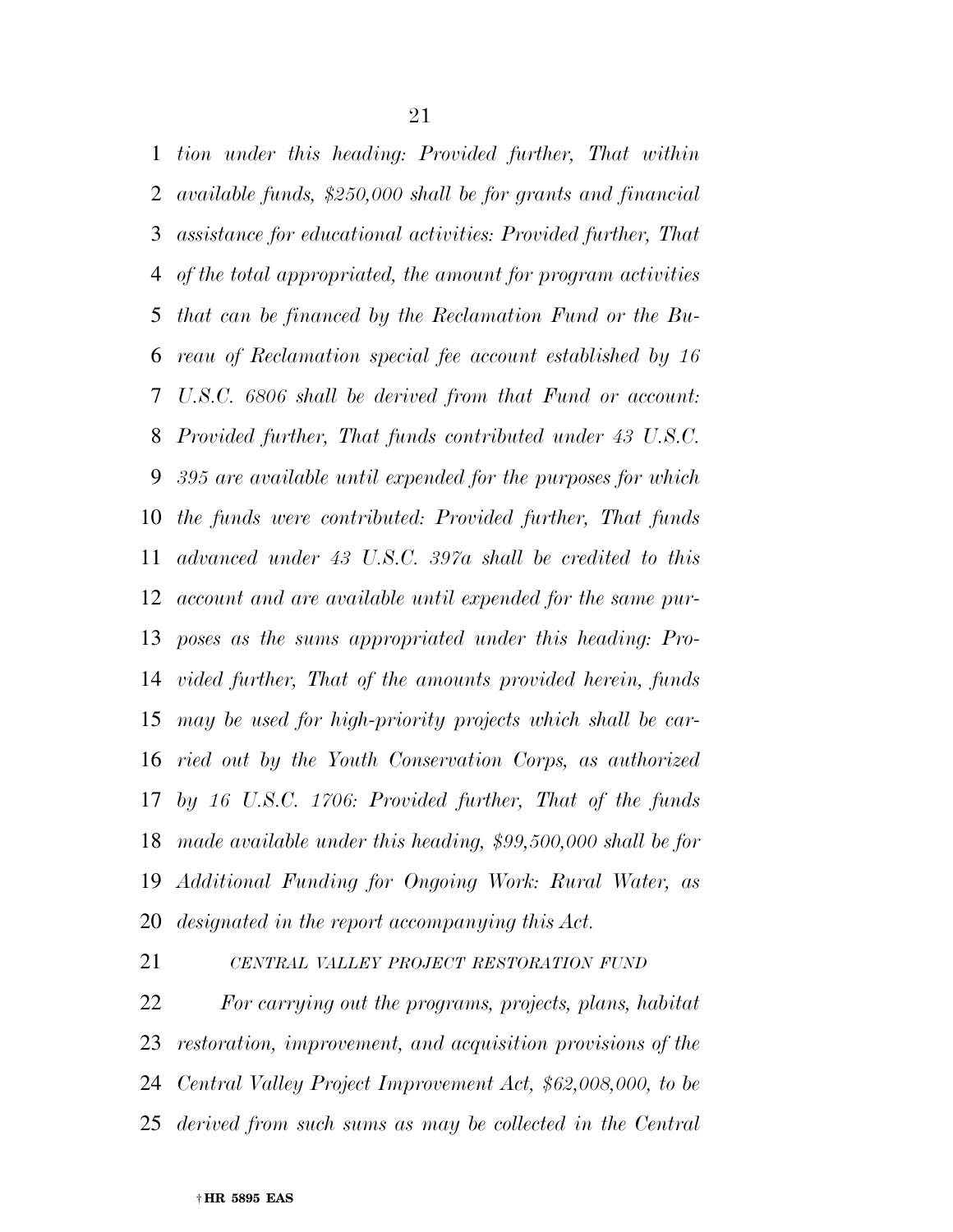*tion under this heading: Provided further, That within available funds, $250,000 shall be for grants and financial assistance for educational activities: Provided further, That of the total appropriated, the amount for program activities that can be financed by the Reclamation Fund or the Bureau of Reclamation special fee account established by 16 U.S.C. 6806 shall be derived from that Fund or account: Provided further, That funds contributed under 43 U.S.C. 395 are available until expended for the purposes for which the funds were contributed: Provided further, That funds advanced under 43 U.S.C. 397a shall be credited to this account and are available until expended for the same purposes as the sums appropriated under this heading: Provided further, That of the amounts provided herein, funds may be used for high-priority projects which shall be carried out by the Youth Conservation Corps, as authorized by 16 U.S.C. 1706: Provided further, That of the funds made available under this heading, $99,500,000 shall be for Additional Funding for Ongoing Work: Rural Water, as designated in the report accompanying this Act.*

*CENTRAL VALLEY PROJECT RESTORATION FUND*

*For carrying out the programs, projects, plans, habitat restoration, improvement, and acquisition provisions of the Central Valley Project Improvement Act, $62,008,000, to be derived from such sums as may be collected in the Central*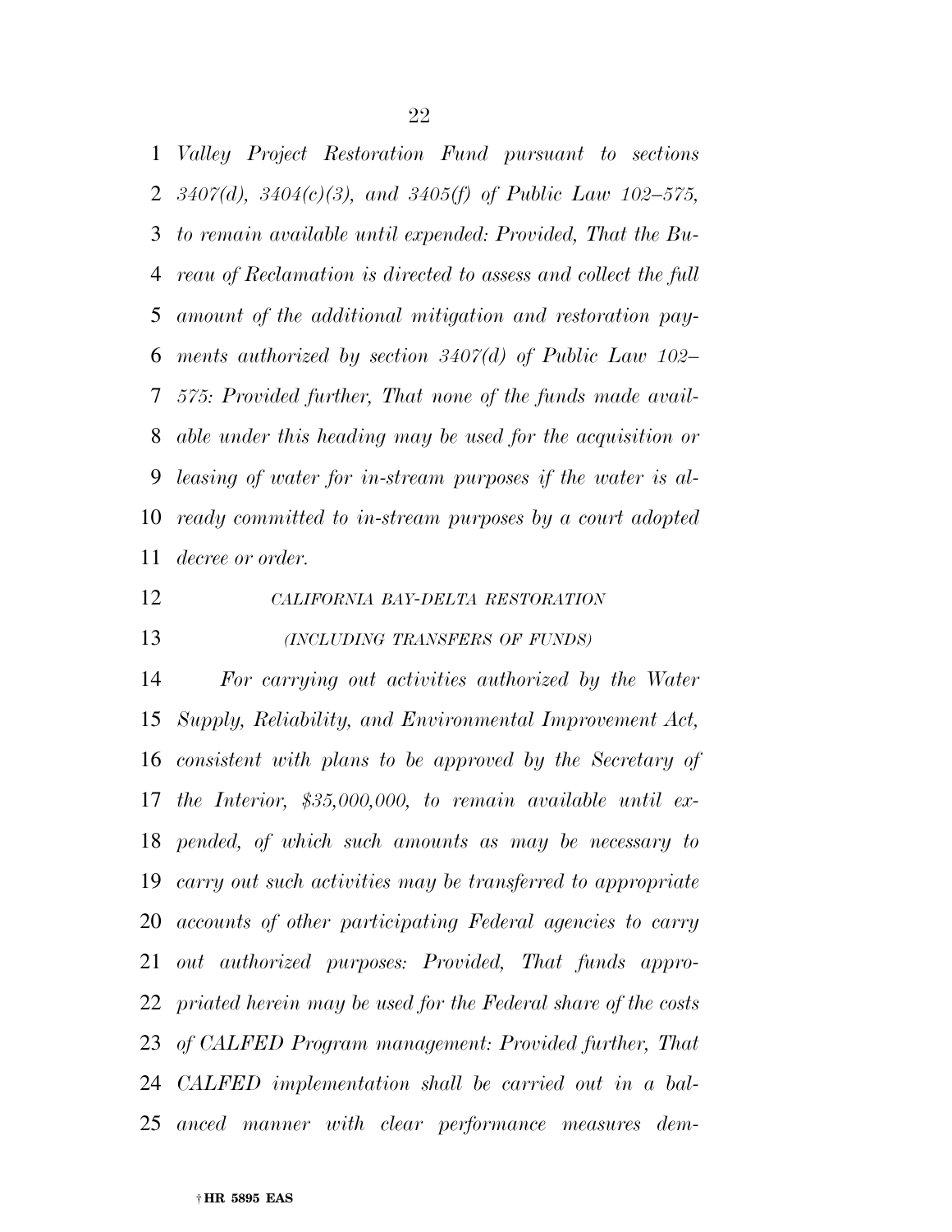*Valley Project Restoration Fund pursuant to sections 3407(d), 3404(c)(3), and 3405(f) of Public Law 102–575, to remain available until expended: Provided, That the Bureau of Reclamation is directed to assess and collect the full amount of the additional mitigation and restoration payments authorized by section 3407(d) of Public Law 102–575: Provided further, That none of the funds made available under this heading may be used for the acquisition or leasing of water for in-stream purposes if the water is already committed to in-stream purposes by a court adopted decree or order.*

*CALIFORNIA BAY-DELTA RESTORATION*

*(INCLUDING TRANSFERS OF FUNDS)*

*For carrying out activities authorized by the Water Supply, Reliability, and Environmental Improvement Act, consistent with plans to be approved by the Secretary of the Interior, $35,000,000, to remain available until expended, of which such amounts as may be necessary to carry out such activities may be transferred to appropriate accounts of other participating Federal agencies to carry out authorized purposes: Provided, That funds appropriated herein may be used for the Federal share of the costs of CALFED Program management: Provided further, That CALFED implementation shall be carried out in a balanced manner with clear performance measures dem-*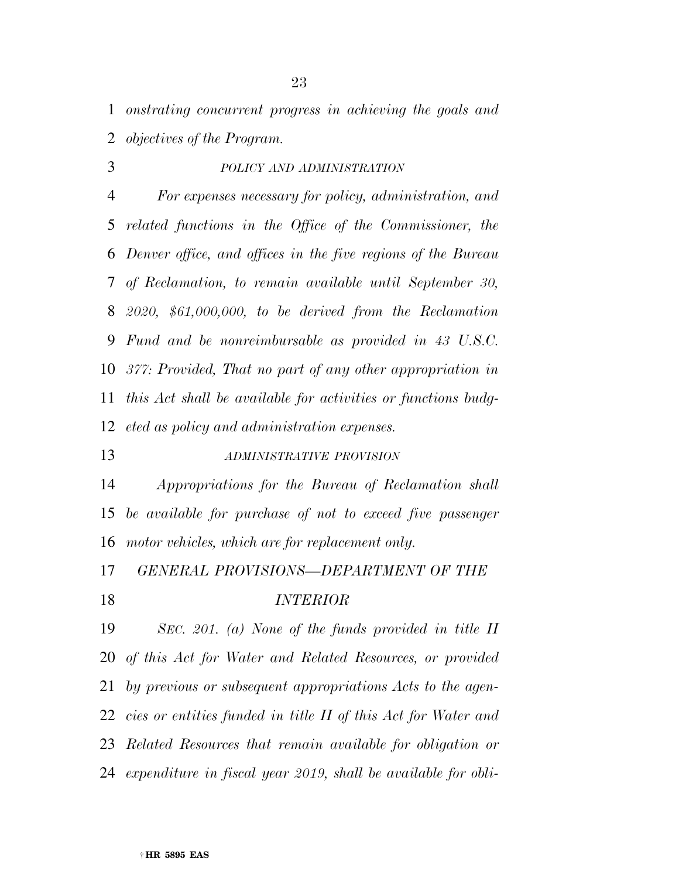*onstrating concurrent progress in achieving the goals and objectives of the Program.*

*POLICY AND ADMINISTRATION*

*For expenses necessary for policy, administration, and related functions in the Office of the Commissioner, the Denver office, and offices in the five regions of the Bureau of Reclamation, to remain available until September 30, 2020, $61,000,000, to be derived from the Reclamation Fund and be nonreimbursable as provided in 43 U.S.C. 377: Provided, That no part of any other appropriation in this Act shall be available for activities or functions budgeted as policy and administration expenses.*

*ADMINISTRATIVE PROVISION*

*Appropriations for the Bureau of Reclamation shall be available for purchase of not to exceed five passenger motor vehicles, which are for replacement only.*

*GENERAL PROVISIONS—DEPARTMENT OF THE INTERIOR*

*SEC. 201. (a) None of the funds provided in title II of this Act for Water and Related Resources, or provided by previous or subsequent appropriations Acts to the agencies or entities funded in title II of this Act for Water and Related Resources that remain available for obligation or expenditure in fiscal year 2019, shall be available for obli-*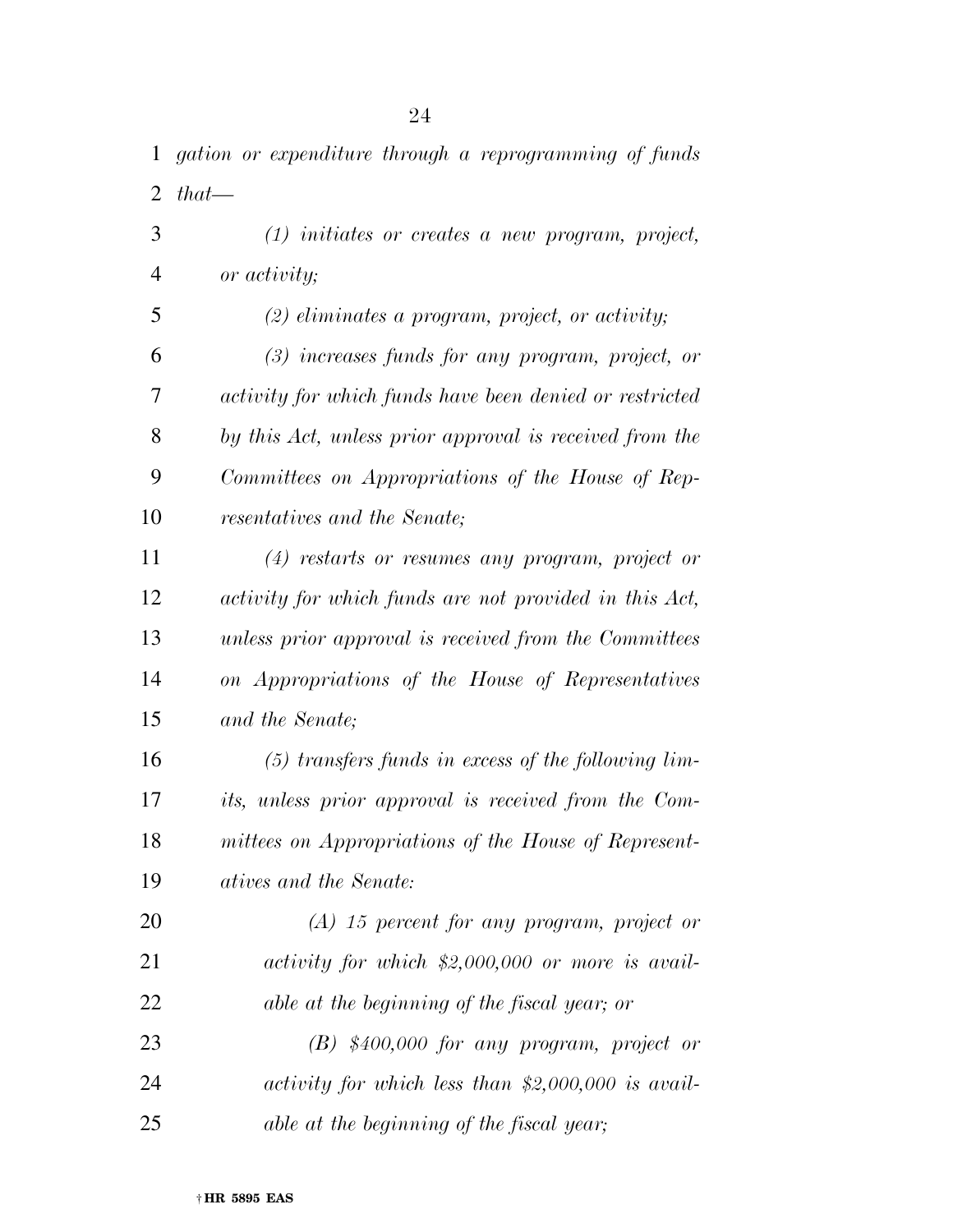*gation or expenditure through a reprogramming of funds that—*

*(1) initiates or creates a new program, project, or activity;*

*(2) eliminates a program, project, or activity;*

*(3) increases funds for any program, project, or activity for which funds have been denied or restricted by this Act, unless prior approval is received from the Committees on Appropriations of the House of Representatives and the Senate;*

*(4) restarts or resumes any program, project or activity for which funds are not provided in this Act, unless prior approval is received from the Committees on Appropriations of the House of Representatives and the Senate;*

*(5) transfers funds in excess of the following limits, unless prior approval is received from the Committees on Appropriations of the House of Representatives and the Senate:*

*(A) 15 percent for any program, project or activity for which $2,000,000 or more is available at the beginning of the fiscal year; or*

*(B) $400,000 for any program, project or activity for which less than $2,000,000 is available at the beginning of the fiscal year;*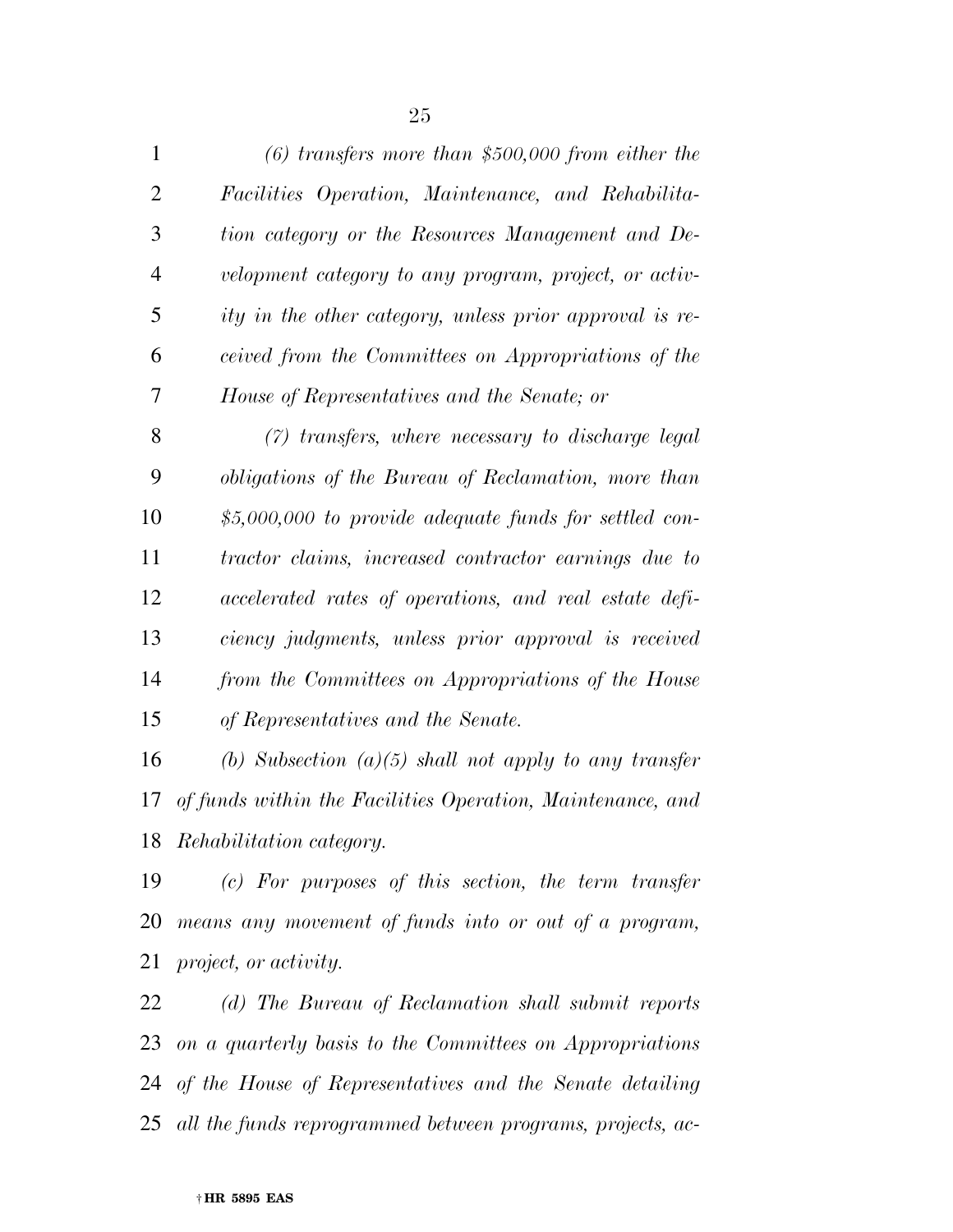*(6) transfers more than $500,000 from either the Facilities Operation, Maintenance, and Rehabilitation category or the Resources Management and Development category to any program, project, or activity in the other category, unless prior approval is received from the Committees on Appropriations of the House of Representatives and the Senate; or*

*(7) transfers, where necessary to discharge legal obligations of the Bureau of Reclamation, more than $5,000,000 to provide adequate funds for settled contractor claims, increased contractor earnings due to accelerated rates of operations, and real estate deficiency judgments, unless prior approval is received from the Committees on Appropriations of the House of Representatives and the Senate.*

*(b) Subsection (a)(5) shall not apply to any transfer of funds within the Facilities Operation, Maintenance, and Rehabilitation category.*

*(c) For purposes of this section, the term transfer means any movement of funds into or out of a program, project, or activity.*

*(d) The Bureau of Reclamation shall submit reports on a quarterly basis to the Committees on Appropriations of the House of Representatives and the Senate detailing all the funds reprogrammed between programs, projects, ac-*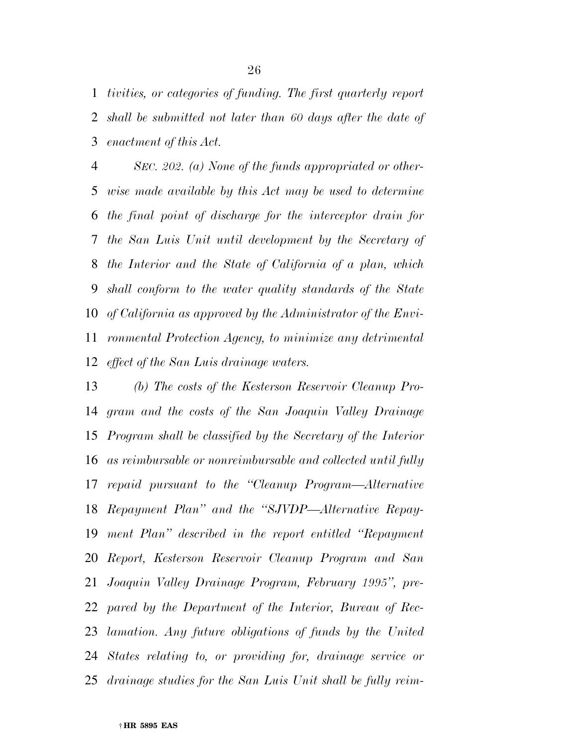*tivities, or categories of funding. The first quarterly report shall be submitted not later than 60 days after the date of enactment of this Act.*

*SEC. 202. (a) None of the funds appropriated or otherwise made available by this Act may be used to determine the final point of discharge for the interceptor drain for the San Luis Unit until development by the Secretary of the Interior and the State of California of a plan, which shall conform to the water quality standards of the State of California as approved by the Administrator of the Environmental Protection Agency, to minimize any detrimental effect of the San Luis drainage waters.*

*(b) The costs of the Kesterson Reservoir Cleanup Program and the costs of the San Joaquin Valley Drainage Program shall be classified by the Secretary of the Interior as reimbursable or nonreimbursable and collected until fully repaid pursuant to the "Cleanup Program—Alternative Repayment Plan" and the "SJVDP—Alternative Repayment Plan" described in the report entitled "Repayment Report, Kesterson Reservoir Cleanup Program and San Joaquin Valley Drainage Program, February 1995", prepared by the Department of the Interior, Bureau of Reclamation. Any future obligations of funds by the United States relating to, or providing for, drainage service or drainage studies for the San Luis Unit shall be fully reim-*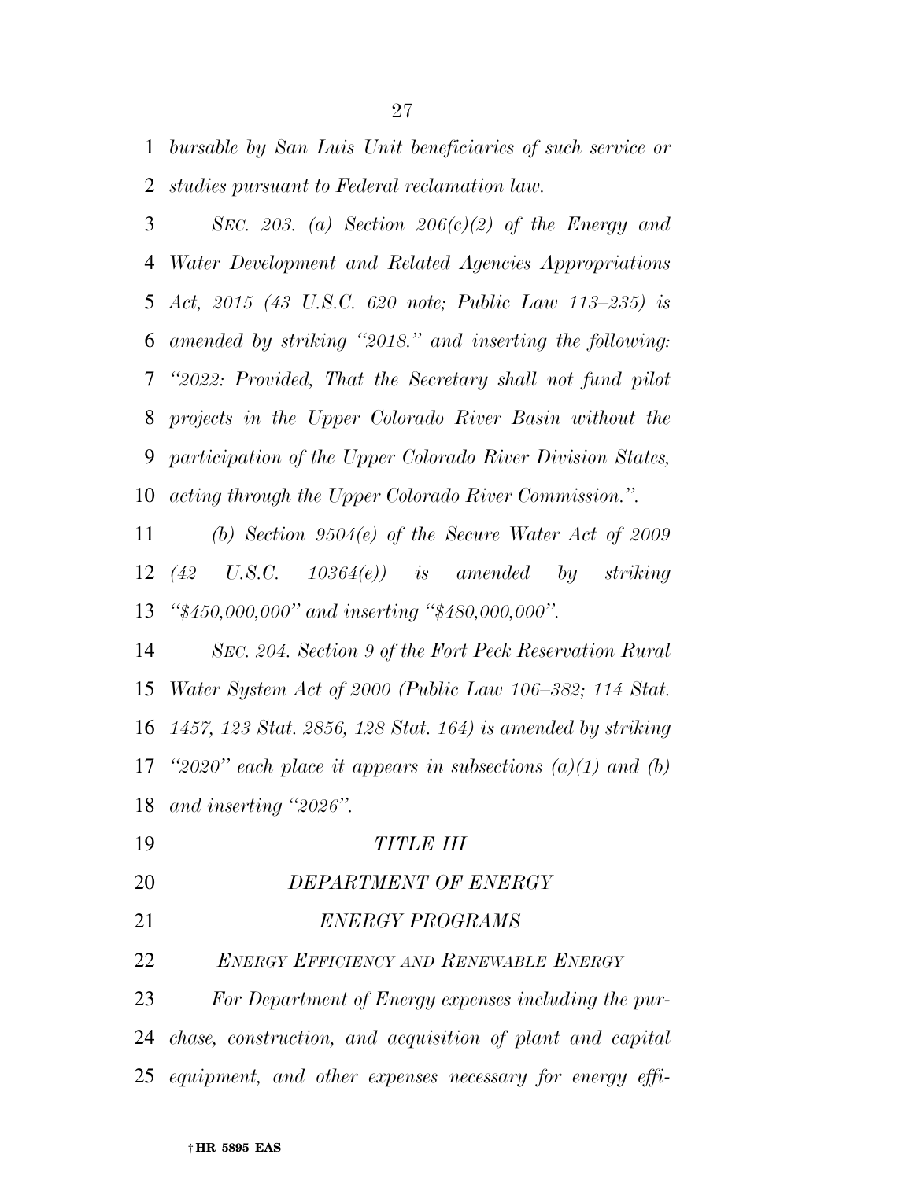*bursable by San Luis Unit beneficiaries of such service or studies pursuant to Federal reclamation law.*

*SEC. 203. (a) Section 206(c)(2) of the Energy and Water Development and Related Agencies Appropriations Act, 2015 (43 U.S.C. 620 note; Public Law 113–235) is amended by striking "2018." and inserting the following: "2022: Provided, That the Secretary shall not fund pilot projects in the Upper Colorado River Basin without the participation of the Upper Colorado River Division States, acting through the Upper Colorado River Commission.".*

*(b) Section 9504(e) of the Secure Water Act of 2009 (42 U.S.C. 10364(e)) is amended by striking "$450,000,000" and inserting "$480,000,000".*

*SEC. 204. Section 9 of the Fort Peck Reservation Rural Water System Act of 2000 (Public Law 106–382; 114 Stat. 1457, 123 Stat. 2856, 128 Stat. 164) is amended by striking "2020" each place it appears in subsections (a)(1) and (b) and inserting "2026".*

## *TITLE III*

## *DEPARTMENT OF ENERGY*

### *ENERGY PROGRAMS*

### *ENERGY EFFICIENCY AND RENEWABLE ENERGY*

*For Department of Energy expenses including the purchase, construction, and acquisition of plant and capital equipment, and other expenses necessary for energy effi-*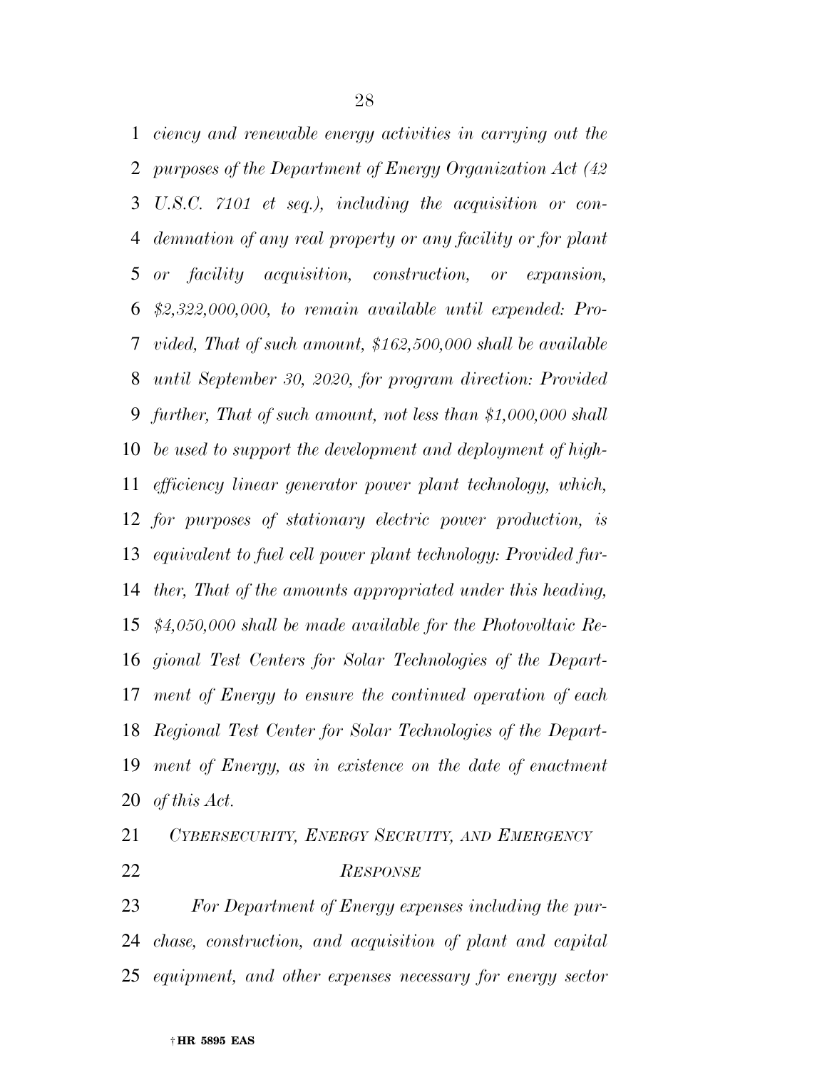*ciency and renewable energy activities in carrying out the purposes of the Department of Energy Organization Act (42 U.S.C. 7101 et seq.), including the acquisition or condemnation of any real property or any facility or for plant or facility acquisition, construction, or expansion, $2,322,000,000, to remain available until expended: Provided, That of such amount, $162,500,000 shall be available until September 30, 2020, for program direction: Provided further, That of such amount, not less than $1,000,000 shall be used to support the development and deployment of high-efficiency linear generator power plant technology, which, for purposes of stationary electric power production, is equivalent to fuel cell power plant technology: Provided further, That of the amounts appropriated under this heading, $4,050,000 shall be made available for the Photovoltaic Regional Test Centers for Solar Technologies of the Department of Energy to ensure the continued operation of each Regional Test Center for Solar Technologies of the Department of Energy, as in existence on the date of enactment of this Act.*

*CYBERSECURITY, ENERGY SECRUITY, AND EMERGENCY RESPONSE*

*For Department of Energy expenses including the purchase, construction, and acquisition of plant and capital equipment, and other expenses necessary for energy sector*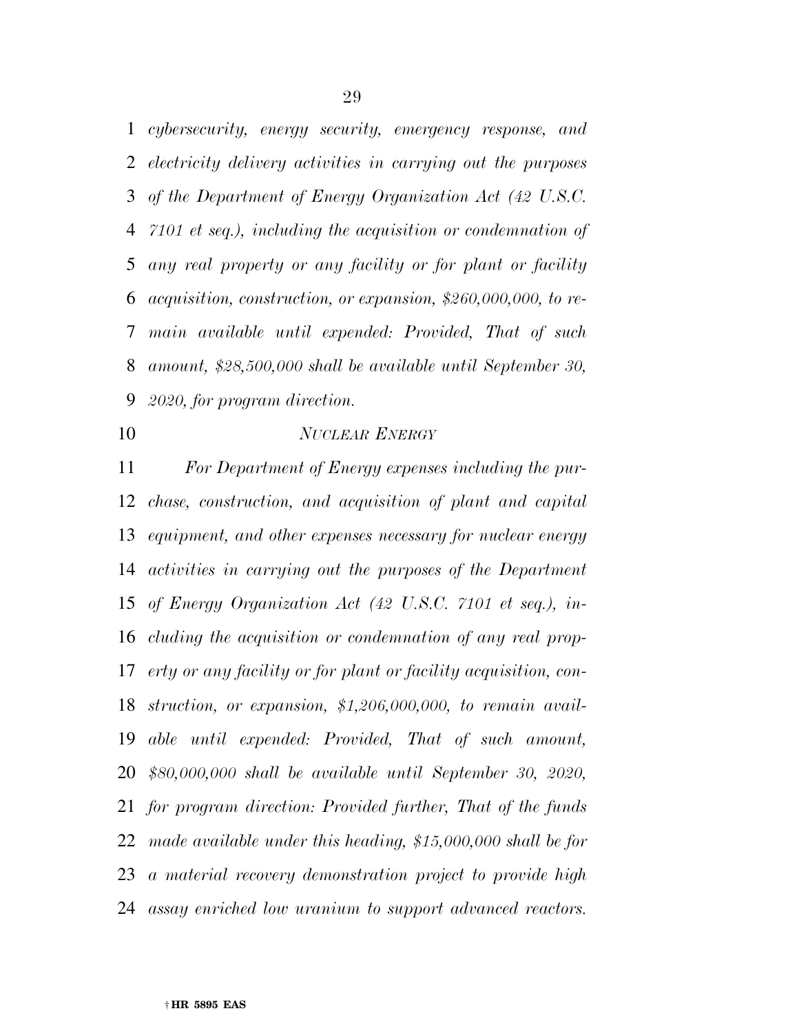*cybersecurity, energy security, emergency response, and electricity delivery activities in carrying out the purposes of the Department of Energy Organization Act (42 U.S.C. 7101 et seq.), including the acquisition or condemnation of any real property or any facility or for plant or facility acquisition, construction, or expansion, $260,000,000, to remain available until expended: Provided, That of such amount, $28,500,000 shall be available until September 30, 2020, for program direction.*

*NUCLEAR ENERGY*

*For Department of Energy expenses including the purchase, construction, and acquisition of plant and capital equipment, and other expenses necessary for nuclear energy activities in carrying out the purposes of the Department of Energy Organization Act (42 U.S.C. 7101 et seq.), including the acquisition or condemnation of any real property or any facility or for plant or facility acquisition, construction, or expansion, $1,206,000,000, to remain available until expended: Provided, That of such amount, $80,000,000 shall be available until September 30, 2020, for program direction: Provided further, That of the funds made available under this heading, $15,000,000 shall be for a material recovery demonstration project to provide high assay enriched low uranium to support advanced reactors.*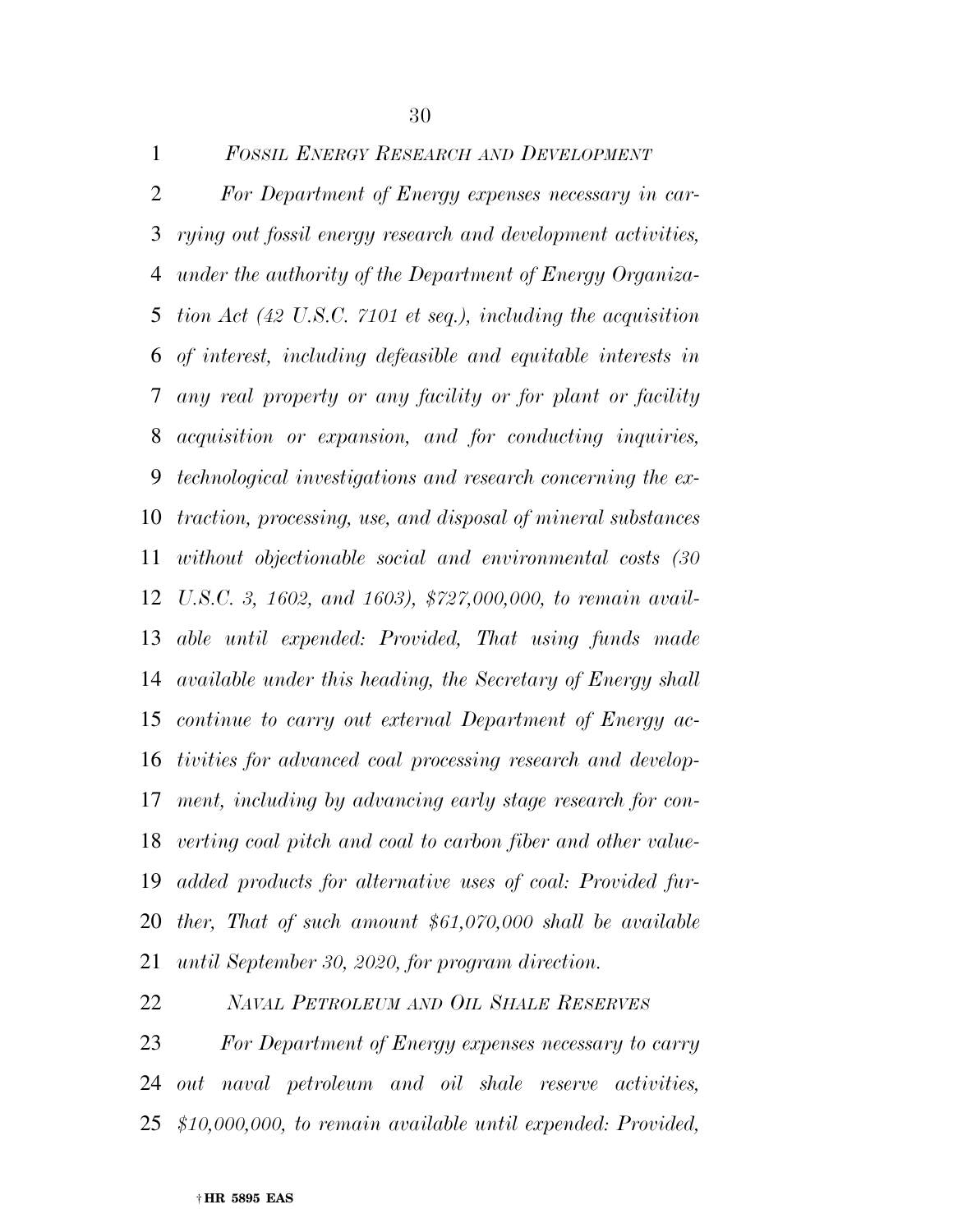*FOSSIL ENERGY RESEARCH AND DEVELOPMENT*

*For Department of Energy expenses necessary in carrying out fossil energy research and development activities, under the authority of the Department of Energy Organization Act (42 U.S.C. 7101 et seq.), including the acquisition of interest, including defeasible and equitable interests in any real property or any facility or for plant or facility acquisition or expansion, and for conducting inquiries, technological investigations and research concerning the extraction, processing, use, and disposal of mineral substances without objectionable social and environmental costs (30 U.S.C. 3, 1602, and 1603), $727,000,000, to remain available until expended: Provided, That using funds made available under this heading, the Secretary of Energy shall continue to carry out external Department of Energy activities for advanced coal processing research and development, including by advancing early stage research for converting coal pitch and coal to carbon fiber and other value-added products for alternative uses of coal: Provided further, That of such amount $61,070,000 shall be available until September 30, 2020, for program direction.*

*NAVAL PETROLEUM AND OIL SHALE RESERVES*

*For Department of Energy expenses necessary to carry out naval petroleum and oil shale reserve activities, $10,000,000, to remain available until expended: Provided,*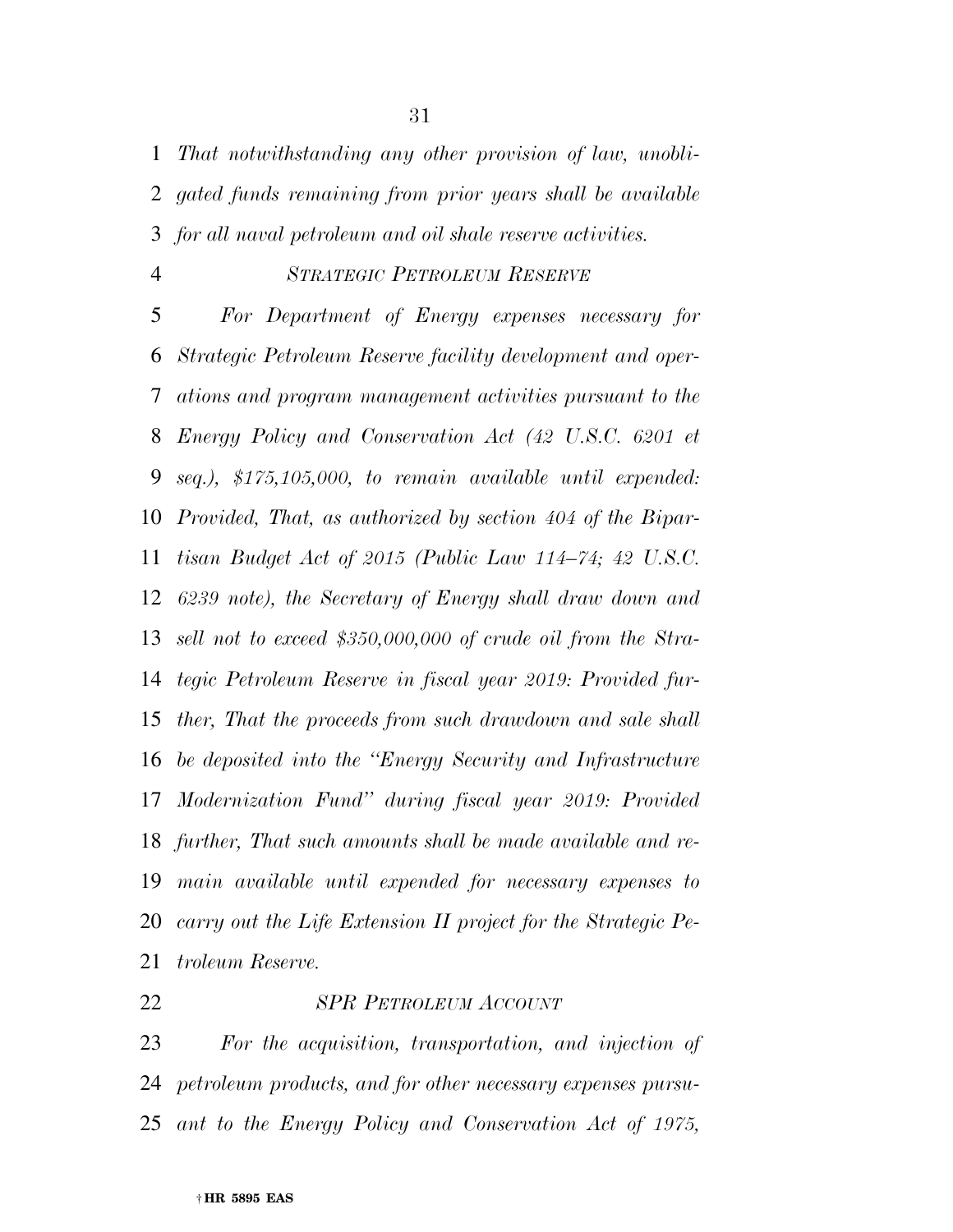*That notwithstanding any other provision of law, unobligated funds remaining from prior years shall be available for all naval petroleum and oil shale reserve activities.*

*STRATEGIC PETROLEUM RESERVE*

*For Department of Energy expenses necessary for Strategic Petroleum Reserve facility development and operations and program management activities pursuant to the Energy Policy and Conservation Act (42 U.S.C. 6201 et seq.), $175,105,000, to remain available until expended: Provided, That, as authorized by section 404 of the Bipartisan Budget Act of 2015 (Public Law 114–74; 42 U.S.C. 6239 note), the Secretary of Energy shall draw down and sell not to exceed $350,000,000 of crude oil from the Strategic Petroleum Reserve in fiscal year 2019: Provided further, That the proceeds from such drawdown and sale shall be deposited into the "Energy Security and Infrastructure Modernization Fund" during fiscal year 2019: Provided further, That such amounts shall be made available and remain available until expended for necessary expenses to carry out the Life Extension II project for the Strategic Petroleum Reserve.*

*SPR PETROLEUM ACCOUNT*

*For the acquisition, transportation, and injection of petroleum products, and for other necessary expenses pursuant to the Energy Policy and Conservation Act of 1975,*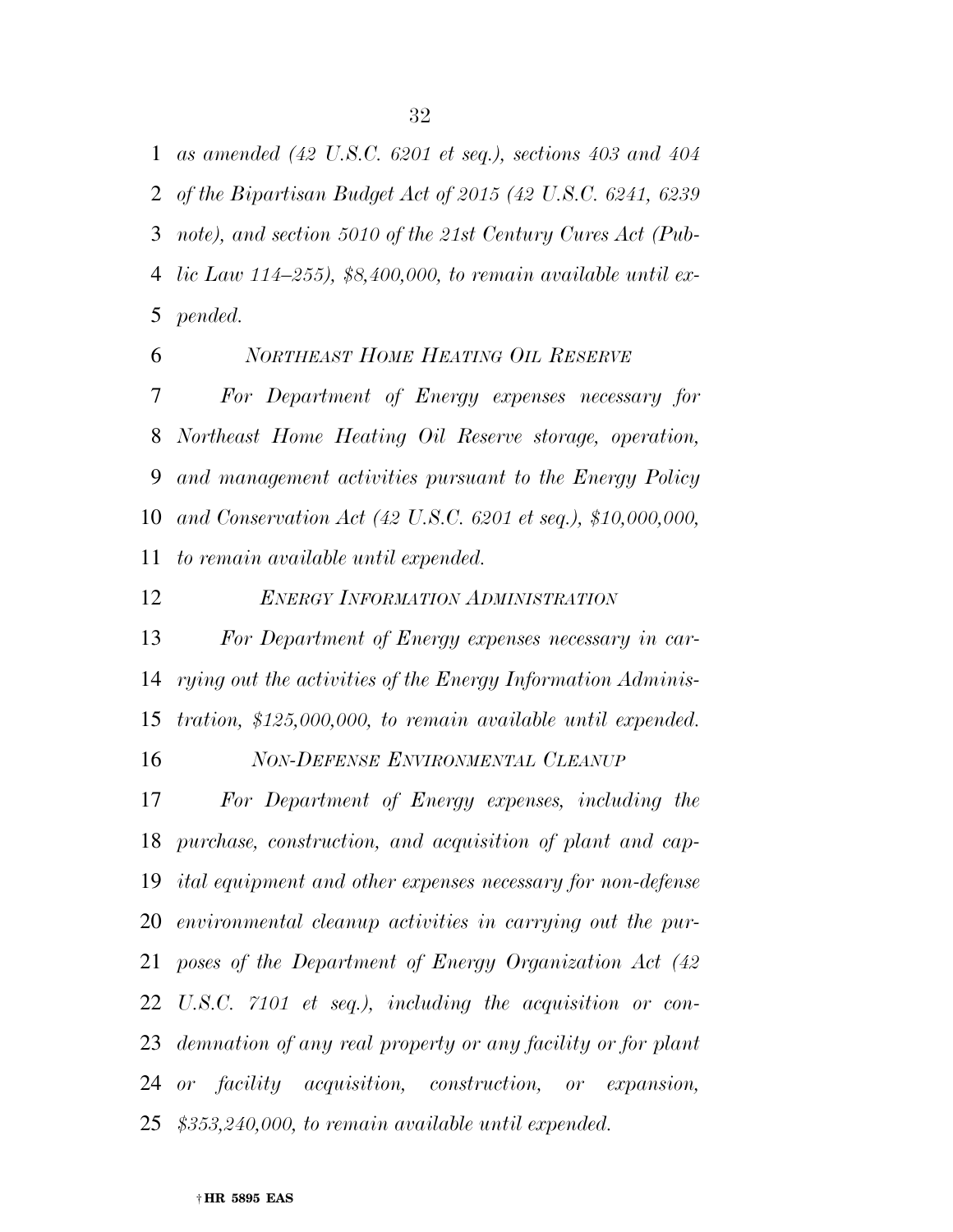*as amended (42 U.S.C. 6201 et seq.), sections 403 and 404 of the Bipartisan Budget Act of 2015 (42 U.S.C. 6241, 6239 note), and section 5010 of the 21st Century Cures Act (Public Law 114–255), $8,400,000, to remain available until expended.*

*NORTHEAST HOME HEATING OIL RESERVE*

*For Department of Energy expenses necessary for Northeast Home Heating Oil Reserve storage, operation, and management activities pursuant to the Energy Policy and Conservation Act (42 U.S.C. 6201 et seq.), $10,000,000, to remain available until expended.*

*ENERGY INFORMATION ADMINISTRATION*

*For Department of Energy expenses necessary in carrying out the activities of the Energy Information Administration, $125,000,000, to remain available until expended.*

*NON-DEFENSE ENVIRONMENTAL CLEANUP*

*For Department of Energy expenses, including the purchase, construction, and acquisition of plant and capital equipment and other expenses necessary for non-defense environmental cleanup activities in carrying out the purposes of the Department of Energy Organization Act (42 U.S.C. 7101 et seq.), including the acquisition or condemnation of any real property or any facility or for plant or facility acquisition, construction, or expansion, $353,240,000, to remain available until expended.*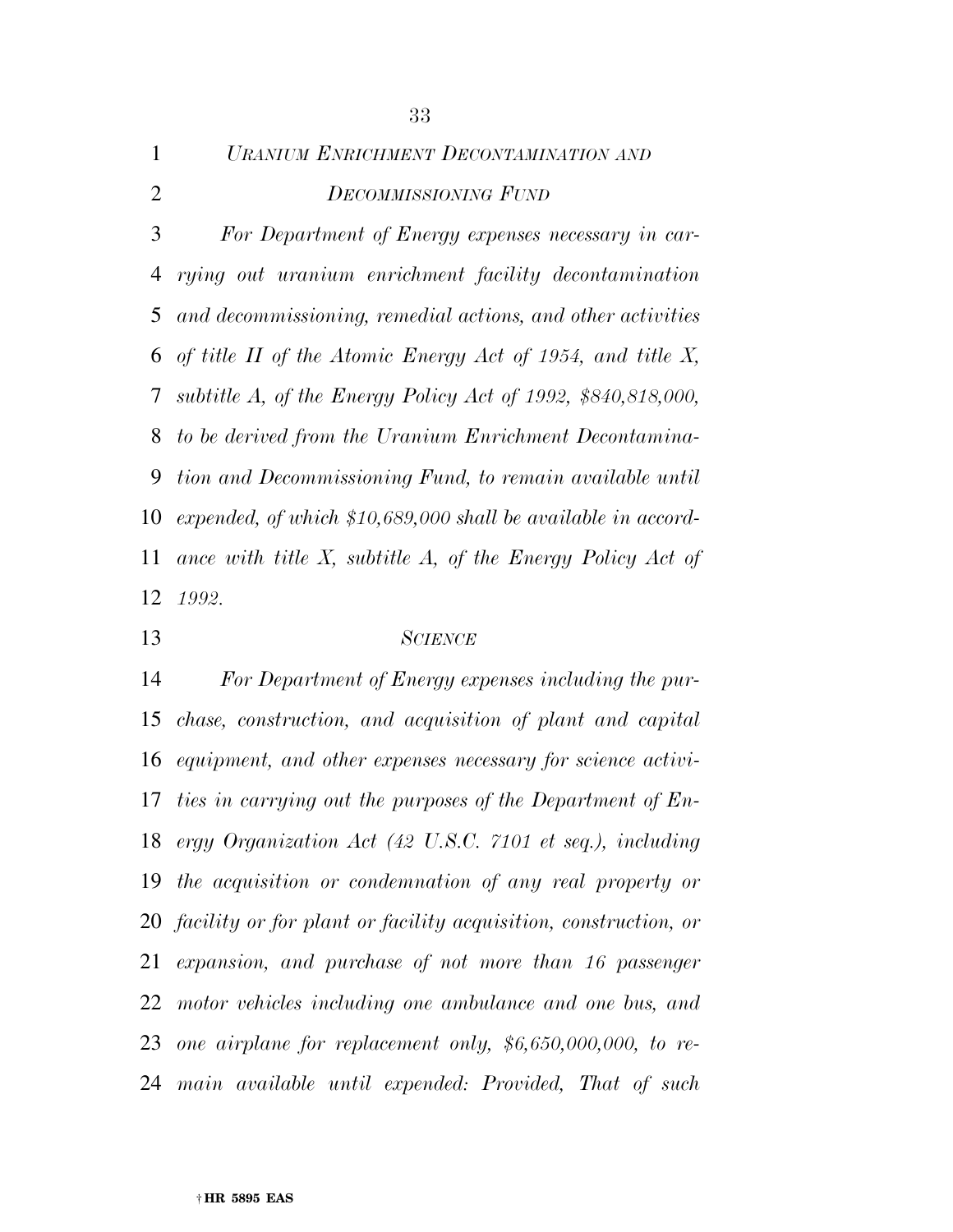*URANIUM ENRICHMENT DECONTAMINATION AND DECOMMISSIONING FUND*

*For Department of Energy expenses necessary in carrying out uranium enrichment facility decontamination and decommissioning, remedial actions, and other activities of title II of the Atomic Energy Act of 1954, and title X, subtitle A, of the Energy Policy Act of 1992, $840,818,000, to be derived from the Uranium Enrichment Decontamination and Decommissioning Fund, to remain available until expended, of which $10,689,000 shall be available in accordance with title X, subtitle A, of the Energy Policy Act of 1992.*

*SCIENCE*

*For Department of Energy expenses including the purchase, construction, and acquisition of plant and capital equipment, and other expenses necessary for science activities in carrying out the purposes of the Department of Energy Organization Act (42 U.S.C. 7101 et seq.), including the acquisition or condemnation of any real property or facility or for plant or facility acquisition, construction, or expansion, and purchase of not more than 16 passenger motor vehicles including one ambulance and one bus, and one airplane for replacement only, $6,650,000,000, to remain available until expended: Provided, That of such*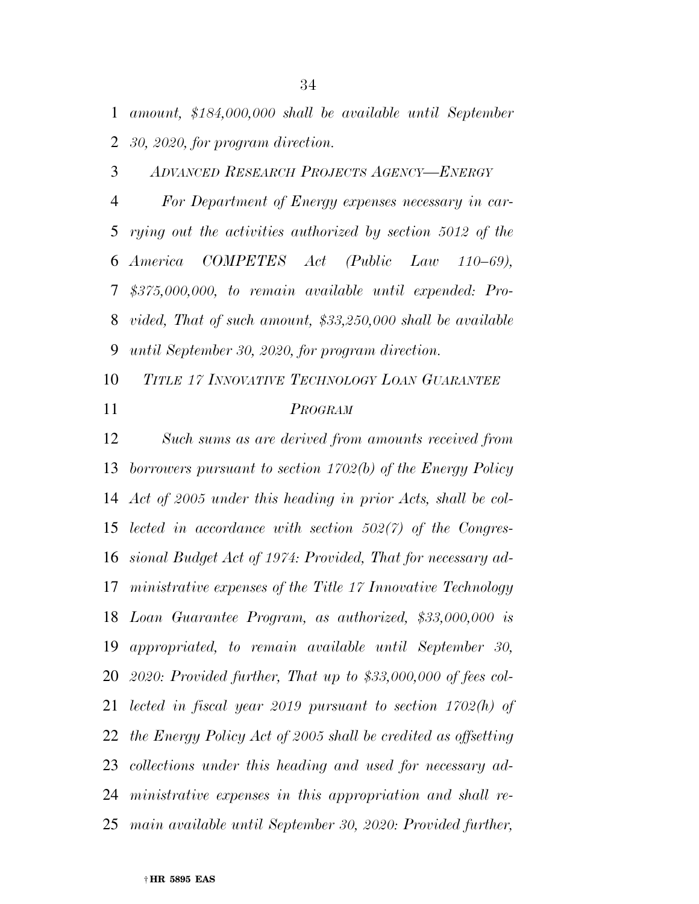*amount, $184,000,000 shall be available until September 30, 2020, for program direction.*

### *ADVANCED RESEARCH PROJECTS AGENCY—ENERGY*

*For Department of Energy expenses necessary in carrying out the activities authorized by section 5012 of the America COMPETES Act (Public Law 110–69), $375,000,000, to remain available until expended: Provided, That of such amount, $33,250,000 shall be available until September 30, 2020, for program direction.*

### *TITLE 17 INNOVATIVE TECHNOLOGY LOAN GUARANTEE PROGRAM*

*Such sums as are derived from amounts received from borrowers pursuant to section 1702(b) of the Energy Policy Act of 2005 under this heading in prior Acts, shall be collected in accordance with section 502(7) of the Congressional Budget Act of 1974: Provided, That for necessary administrative expenses of the Title 17 Innovative Technology Loan Guarantee Program, as authorized, $33,000,000 is appropriated, to remain available until September 30, 2020: Provided further, That up to $33,000,000 of fees collected in fiscal year 2019 pursuant to section 1702(h) of the Energy Policy Act of 2005 shall be credited as offsetting collections under this heading and used for necessary administrative expenses in this appropriation and shall remain available until September 30, 2020: Provided further,*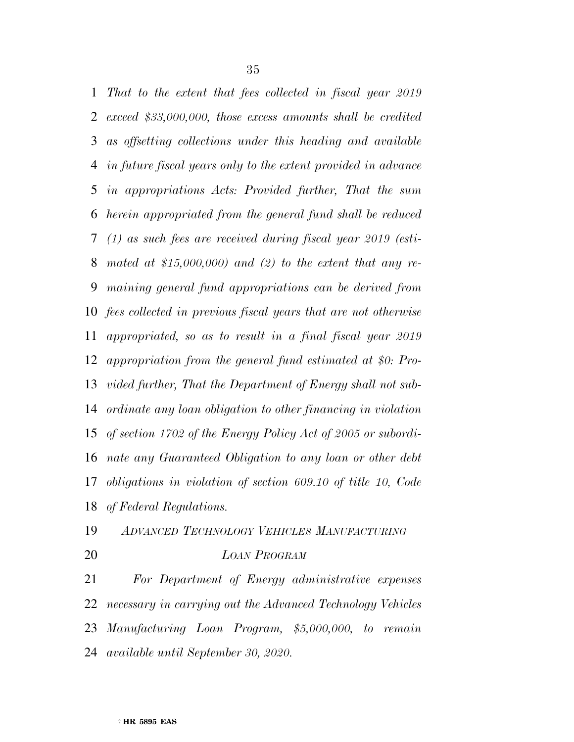*That to the extent that fees collected in fiscal year 2019 exceed $33,000,000, those excess amounts shall be credited as offsetting collections under this heading and available in future fiscal years only to the extent provided in advance in appropriations Acts: Provided further, That the sum herein appropriated from the general fund shall be reduced (1) as such fees are received during fiscal year 2019 (estimated at $15,000,000) and (2) to the extent that any remaining general fund appropriations can be derived from fees collected in previous fiscal years that are not otherwise appropriated, so as to result in a final fiscal year 2019 appropriation from the general fund estimated at $0: Provided further, That the Department of Energy shall not subordinate any loan obligation to other financing in violation of section 1702 of the Energy Policy Act of 2005 or subordinate any Guaranteed Obligation to any loan or other debt obligations in violation of section 609.10 of title 10, Code of Federal Regulations.*

*ADVANCED TECHNOLOGY VEHICLES MANUFACTURING LOAN PROGRAM*

*For Department of Energy administrative expenses necessary in carrying out the Advanced Technology Vehicles Manufacturing Loan Program, $5,000,000, to remain available until September 30, 2020.*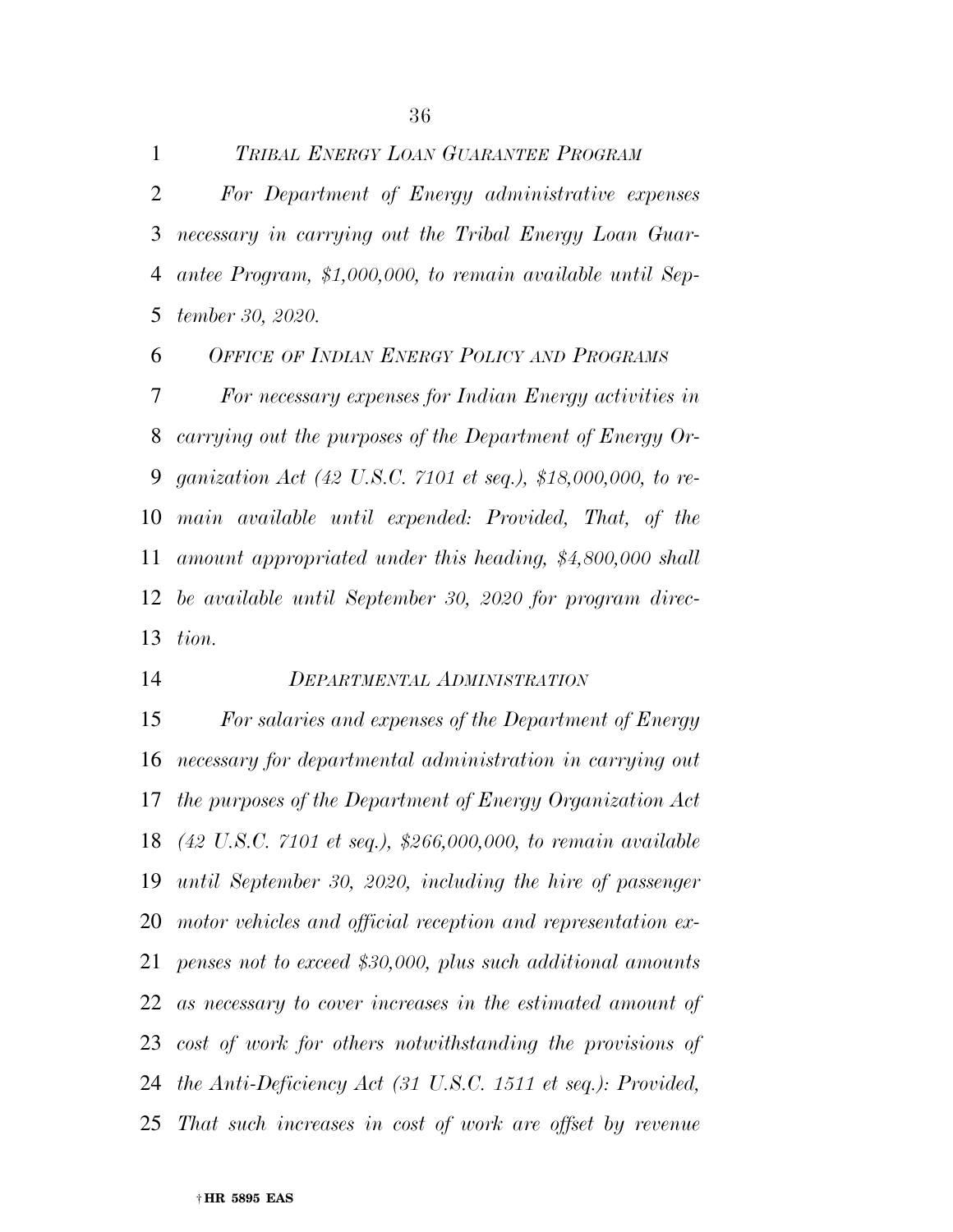*TRIBAL ENERGY LOAN GUARANTEE PROGRAM*

*For Department of Energy administrative expenses necessary in carrying out the Tribal Energy Loan Guarantee Program, $1,000,000, to remain available until September 30, 2020.*

*OFFICE OF INDIAN ENERGY POLICY AND PROGRAMS*

*For necessary expenses for Indian Energy activities in carrying out the purposes of the Department of Energy Organization Act (42 U.S.C. 7101 et seq.), $18,000,000, to remain available until expended: Provided, That, of the amount appropriated under this heading, $4,800,000 shall be available until September 30, 2020 for program direction.*

*DEPARTMENTAL ADMINISTRATION*

*For salaries and expenses of the Department of Energy necessary for departmental administration in carrying out the purposes of the Department of Energy Organization Act (42 U.S.C. 7101 et seq.), $266,000,000, to remain available until September 30, 2020, including the hire of passenger motor vehicles and official reception and representation expenses not to exceed $30,000, plus such additional amounts as necessary to cover increases in the estimated amount of cost of work for others notwithstanding the provisions of the Anti-Deficiency Act (31 U.S.C. 1511 et seq.): Provided, That such increases in cost of work are offset by revenue*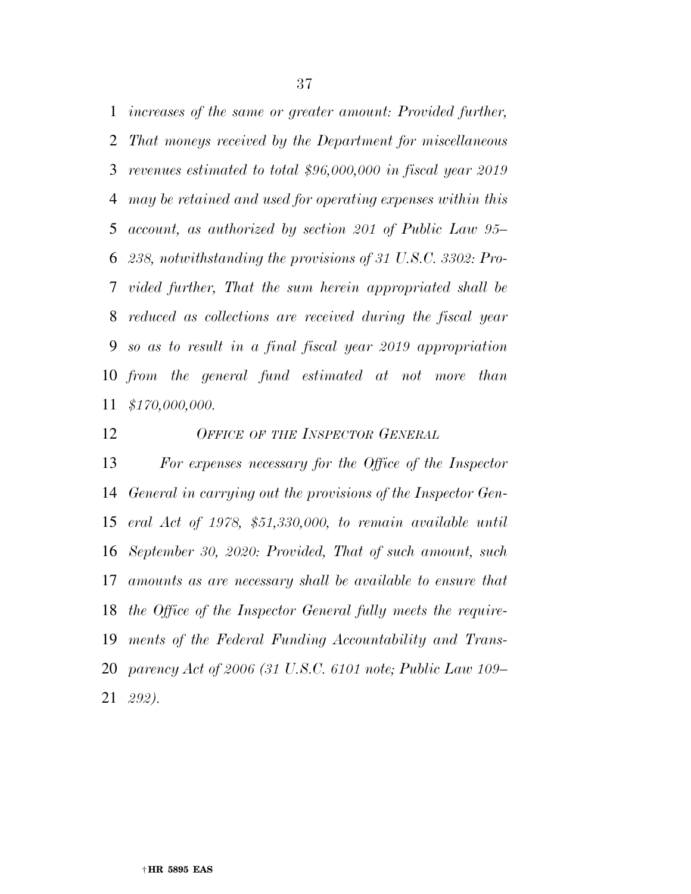*increases of the same or greater amount: Provided further, That moneys received by the Department for miscellaneous revenues estimated to total $96,000,000 in fiscal year 2019 may be retained and used for operating expenses within this account, as authorized by section 201 of Public Law 95–238, notwithstanding the provisions of 31 U.S.C. 3302: Provided further, That the sum herein appropriated shall be reduced as collections are received during the fiscal year so as to result in a final fiscal year 2019 appropriation from the general fund estimated at not more than $170,000,000.*

*OFFICE OF THE INSPECTOR GENERAL*

*For expenses necessary for the Office of the Inspector General in carrying out the provisions of the Inspector General Act of 1978, $51,330,000, to remain available until September 30, 2020: Provided, That of such amount, such amounts as are necessary shall be available to ensure that the Office of the Inspector General fully meets the requirements of the Federal Funding Accountability and Transparency Act of 2006 (31 U.S.C. 6101 note; Public Law 109–292).*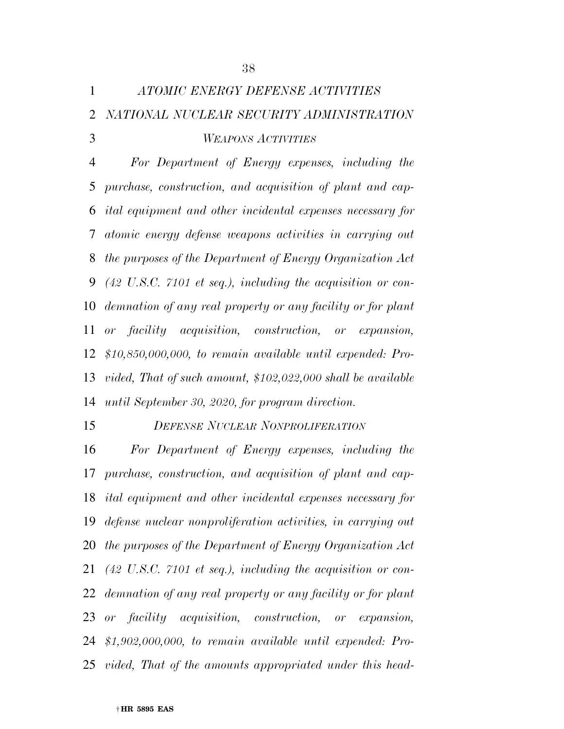*ATOMIC ENERGY DEFENSE ACTIVITIES*

*NATIONAL NUCLEAR SECURITY ADMINISTRATION*

*WEAPONS ACTIVITIES*

*For Department of Energy expenses, including the purchase, construction, and acquisition of plant and capital equipment and other incidental expenses necessary for atomic energy defense weapons activities in carrying out the purposes of the Department of Energy Organization Act (42 U.S.C. 7101 et seq.), including the acquisition or condemnation of any real property or any facility or for plant or facility acquisition, construction, or expansion, $10,850,000,000, to remain available until expended: Provided, That of such amount, $102,022,000 shall be available until September 30, 2020, for program direction.*

*DEFENSE NUCLEAR NONPROLIFERATION*

*For Department of Energy expenses, including the purchase, construction, and acquisition of plant and capital equipment and other incidental expenses necessary for defense nuclear nonproliferation activities, in carrying out the purposes of the Department of Energy Organization Act (42 U.S.C. 7101 et seq.), including the acquisition or condemnation of any real property or any facility or for plant or facility acquisition, construction, or expansion, $1,902,000,000, to remain available until expended: Provided, That of the amounts appropriated under this head-*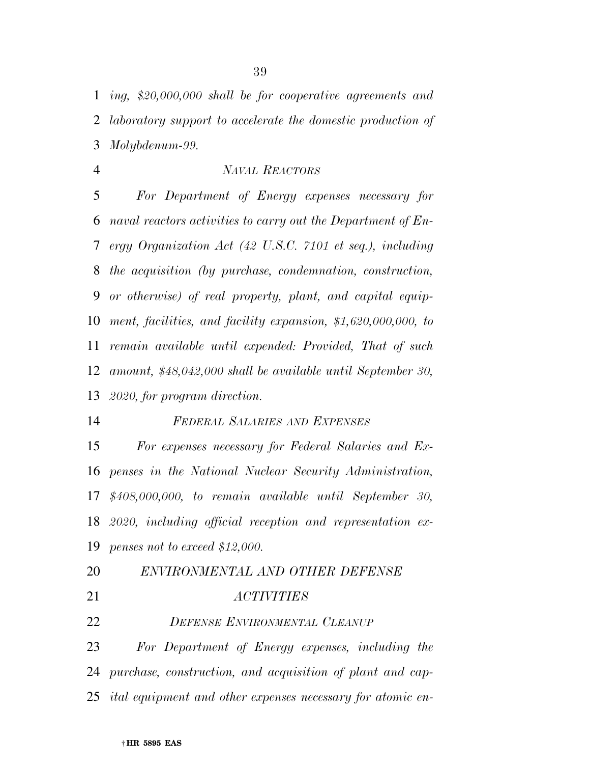*ing, $20,000,000 shall be for cooperative agreements and laboratory support to accelerate the domestic production of Molybdenum-99.*

*NAVAL REACTORS*

*For Department of Energy expenses necessary for naval reactors activities to carry out the Department of Energy Organization Act (42 U.S.C. 7101 et seq.), including the acquisition (by purchase, condemnation, construction, or otherwise) of real property, plant, and capital equipment, facilities, and facility expansion, $1,620,000,000, to remain available until expended: Provided, That of such amount, $48,042,000 shall be available until September 30, 2020, for program direction.*

*FEDERAL SALARIES AND EXPENSES*

*For expenses necessary for Federal Salaries and Expenses in the National Nuclear Security Administration, $408,000,000, to remain available until September 30, 2020, including official reception and representation expenses not to exceed $12,000.*

*ENVIRONMENTAL AND OTHER DEFENSE ACTIVITIES*

*DEFENSE ENVIRONMENTAL CLEANUP*

*For Department of Energy expenses, including the purchase, construction, and acquisition of plant and capital equipment and other expenses necessary for atomic en-*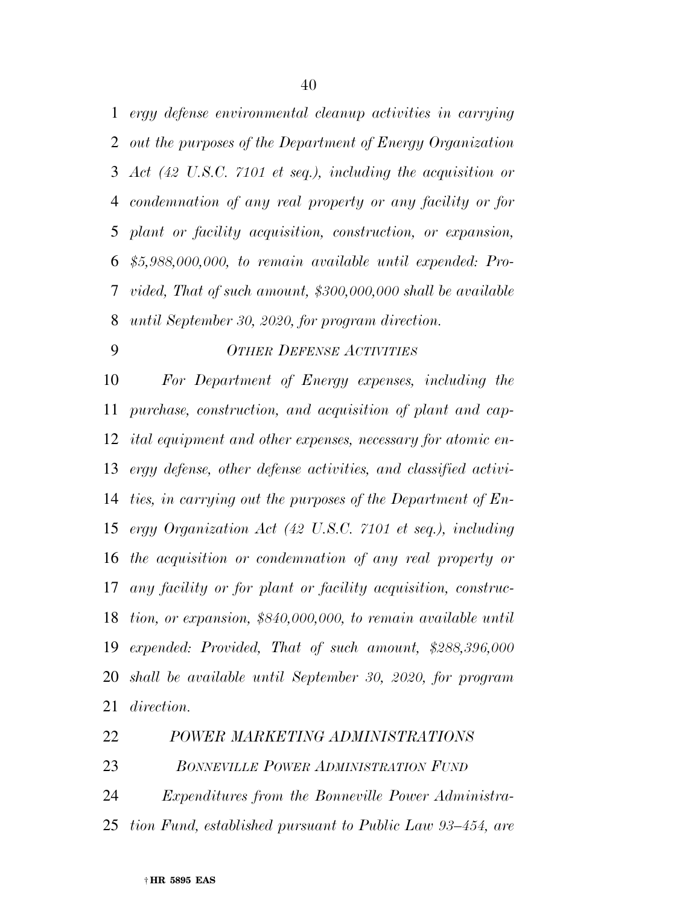*ergy defense environmental cleanup activities in carrying out the purposes of the Department of Energy Organization Act (42 U.S.C. 7101 et seq.), including the acquisition or condemnation of any real property or any facility or for plant or facility acquisition, construction, or expansion, $5,988,000,000, to remain available until expended: Provided, That of such amount, $300,000,000 shall be available until September 30, 2020, for program direction.*

*OTHER DEFENSE ACTIVITIES*

*For Department of Energy expenses, including the purchase, construction, and acquisition of plant and capital equipment and other expenses, necessary for atomic energy defense, other defense activities, and classified activities, in carrying out the purposes of the Department of Energy Organization Act (42 U.S.C. 7101 et seq.), including the acquisition or condemnation of any real property or any facility or for plant or facility acquisition, construction, or expansion, $840,000,000, to remain available until expended: Provided, That of such amount, $288,396,000 shall be available until September 30, 2020, for program direction.*

*POWER MARKETING ADMINISTRATIONS*

*BONNEVILLE POWER ADMINISTRATION FUND*

*Expenditures from the Bonneville Power Administration Fund, established pursuant to Public Law 93–454, are*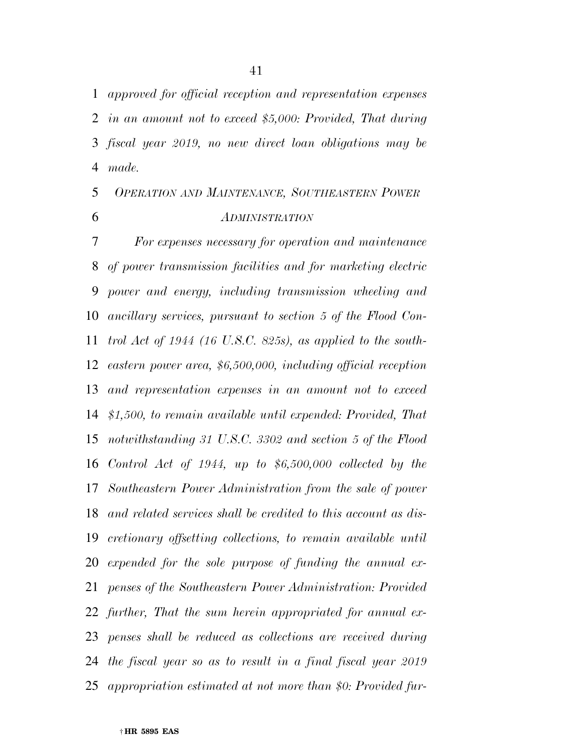*approved for official reception and representation expenses in an amount not to exceed $5,000: Provided, That during fiscal year 2019, no new direct loan obligations may be made.*

*OPERATION AND MAINTENANCE, SOUTHEASTERN POWER ADMINISTRATION*

*For expenses necessary for operation and maintenance of power transmission facilities and for marketing electric power and energy, including transmission wheeling and ancillary services, pursuant to section 5 of the Flood Control Act of 1944 (16 U.S.C. 825s), as applied to the southeastern power area, $6,500,000, including official reception and representation expenses in an amount not to exceed $1,500, to remain available until expended: Provided, That notwithstanding 31 U.S.C. 3302 and section 5 of the Flood Control Act of 1944, up to $6,500,000 collected by the Southeastern Power Administration from the sale of power and related services shall be credited to this account as discretionary offsetting collections, to remain available until expended for the sole purpose of funding the annual expenses of the Southeastern Power Administration: Provided further, That the sum herein appropriated for annual expenses shall be reduced as collections are received during the fiscal year so as to result in a final fiscal year 2019 appropriation estimated at not more than $0: Provided fur-*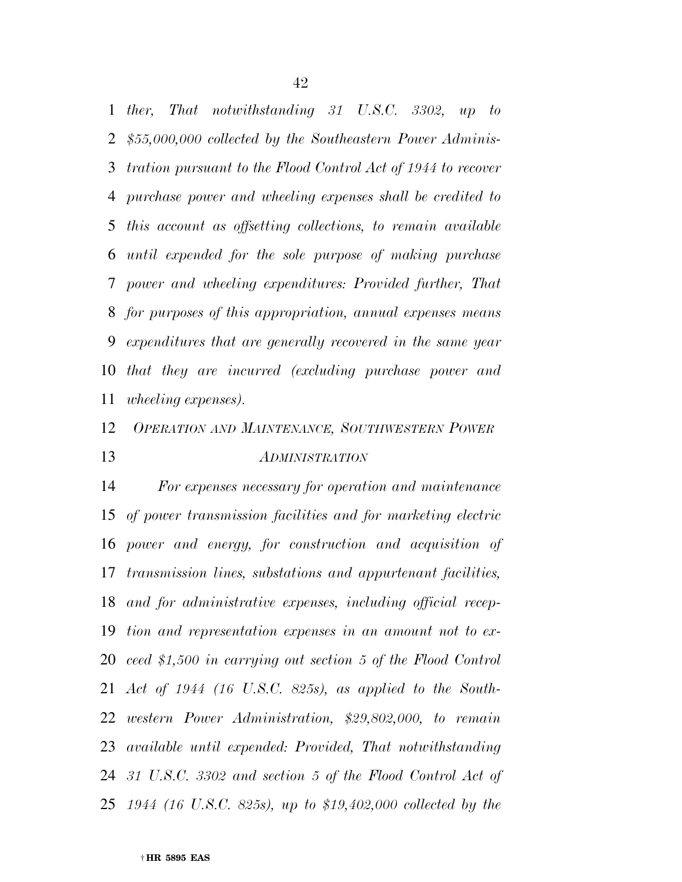*ther, That notwithstanding 31 U.S.C. 3302, up to $55,000,000 collected by the Southeastern Power Administration pursuant to the Flood Control Act of 1944 to recover purchase power and wheeling expenses shall be credited to this account as offsetting collections, to remain available until expended for the sole purpose of making purchase power and wheeling expenditures: Provided further, That for purposes of this appropriation, annual expenses means expenditures that are generally recovered in the same year that they are incurred (excluding purchase power and wheeling expenses).*

*OPERATION AND MAINTENANCE, SOUTHWESTERN POWER ADMINISTRATION*

*For expenses necessary for operation and maintenance of power transmission facilities and for marketing electric power and energy, for construction and acquisition of transmission lines, substations and appurtenant facilities, and for administrative expenses, including official reception and representation expenses in an amount not to exceed $1,500 in carrying out section 5 of the Flood Control Act of 1944 (16 U.S.C. 825s), as applied to the Southwestern Power Administration, $29,802,000, to remain available until expended: Provided, That notwithstanding 31 U.S.C. 3302 and section 5 of the Flood Control Act of 1944 (16 U.S.C. 825s), up to $19,402,000 collected by the*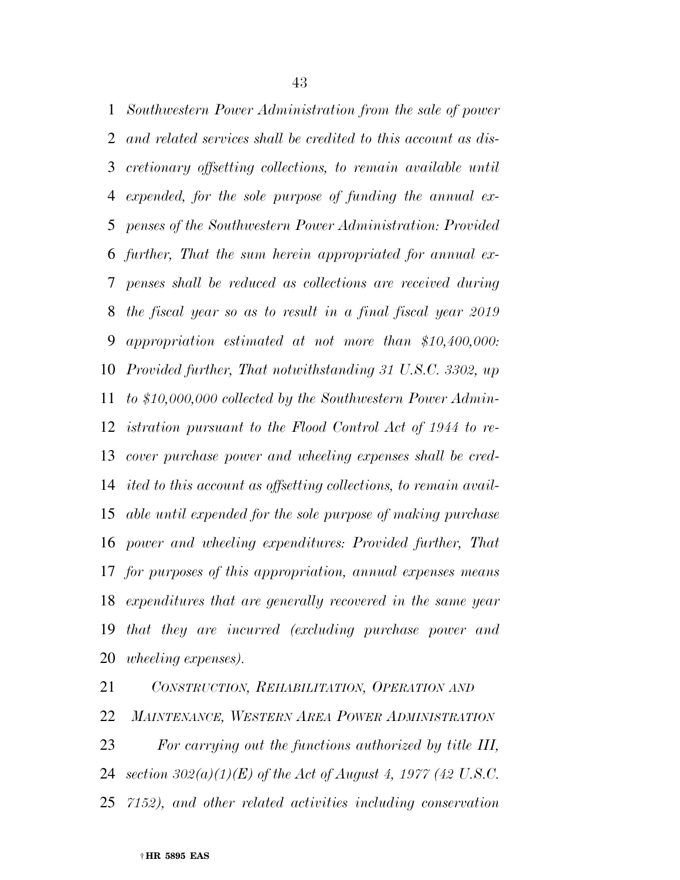*Southwestern Power Administration from the sale of power and related services shall be credited to this account as discretionary offsetting collections, to remain available until expended, for the sole purpose of funding the annual expenses of the Southwestern Power Administration: Provided further, That the sum herein appropriated for annual expenses shall be reduced as collections are received during the fiscal year so as to result in a final fiscal year 2019 appropriation estimated at not more than $10,400,000: Provided further, That notwithstanding 31 U.S.C. 3302, up to $10,000,000 collected by the Southwestern Power Administration pursuant to the Flood Control Act of 1944 to recover purchase power and wheeling expenses shall be credited to this account as offsetting collections, to remain available until expended for the sole purpose of making purchase power and wheeling expenditures: Provided further, That for purposes of this appropriation, annual expenses means expenditures that are generally recovered in the same year that they are incurred (excluding purchase power and wheeling expenses).*

*CONSTRUCTION, REHABILITATION, OPERATION AND MAINTENANCE, WESTERN AREA POWER ADMINISTRATION*

*For carrying out the functions authorized by title III, section 302(a)(1)(E) of the Act of August 4, 1977 (42 U.S.C. 7152), and other related activities including conservation*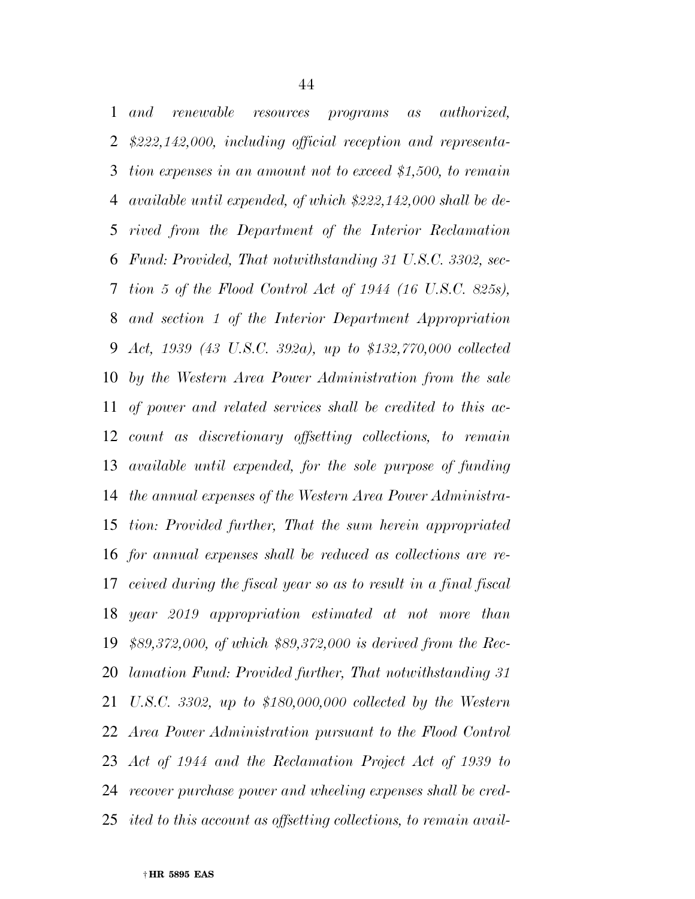*and renewable resources programs as authorized, $222,142,000, including official reception and representation expenses in an amount not to exceed $1,500, to remain available until expended, of which $222,142,000 shall be derived from the Department of the Interior Reclamation Fund: Provided, That notwithstanding 31 U.S.C. 3302, section 5 of the Flood Control Act of 1944 (16 U.S.C. 825s), and section 1 of the Interior Department Appropriation Act, 1939 (43 U.S.C. 392a), up to $132,770,000 collected by the Western Area Power Administration from the sale of power and related services shall be credited to this account as discretionary offsetting collections, to remain available until expended, for the sole purpose of funding the annual expenses of the Western Area Power Administration: Provided further, That the sum herein appropriated for annual expenses shall be reduced as collections are received during the fiscal year so as to result in a final fiscal year 2019 appropriation estimated at not more than $89,372,000, of which $89,372,000 is derived from the Reclamation Fund: Provided further, That notwithstanding 31 U.S.C. 3302, up to $180,000,000 collected by the Western Area Power Administration pursuant to the Flood Control Act of 1944 and the Reclamation Project Act of 1939 to recover purchase power and wheeling expenses shall be credited to this account as offsetting collections, to remain avail-*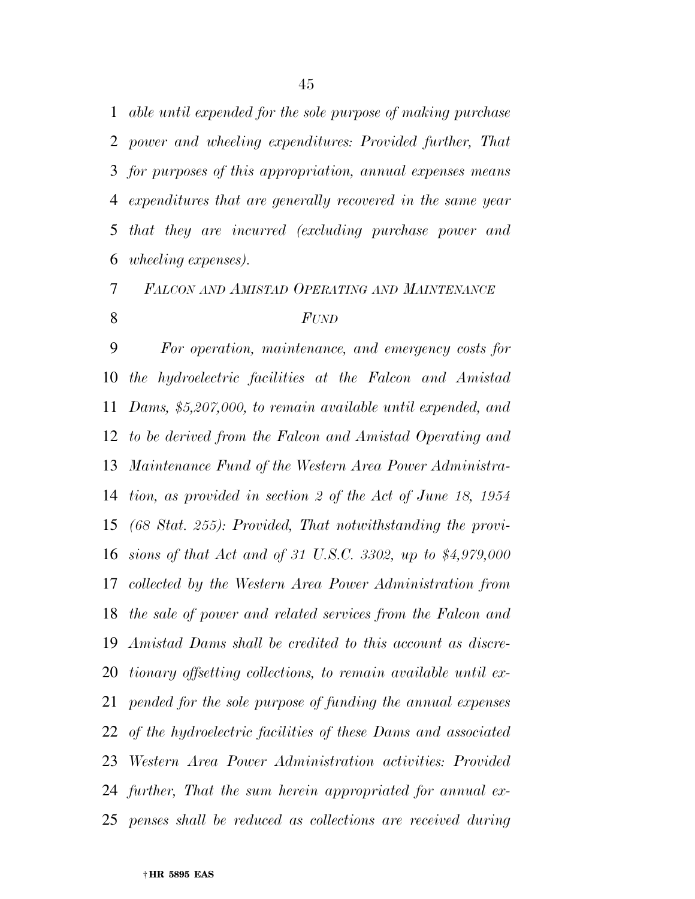*able until expended for the sole purpose of making purchase power and wheeling expenditures: Provided further, That for purposes of this appropriation, annual expenses means expenditures that are generally recovered in the same year that they are incurred (excluding purchase power and wheeling expenses).*

*FALCON AND AMISTAD OPERATING AND MAINTENANCE FUND*

*For operation, maintenance, and emergency costs for the hydroelectric facilities at the Falcon and Amistad Dams, $5,207,000, to remain available until expended, and to be derived from the Falcon and Amistad Operating and Maintenance Fund of the Western Area Power Administration, as provided in section 2 of the Act of June 18, 1954 (68 Stat. 255): Provided, That notwithstanding the provisions of that Act and of 31 U.S.C. 3302, up to $4,979,000 collected by the Western Area Power Administration from the sale of power and related services from the Falcon and Amistad Dams shall be credited to this account as discretionary offsetting collections, to remain available until expended for the sole purpose of funding the annual expenses of the hydroelectric facilities of these Dams and associated Western Area Power Administration activities: Provided further, That the sum herein appropriated for annual expenses shall be reduced as collections are received during*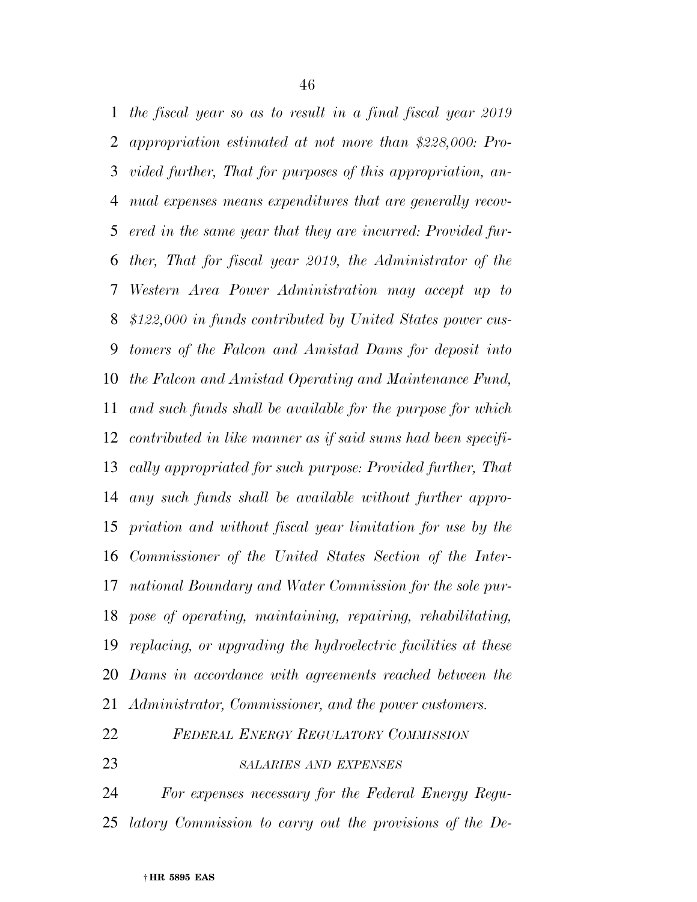*the fiscal year so as to result in a final fiscal year 2019 appropriation estimated at not more than $228,000: Provided further, That for purposes of this appropriation, annual expenses means expenditures that are generally recovered in the same year that they are incurred: Provided further, That for fiscal year 2019, the Administrator of the Western Area Power Administration may accept up to $122,000 in funds contributed by United States power customers of the Falcon and Amistad Dams for deposit into the Falcon and Amistad Operating and Maintenance Fund, and such funds shall be available for the purpose for which contributed in like manner as if said sums had been specifically appropriated for such purpose: Provided further, That any such funds shall be available without further appropriation and without fiscal year limitation for use by the Commissioner of the United States Section of the International Boundary and Water Commission for the sole purpose of operating, maintaining, repairing, rehabilitating, replacing, or upgrading the hydroelectric facilities at these Dams in accordance with agreements reached between the Administrator, Commissioner, and the power customers.*

*FEDERAL ENERGY REGULATORY COMMISSION*

*SALARIES AND EXPENSES*

*For expenses necessary for the Federal Energy Regulatory Commission to carry out the provisions of the De-*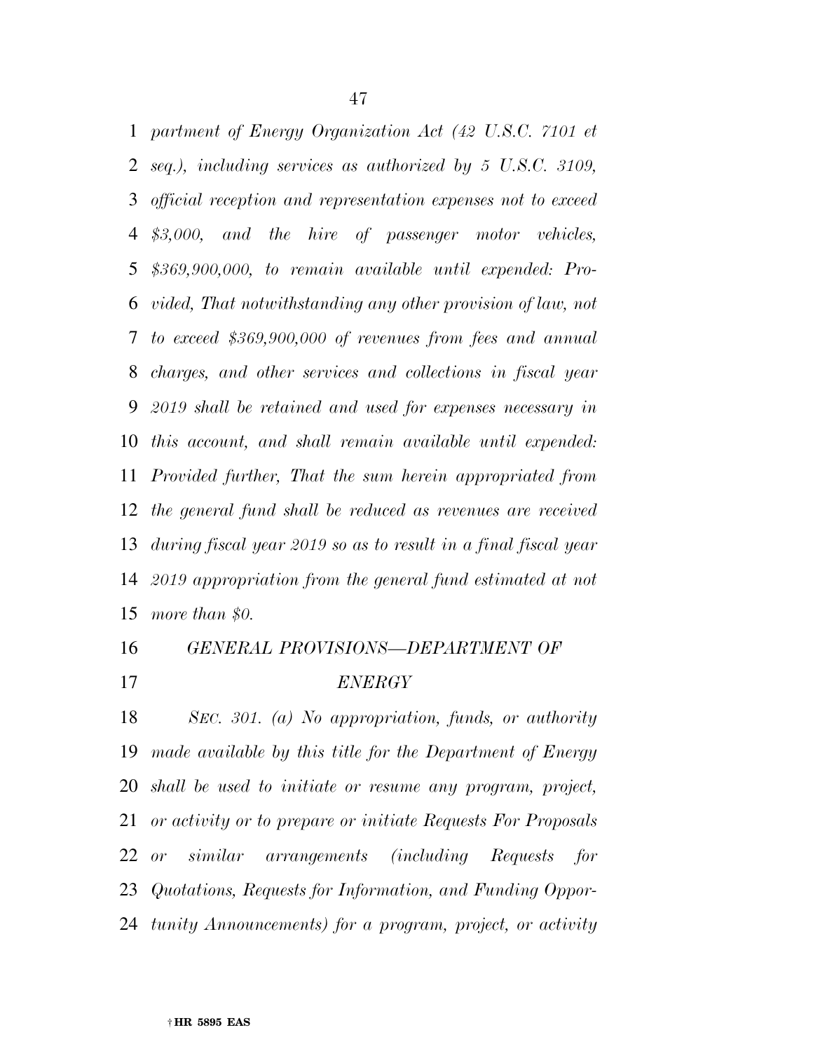*partment of Energy Organization Act (42 U.S.C. 7101 et seq.), including services as authorized by 5 U.S.C. 3109, official reception and representation expenses not to exceed $3,000, and the hire of passenger motor vehicles, $369,900,000, to remain available until expended: Provided, That notwithstanding any other provision of law, not to exceed $369,900,000 of revenues from fees and annual charges, and other services and collections in fiscal year 2019 shall be retained and used for expenses necessary in this account, and shall remain available until expended: Provided further, That the sum herein appropriated from the general fund shall be reduced as revenues are received during fiscal year 2019 so as to result in a final fiscal year 2019 appropriation from the general fund estimated at not more than $0.*

## *GENERAL PROVISIONS—DEPARTMENT OF ENERGY*

*SEC. 301. (a) No appropriation, funds, or authority made available by this title for the Department of Energy shall be used to initiate or resume any program, project, or activity or to prepare or initiate Requests For Proposals or similar arrangements (including Requests for Quotations, Requests for Information, and Funding Opportunity Announcements) for a program, project, or activity*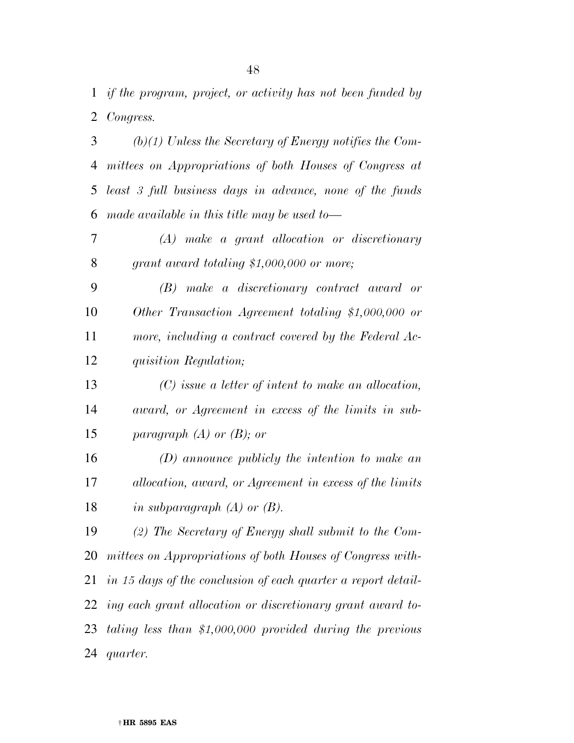*if the program, project, or activity has not been funded by Congress.*

*(b)(1) Unless the Secretary of Energy notifies the Committees on Appropriations of both Houses of Congress at least 3 full business days in advance, none of the funds made available in this title may be used to—*

*(A) make a grant allocation or discretionary grant award totaling $1,000,000 or more;*

*(B) make a discretionary contract award or Other Transaction Agreement totaling $1,000,000 or more, including a contract covered by the Federal Acquisition Regulation;*

*(C) issue a letter of intent to make an allocation, award, or Agreement in excess of the limits in subparagraph (A) or (B); or*

*(D) announce publicly the intention to make an allocation, award, or Agreement in excess of the limits in subparagraph (A) or (B).*

*(2) The Secretary of Energy shall submit to the Committees on Appropriations of both Houses of Congress within 15 days of the conclusion of each quarter a report detailing each grant allocation or discretionary grant award totaling less than $1,000,000 provided during the previous quarter.*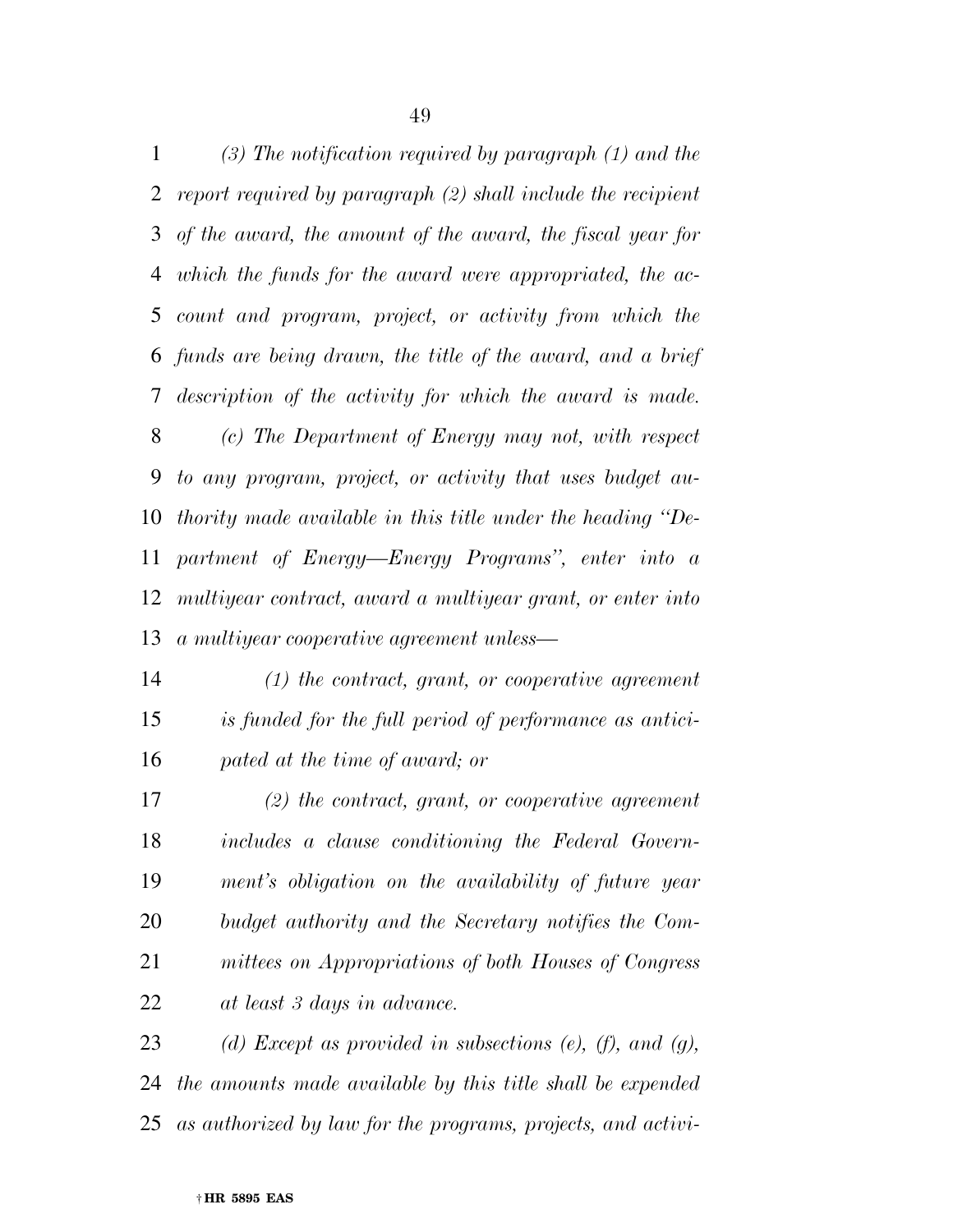*(3) The notification required by paragraph (1) and the report required by paragraph (2) shall include the recipient of the award, the amount of the award, the fiscal year for which the funds for the award were appropriated, the account and program, project, or activity from which the funds are being drawn, the title of the award, and a brief description of the activity for which the award is made.*

*(c) The Department of Energy may not, with respect to any program, project, or activity that uses budget authority made available in this title under the heading "Department of Energy—Energy Programs", enter into a multiyear contract, award a multiyear grant, or enter into a multiyear cooperative agreement unless—*

*(1) the contract, grant, or cooperative agreement is funded for the full period of performance as anticipated at the time of award; or*

*(2) the contract, grant, or cooperative agreement includes a clause conditioning the Federal Government's obligation on the availability of future year budget authority and the Secretary notifies the Committees on Appropriations of both Houses of Congress at least 3 days in advance.*

*(d) Except as provided in subsections (e), (f), and (g), the amounts made available by this title shall be expended as authorized by law for the programs, projects, and activi-*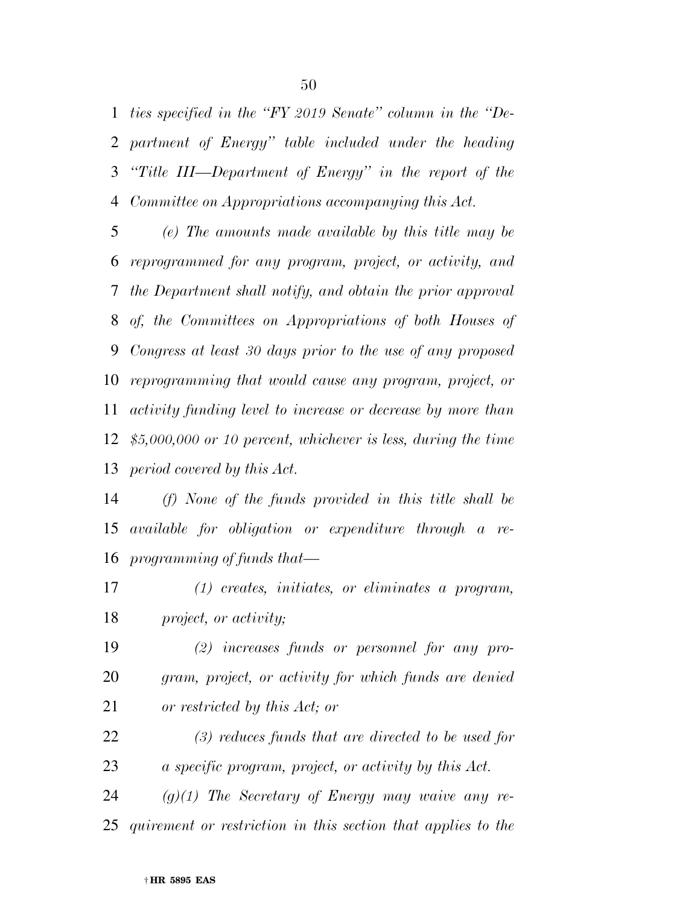*ties specified in the "FY 2019 Senate" column in the "Department of Energy" table included under the heading "Title III—Department of Energy" in the report of the Committee on Appropriations accompanying this Act.*

*(e) The amounts made available by this title may be reprogrammed for any program, project, or activity, and the Department shall notify, and obtain the prior approval of, the Committees on Appropriations of both Houses of Congress at least 30 days prior to the use of any proposed reprogramming that would cause any program, project, or activity funding level to increase or decrease by more than $5,000,000 or 10 percent, whichever is less, during the time period covered by this Act.*

*(f) None of the funds provided in this title shall be available for obligation or expenditure through a reprogramming of funds that—*

*(1) creates, initiates, or eliminates a program, project, or activity;*

*(2) increases funds or personnel for any program, project, or activity for which funds are denied or restricted by this Act; or*

*(3) reduces funds that are directed to be used for a specific program, project, or activity by this Act.*

*(g)(1) The Secretary of Energy may waive any requirement or restriction in this section that applies to the*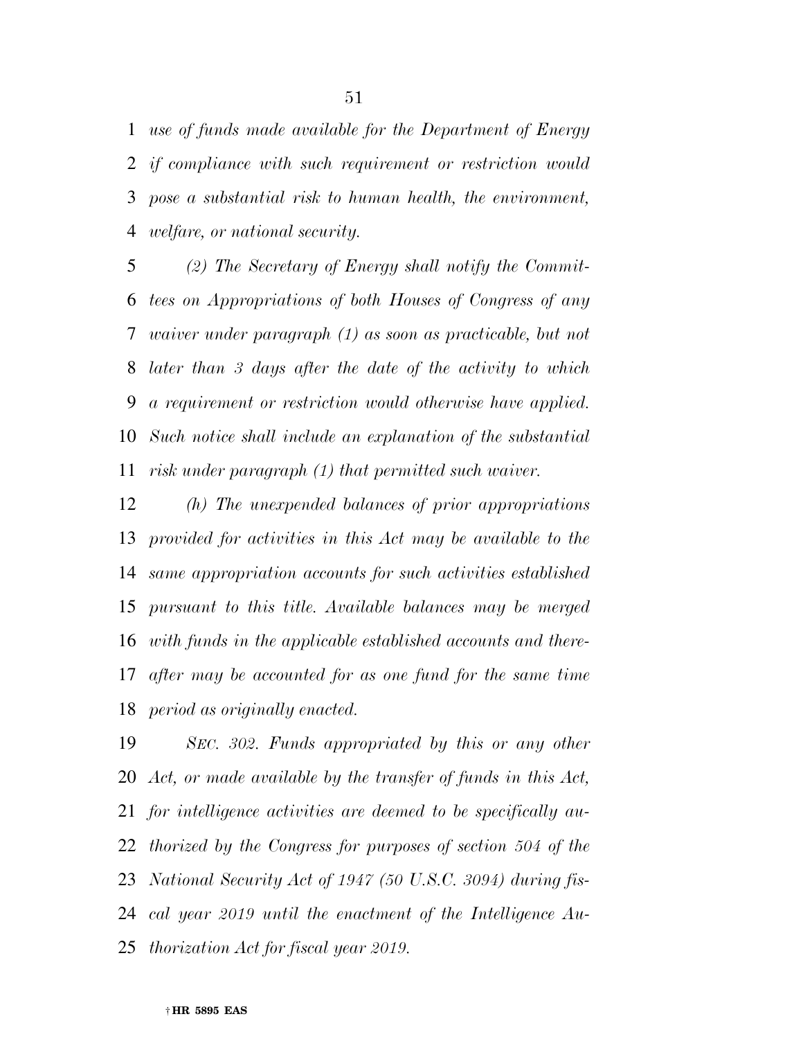*use of funds made available for the Department of Energy if compliance with such requirement or restriction would pose a substantial risk to human health, the environment, welfare, or national security.*

*(2) The Secretary of Energy shall notify the Committees on Appropriations of both Houses of Congress of any waiver under paragraph (1) as soon as practicable, but not later than 3 days after the date of the activity to which a requirement or restriction would otherwise have applied. Such notice shall include an explanation of the substantial risk under paragraph (1) that permitted such waiver.*

*(h) The unexpended balances of prior appropriations provided for activities in this Act may be available to the same appropriation accounts for such activities established pursuant to this title. Available balances may be merged with funds in the applicable established accounts and thereafter may be accounted for as one fund for the same time period as originally enacted.*

*SEC. 302. Funds appropriated by this or any other Act, or made available by the transfer of funds in this Act, for intelligence activities are deemed to be specifically authorized by the Congress for purposes of section 504 of the National Security Act of 1947 (50 U.S.C. 3094) during fiscal year 2019 until the enactment of the Intelligence Authorization Act for fiscal year 2019.*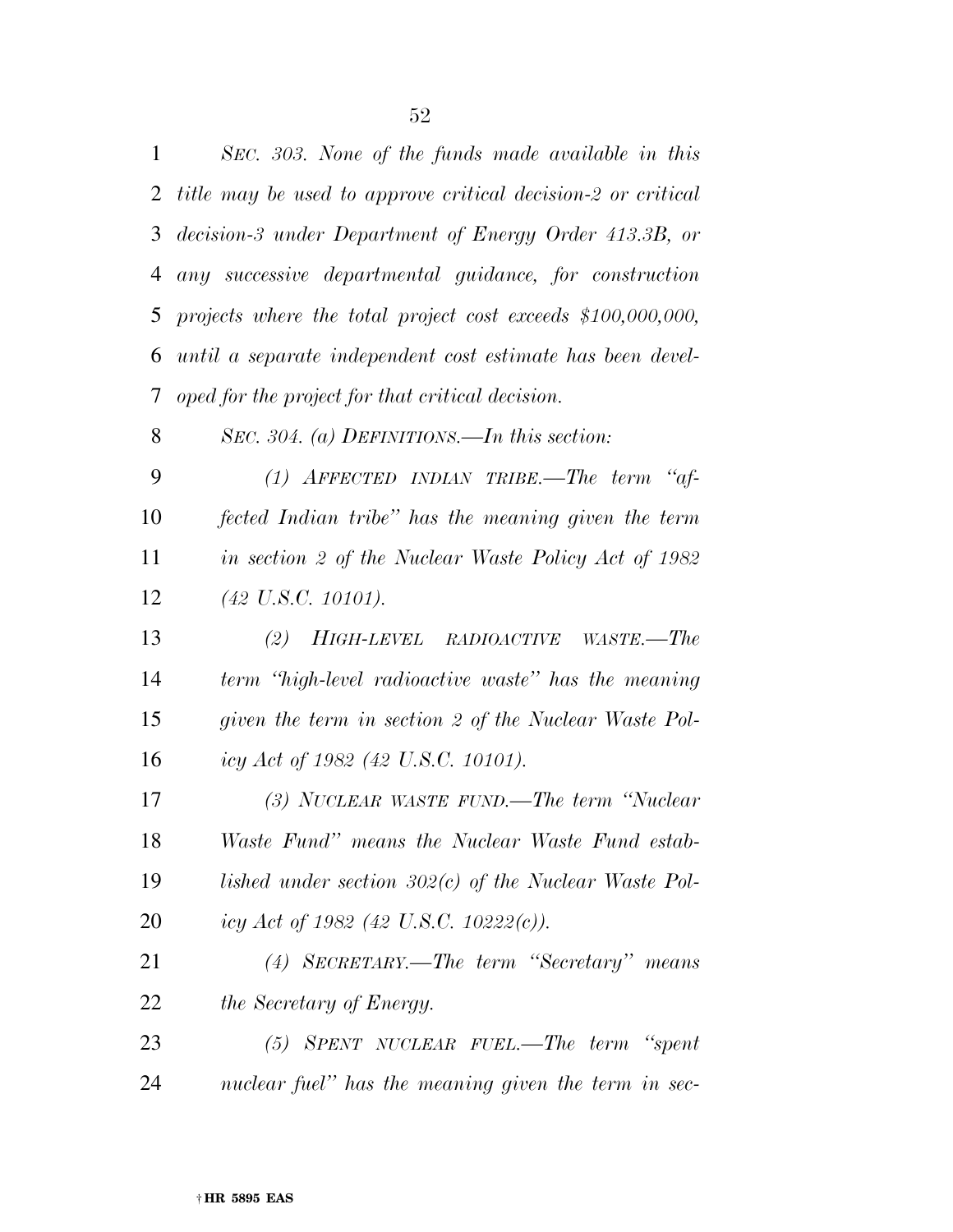*SEC. 303. None of the funds made available in this title may be used to approve critical decision-2 or critical decision-3 under Department of Energy Order 413.3B, or any successive departmental guidance, for construction projects where the total project cost exceeds $100,000,000, until a separate independent cost estimate has been developed for the project for that critical decision.*

*SEC. 304. (a) DEFINITIONS.—In this section:*

*(1) AFFECTED INDIAN TRIBE.—The term "affected Indian tribe" has the meaning given the term in section 2 of the Nuclear Waste Policy Act of 1982 (42 U.S.C. 10101).*

*(2) HIGH-LEVEL RADIOACTIVE WASTE.—The term "high-level radioactive waste" has the meaning given the term in section 2 of the Nuclear Waste Policy Act of 1982 (42 U.S.C. 10101).*

*(3) NUCLEAR WASTE FUND.—The term "Nuclear Waste Fund" means the Nuclear Waste Fund established under section 302(c) of the Nuclear Waste Policy Act of 1982 (42 U.S.C. 10222(c)).*

*(4) SECRETARY.—The term "Secretary" means the Secretary of Energy.*

*(5) SPENT NUCLEAR FUEL.—The term "spent nuclear fuel" has the meaning given the term in sec-*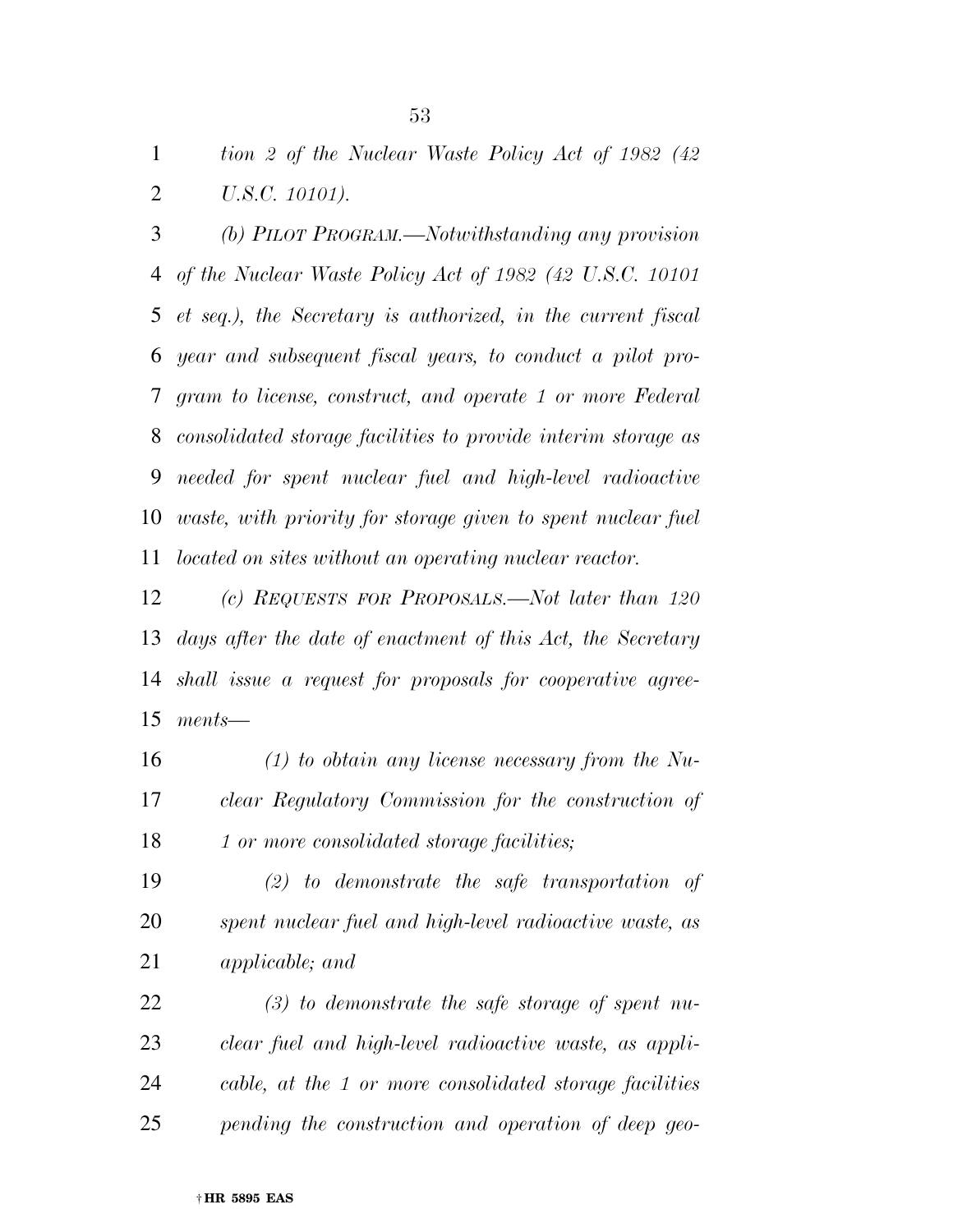*tion 2 of the Nuclear Waste Policy Act of 1982 (42 U.S.C. 10101).*

*(b) PILOT PROGRAM.—Notwithstanding any provision of the Nuclear Waste Policy Act of 1982 (42 U.S.C. 10101 et seq.), the Secretary is authorized, in the current fiscal year and subsequent fiscal years, to conduct a pilot program to license, construct, and operate 1 or more Federal consolidated storage facilities to provide interim storage as needed for spent nuclear fuel and high-level radioactive waste, with priority for storage given to spent nuclear fuel located on sites without an operating nuclear reactor.*

*(c) REQUESTS FOR PROPOSALS.—Not later than 120 days after the date of enactment of this Act, the Secretary shall issue a request for proposals for cooperative agreements—*

*(1) to obtain any license necessary from the Nuclear Regulatory Commission for the construction of 1 or more consolidated storage facilities;*

*(2) to demonstrate the safe transportation of spent nuclear fuel and high-level radioactive waste, as applicable; and*

*(3) to demonstrate the safe storage of spent nuclear fuel and high-level radioactive waste, as applicable, at the 1 or more consolidated storage facilities pending the construction and operation of deep geo-*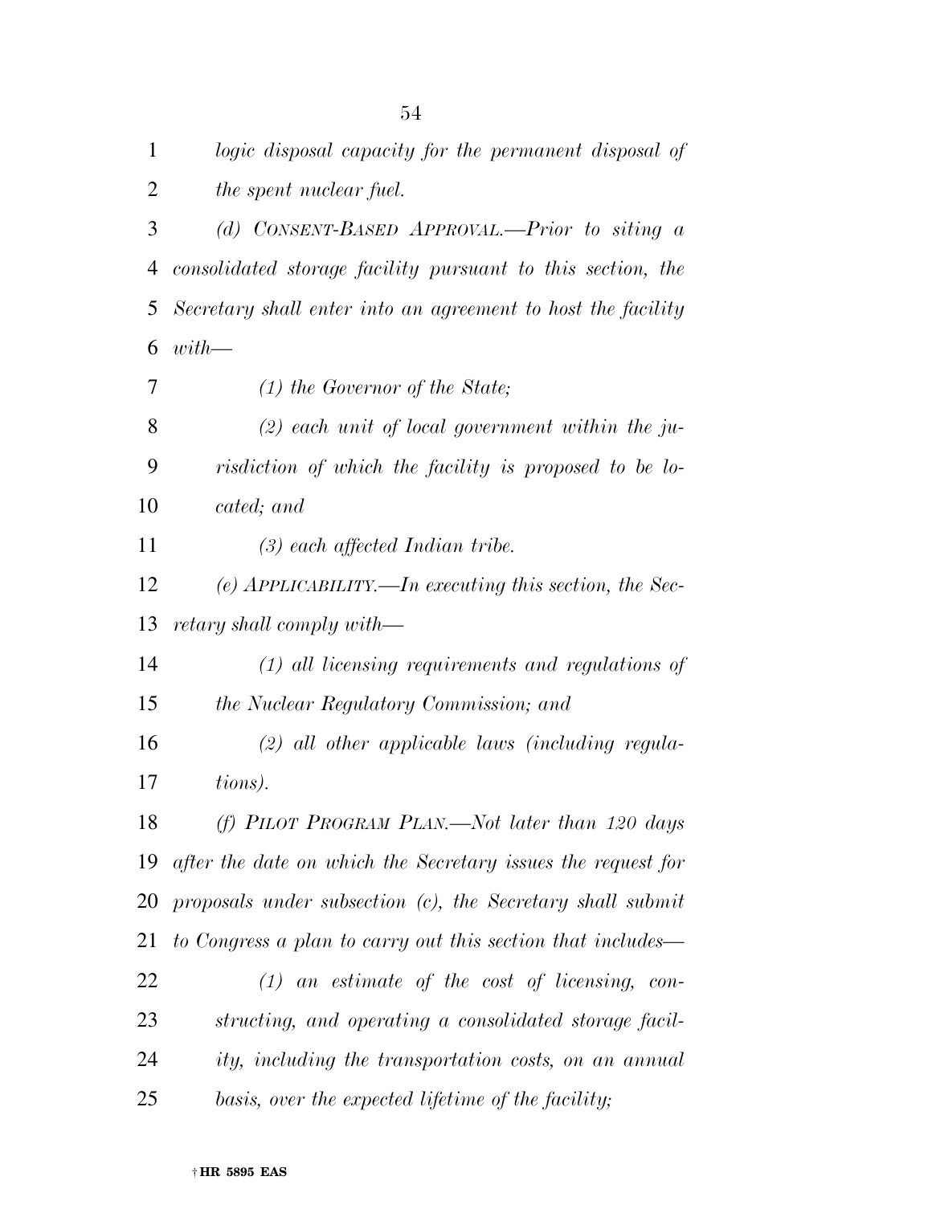*logic disposal capacity for the permanent disposal of the spent nuclear fuel.*

*(d) CONSENT-BASED APPROVAL.—Prior to siting a consolidated storage facility pursuant to this section, the Secretary shall enter into an agreement to host the facility with—*

*(1) the Governor of the State;*

*(2) each unit of local government within the jurisdiction of which the facility is proposed to be located; and*

*(3) each affected Indian tribe.*

*(e) APPLICABILITY.—In executing this section, the Secretary shall comply with—*

*(1) all licensing requirements and regulations of the Nuclear Regulatory Commission; and*

*(2) all other applicable laws (including regulations).*

*(f) PILOT PROGRAM PLAN.—Not later than 120 days after the date on which the Secretary issues the request for proposals under subsection (c), the Secretary shall submit to Congress a plan to carry out this section that includes—*

*(1) an estimate of the cost of licensing, constructing, and operating a consolidated storage facility, including the transportation costs, on an annual basis, over the expected lifetime of the facility;*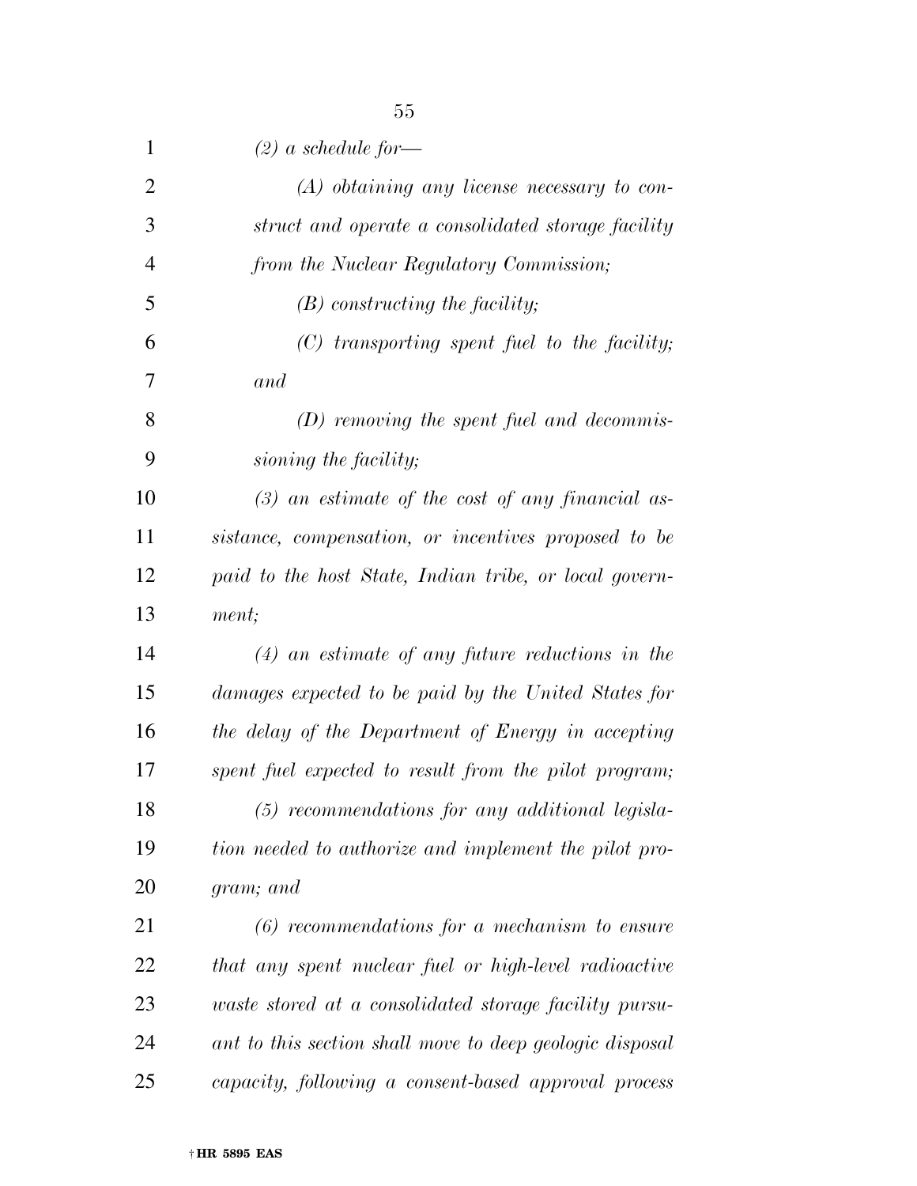*(2) a schedule for—*

*(A) obtaining any license necessary to construct and operate a consolidated storage facility from the Nuclear Regulatory Commission;*

*(B) constructing the facility;*

*(C) transporting spent fuel to the facility; and*

*(D) removing the spent fuel and decommissioning the facility;*

*(3) an estimate of the cost of any financial assistance, compensation, or incentives proposed to be paid to the host State, Indian tribe, or local government;*

*(4) an estimate of any future reductions in the damages expected to be paid by the United States for the delay of the Department of Energy in accepting spent fuel expected to result from the pilot program;*

*(5) recommendations for any additional legislation needed to authorize and implement the pilot program; and*

*(6) recommendations for a mechanism to ensure that any spent nuclear fuel or high-level radioactive waste stored at a consolidated storage facility pursuant to this section shall move to deep geologic disposal capacity, following a consent-based approval process*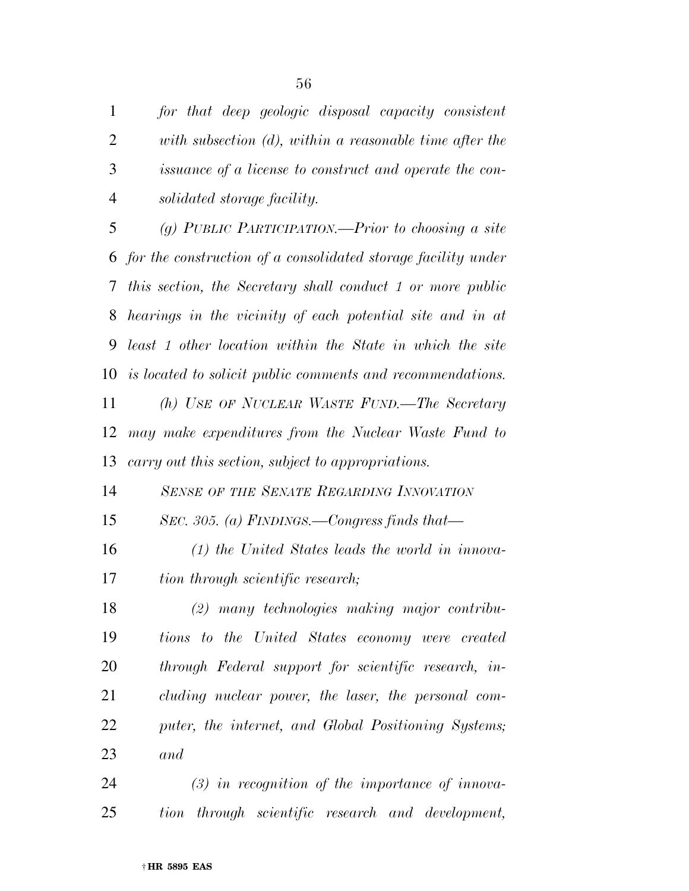*for that deep geologic disposal capacity consistent with subsection (d), within a reasonable time after the issuance of a license to construct and operate the consolidated storage facility.*

*(g) PUBLIC PARTICIPATION.—Prior to choosing a site for the construction of a consolidated storage facility under this section, the Secretary shall conduct 1 or more public hearings in the vicinity of each potential site and in at least 1 other location within the State in which the site is located to solicit public comments and recommendations.*

*(h) USE OF NUCLEAR WASTE FUND.—The Secretary may make expenditures from the Nuclear Waste Fund to carry out this section, subject to appropriations.*

*SENSE OF THE SENATE REGARDING INNOVATION*

*SEC. 305. (a) FINDINGS.—Congress finds that—*

*(1) the United States leads the world in innovation through scientific research;*

*(2) many technologies making major contributions to the United States economy were created through Federal support for scientific research, including nuclear power, the laser, the personal computer, the internet, and Global Positioning Systems; and*

*(3) in recognition of the importance of innovation through scientific research and development,*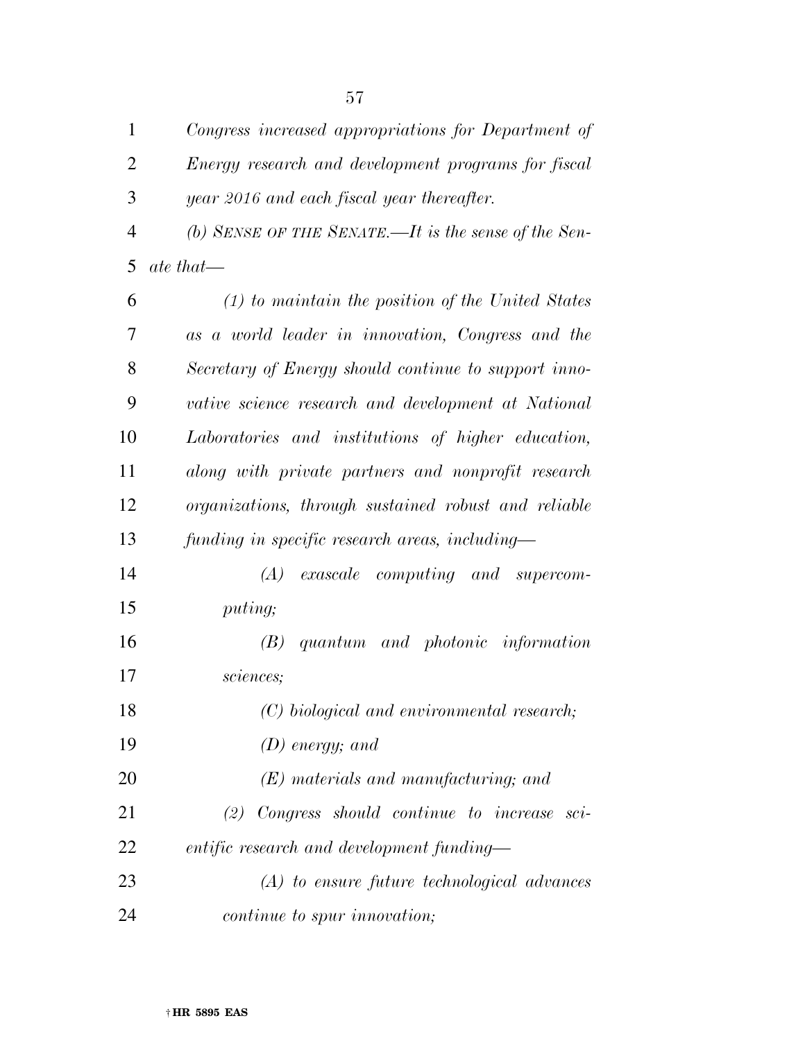*Congress increased appropriations for Department of Energy research and development programs for fiscal year 2016 and each fiscal year thereafter.*

*(b) SENSE OF THE SENATE.—It is the sense of the Senate that—*

*(1) to maintain the position of the United States as a world leader in innovation, Congress and the Secretary of Energy should continue to support innovative science research and development at National Laboratories and institutions of higher education, along with private partners and nonprofit research organizations, through sustained robust and reliable funding in specific research areas, including—*

*(A) exascale computing and supercomputing;*

*(B) quantum and photonic information sciences;*

*(C) biological and environmental research;*

*(D) energy; and*

*(E) materials and manufacturing; and*

*(2) Congress should continue to increase scientific research and development funding—*

*(A) to ensure future technological advances continue to spur innovation;*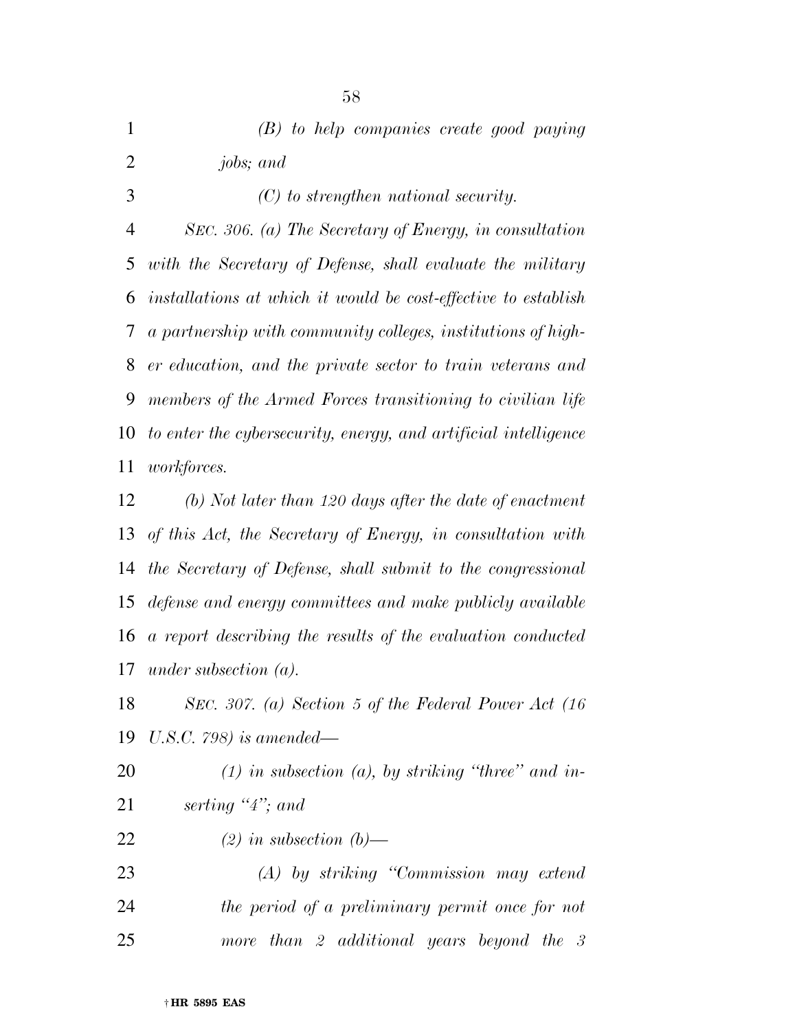*(B) to help companies create good paying jobs; and*

*(C) to strengthen national security.*

*SEC. 306. (a) The Secretary of Energy, in consultation with the Secretary of Defense, shall evaluate the military installations at which it would be cost-effective to establish a partnership with community colleges, institutions of higher education, and the private sector to train veterans and members of the Armed Forces transitioning to civilian life to enter the cybersecurity, energy, and artificial intelligence workforces.*

*(b) Not later than 120 days after the date of enactment of this Act, the Secretary of Energy, in consultation with the Secretary of Defense, shall submit to the congressional defense and energy committees and make publicly available a report describing the results of the evaluation conducted under subsection (a).*

*SEC. 307. (a) Section 5 of the Federal Power Act (16 U.S.C. 798) is amended—*

*(1) in subsection (a), by striking "three" and inserting "4"; and*

*(2) in subsection (b)—*

*(A) by striking "Commission may extend the period of a preliminary permit once for not more than 2 additional years beyond the 3*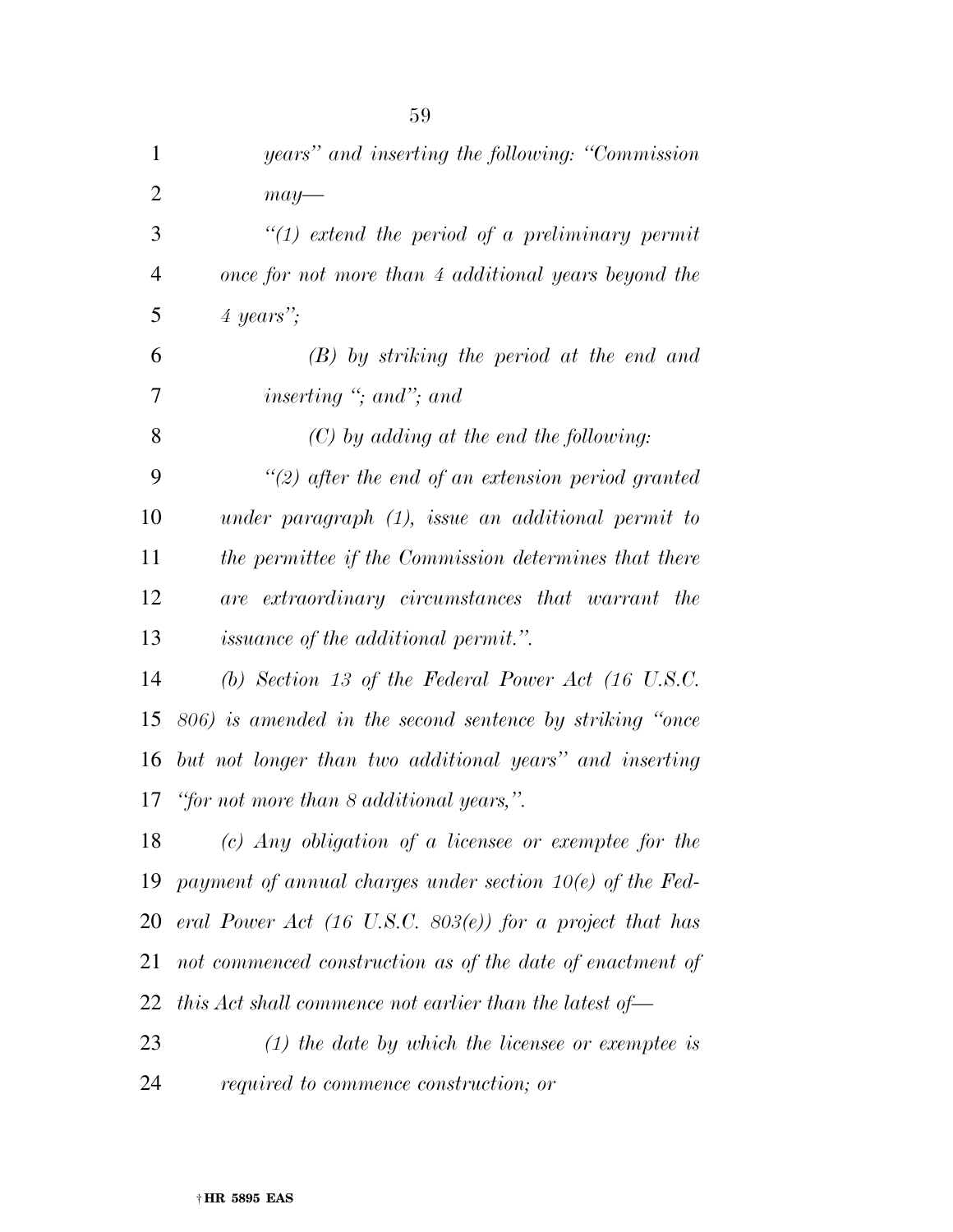*years" and inserting the following: "Commission may—*

*"(1) extend the period of a preliminary permit once for not more than 4 additional years beyond the 4 years";*

*(B) by striking the period at the end and inserting "; and"; and*

*(C) by adding at the end the following:*

*"(2) after the end of an extension period granted under paragraph (1), issue an additional permit to the permittee if the Commission determines that there are extraordinary circumstances that warrant the issuance of the additional permit.".*

*(b) Section 13 of the Federal Power Act (16 U.S.C. 806) is amended in the second sentence by striking "once but not longer than two additional years" and inserting "for not more than 8 additional years,".*

*(c) Any obligation of a licensee or exemptee for the payment of annual charges under section 10(e) of the Federal Power Act (16 U.S.C. 803(e)) for a project that has not commenced construction as of the date of enactment of this Act shall commence not earlier than the latest of—*

*(1) the date by which the licensee or exemptee is required to commence construction; or*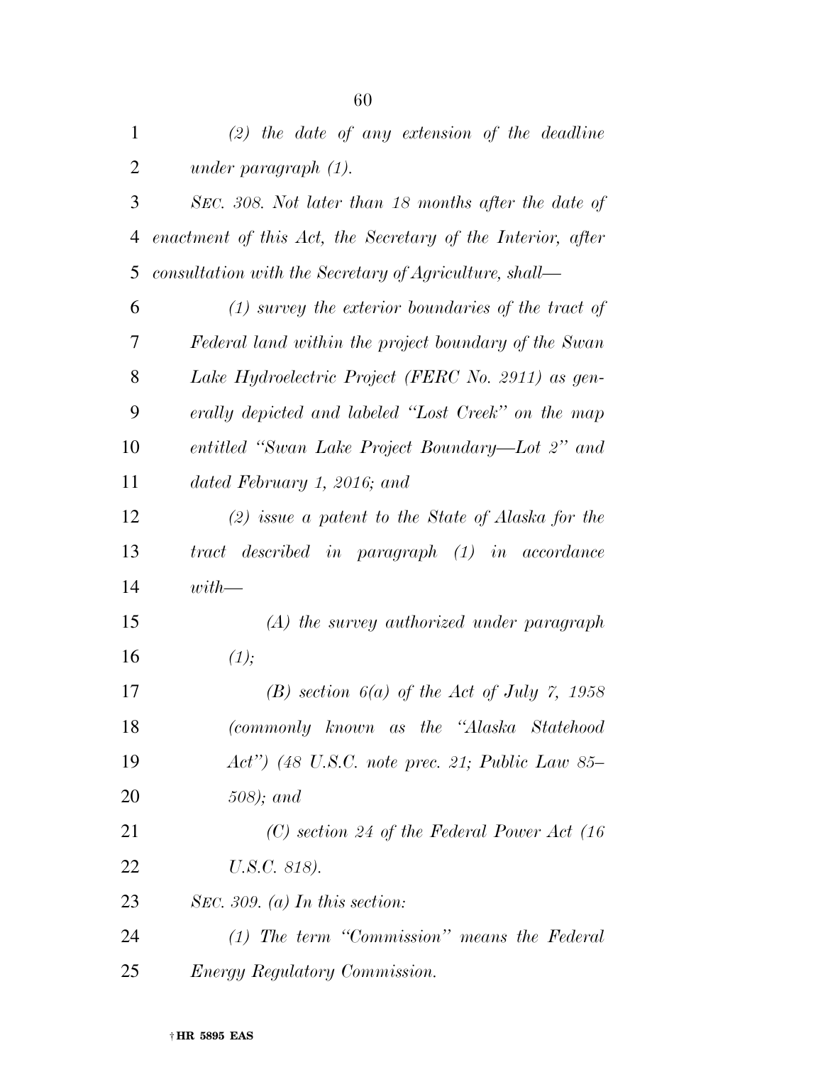*(2) the date of any extension of the deadline under paragraph (1).*

*SEC. 308. Not later than 18 months after the date of enactment of this Act, the Secretary of the Interior, after consultation with the Secretary of Agriculture, shall—*

*(1) survey the exterior boundaries of the tract of Federal land within the project boundary of the Swan Lake Hydroelectric Project (FERC No. 2911) as generally depicted and labeled "Lost Creek" on the map entitled "Swan Lake Project Boundary—Lot 2" and dated February 1, 2016; and*

*(2) issue a patent to the State of Alaska for the tract described in paragraph (1) in accordance with—*

*(A) the survey authorized under paragraph (1);*

*(B) section 6(a) of the Act of July 7, 1958 (commonly known as the "Alaska Statehood Act") (48 U.S.C. note prec. 21; Public Law 85–508); and*

*(C) section 24 of the Federal Power Act (16 U.S.C. 818).*

*SEC. 309. (a) In this section:*

*(1) The term "Commission" means the Federal Energy Regulatory Commission.*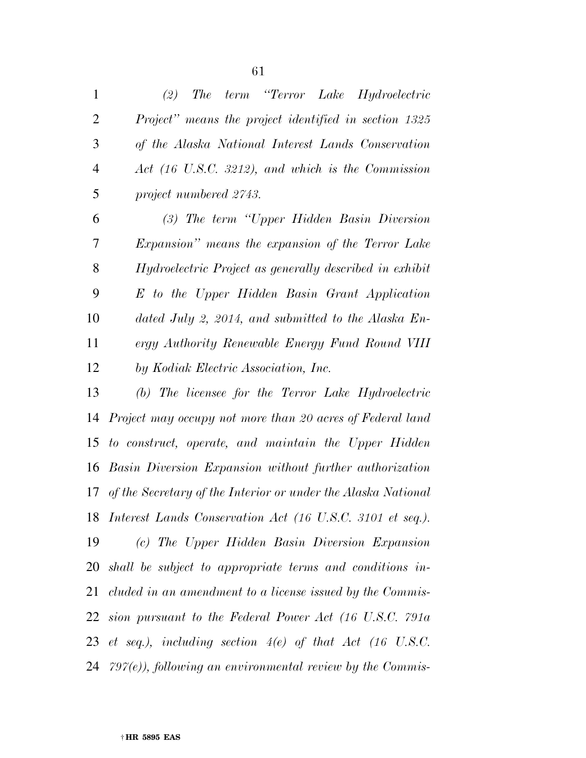*(2) The term "Terror Lake Hydroelectric Project" means the project identified in section 1325 of the Alaska National Interest Lands Conservation Act (16 U.S.C. 3212), and which is the Commission project numbered 2743.*

*(3) The term "Upper Hidden Basin Diversion Expansion" means the expansion of the Terror Lake Hydroelectric Project as generally described in exhibit E to the Upper Hidden Basin Grant Application dated July 2, 2014, and submitted to the Alaska Energy Authority Renewable Energy Fund Round VIII by Kodiak Electric Association, Inc.*

*(b) The licensee for the Terror Lake Hydroelectric Project may occupy not more than 20 acres of Federal land to construct, operate, and maintain the Upper Hidden Basin Diversion Expansion without further authorization of the Secretary of the Interior or under the Alaska National Interest Lands Conservation Act (16 U.S.C. 3101 et seq.).*

*(c) The Upper Hidden Basin Diversion Expansion shall be subject to appropriate terms and conditions included in an amendment to a license issued by the Commission pursuant to the Federal Power Act (16 U.S.C. 791a et seq.), including section 4(e) of that Act (16 U.S.C. 797(e)), following an environmental review by the Commis-*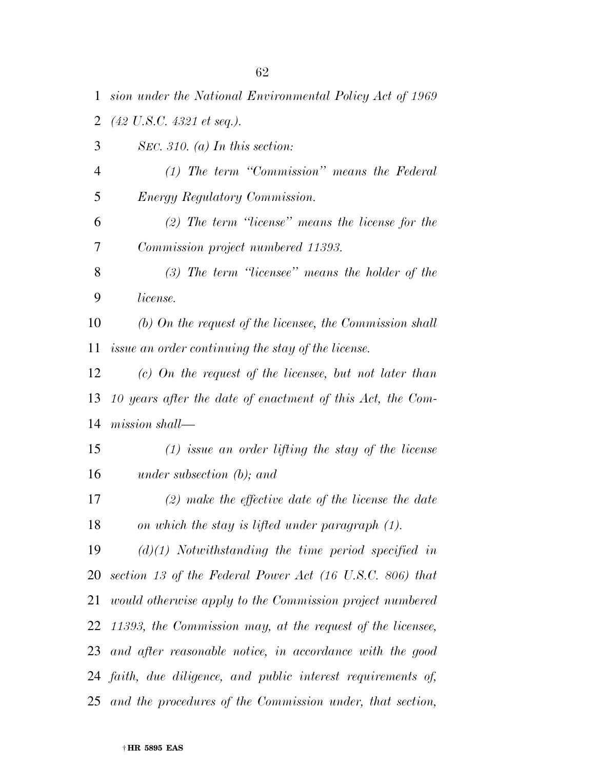*sion under the National Environmental Policy Act of 1969 (42 U.S.C. 4321 et seq.).*

*SEC. 310. (a) In this section:*

*(1) The term "Commission" means the Federal Energy Regulatory Commission.*

*(2) The term "license" means the license for the Commission project numbered 11393.*

*(3) The term "licensee" means the holder of the license.*

*(b) On the request of the licensee, the Commission shall issue an order continuing the stay of the license.*

*(c) On the request of the licensee, but not later than 10 years after the date of enactment of this Act, the Commission shall—*

*(1) issue an order lifting the stay of the license under subsection (b); and*

*(2) make the effective date of the license the date on which the stay is lifted under paragraph (1).*

*(d)(1) Notwithstanding the time period specified in section 13 of the Federal Power Act (16 U.S.C. 806) that would otherwise apply to the Commission project numbered 11393, the Commission may, at the request of the licensee, and after reasonable notice, in accordance with the good faith, due diligence, and public interest requirements of, and the procedures of the Commission under, that section,*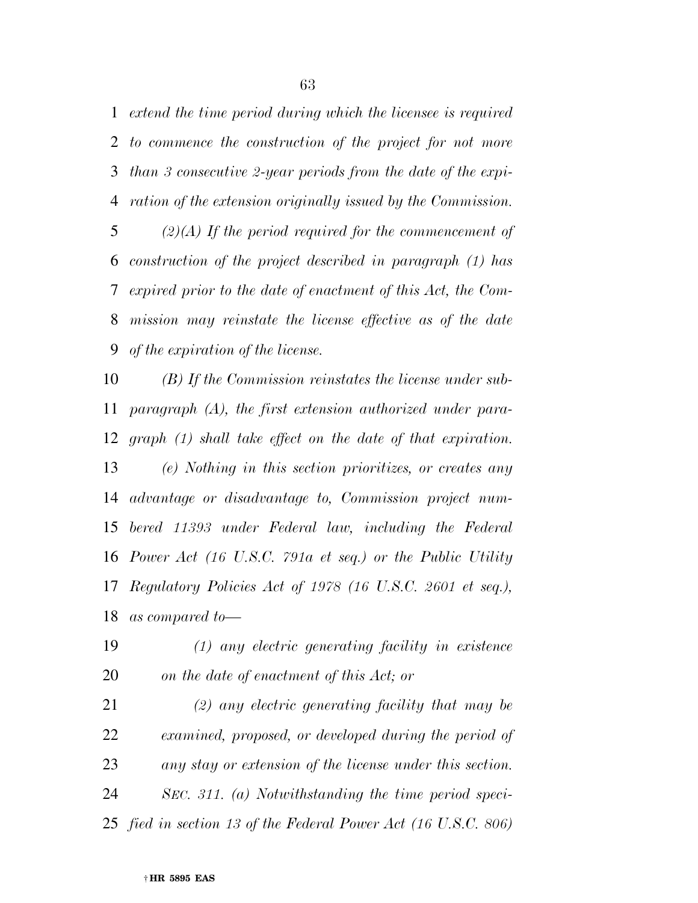*extend the time period during which the licensee is required to commence the construction of the project for not more than 3 consecutive 2-year periods from the date of the expiration of the extension originally issued by the Commission.*

*(2)(A) If the period required for the commencement of construction of the project described in paragraph (1) has expired prior to the date of enactment of this Act, the Commission may reinstate the license effective as of the date of the expiration of the license.*

*(B) If the Commission reinstates the license under subparagraph (A), the first extension authorized under paragraph (1) shall take effect on the date of that expiration.*

*(e) Nothing in this section prioritizes, or creates any advantage or disadvantage to, Commission project numbered 11393 under Federal law, including the Federal Power Act (16 U.S.C. 791a et seq.) or the Public Utility Regulatory Policies Act of 1978 (16 U.S.C. 2601 et seq.), as compared to—*

*(1) any electric generating facility in existence on the date of enactment of this Act; or*

*(2) any electric generating facility that may be examined, proposed, or developed during the period of any stay or extension of the license under this section.*

*SEC. 311. (a) Notwithstanding the time period specified in section 13 of the Federal Power Act (16 U.S.C. 806)*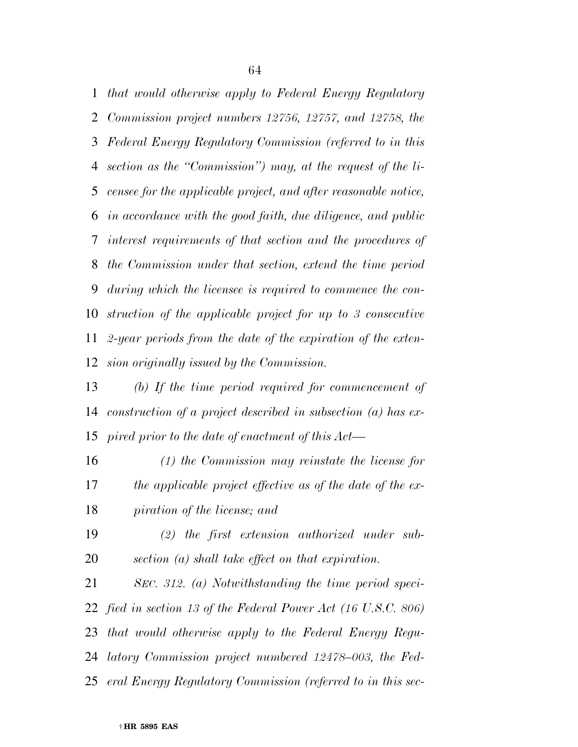*that would otherwise apply to Federal Energy Regulatory Commission project numbers 12756, 12757, and 12758, the Federal Energy Regulatory Commission (referred to in this section as the "Commission") may, at the request of the licensee for the applicable project, and after reasonable notice, in accordance with the good faith, due diligence, and public interest requirements of that section and the procedures of the Commission under that section, extend the time period during which the licensee is required to commence the construction of the applicable project for up to 3 consecutive 2-year periods from the date of the expiration of the extension originally issued by the Commission.*

*(b) If the time period required for commencement of construction of a project described in subsection (a) has expired prior to the date of enactment of this Act—*

*(1) the Commission may reinstate the license for the applicable project effective as of the date of the expiration of the license; and*

*(2) the first extension authorized under subsection (a) shall take effect on that expiration.*

*SEC. 312. (a) Notwithstanding the time period specified in section 13 of the Federal Power Act (16 U.S.C. 806) that would otherwise apply to the Federal Energy Regulatory Commission project numbered 12478–003, the Federal Energy Regulatory Commission (referred to in this sec-*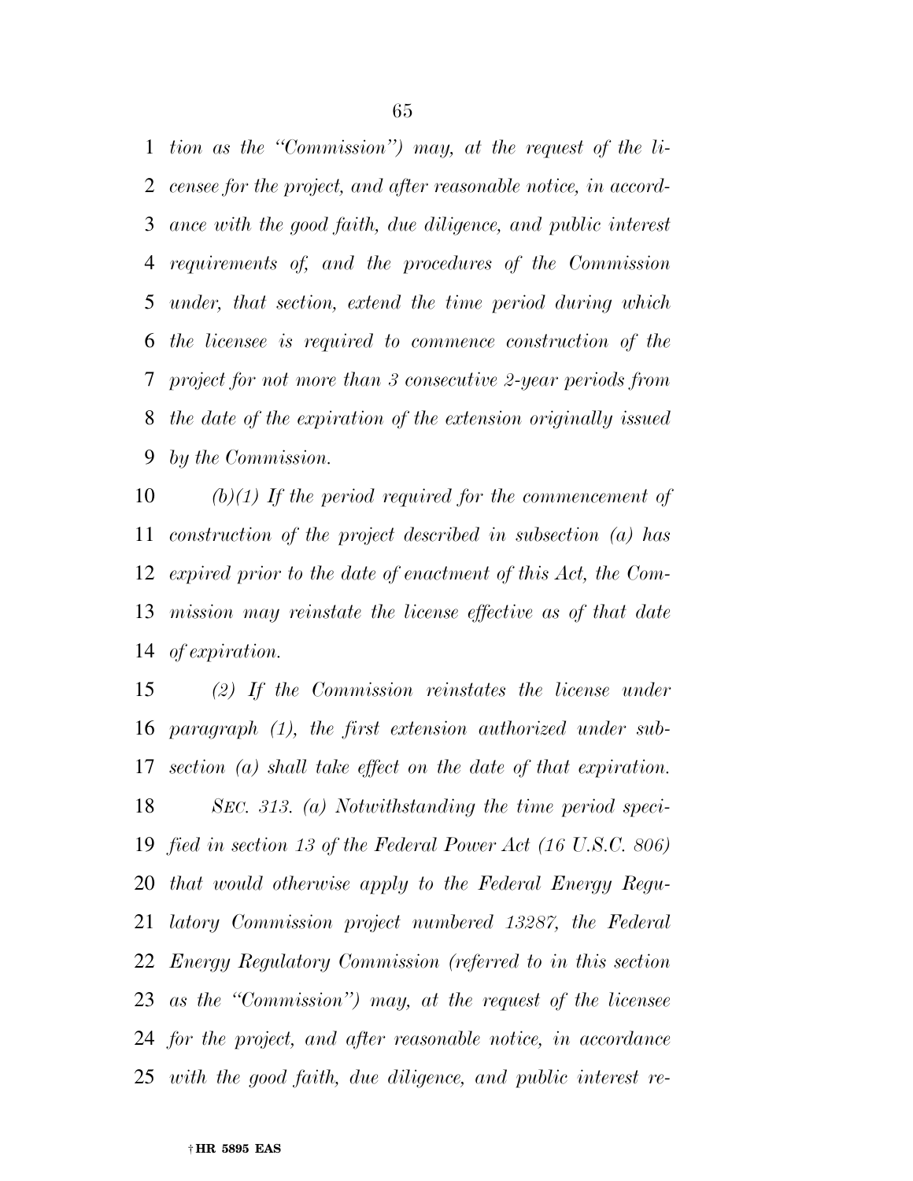*tion as the "Commission") may, at the request of the licensee for the project, and after reasonable notice, in accordance with the good faith, due diligence, and public interest requirements of, and the procedures of the Commission under, that section, extend the time period during which the licensee is required to commence construction of the project for not more than 3 consecutive 2-year periods from the date of the expiration of the extension originally issued by the Commission.*

*(b)(1) If the period required for the commencement of construction of the project described in subsection (a) has expired prior to the date of enactment of this Act, the Commission may reinstate the license effective as of that date of expiration.*

*(2) If the Commission reinstates the license under paragraph (1), the first extension authorized under subsection (a) shall take effect on the date of that expiration.*

*SEC. 313. (a) Notwithstanding the time period specified in section 13 of the Federal Power Act (16 U.S.C. 806) that would otherwise apply to the Federal Energy Regulatory Commission project numbered 13287, the Federal Energy Regulatory Commission (referred to in this section as the "Commission") may, at the request of the licensee for the project, and after reasonable notice, in accordance with the good faith, due diligence, and public interest re-*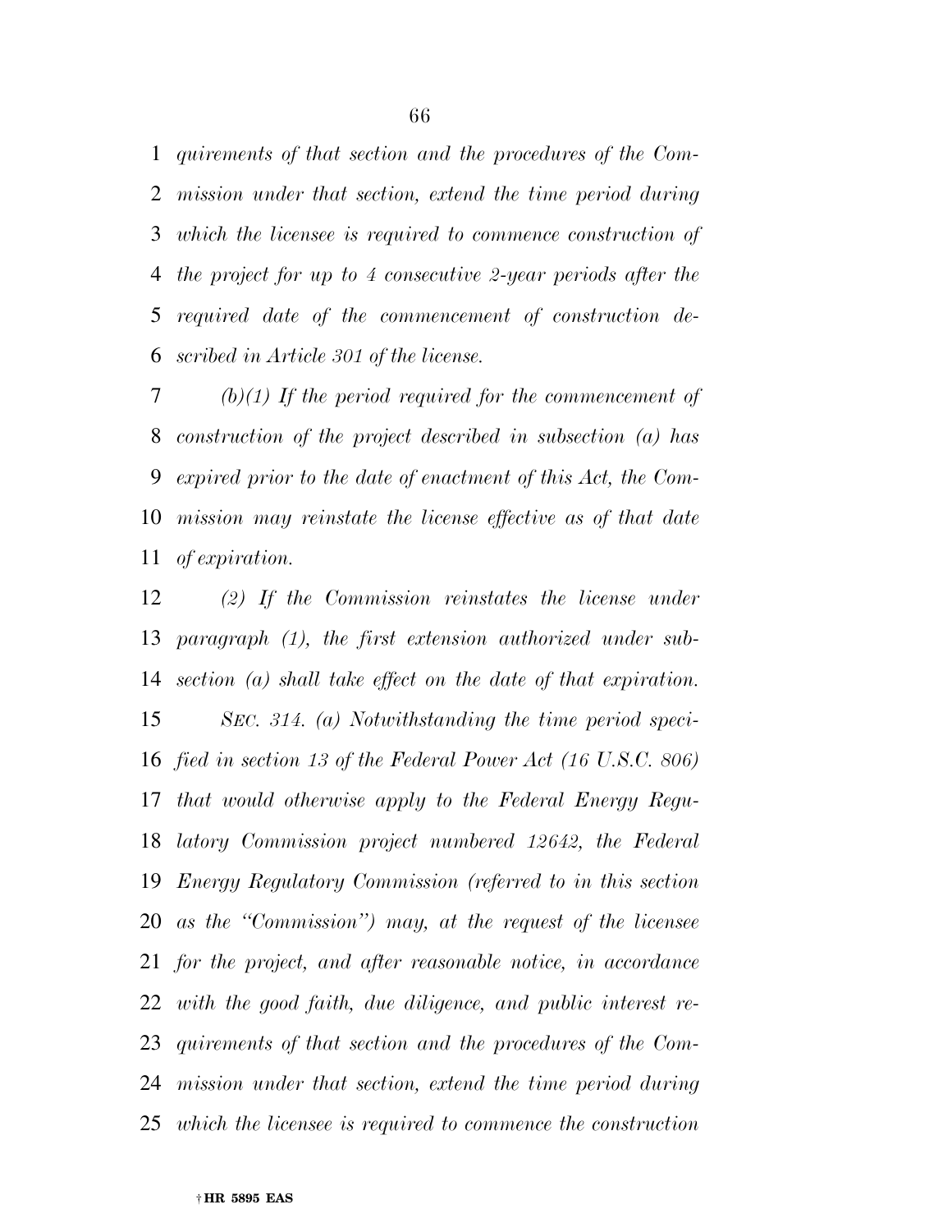*quirements of that section and the procedures of the Commission under that section, extend the time period during which the licensee is required to commence construction of the project for up to 4 consecutive 2-year periods after the required date of the commencement of construction described in Article 301 of the license.*

*(b)(1) If the period required for the commencement of construction of the project described in subsection (a) has expired prior to the date of enactment of this Act, the Commission may reinstate the license effective as of that date of expiration.*

*(2) If the Commission reinstates the license under paragraph (1), the first extension authorized under subsection (a) shall take effect on the date of that expiration.*

*SEC. 314. (a) Notwithstanding the time period specified in section 13 of the Federal Power Act (16 U.S.C. 806) that would otherwise apply to the Federal Energy Regulatory Commission project numbered 12642, the Federal Energy Regulatory Commission (referred to in this section as the "Commission") may, at the request of the licensee for the project, and after reasonable notice, in accordance with the good faith, due diligence, and public interest requirements of that section and the procedures of the Commission under that section, extend the time period during which the licensee is required to commence the construction*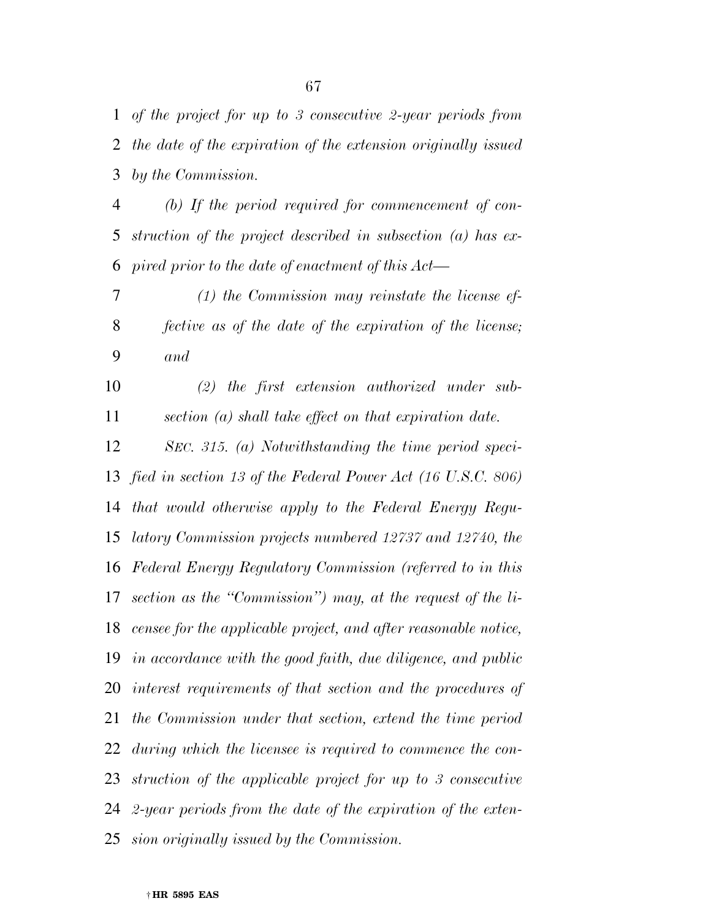*of the project for up to 3 consecutive 2-year periods from the date of the expiration of the extension originally issued by the Commission.*

*(b) If the period required for commencement of construction of the project described in subsection (a) has expired prior to the date of enactment of this Act—*

*(1) the Commission may reinstate the license effective as of the date of the expiration of the license; and*

*(2) the first extension authorized under subsection (a) shall take effect on that expiration date.*

*SEC. 315. (a) Notwithstanding the time period specified in section 13 of the Federal Power Act (16 U.S.C. 806) that would otherwise apply to the Federal Energy Regulatory Commission projects numbered 12737 and 12740, the Federal Energy Regulatory Commission (referred to in this section as the "Commission") may, at the request of the licensee for the applicable project, and after reasonable notice, in accordance with the good faith, due diligence, and public interest requirements of that section and the procedures of the Commission under that section, extend the time period during which the licensee is required to commence the construction of the applicable project for up to 3 consecutive 2-year periods from the date of the expiration of the extension originally issued by the Commission.*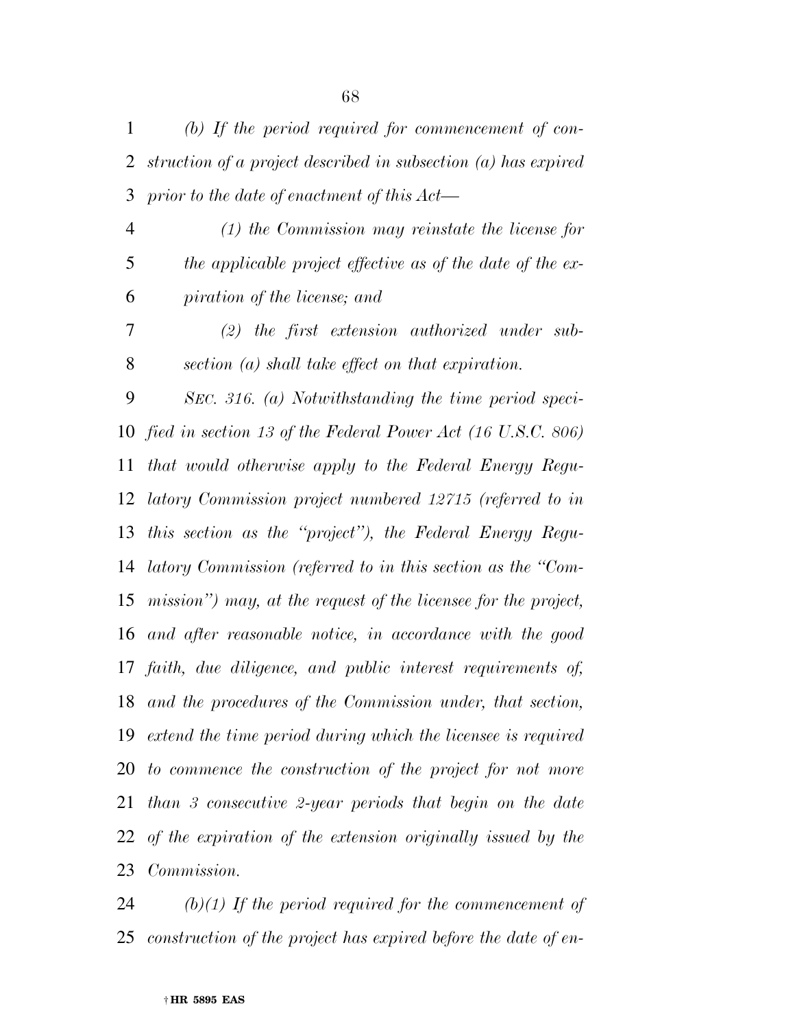*(b) If the period required for commencement of construction of a project described in subsection (a) has expired prior to the date of enactment of this Act—*

*(1) the Commission may reinstate the license for the applicable project effective as of the date of the expiration of the license; and*

*(2) the first extension authorized under subsection (a) shall take effect on that expiration.*

*SEC. 316. (a) Notwithstanding the time period specified in section 13 of the Federal Power Act (16 U.S.C. 806) that would otherwise apply to the Federal Energy Regulatory Commission project numbered 12715 (referred to in this section as the ''project''), the Federal Energy Regulatory Commission (referred to in this section as the ''Commission'') may, at the request of the licensee for the project, and after reasonable notice, in accordance with the good faith, due diligence, and public interest requirements of, and the procedures of the Commission under, that section, extend the time period during which the licensee is required to commence the construction of the project for not more than 3 consecutive 2-year periods that begin on the date of the expiration of the extension originally issued by the Commission.*

*(b)(1) If the period required for the commencement of construction of the project has expired before the date of en-*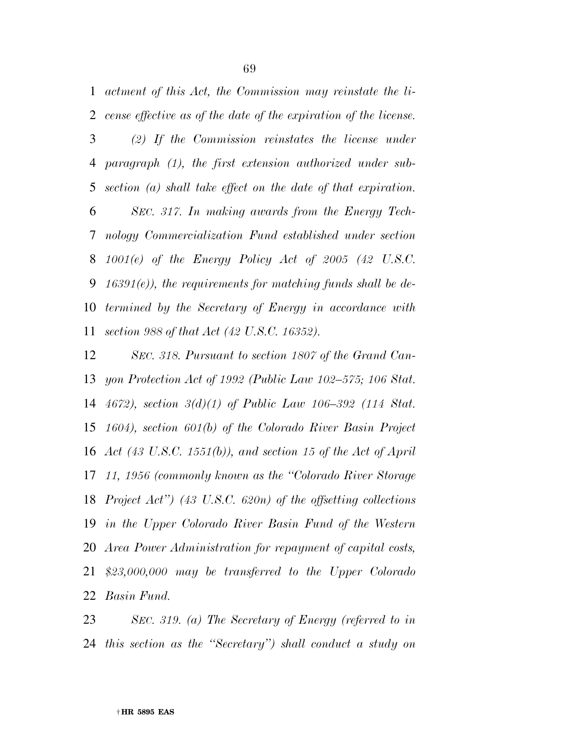*actment of this Act, the Commission may reinstate the license effective as of the date of the expiration of the license.*

*(2) If the Commission reinstates the license under paragraph (1), the first extension authorized under subsection (a) shall take effect on the date of that expiration.*

*SEC. 317. In making awards from the Energy Technology Commercialization Fund established under section 1001(e) of the Energy Policy Act of 2005 (42 U.S.C. 16391(e)), the requirements for matching funds shall be determined by the Secretary of Energy in accordance with section 988 of that Act (42 U.S.C. 16352).*

*SEC. 318. Pursuant to section 1807 of the Grand Canyon Protection Act of 1992 (Public Law 102–575; 106 Stat. 4672), section 3(d)(1) of Public Law 106–392 (114 Stat. 1604), section 601(b) of the Colorado River Basin Project Act (43 U.S.C. 1551(b)), and section 15 of the Act of April 11, 1956 (commonly known as the ''Colorado River Storage Project Act'') (43 U.S.C. 620n) of the offsetting collections in the Upper Colorado River Basin Fund of the Western Area Power Administration for repayment of capital costs, $23,000,000 may be transferred to the Upper Colorado Basin Fund.*

*SEC. 319. (a) The Secretary of Energy (referred to in this section as the ''Secretary'') shall conduct a study on*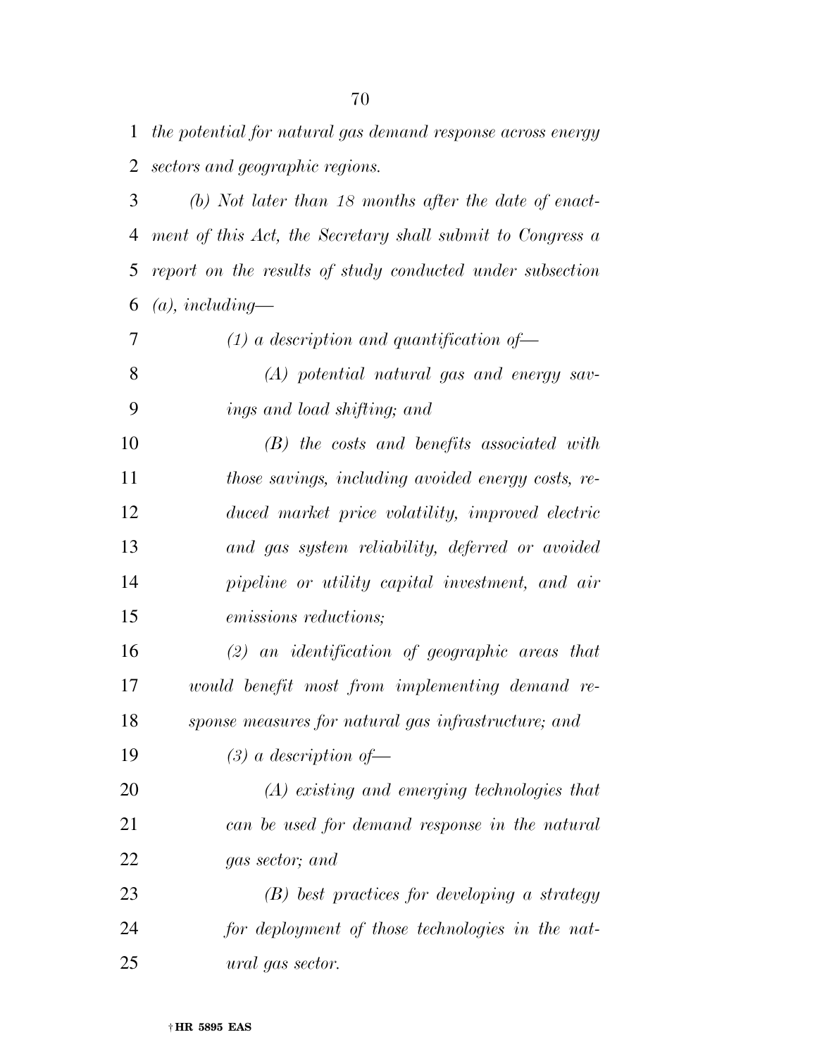*the potential for natural gas demand response across energy sectors and geographic regions.*

*(b) Not later than 18 months after the date of enactment of this Act, the Secretary shall submit to Congress a report on the results of study conducted under subsection (a), including—*

*(1) a description and quantification of—*

*(A) potential natural gas and energy savings and load shifting; and*

*(B) the costs and benefits associated with those savings, including avoided energy costs, reduced market price volatility, improved electric and gas system reliability, deferred or avoided pipeline or utility capital investment, and air emissions reductions;*

*(2) an identification of geographic areas that would benefit most from implementing demand response measures for natural gas infrastructure; and*

*(3) a description of—*

*(A) existing and emerging technologies that can be used for demand response in the natural gas sector; and*

*(B) best practices for developing a strategy for deployment of those technologies in the natural gas sector.*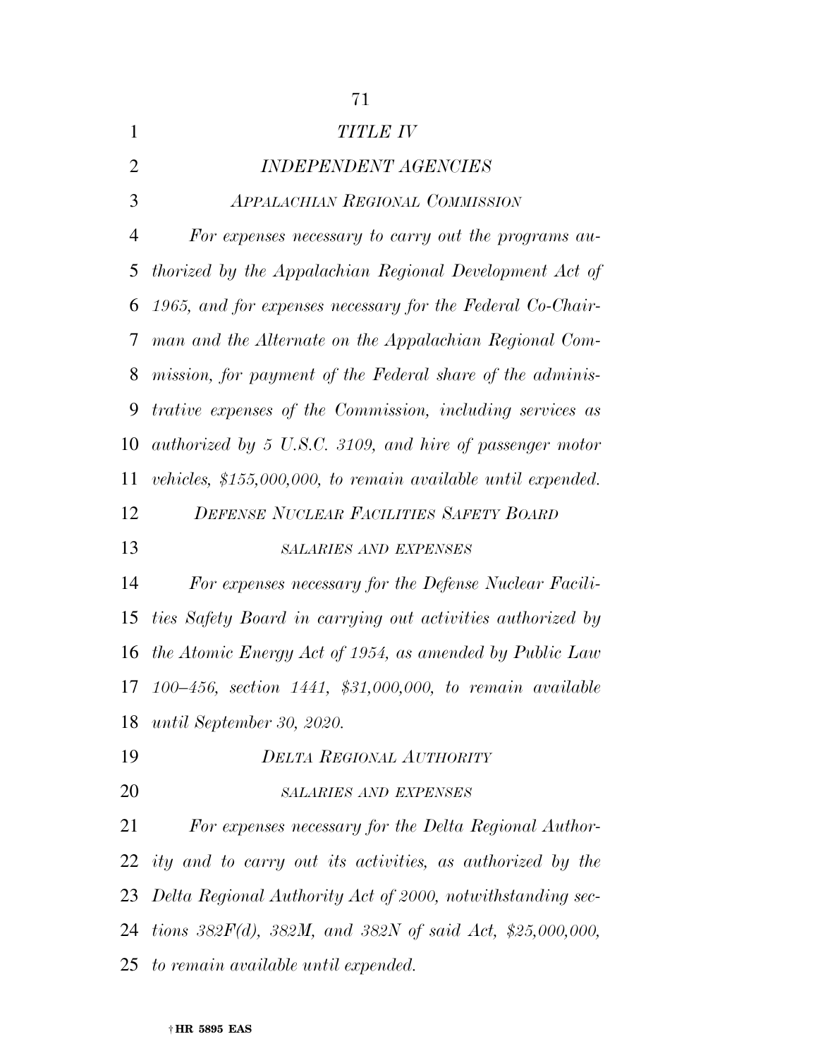# *TITLE IV*

## *INDEPENDENT AGENCIES*

### *APPALACHIAN REGIONAL COMMISSION*

*For expenses necessary to carry out the programs authorized by the Appalachian Regional Development Act of 1965, and for expenses necessary for the Federal Co-Chairman and the Alternate on the Appalachian Regional Commission, for payment of the Federal share of the administrative expenses of the Commission, including services as authorized by 5 U.S.C. 3109, and hire of passenger motor vehicles, $155,000,000, to remain available until expended.*

### *DEFENSE NUCLEAR FACILITIES SAFETY BOARD*

#### *SALARIES AND EXPENSES*

*For expenses necessary for the Defense Nuclear Facilities Safety Board in carrying out activities authorized by the Atomic Energy Act of 1954, as amended by Public Law 100–456, section 1441, $31,000,000, to remain available until September 30, 2020.*

### *DELTA REGIONAL AUTHORITY*

#### *SALARIES AND EXPENSES*

*For expenses necessary for the Delta Regional Authority and to carry out its activities, as authorized by the Delta Regional Authority Act of 2000, notwithstanding sections 382F(d), 382M, and 382N of said Act, $25,000,000, to remain available until expended.*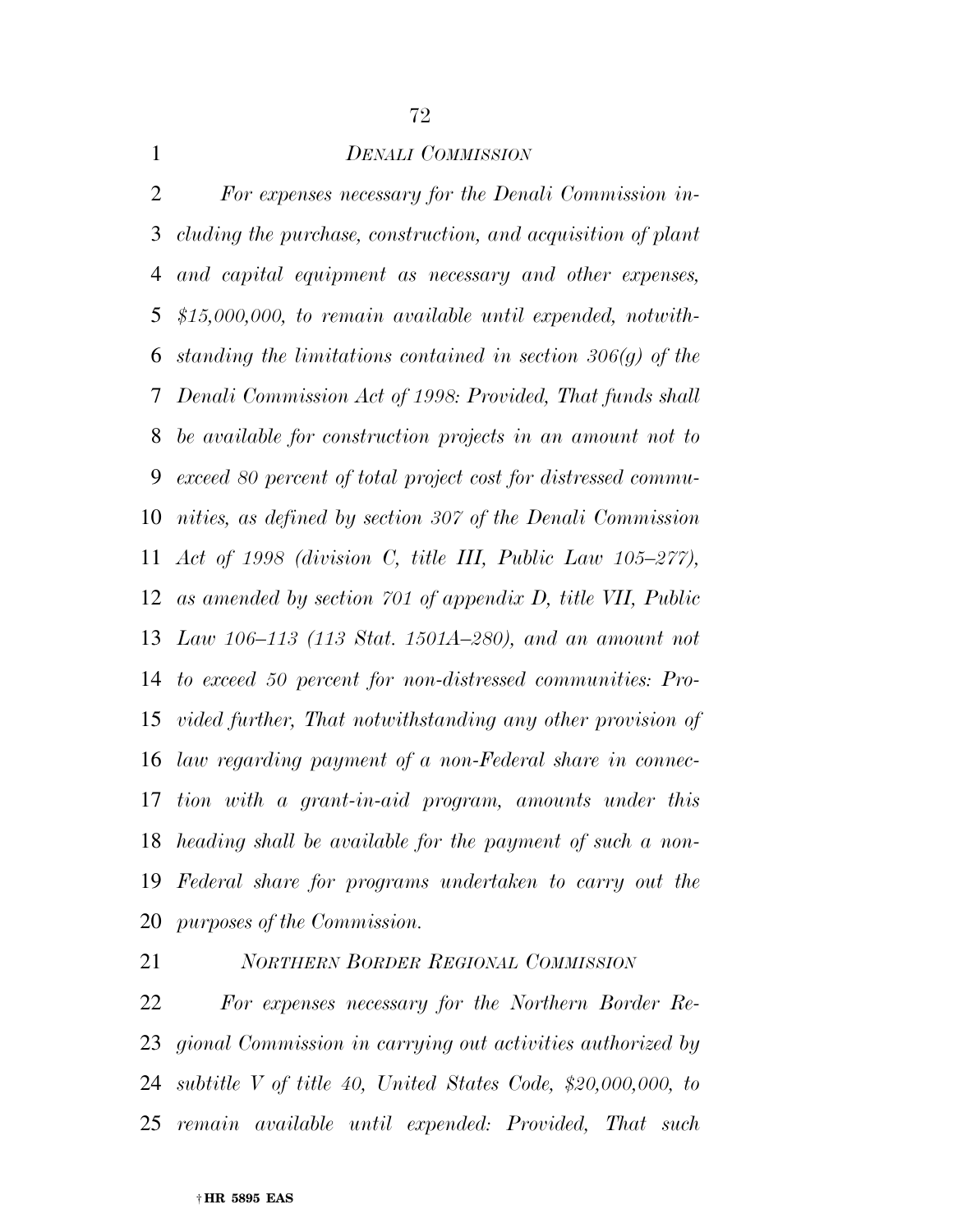*DENALI COMMISSION*

*For expenses necessary for the Denali Commission including the purchase, construction, and acquisition of plant and capital equipment as necessary and other expenses, $15,000,000, to remain available until expended, notwithstanding the limitations contained in section 306(g) of the Denali Commission Act of 1998: Provided, That funds shall be available for construction projects in an amount not to exceed 80 percent of total project cost for distressed communities, as defined by section 307 of the Denali Commission Act of 1998 (division C, title III, Public Law 105–277), as amended by section 701 of appendix D, title VII, Public Law 106–113 (113 Stat. 1501A–280), and an amount not to exceed 50 percent for non-distressed communities: Provided further, That notwithstanding any other provision of law regarding payment of a non-Federal share in connection with a grant-in-aid program, amounts under this heading shall be available for the payment of such a non-Federal share for programs undertaken to carry out the purposes of the Commission.*

*NORTHERN BORDER REGIONAL COMMISSION*

*For expenses necessary for the Northern Border Regional Commission in carrying out activities authorized by subtitle V of title 40, United States Code, $20,000,000, to remain available until expended: Provided, That such*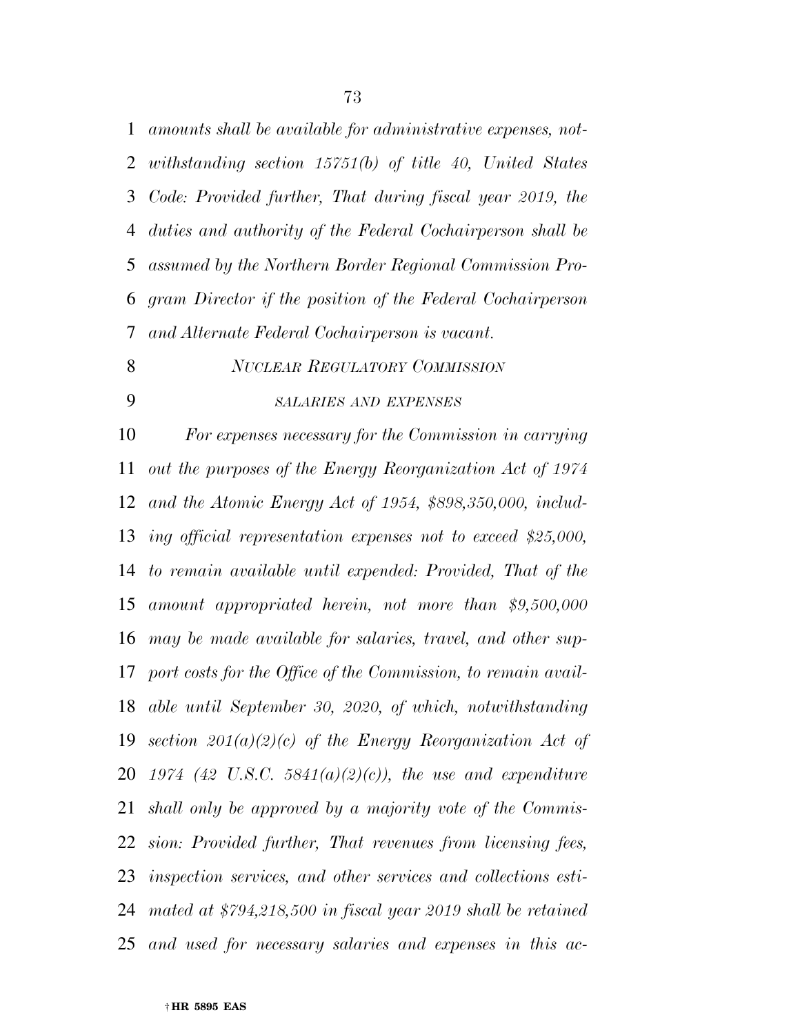*amounts shall be available for administrative expenses, notwithstanding section 15751(b) of title 40, United States Code: Provided further, That during fiscal year 2019, the duties and authority of the Federal Cochairperson shall be assumed by the Northern Border Regional Commission Program Director if the position of the Federal Cochairperson and Alternate Federal Cochairperson is vacant.*

*NUCLEAR REGULATORY COMMISSION*

*SALARIES AND EXPENSES*

*For expenses necessary for the Commission in carrying out the purposes of the Energy Reorganization Act of 1974 and the Atomic Energy Act of 1954, $898,350,000, including official representation expenses not to exceed $25,000, to remain available until expended: Provided, That of the amount appropriated herein, not more than $9,500,000 may be made available for salaries, travel, and other support costs for the Office of the Commission, to remain available until September 30, 2020, of which, notwithstanding section 201(a)(2)(c) of the Energy Reorganization Act of 1974 (42 U.S.C. 5841(a)(2)(c)), the use and expenditure shall only be approved by a majority vote of the Commission: Provided further, That revenues from licensing fees, inspection services, and other services and collections estimated at $794,218,500 in fiscal year 2019 shall be retained and used for necessary salaries and expenses in this ac-*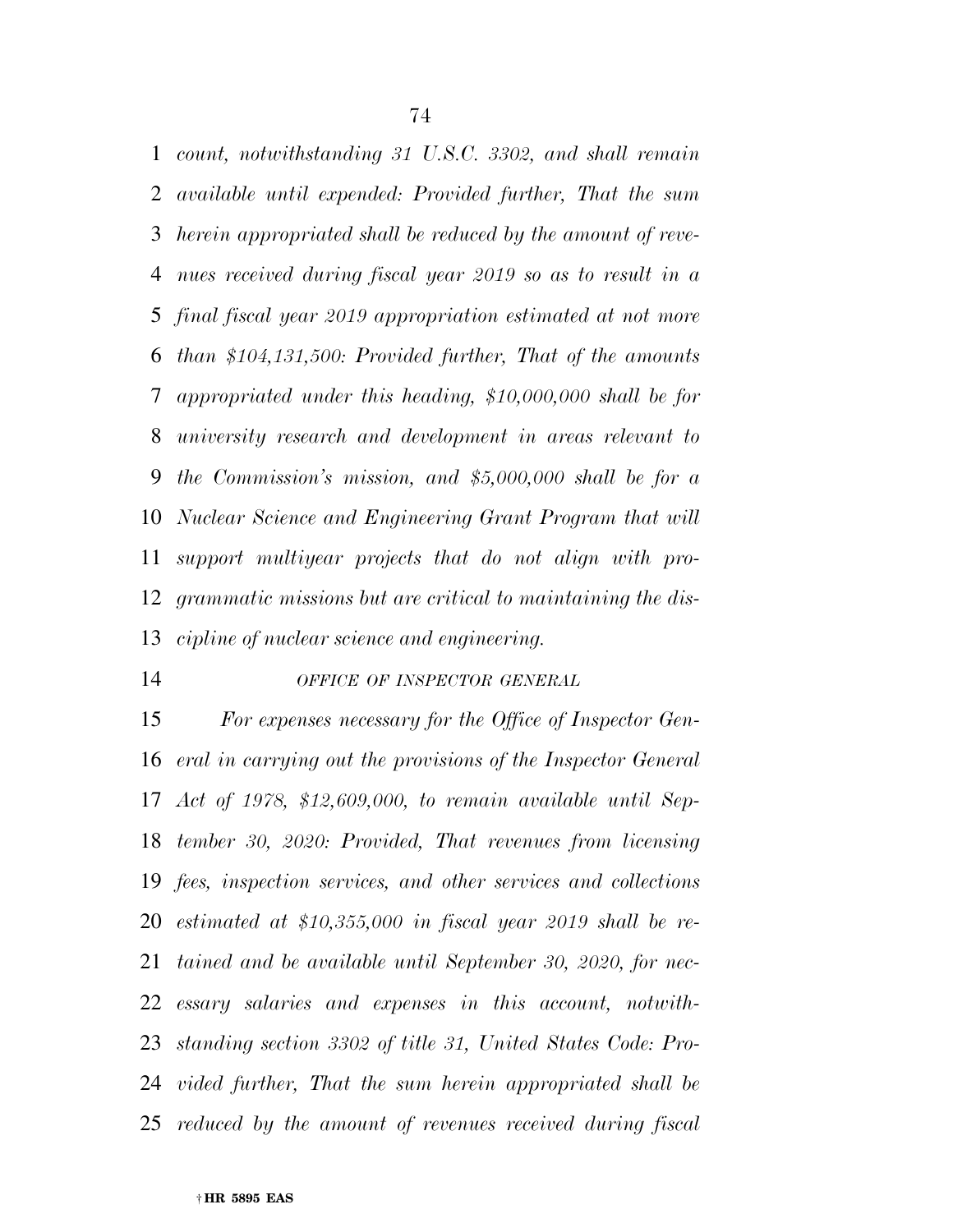*count, notwithstanding 31 U.S.C. 3302, and shall remain available until expended: Provided further, That the sum herein appropriated shall be reduced by the amount of revenues received during fiscal year 2019 so as to result in a final fiscal year 2019 appropriation estimated at not more than $104,131,500: Provided further, That of the amounts appropriated under this heading, $10,000,000 shall be for university research and development in areas relevant to the Commission's mission, and $5,000,000 shall be for a Nuclear Science and Engineering Grant Program that will support multiyear projects that do not align with programmatic missions but are critical to maintaining the discipline of nuclear science and engineering.*

*OFFICE OF INSPECTOR GENERAL*

*For expenses necessary for the Office of Inspector General in carrying out the provisions of the Inspector General Act of 1978, $12,609,000, to remain available until September 30, 2020: Provided, That revenues from licensing fees, inspection services, and other services and collections estimated at $10,355,000 in fiscal year 2019 shall be retained and be available until September 30, 2020, for necessary salaries and expenses in this account, notwithstanding section 3302 of title 31, United States Code: Provided further, That the sum herein appropriated shall be reduced by the amount of revenues received during fiscal*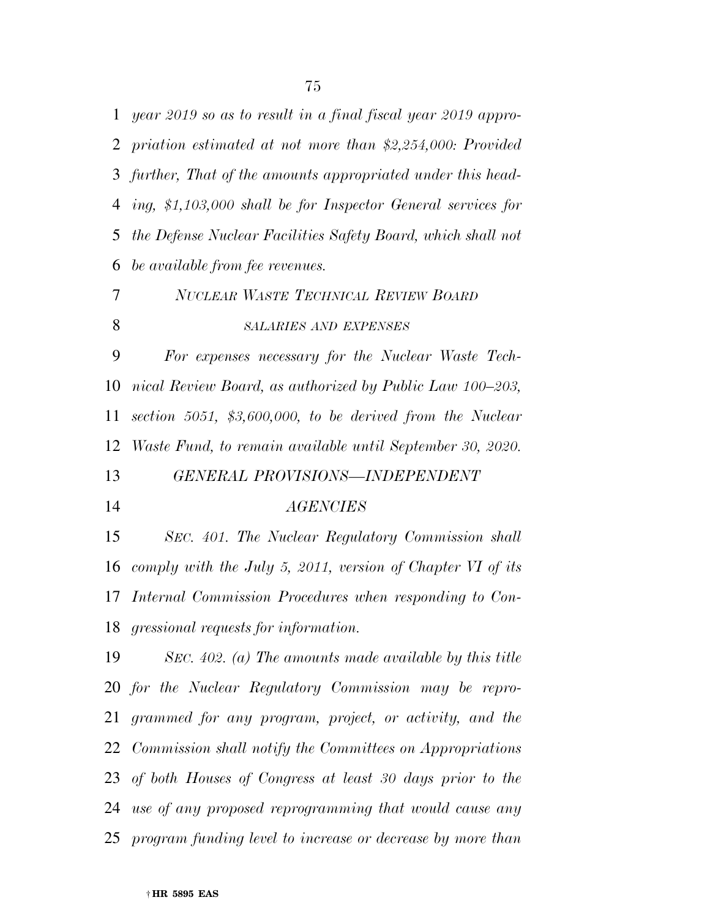*year 2019 so as to result in a final fiscal year 2019 appropriation estimated at not more than $2,254,000: Provided further, That of the amounts appropriated under this heading, $1,103,000 shall be for Inspector General services for the Defense Nuclear Facilities Safety Board, which shall not be available from fee revenues.*

### *NUCLEAR WASTE TECHNICAL REVIEW BOARD*

#### *SALARIES AND EXPENSES*

*For expenses necessary for the Nuclear Waste Technical Review Board, as authorized by Public Law 100–203, section 5051, $3,600,000, to be derived from the Nuclear Waste Fund, to remain available until September 30, 2020.*

### *GENERAL PROVISIONS—INDEPENDENT AGENCIES*

*SEC. 401. The Nuclear Regulatory Commission shall comply with the July 5, 2011, version of Chapter VI of its Internal Commission Procedures when responding to Congressional requests for information.*

*SEC. 402. (a) The amounts made available by this title for the Nuclear Regulatory Commission may be reprogrammed for any program, project, or activity, and the Commission shall notify the Committees on Appropriations of both Houses of Congress at least 30 days prior to the use of any proposed reprogramming that would cause any program funding level to increase or decrease by more than*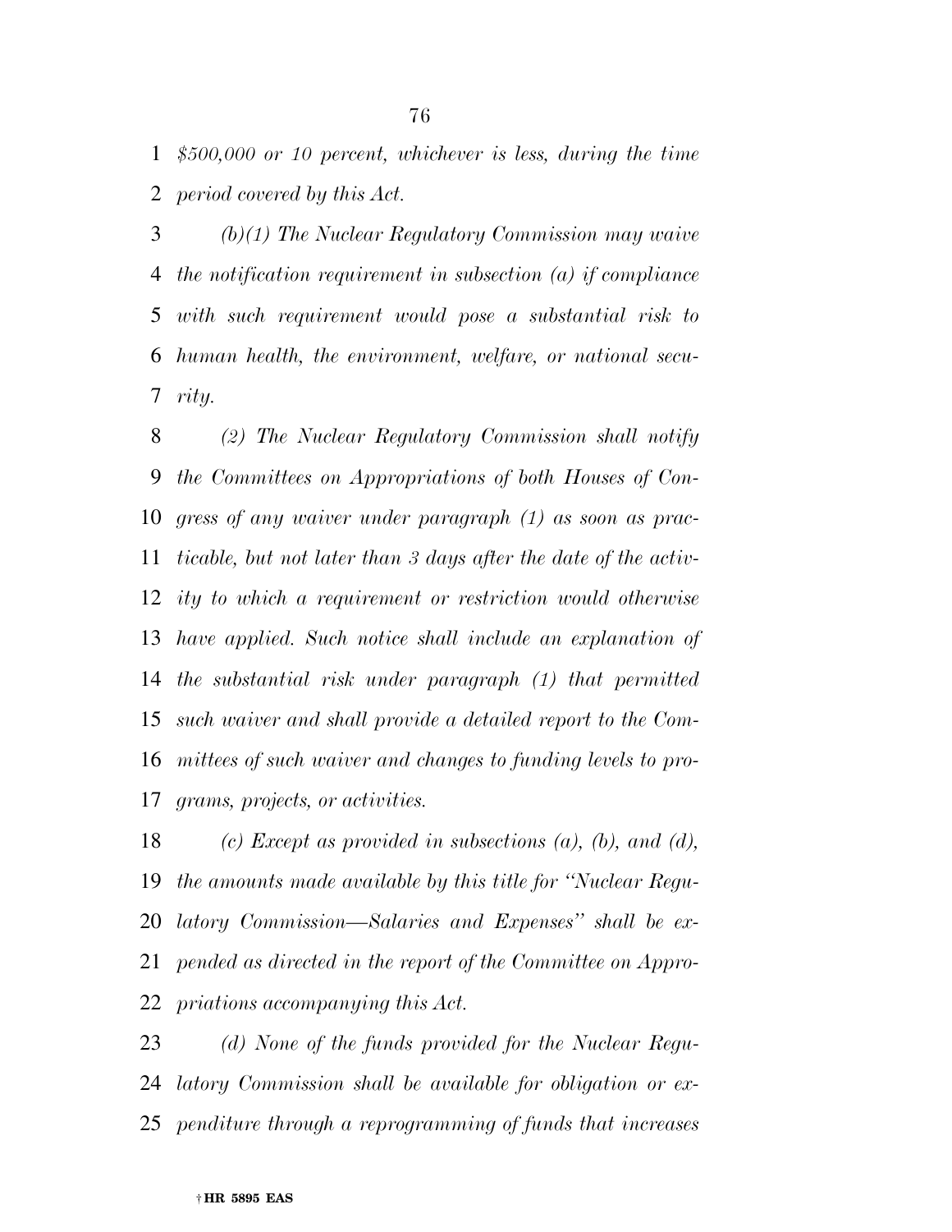*$500,000 or 10 percent, whichever is less, during the time period covered by this Act.*

*(b)(1) The Nuclear Regulatory Commission may waive the notification requirement in subsection (a) if compliance with such requirement would pose a substantial risk to human health, the environment, welfare, or national security.*

*(2) The Nuclear Regulatory Commission shall notify the Committees on Appropriations of both Houses of Congress of any waiver under paragraph (1) as soon as practicable, but not later than 3 days after the date of the activity to which a requirement or restriction would otherwise have applied. Such notice shall include an explanation of the substantial risk under paragraph (1) that permitted such waiver and shall provide a detailed report to the Committees of such waiver and changes to funding levels to programs, projects, or activities.*

*(c) Except as provided in subsections (a), (b), and (d), the amounts made available by this title for "Nuclear Regulatory Commission—Salaries and Expenses" shall be expended as directed in the report of the Committee on Appropriations accompanying this Act.*

*(d) None of the funds provided for the Nuclear Regulatory Commission shall be available for obligation or expenditure through a reprogramming of funds that increases*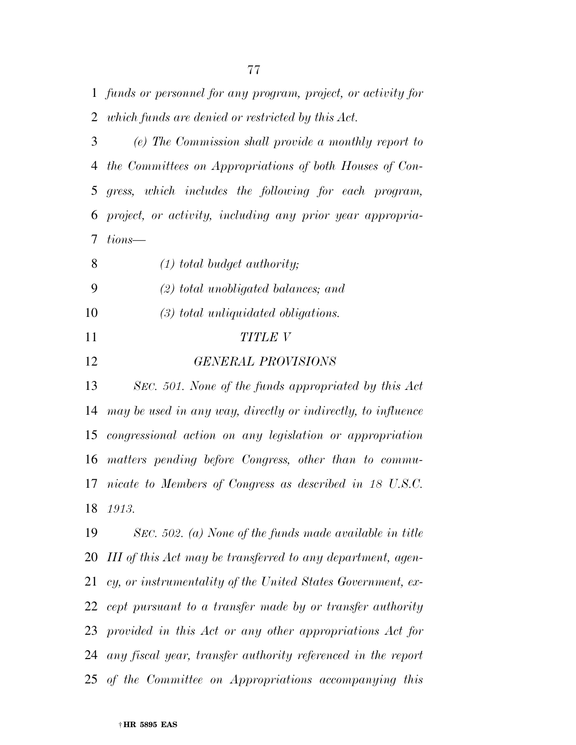*funds or personnel for any program, project, or activity for which funds are denied or restricted by this Act.*

*(e) The Commission shall provide a monthly report to the Committees on Appropriations of both Houses of Congress, which includes the following for each program, project, or activity, including any prior year appropriations—*

*(1) total budget authority;*

*(2) total unobligated balances; and*

*(3) total unliquidated obligations.*

## *TITLE V*

## *GENERAL PROVISIONS*

*SEC. 501. None of the funds appropriated by this Act may be used in any way, directly or indirectly, to influence congressional action on any legislation or appropriation matters pending before Congress, other than to communicate to Members of Congress as described in 18 U.S.C. 1913.*

*SEC. 502. (a) None of the funds made available in title III of this Act may be transferred to any department, agency, or instrumentality of the United States Government, except pursuant to a transfer made by or transfer authority provided in this Act or any other appropriations Act for any fiscal year, transfer authority referenced in the report of the Committee on Appropriations accompanying this*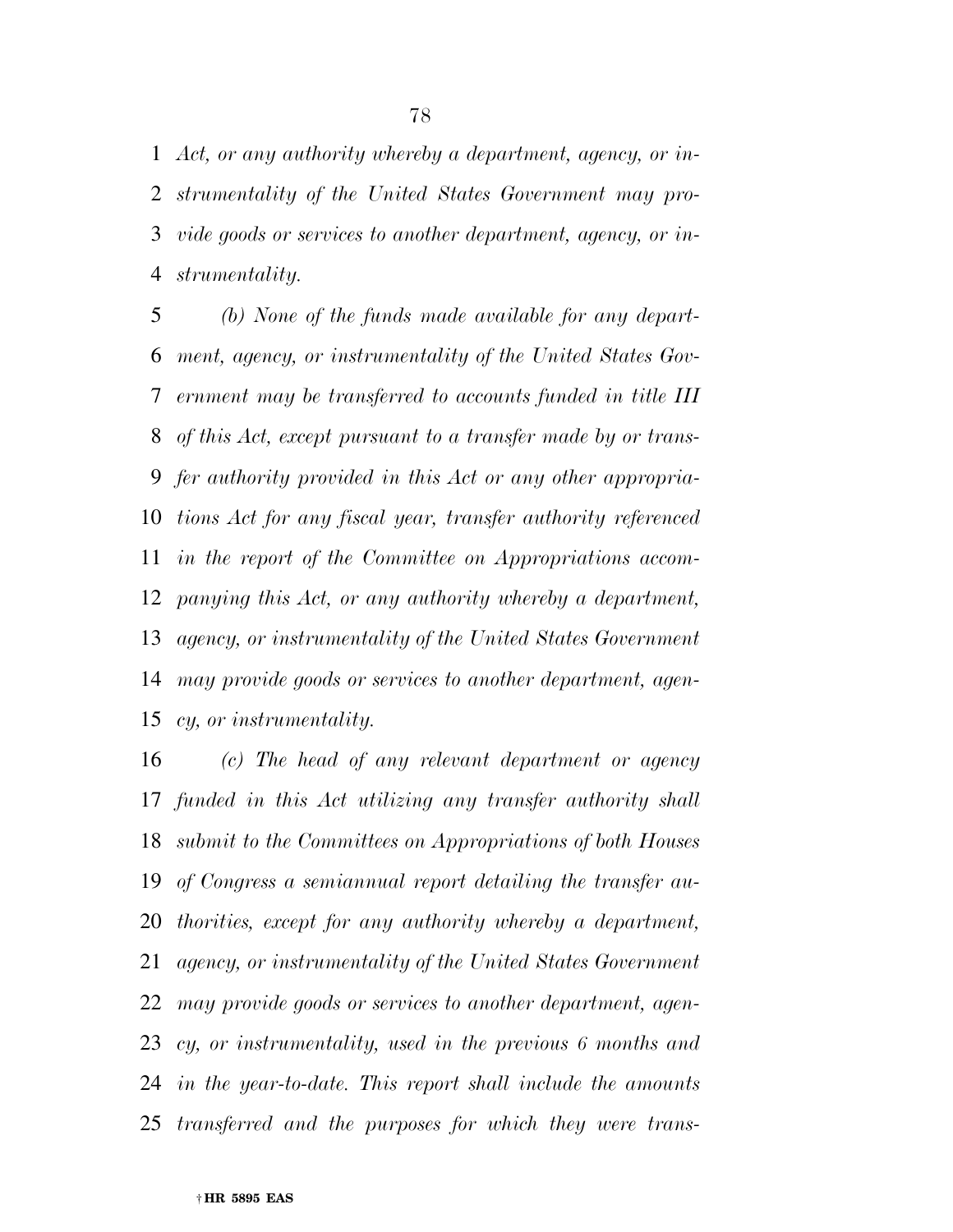*Act, or any authority whereby a department, agency, or instrumentality of the United States Government may provide goods or services to another department, agency, or instrumentality.*

*(b) None of the funds made available for any department, agency, or instrumentality of the United States Government may be transferred to accounts funded in title III of this Act, except pursuant to a transfer made by or transfer authority provided in this Act or any other appropriations Act for any fiscal year, transfer authority referenced in the report of the Committee on Appropriations accompanying this Act, or any authority whereby a department, agency, or instrumentality of the United States Government may provide goods or services to another department, agency, or instrumentality.*

*(c) The head of any relevant department or agency funded in this Act utilizing any transfer authority shall submit to the Committees on Appropriations of both Houses of Congress a semiannual report detailing the transfer authorities, except for any authority whereby a department, agency, or instrumentality of the United States Government may provide goods or services to another department, agency, or instrumentality, used in the previous 6 months and in the year-to-date. This report shall include the amounts transferred and the purposes for which they were trans-*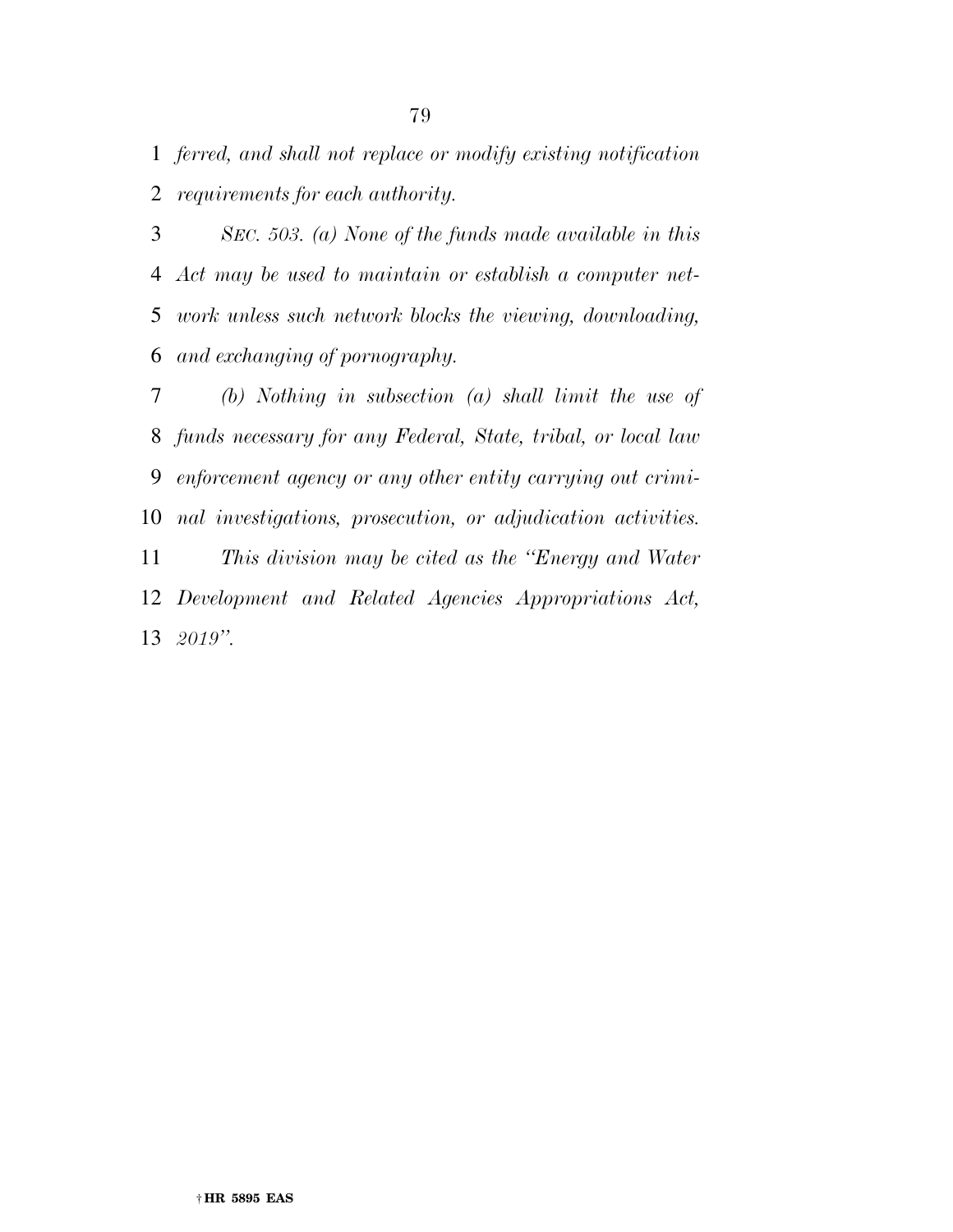*ferred, and shall not replace or modify existing notification requirements for each authority.*

*SEC. 503. (a) None of the funds made available in this Act may be used to maintain or establish a computer network unless such network blocks the viewing, downloading, and exchanging of pornography.*

*(b) Nothing in subsection (a) shall limit the use of funds necessary for any Federal, State, tribal, or local law enforcement agency or any other entity carrying out criminal investigations, prosecution, or adjudication activities.*

*This division may be cited as the "Energy and Water Development and Related Agencies Appropriations Act, 2019".*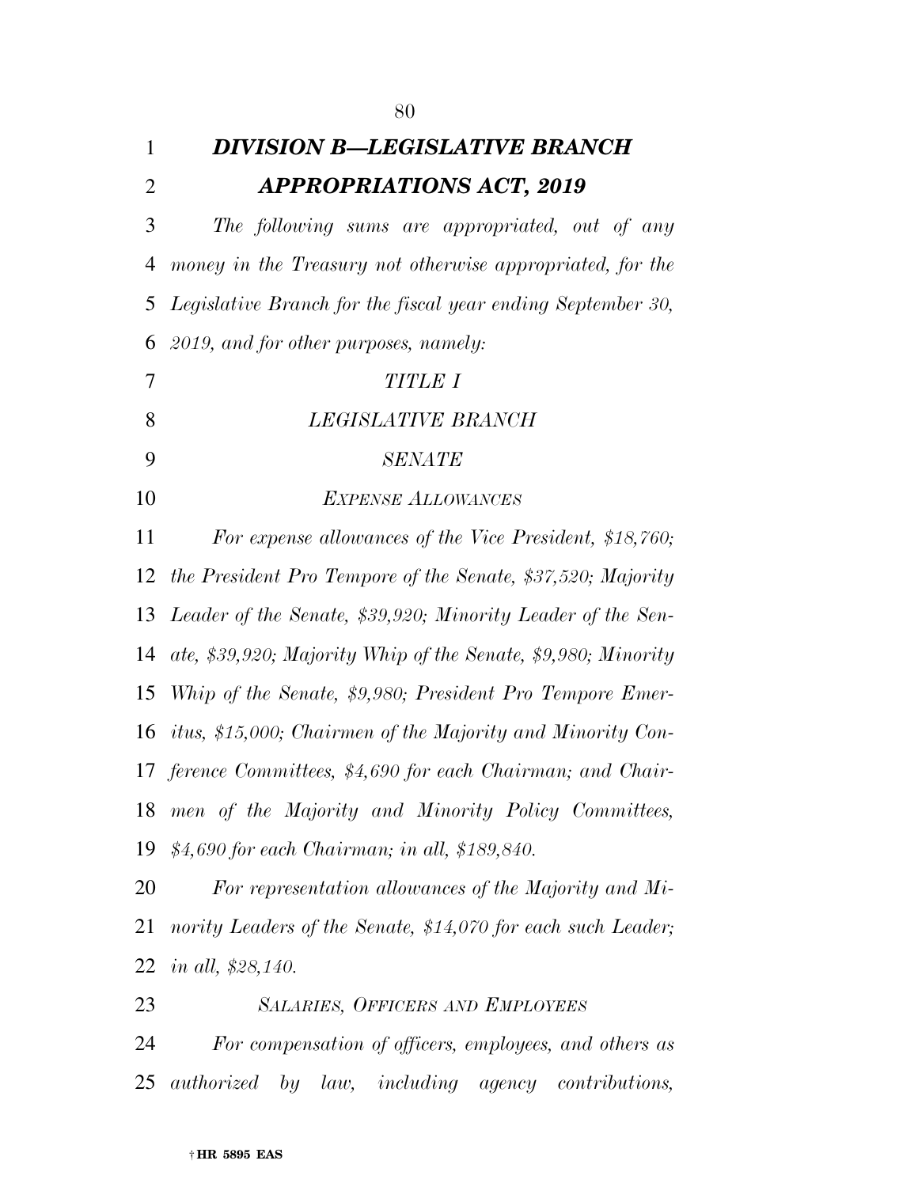# *DIVISION B—LEGISLATIVE BRANCH APPROPRIATIONS ACT, 2019*

*The following sums are appropriated, out of any money in the Treasury not otherwise appropriated, for the Legislative Branch for the fiscal year ending September 30, 2019, and for other purposes, namely:*

## *TITLE I*

## *LEGISLATIVE BRANCH*

### *SENATE*

#### *EXPENSE ALLOWANCES*

*For expense allowances of the Vice President, $18,760; the President Pro Tempore of the Senate, $37,520; Majority Leader of the Senate, $39,920; Minority Leader of the Senate, $39,920; Majority Whip of the Senate, $9,980; Minority Whip of the Senate, $9,980; President Pro Tempore Emeritus, $15,000; Chairmen of the Majority and Minority Conference Committees, $4,690 for each Chairman; and Chairmen of the Majority and Minority Policy Committees, $4,690 for each Chairman; in all, $189,840.*

*For representation allowances of the Majority and Minority Leaders of the Senate, $14,070 for each such Leader; in all, $28,140.*

#### *SALARIES, OFFICERS AND EMPLOYEES*

*For compensation of officers, employees, and others as authorized by law, including agency contributions,*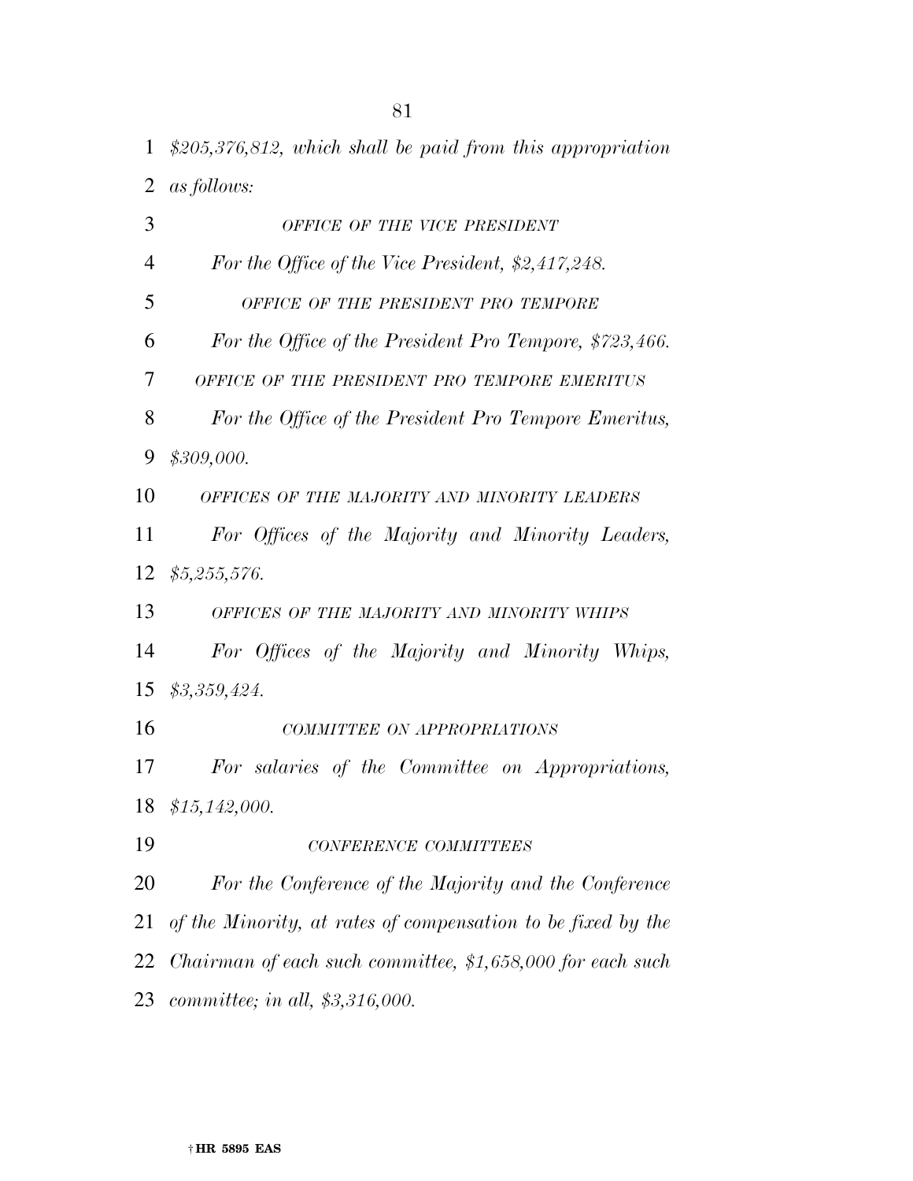*$205,376,812, which shall be paid from this appropriation as follows:*

OFFICE OF THE VICE PRESIDENT

*For the Office of the Vice President, $2,417,248.*

OFFICE OF THE PRESIDENT PRO TEMPORE

*For the Office of the President Pro Tempore, $723,466.*

OFFICE OF THE PRESIDENT PRO TEMPORE EMERITUS

*For the Office of the President Pro Tempore Emeritus, $309,000.*

OFFICES OF THE MAJORITY AND MINORITY LEADERS

*For Offices of the Majority and Minority Leaders, $5,255,576.*

OFFICES OF THE MAJORITY AND MINORITY WHIPS

*For Offices of the Majority and Minority Whips, $3,359,424.*

COMMITTEE ON APPROPRIATIONS

*For salaries of the Committee on Appropriations, $15,142,000.*

CONFERENCE COMMITTEES

*For the Conference of the Majority and the Conference of the Minority, at rates of compensation to be fixed by the Chairman of each such committee, $1,658,000 for each such committee; in all, $3,316,000.*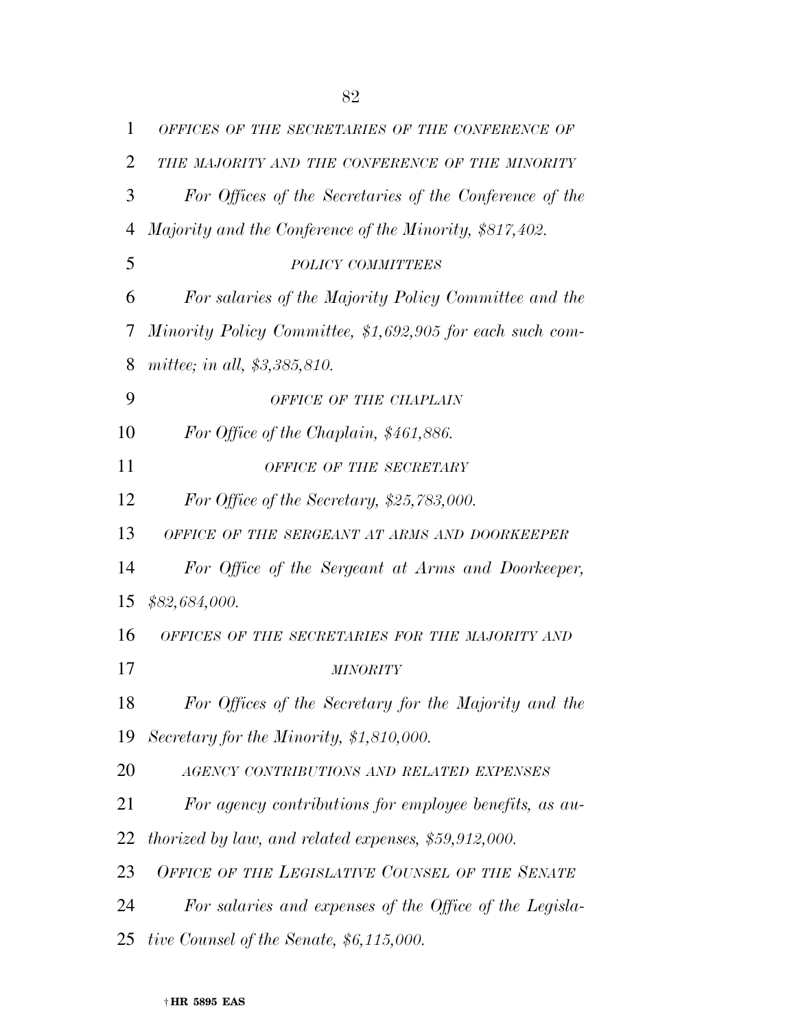*OFFICES OF THE SECRETARIES OF THE CONFERENCE OF THE MAJORITY AND THE CONFERENCE OF THE MINORITY*

*For Offices of the Secretaries of the Conference of the Majority and the Conference of the Minority, $817,402.*

*POLICY COMMITTEES*

*For salaries of the Majority Policy Committee and the Minority Policy Committee, $1,692,905 for each such committee; in all, $3,385,810.*

*OFFICE OF THE CHAPLAIN*

*For Office of the Chaplain, $461,886.*

*OFFICE OF THE SECRETARY*

*For Office of the Secretary, $25,783,000.*

*OFFICE OF THE SERGEANT AT ARMS AND DOORKEEPER*

*For Office of the Sergeant at Arms and Doorkeeper, $82,684,000.*

*OFFICES OF THE SECRETARIES FOR THE MAJORITY AND MINORITY*

*For Offices of the Secretary for the Majority and the Secretary for the Minority, $1,810,000.*

*AGENCY CONTRIBUTIONS AND RELATED EXPENSES*

*For agency contributions for employee benefits, as authorized by law, and related expenses, $59,912,000.*

*OFFICE OF THE LEGISLATIVE COUNSEL OF THE SENATE*

*For salaries and expenses of the Office of the Legislative Counsel of the Senate, $6,115,000.*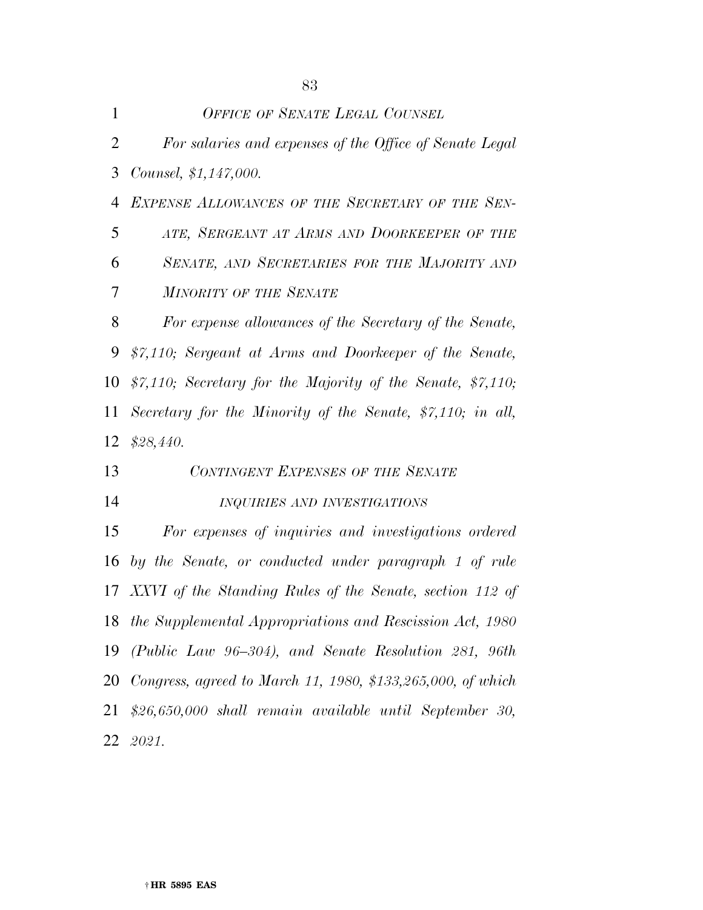*OFFICE OF SENATE LEGAL COUNSEL*

*For salaries and expenses of the Office of Senate Legal Counsel, $1,147,000.*

*EXPENSE ALLOWANCES OF THE SECRETARY OF THE SENATE, SERGEANT AT ARMS AND DOORKEEPER OF THE SENATE, AND SECRETARIES FOR THE MAJORITY AND MINORITY OF THE SENATE*

*For expense allowances of the Secretary of the Senate, $7,110; Sergeant at Arms and Doorkeeper of the Senate, $7,110; Secretary for the Majority of the Senate, $7,110; Secretary for the Minority of the Senate, $7,110; in all, $28,440.*

*CONTINGENT EXPENSES OF THE SENATE*

*INQUIRIES AND INVESTIGATIONS*

*For expenses of inquiries and investigations ordered by the Senate, or conducted under paragraph 1 of rule XXVI of the Standing Rules of the Senate, section 112 of the Supplemental Appropriations and Rescission Act, 1980 (Public Law 96–304), and Senate Resolution 281, 96th Congress, agreed to March 11, 1980, $133,265,000, of which $26,650,000 shall remain available until September 30, 2021.*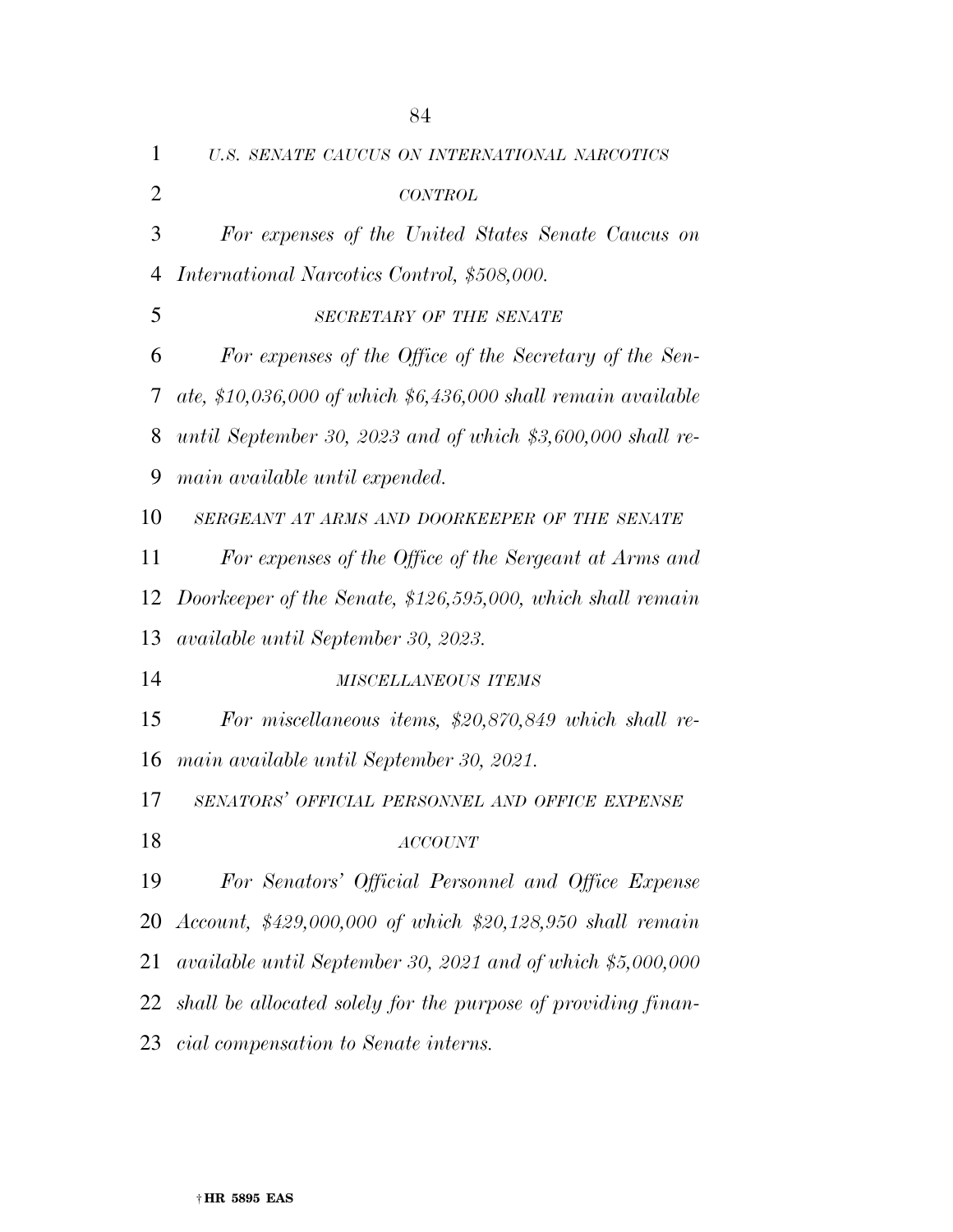*U.S. SENATE CAUCUS ON INTERNATIONAL NARCOTICS CONTROL*

*For expenses of the United States Senate Caucus on International Narcotics Control, $508,000.*

*SECRETARY OF THE SENATE*

*For expenses of the Office of the Secretary of the Senate, $10,036,000 of which $6,436,000 shall remain available until September 30, 2023 and of which $3,600,000 shall remain available until expended.*

*SERGEANT AT ARMS AND DOORKEEPER OF THE SENATE*

*For expenses of the Office of the Sergeant at Arms and Doorkeeper of the Senate, $126,595,000, which shall remain available until September 30, 2023.*

*MISCELLANEOUS ITEMS*

*For miscellaneous items, $20,870,849 which shall remain available until September 30, 2021.*

*SENATORS' OFFICIAL PERSONNEL AND OFFICE EXPENSE ACCOUNT*

*For Senators' Official Personnel and Office Expense Account, $429,000,000 of which $20,128,950 shall remain available until September 30, 2021 and of which $5,000,000 shall be allocated solely for the purpose of providing financial compensation to Senate interns.*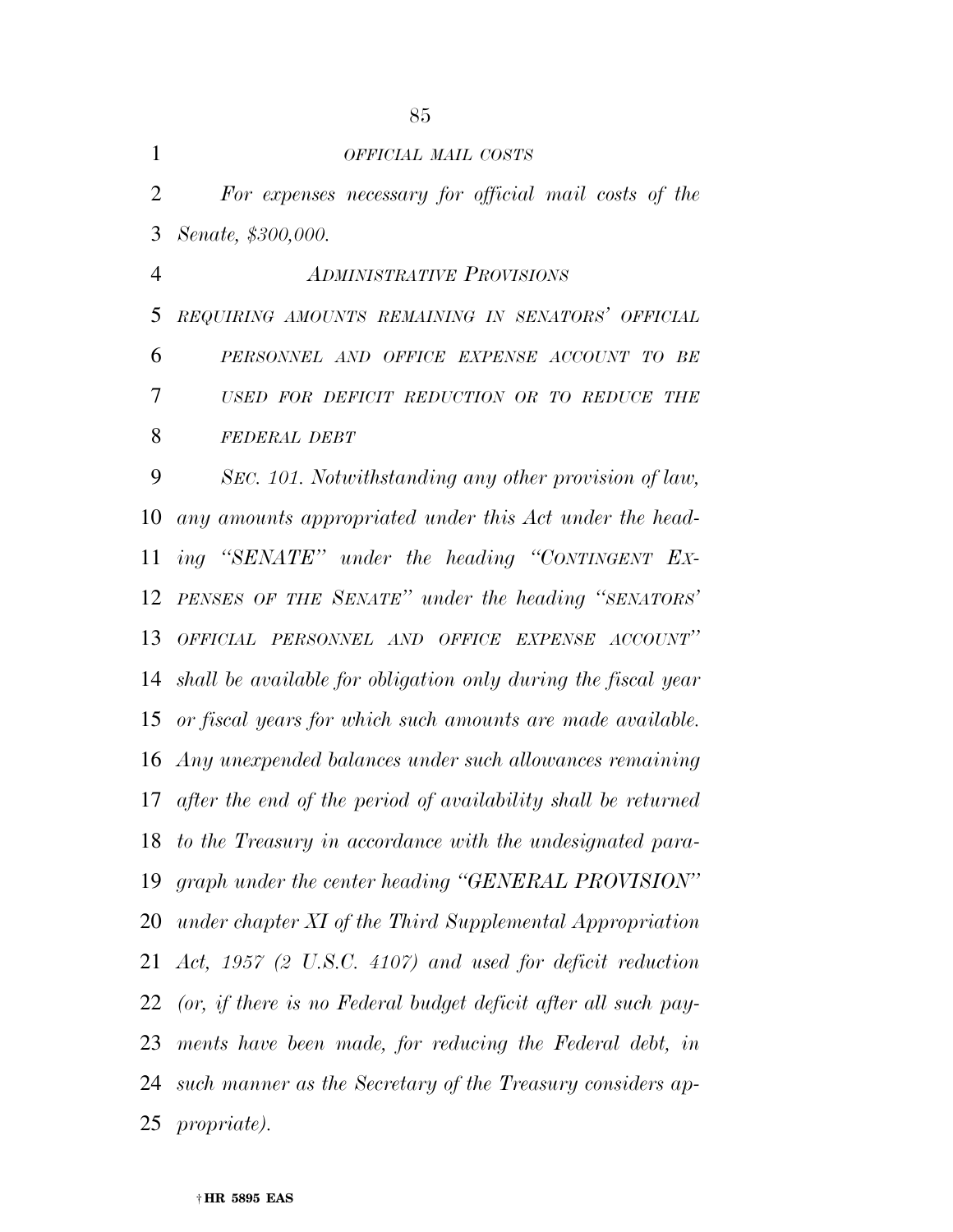*OFFICIAL MAIL COSTS*

*For expenses necessary for official mail costs of the Senate, $300,000.*

*ADMINISTRATIVE PROVISIONS*

*REQUIRING AMOUNTS REMAINING IN SENATORS' OFFICIAL PERSONNEL AND OFFICE EXPENSE ACCOUNT TO BE USED FOR DEFICIT REDUCTION OR TO REDUCE THE FEDERAL DEBT*

*SEC. 101. Notwithstanding any other provision of law, any amounts appropriated under this Act under the heading "SENATE" under the heading "CONTINGENT EXPENSES OF THE SENATE" under the heading "SENATORS' OFFICIAL PERSONNEL AND OFFICE EXPENSE ACCOUNT" shall be available for obligation only during the fiscal year or fiscal years for which such amounts are made available. Any unexpended balances under such allowances remaining after the end of the period of availability shall be returned to the Treasury in accordance with the undesignated paragraph under the center heading "GENERAL PROVISION" under chapter XI of the Third Supplemental Appropriation Act, 1957 (2 U.S.C. 4107) and used for deficit reduction (or, if there is no Federal budget deficit after all such payments have been made, for reducing the Federal debt, in such manner as the Secretary of the Treasury considers appropriate).*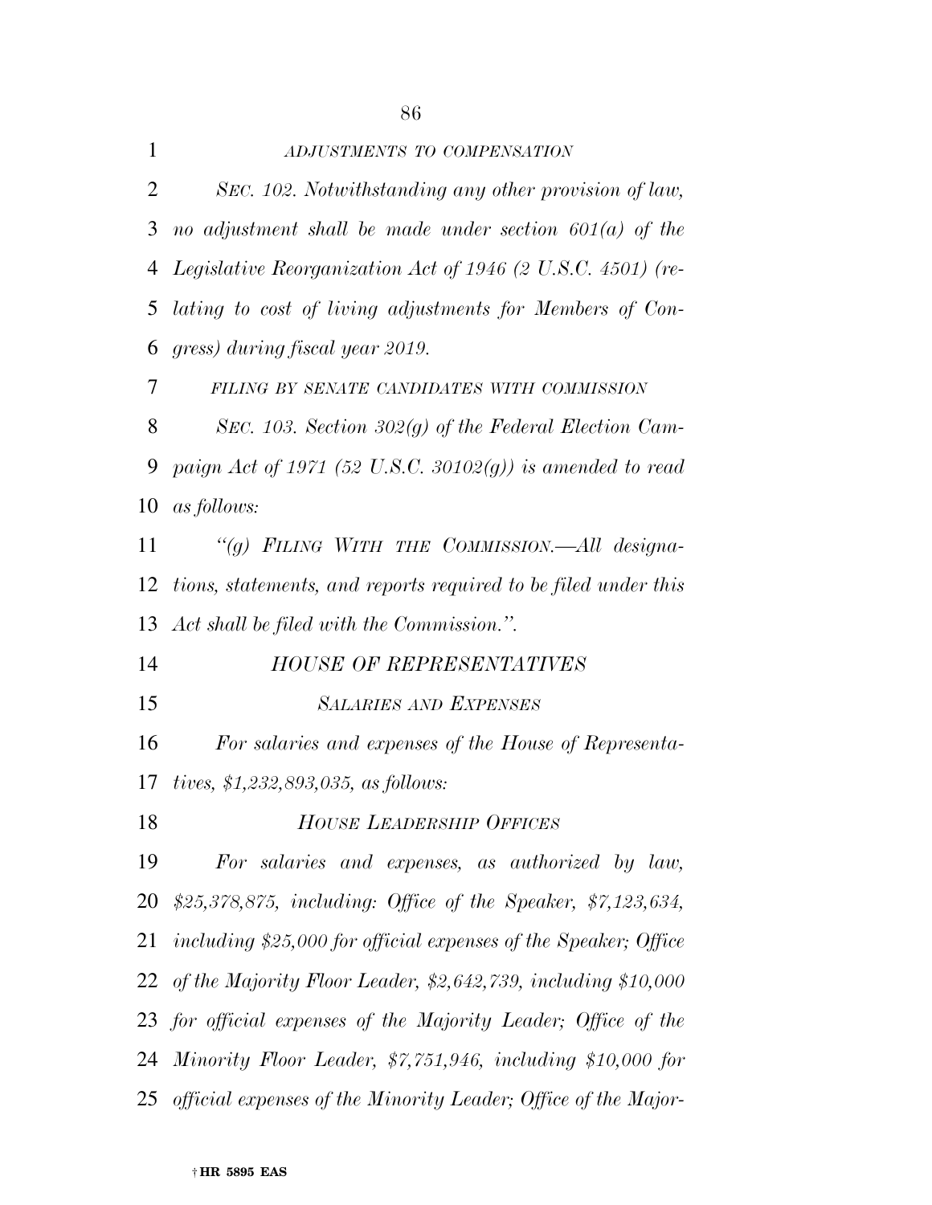*ADJUSTMENTS TO COMPENSATION*

*SEC. 102. Notwithstanding any other provision of law, no adjustment shall be made under section 601(a) of the Legislative Reorganization Act of 1946 (2 U.S.C. 4501) (relating to cost of living adjustments for Members of Congress) during fiscal year 2019.*

*FILING BY SENATE CANDIDATES WITH COMMISSION*

*SEC. 103. Section 302(g) of the Federal Election Campaign Act of 1971 (52 U.S.C. 30102(g)) is amended to read as follows:*

*"(g) FILING WITH THE COMMISSION.—All designations, statements, and reports required to be filed under this Act shall be filed with the Commission.".*

*HOUSE OF REPRESENTATIVES*

*SALARIES AND EXPENSES*

*For salaries and expenses of the House of Representatives, $1,232,893,035, as follows:*

*HOUSE LEADERSHIP OFFICES*

*For salaries and expenses, as authorized by law, $25,378,875, including: Office of the Speaker, $7,123,634, including $25,000 for official expenses of the Speaker; Office of the Majority Floor Leader, $2,642,739, including $10,000 for official expenses of the Majority Leader; Office of the Minority Floor Leader, $7,751,946, including $10,000 for official expenses of the Minority Leader; Office of the Major-*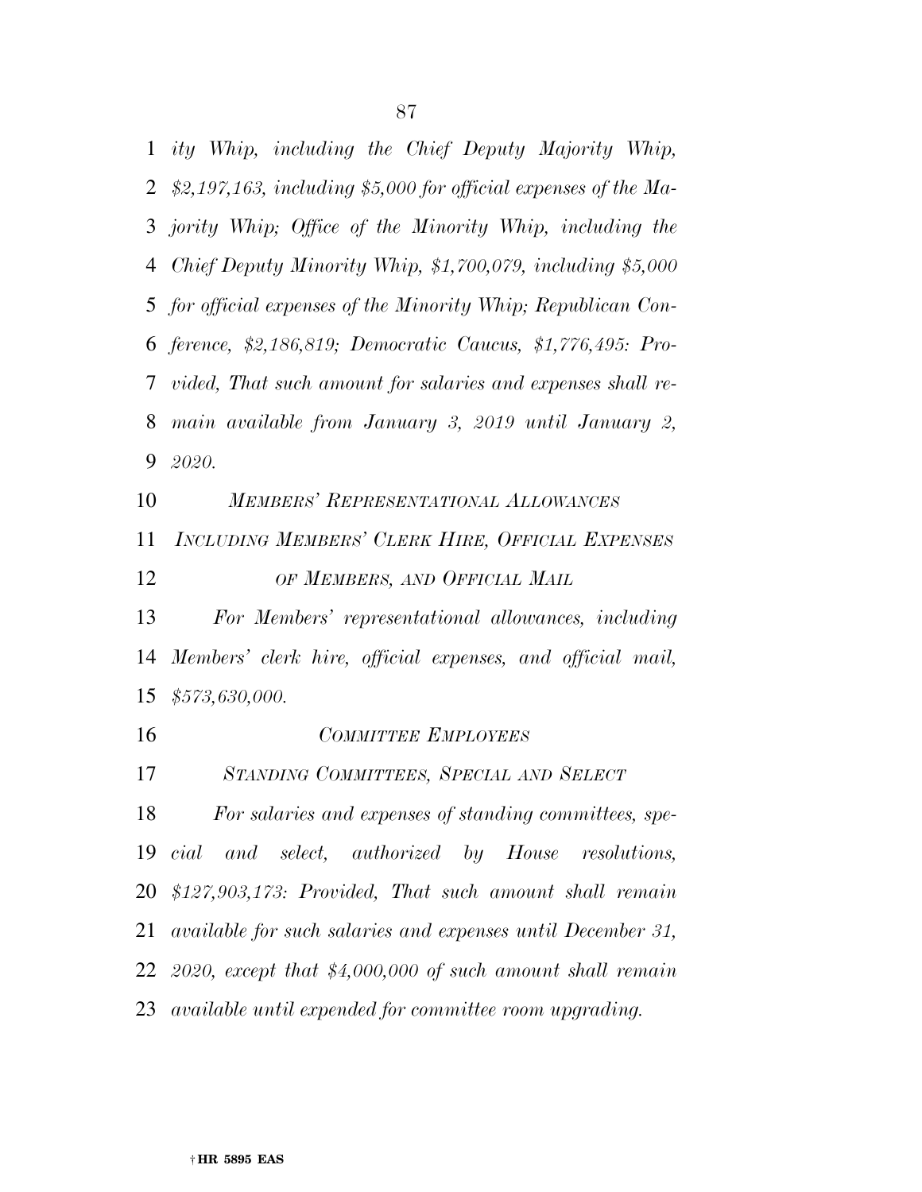*ity Whip, including the Chief Deputy Majority Whip, $2,197,163, including $5,000 for official expenses of the Majority Whip; Office of the Minority Whip, including the Chief Deputy Minority Whip, $1,700,079, including $5,000 for official expenses of the Minority Whip; Republican Conference, $2,186,819; Democratic Caucus, $1,776,495: Provided, That such amount for salaries and expenses shall remain available from January 3, 2019 until January 2, 2020.*

*MEMBERS' REPRESENTATIONAL ALLOWANCES*

*INCLUDING MEMBERS' CLERK HIRE, OFFICIAL EXPENSES OF MEMBERS, AND OFFICIAL MAIL*

*For Members' representational allowances, including Members' clerk hire, official expenses, and official mail, $573,630,000.*

*COMMITTEE EMPLOYEES*

*STANDING COMMITTEES, SPECIAL AND SELECT*

*For salaries and expenses of standing committees, special and select, authorized by House resolutions, $127,903,173: Provided, That such amount shall remain available for such salaries and expenses until December 31, 2020, except that $4,000,000 of such amount shall remain available until expended for committee room upgrading.*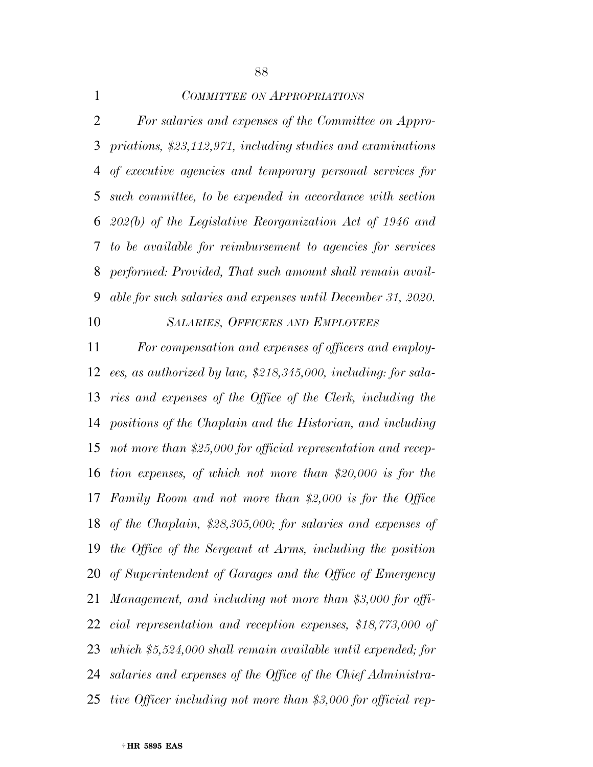*COMMITTEE ON APPROPRIATIONS*

*For salaries and expenses of the Committee on Appropriations, $23,112,971, including studies and examinations of executive agencies and temporary personal services for such committee, to be expended in accordance with section 202(b) of the Legislative Reorganization Act of 1946 and to be available for reimbursement to agencies for services performed: Provided, That such amount shall remain available for such salaries and expenses until December 31, 2020.*

*SALARIES, OFFICERS AND EMPLOYEES*

*For compensation and expenses of officers and employees, as authorized by law, $218,345,000, including: for salaries and expenses of the Office of the Clerk, including the positions of the Chaplain and the Historian, and including not more than $25,000 for official representation and reception expenses, of which not more than $20,000 is for the Family Room and not more than $2,000 is for the Office of the Chaplain, $28,305,000; for salaries and expenses of the Office of the Sergeant at Arms, including the position of Superintendent of Garages and the Office of Emergency Management, and including not more than $3,000 for official representation and reception expenses, $18,773,000 of which $5,524,000 shall remain available until expended; for salaries and expenses of the Office of the Chief Administrative Officer including not more than $3,000 for official rep-*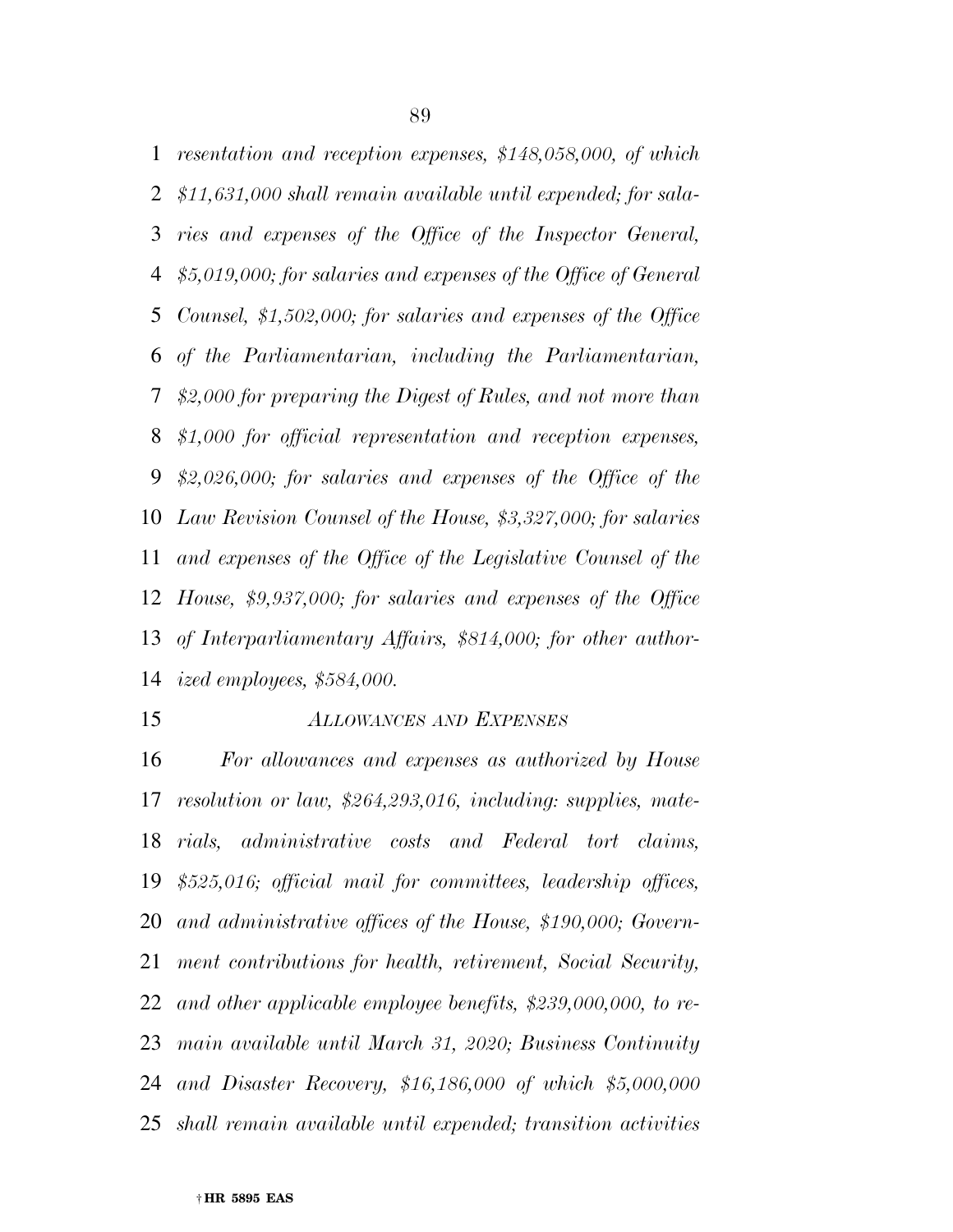*resentation and reception expenses, $148,058,000, of which $11,631,000 shall remain available until expended; for salaries and expenses of the Office of the Inspector General, $5,019,000; for salaries and expenses of the Office of General Counsel, $1,502,000; for salaries and expenses of the Office of the Parliamentarian, including the Parliamentarian, $2,000 for preparing the Digest of Rules, and not more than $1,000 for official representation and reception expenses, $2,026,000; for salaries and expenses of the Office of the Law Revision Counsel of the House, $3,327,000; for salaries and expenses of the Office of the Legislative Counsel of the House, $9,937,000; for salaries and expenses of the Office of Interparliamentary Affairs, $814,000; for other authorized employees, $584,000.*

*ALLOWANCES AND EXPENSES*

*For allowances and expenses as authorized by House resolution or law, $264,293,016, including: supplies, materials, administrative costs and Federal tort claims, $525,016; official mail for committees, leadership offices, and administrative offices of the House, $190,000; Government contributions for health, retirement, Social Security, and other applicable employee benefits, $239,000,000, to remain available until March 31, 2020; Business Continuity and Disaster Recovery, $16,186,000 of which $5,000,000 shall remain available until expended; transition activities*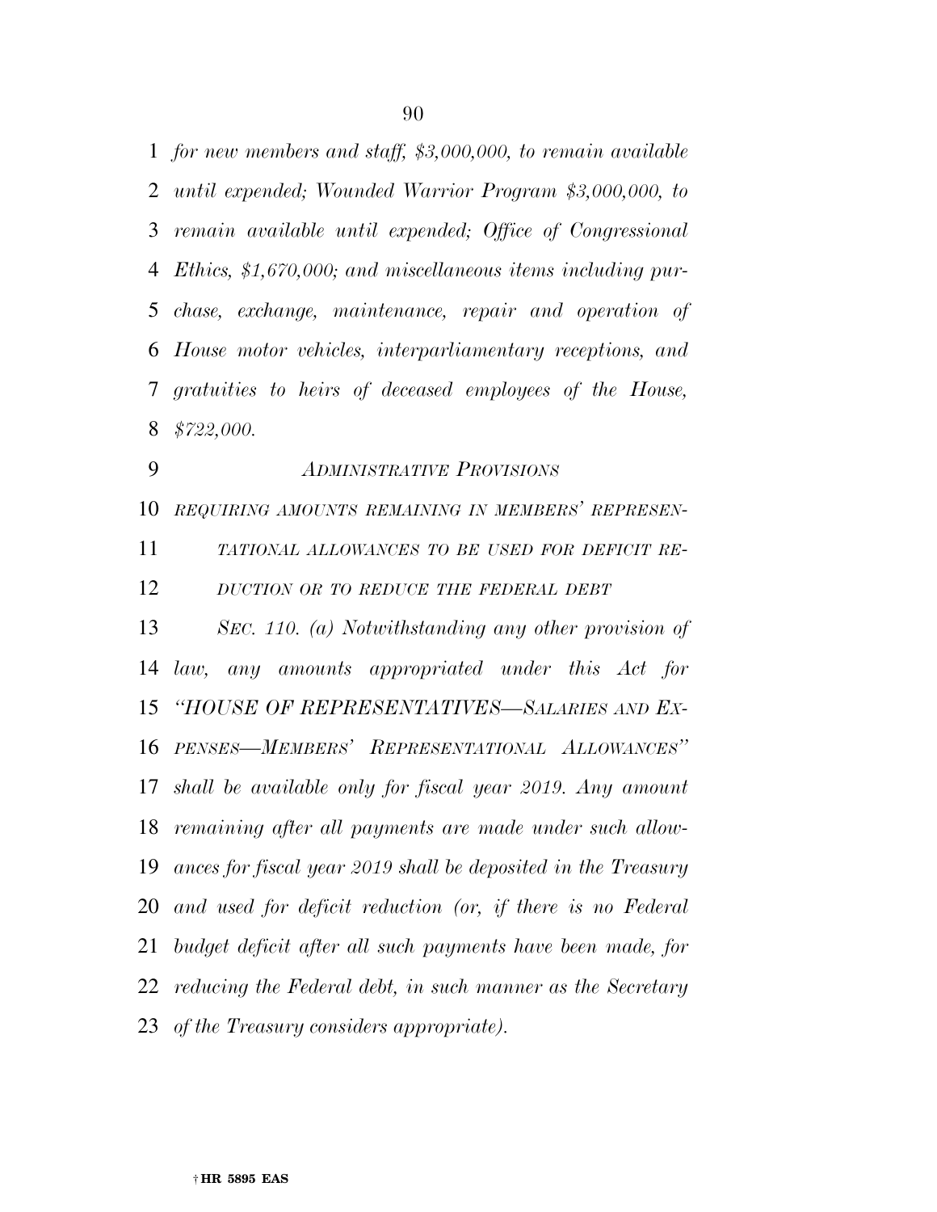*for new members and staff, $3,000,000, to remain available until expended; Wounded Warrior Program $3,000,000, to remain available until expended; Office of Congressional Ethics, $1,670,000; and miscellaneous items including purchase, exchange, maintenance, repair and operation of House motor vehicles, interparliamentary receptions, and gratuities to heirs of deceased employees of the House, $722,000.*

*ADMINISTRATIVE PROVISIONS*

*REQUIRING AMOUNTS REMAINING IN MEMBERS' REPRESENTATIONAL ALLOWANCES TO BE USED FOR DEFICIT REDUCTION OR TO REDUCE THE FEDERAL DEBT*

*SEC. 110. (a) Notwithstanding any other provision of law, any amounts appropriated under this Act for "HOUSE OF REPRESENTATIVES—SALARIES AND EXPENSES—MEMBERS' REPRESENTATIONAL ALLOWANCES" shall be available only for fiscal year 2019. Any amount remaining after all payments are made under such allowances for fiscal year 2019 shall be deposited in the Treasury and used for deficit reduction (or, if there is no Federal budget deficit after all such payments have been made, for reducing the Federal debt, in such manner as the Secretary of the Treasury considers appropriate).*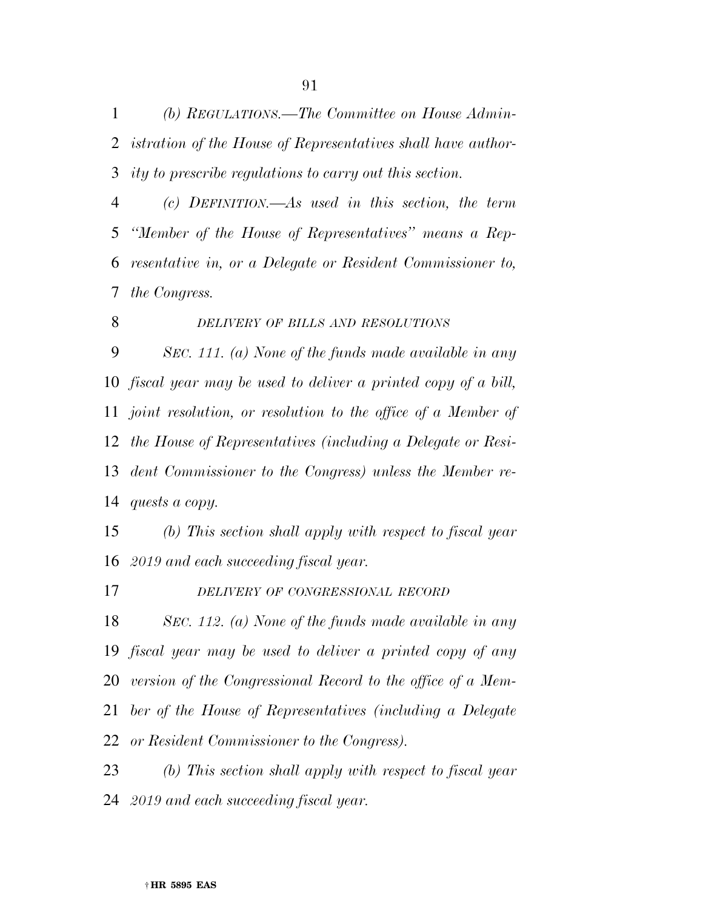*(b) Regulations.—The Committee on House Administration of the House of Representatives shall have authority to prescribe regulations to carry out this section.*

*(c) Definition.—As used in this section, the term "Member of the House of Representatives" means a Representative in, or a Delegate or Resident Commissioner to, the Congress.*

*DELIVERY OF BILLS AND RESOLUTIONS*

*Sec. 111. (a) None of the funds made available in any fiscal year may be used to deliver a printed copy of a bill, joint resolution, or resolution to the office of a Member of the House of Representatives (including a Delegate or Resident Commissioner to the Congress) unless the Member requests a copy.*

*(b) This section shall apply with respect to fiscal year 2019 and each succeeding fiscal year.*

*DELIVERY OF CONGRESSIONAL RECORD*

*Sec. 112. (a) None of the funds made available in any fiscal year may be used to deliver a printed copy of any version of the Congressional Record to the office of a Member of the House of Representatives (including a Delegate or Resident Commissioner to the Congress).*

*(b) This section shall apply with respect to fiscal year 2019 and each succeeding fiscal year.*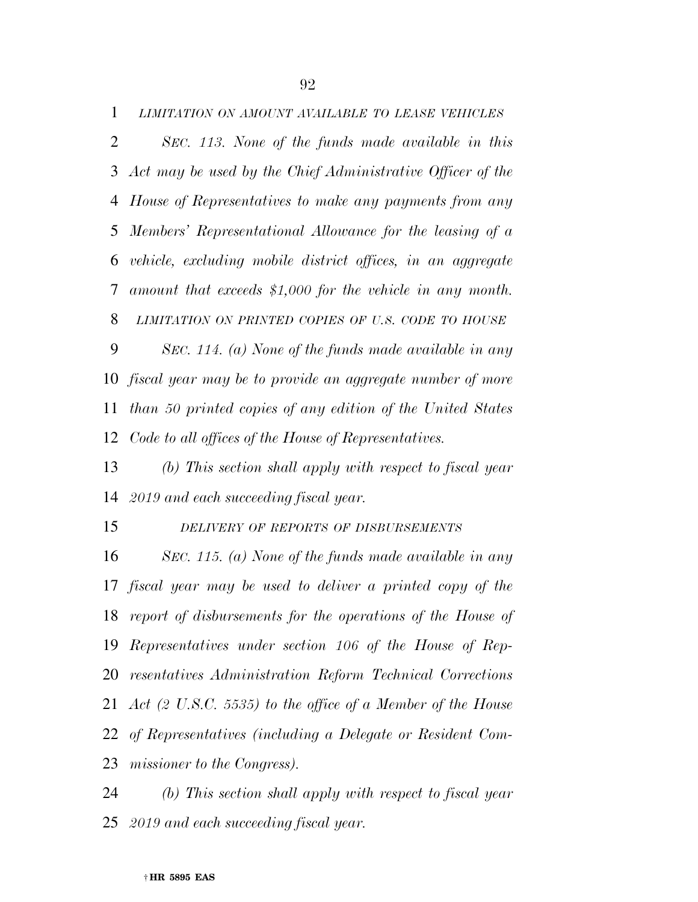*LIMITATION ON AMOUNT AVAILABLE TO LEASE VEHICLES*

*SEC. 113. None of the funds made available in this Act may be used by the Chief Administrative Officer of the House of Representatives to make any payments from any Members' Representational Allowance for the leasing of a vehicle, excluding mobile district offices, in an aggregate amount that exceeds $1,000 for the vehicle in any month.*

*LIMITATION ON PRINTED COPIES OF U.S. CODE TO HOUSE*

*SEC. 114. (a) None of the funds made available in any fiscal year may be to provide an aggregate number of more than 50 printed copies of any edition of the United States Code to all offices of the House of Representatives.*

*(b) This section shall apply with respect to fiscal year 2019 and each succeeding fiscal year.*

*DELIVERY OF REPORTS OF DISBURSEMENTS*

*SEC. 115. (a) None of the funds made available in any fiscal year may be used to deliver a printed copy of the report of disbursements for the operations of the House of Representatives under section 106 of the House of Representatives Administration Reform Technical Corrections Act (2 U.S.C. 5535) to the office of a Member of the House of Representatives (including a Delegate or Resident Commissioner to the Congress).*

*(b) This section shall apply with respect to fiscal year 2019 and each succeeding fiscal year.*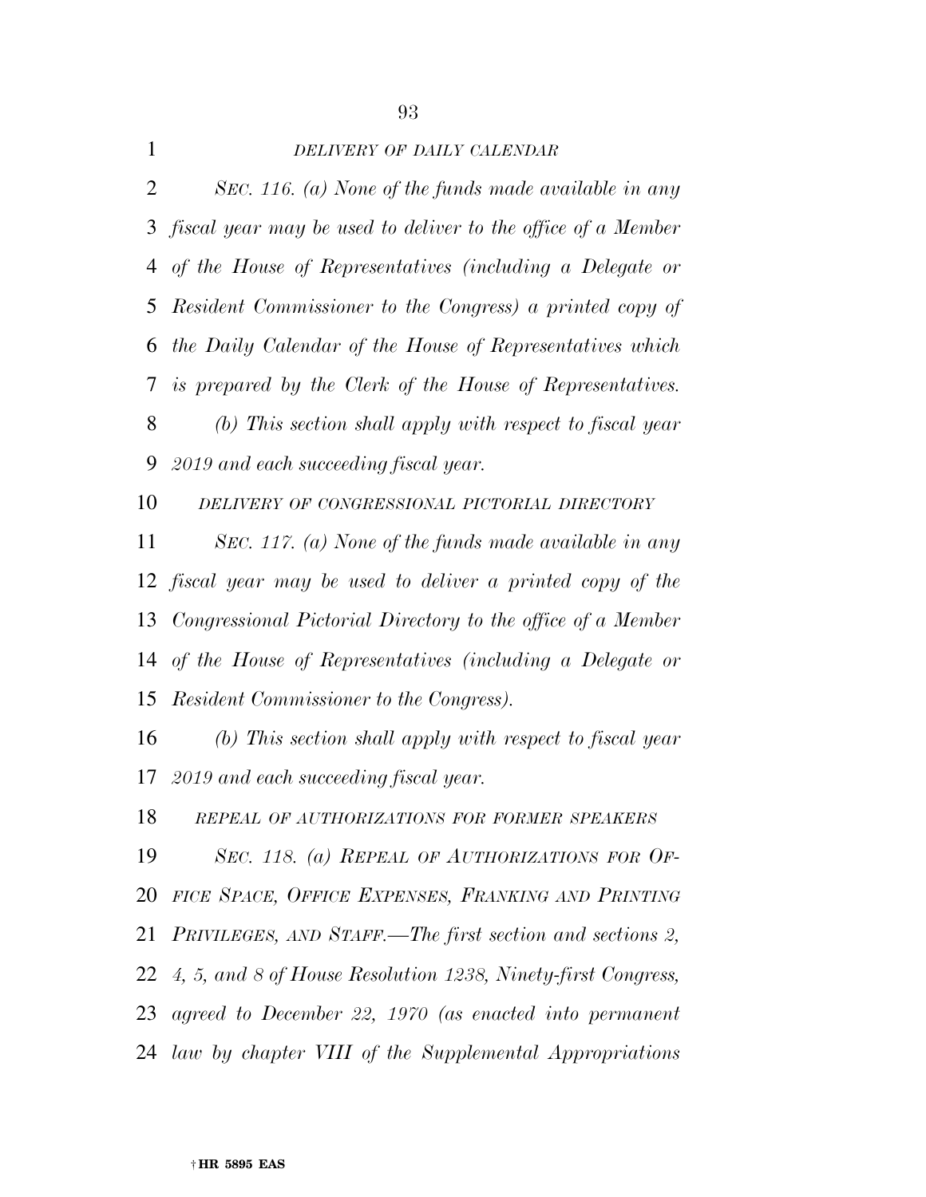*DELIVERY OF DAILY CALENDAR*

*SEC. 116. (a) None of the funds made available in any fiscal year may be used to deliver to the office of a Member of the House of Representatives (including a Delegate or Resident Commissioner to the Congress) a printed copy of the Daily Calendar of the House of Representatives which is prepared by the Clerk of the House of Representatives.*

*(b) This section shall apply with respect to fiscal year 2019 and each succeeding fiscal year.*

*DELIVERY OF CONGRESSIONAL PICTORIAL DIRECTORY*

*SEC. 117. (a) None of the funds made available in any fiscal year may be used to deliver a printed copy of the Congressional Pictorial Directory to the office of a Member of the House of Representatives (including a Delegate or Resident Commissioner to the Congress).*

*(b) This section shall apply with respect to fiscal year 2019 and each succeeding fiscal year.*

*REPEAL OF AUTHORIZATIONS FOR FORMER SPEAKERS*

*SEC. 118. (a) REPEAL OF AUTHORIZATIONS FOR OFFICE SPACE, OFFICE EXPENSES, FRANKING AND PRINTING PRIVILEGES, AND STAFF.—The first section and sections 2, 4, 5, and 8 of House Resolution 1238, Ninety-first Congress, agreed to December 22, 1970 (as enacted into permanent law by chapter VIII of the Supplemental Appropriations*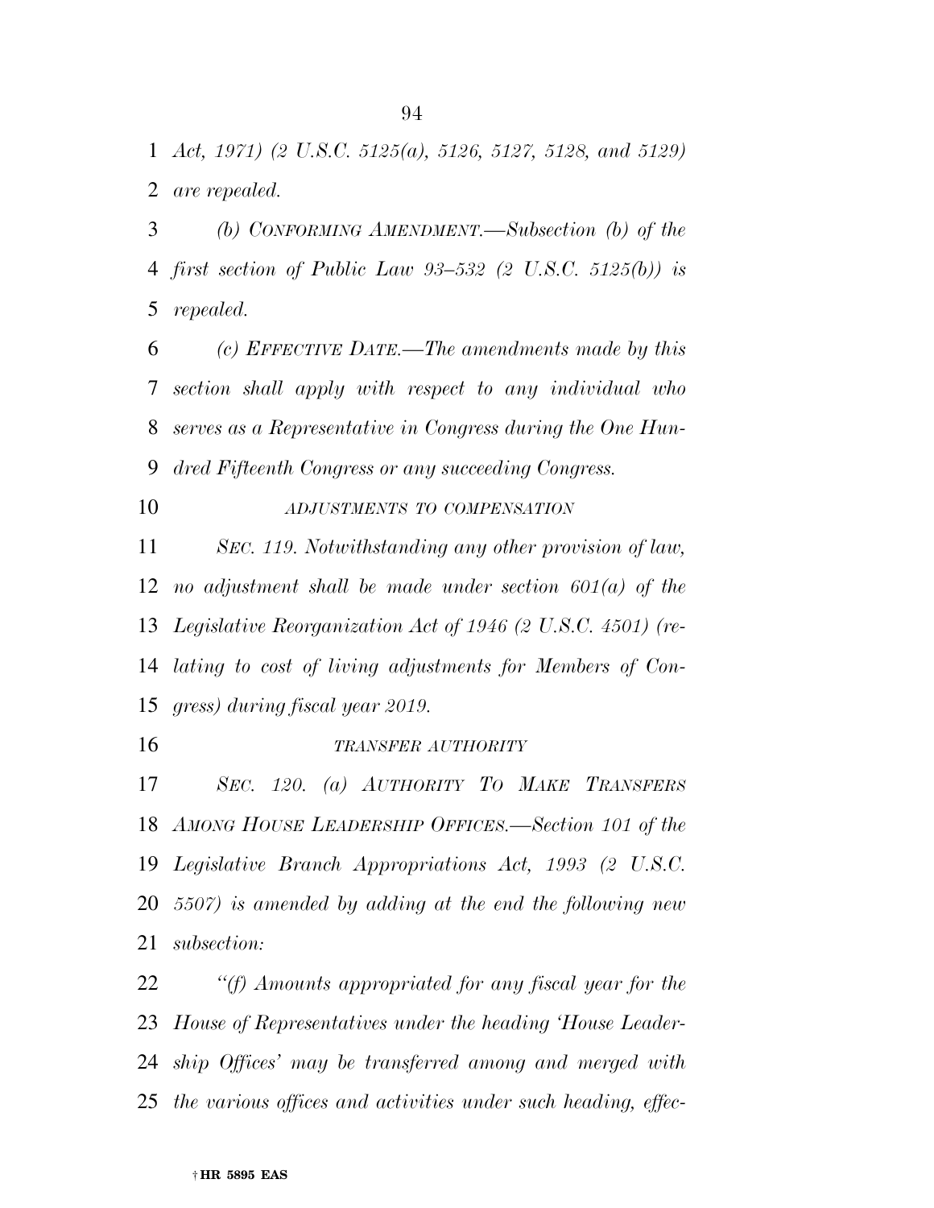*Act, 1971) (2 U.S.C. 5125(a), 5126, 5127, 5128, and 5129) are repealed.*

*(b) CONFORMING AMENDMENT.—Subsection (b) of the first section of Public Law 93–532 (2 U.S.C. 5125(b)) is repealed.*

*(c) EFFECTIVE DATE.—The amendments made by this section shall apply with respect to any individual who serves as a Representative in Congress during the One Hundred Fifteenth Congress or any succeeding Congress.*

*ADJUSTMENTS TO COMPENSATION*

*SEC. 119. Notwithstanding any other provision of law, no adjustment shall be made under section 601(a) of the Legislative Reorganization Act of 1946 (2 U.S.C. 4501) (relating to cost of living adjustments for Members of Congress) during fiscal year 2019.*

*TRANSFER AUTHORITY*

*SEC. 120. (a) AUTHORITY TO MAKE TRANSFERS AMONG HOUSE LEADERSHIP OFFICES.—Section 101 of the Legislative Branch Appropriations Act, 1993 (2 U.S.C. 5507) is amended by adding at the end the following new subsection:*

*"(f) Amounts appropriated for any fiscal year for the House of Representatives under the heading 'House Leadership Offices' may be transferred among and merged with the various offices and activities under such heading, effec-*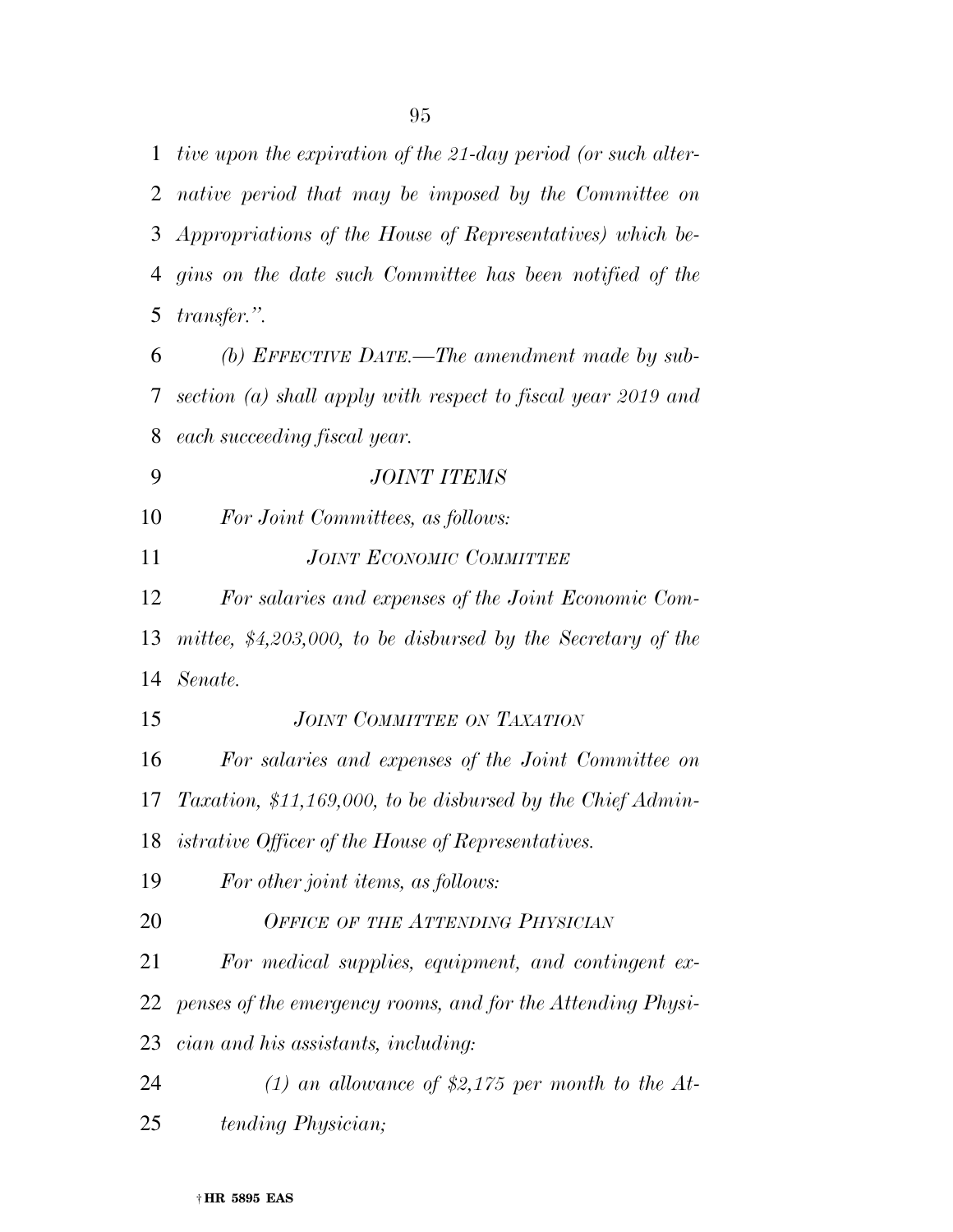*tive upon the expiration of the 21-day period (or such alternative period that may be imposed by the Committee on Appropriations of the House of Representatives) which begins on the date such Committee has been notified of the transfer.".*

*(b) EFFECTIVE DATE.—The amendment made by subsection (a) shall apply with respect to fiscal year 2019 and each succeeding fiscal year.*

*JOINT ITEMS*

*For Joint Committees, as follows:*

*JOINT ECONOMIC COMMITTEE*

*For salaries and expenses of the Joint Economic Committee, $4,203,000, to be disbursed by the Secretary of the Senate.*

*JOINT COMMITTEE ON TAXATION*

*For salaries and expenses of the Joint Committee on Taxation, $11,169,000, to be disbursed by the Chief Administrative Officer of the House of Representatives.*

*For other joint items, as follows:*

*OFFICE OF THE ATTENDING PHYSICIAN*

*For medical supplies, equipment, and contingent expenses of the emergency rooms, and for the Attending Physician and his assistants, including:*

*(1) an allowance of $2,175 per month to the Attending Physician;*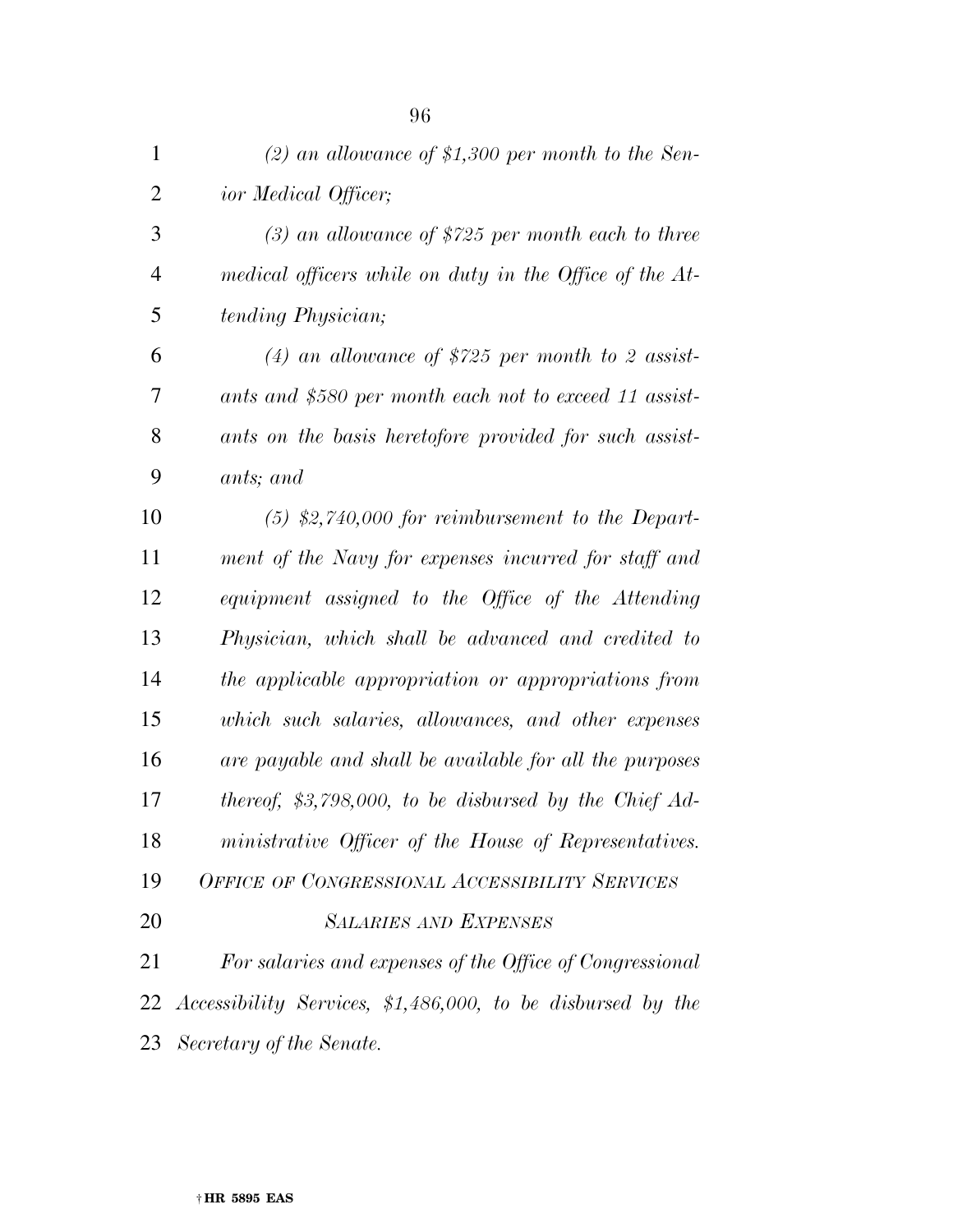*(2) an allowance of $1,300 per month to the Senior Medical Officer;*

*(3) an allowance of $725 per month each to three medical officers while on duty in the Office of the Attending Physician;*

*(4) an allowance of $725 per month to 2 assistants and $580 per month each not to exceed 11 assistants on the basis heretofore provided for such assistants; and*

*(5) $2,740,000 for reimbursement to the Department of the Navy for expenses incurred for staff and equipment assigned to the Office of the Attending Physician, which shall be advanced and credited to the applicable appropriation or appropriations from which such salaries, allowances, and other expenses are payable and shall be available for all the purposes thereof, $3,798,000, to be disbursed by the Chief Administrative Officer of the House of Representatives.*

*OFFICE OF CONGRESSIONAL ACCESSIBILITY SERVICES*

*SALARIES AND EXPENSES*

*For salaries and expenses of the Office of Congressional Accessibility Services, $1,486,000, to be disbursed by the Secretary of the Senate.*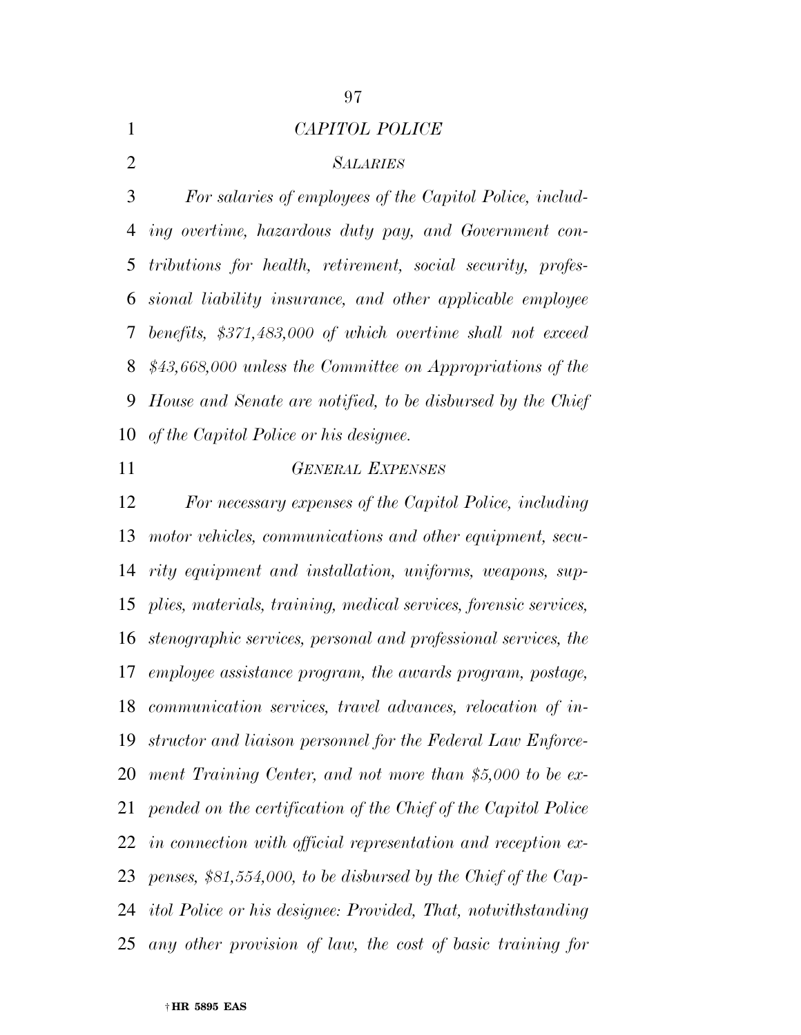*CAPITOL POLICE*

*SALARIES*

*For salaries of employees of the Capitol Police, including overtime, hazardous duty pay, and Government contributions for health, retirement, social security, professional liability insurance, and other applicable employee benefits, $371,483,000 of which overtime shall not exceed $43,668,000 unless the Committee on Appropriations of the House and Senate are notified, to be disbursed by the Chief of the Capitol Police or his designee.*

*GENERAL EXPENSES*

*For necessary expenses of the Capitol Police, including motor vehicles, communications and other equipment, security equipment and installation, uniforms, weapons, supplies, materials, training, medical services, forensic services, stenographic services, personal and professional services, the employee assistance program, the awards program, postage, communication services, travel advances, relocation of instructor and liaison personnel for the Federal Law Enforcement Training Center, and not more than $5,000 to be expended on the certification of the Chief of the Capitol Police in connection with official representation and reception expenses, $81,554,000, to be disbursed by the Chief of the Capitol Police or his designee: Provided, That, notwithstanding any other provision of law, the cost of basic training for*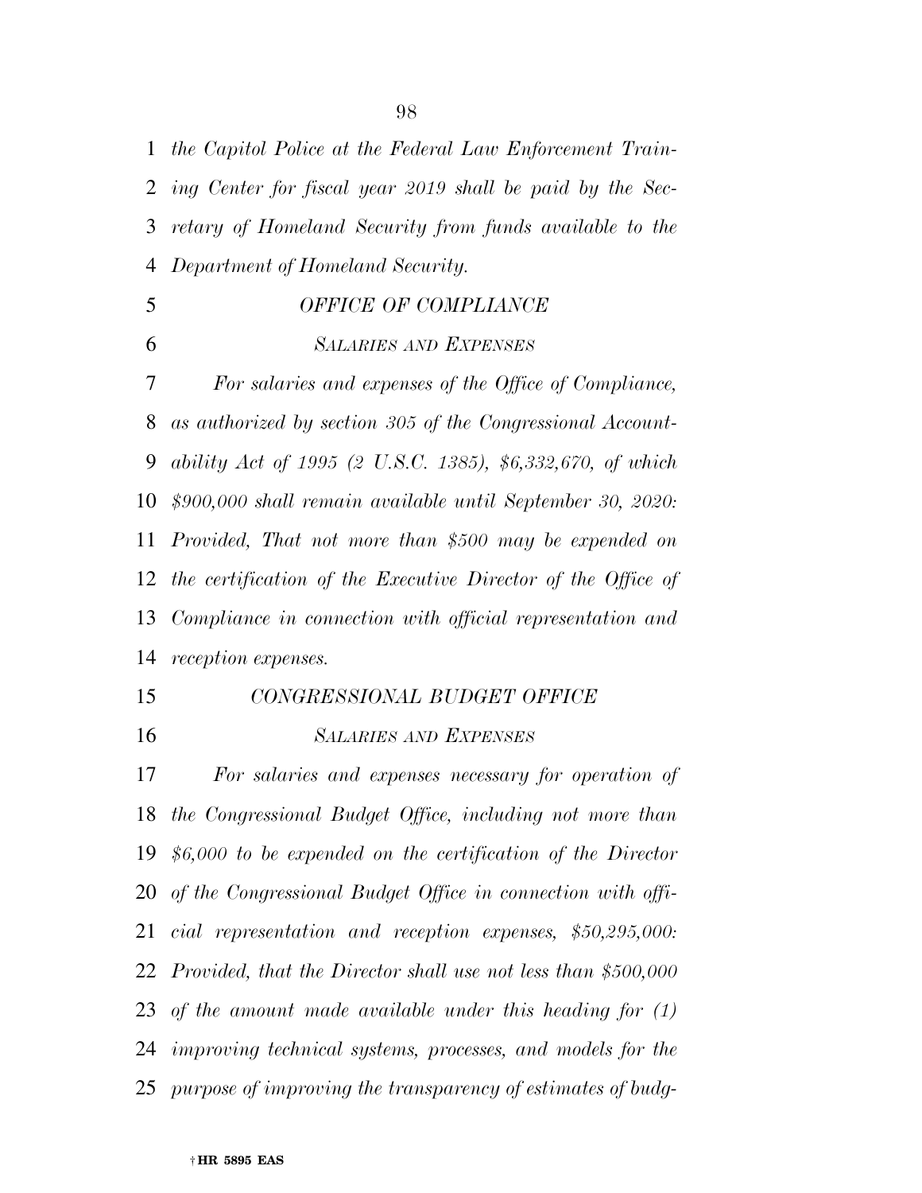*the Capitol Police at the Federal Law Enforcement Training Center for fiscal year 2019 shall be paid by the Secretary of Homeland Security from funds available to the Department of Homeland Security.*

*OFFICE OF COMPLIANCE*

*SALARIES AND EXPENSES*

*For salaries and expenses of the Office of Compliance, as authorized by section 305 of the Congressional Accountability Act of 1995 (2 U.S.C. 1385), $6,332,670, of which $900,000 shall remain available until September 30, 2020: Provided, That not more than $500 may be expended on the certification of the Executive Director of the Office of Compliance in connection with official representation and reception expenses.*

*CONGRESSIONAL BUDGET OFFICE*

*SALARIES AND EXPENSES*

*For salaries and expenses necessary for operation of the Congressional Budget Office, including not more than $6,000 to be expended on the certification of the Director of the Congressional Budget Office in connection with official representation and reception expenses, $50,295,000: Provided, that the Director shall use not less than $500,000 of the amount made available under this heading for (1) improving technical systems, processes, and models for the purpose of improving the transparency of estimates of budg-*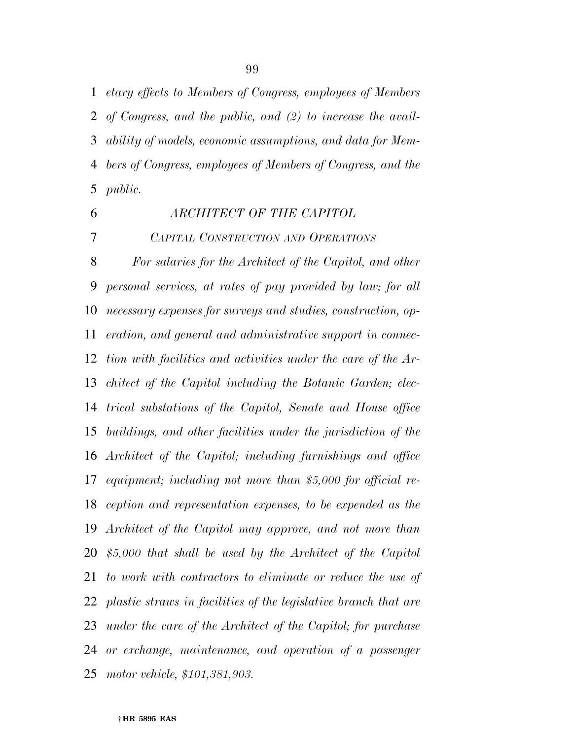*etary effects to Members of Congress, employees of Members of Congress, and the public, and (2) to increase the availability of models, economic assumptions, and data for Members of Congress, employees of Members of Congress, and the public.*

*ARCHITECT OF THE CAPITOL*

*CAPITAL CONSTRUCTION AND OPERATIONS*

*For salaries for the Architect of the Capitol, and other personal services, at rates of pay provided by law; for all necessary expenses for surveys and studies, construction, operation, and general and administrative support in connection with facilities and activities under the care of the Architect of the Capitol including the Botanic Garden; electrical substations of the Capitol, Senate and House office buildings, and other facilities under the jurisdiction of the Architect of the Capitol; including furnishings and office equipment; including not more than $5,000 for official reception and representation expenses, to be expended as the Architect of the Capitol may approve, and not more than $5,000 that shall be used by the Architect of the Capitol to work with contractors to eliminate or reduce the use of plastic straws in facilities of the legislative branch that are under the care of the Architect of the Capitol; for purchase or exchange, maintenance, and operation of a passenger motor vehicle, $101,381,903.*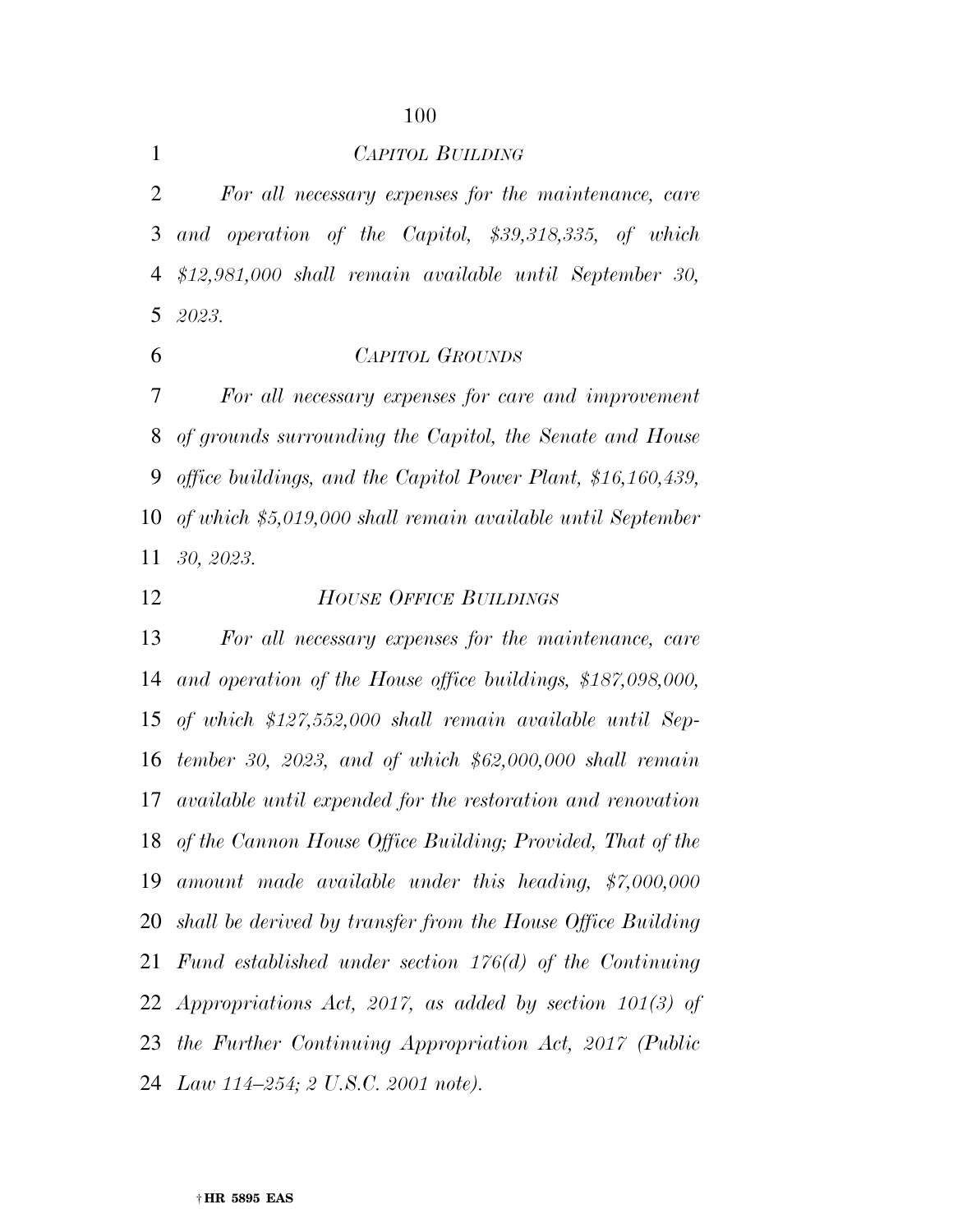*CAPITOL BUILDING*

*For all necessary expenses for the maintenance, care and operation of the Capitol, $39,318,335, of which $12,981,000 shall remain available until September 30, 2023.*

*CAPITOL GROUNDS*

*For all necessary expenses for care and improvement of grounds surrounding the Capitol, the Senate and House office buildings, and the Capitol Power Plant, $16,160,439, of which $5,019,000 shall remain available until September 30, 2023.*

*HOUSE OFFICE BUILDINGS*

*For all necessary expenses for the maintenance, care and operation of the House office buildings, $187,098,000, of which $127,552,000 shall remain available until September 30, 2023, and of which $62,000,000 shall remain available until expended for the restoration and renovation of the Cannon House Office Building; Provided, That of the amount made available under this heading, $7,000,000 shall be derived by transfer from the House Office Building Fund established under section 176(d) of the Continuing Appropriations Act, 2017, as added by section 101(3) of the Further Continuing Appropriation Act, 2017 (Public Law 114–254; 2 U.S.C. 2001 note).*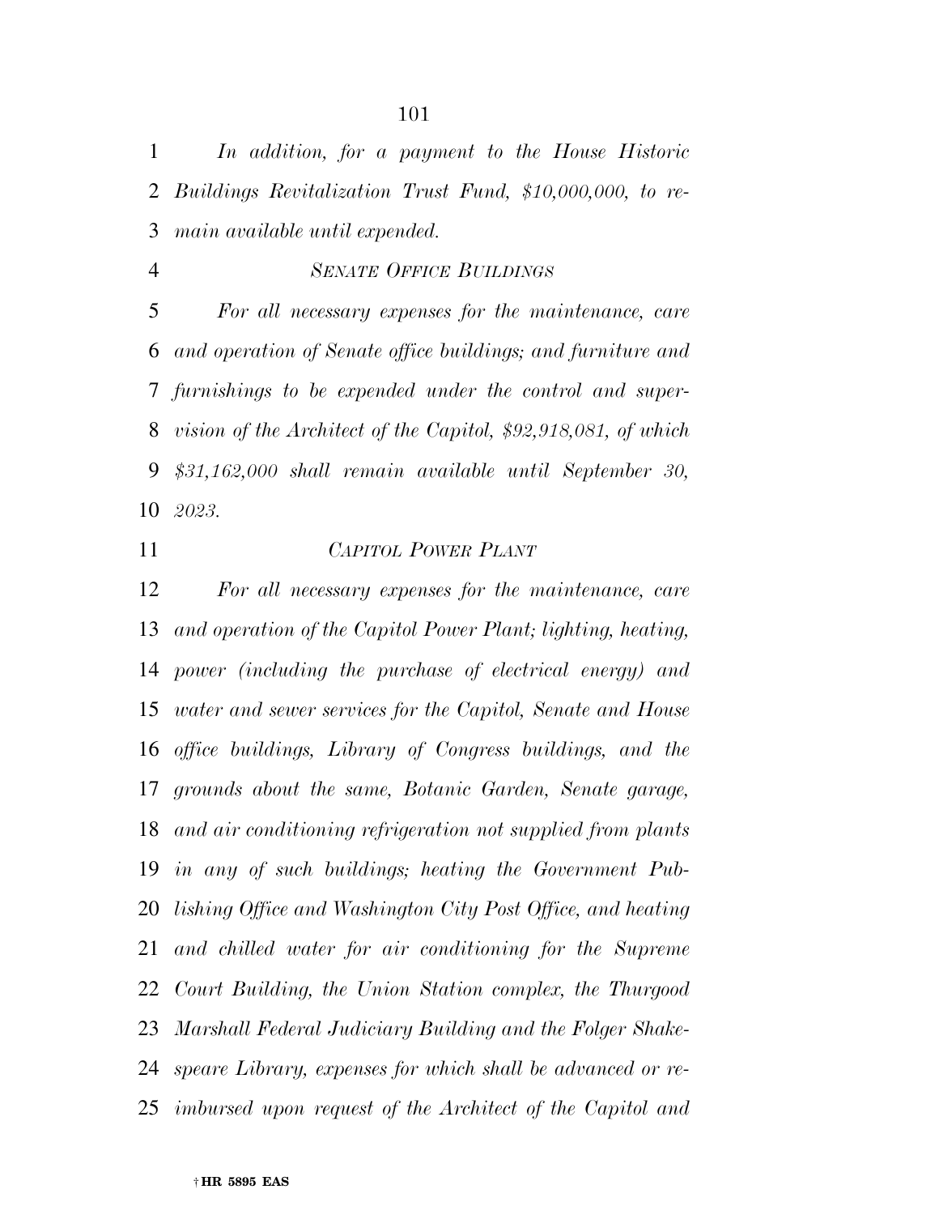*In addition, for a payment to the House Historic Buildings Revitalization Trust Fund, $10,000,000, to remain available until expended.*

*SENATE OFFICE BUILDINGS*

*For all necessary expenses for the maintenance, care and operation of Senate office buildings; and furniture and furnishings to be expended under the control and supervision of the Architect of the Capitol, $92,918,081, of which $31,162,000 shall remain available until September 30, 2023.*

*CAPITOL POWER PLANT*

*For all necessary expenses for the maintenance, care and operation of the Capitol Power Plant; lighting, heating, power (including the purchase of electrical energy) and water and sewer services for the Capitol, Senate and House office buildings, Library of Congress buildings, and the grounds about the same, Botanic Garden, Senate garage, and air conditioning refrigeration not supplied from plants in any of such buildings; heating the Government Publishing Office and Washington City Post Office, and heating and chilled water for air conditioning for the Supreme Court Building, the Union Station complex, the Thurgood Marshall Federal Judiciary Building and the Folger Shakespeare Library, expenses for which shall be advanced or reimbursed upon request of the Architect of the Capitol and*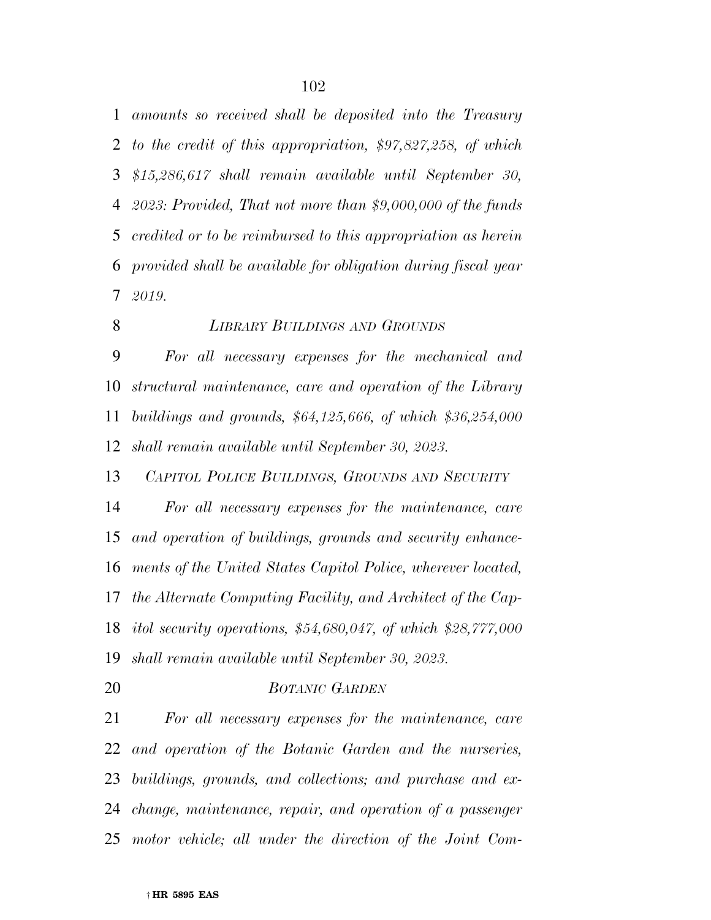*amounts so received shall be deposited into the Treasury to the credit of this appropriation, $97,827,258, of which $15,286,617 shall remain available until September 30, 2023: Provided, That not more than $9,000,000 of the funds credited or to be reimbursed to this appropriation as herein provided shall be available for obligation during fiscal year 2019.*

*LIBRARY BUILDINGS AND GROUNDS*

*For all necessary expenses for the mechanical and structural maintenance, care and operation of the Library buildings and grounds, $64,125,666, of which $36,254,000 shall remain available until September 30, 2023.*

*CAPITOL POLICE BUILDINGS, GROUNDS AND SECURITY*

*For all necessary expenses for the maintenance, care and operation of buildings, grounds and security enhancements of the United States Capitol Police, wherever located, the Alternate Computing Facility, and Architect of the Capitol security operations, $54,680,047, of which $28,777,000 shall remain available until September 30, 2023.*

*BOTANIC GARDEN*

*For all necessary expenses for the maintenance, care and operation of the Botanic Garden and the nurseries, buildings, grounds, and collections; and purchase and exchange, maintenance, repair, and operation of a passenger motor vehicle; all under the direction of the Joint Com-*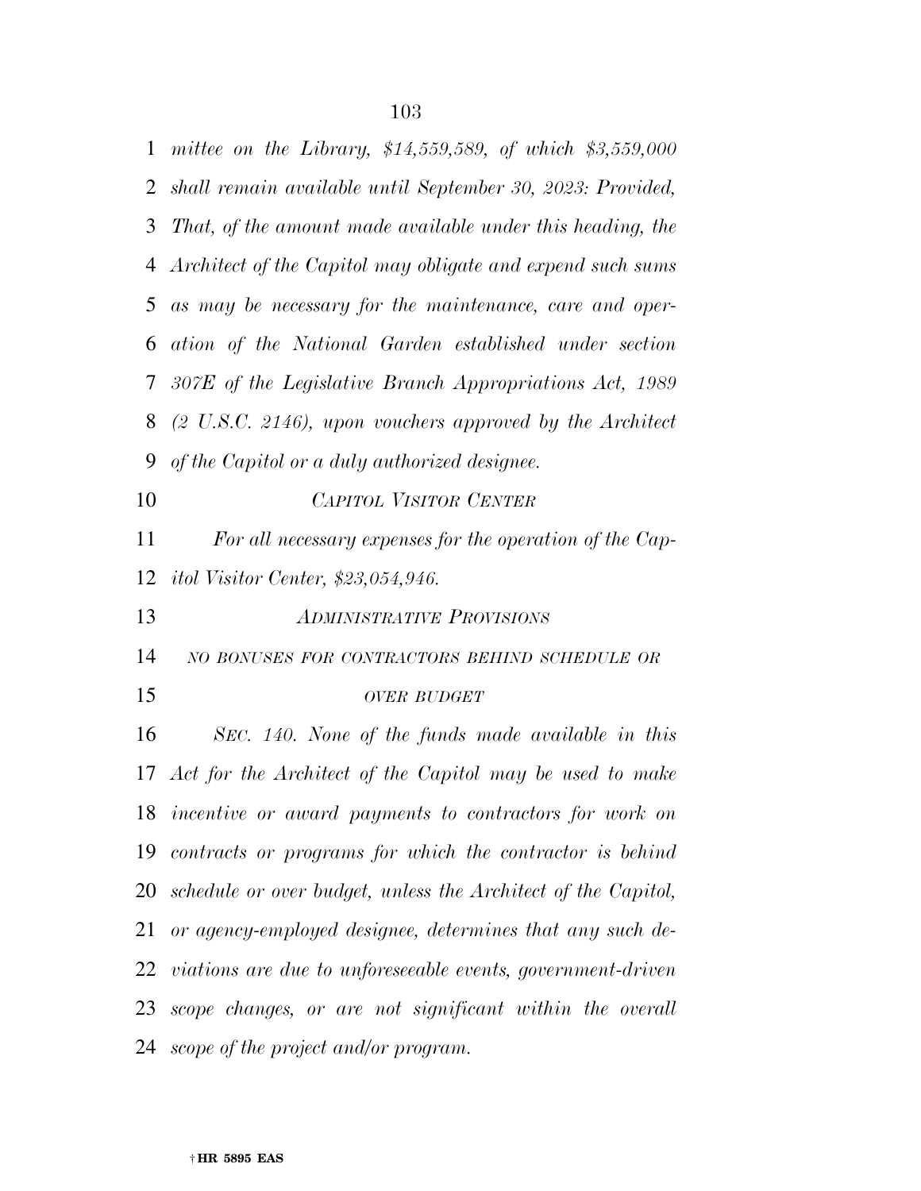*mittee on the Library, $14,559,589, of which $3,559,000 shall remain available until September 30, 2023: Provided, That, of the amount made available under this heading, the Architect of the Capitol may obligate and expend such sums as may be necessary for the maintenance, care and operation of the National Garden established under section 307E of the Legislative Branch Appropriations Act, 1989 (2 U.S.C. 2146), upon vouchers approved by the Architect of the Capitol or a duly authorized designee.*

*CAPITOL VISITOR CENTER*

*For all necessary expenses for the operation of the Capitol Visitor Center, $23,054,946.*

*ADMINISTRATIVE PROVISIONS*

*NO BONUSES FOR CONTRACTORS BEHIND SCHEDULE OR OVER BUDGET*

*SEC. 140. None of the funds made available in this Act for the Architect of the Capitol may be used to make incentive or award payments to contractors for work on contracts or programs for which the contractor is behind schedule or over budget, unless the Architect of the Capitol, or agency-employed designee, determines that any such deviations are due to unforeseeable events, government-driven scope changes, or are not significant within the overall scope of the project and/or program.*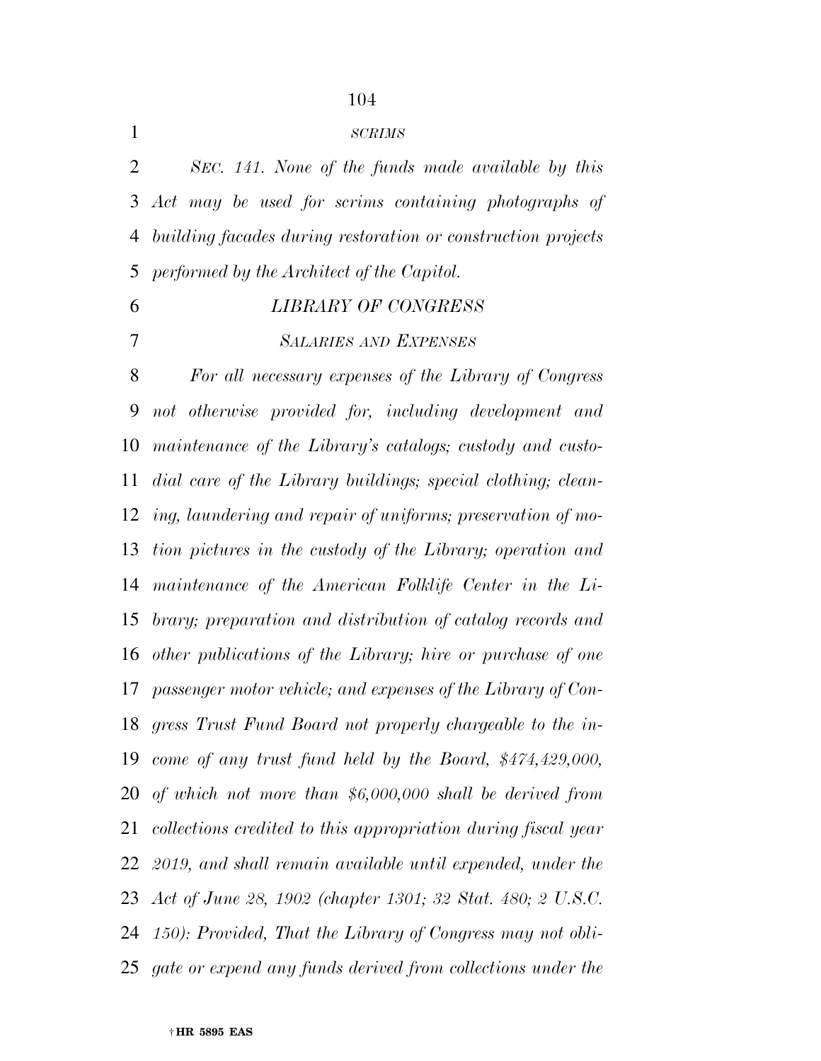*SCRIMS*

*SEC. 141. None of the funds made available by this Act may be used for scrims containing photographs of building facades during restoration or construction projects performed by the Architect of the Capitol.*

*LIBRARY OF CONGRESS*

*SALARIES AND EXPENSES*

*For all necessary expenses of the Library of Congress not otherwise provided for, including development and maintenance of the Library's catalogs; custody and custodial care of the Library buildings; special clothing; cleaning, laundering and repair of uniforms; preservation of motion pictures in the custody of the Library; operation and maintenance of the American Folklife Center in the Library; preparation and distribution of catalog records and other publications of the Library; hire or purchase of one passenger motor vehicle; and expenses of the Library of Congress Trust Fund Board not properly chargeable to the income of any trust fund held by the Board, $474,429,000, of which not more than $6,000,000 shall be derived from collections credited to this appropriation during fiscal year 2019, and shall remain available until expended, under the Act of June 28, 1902 (chapter 1301; 32 Stat. 480; 2 U.S.C. 150): Provided, That the Library of Congress may not obligate or expend any funds derived from collections under the*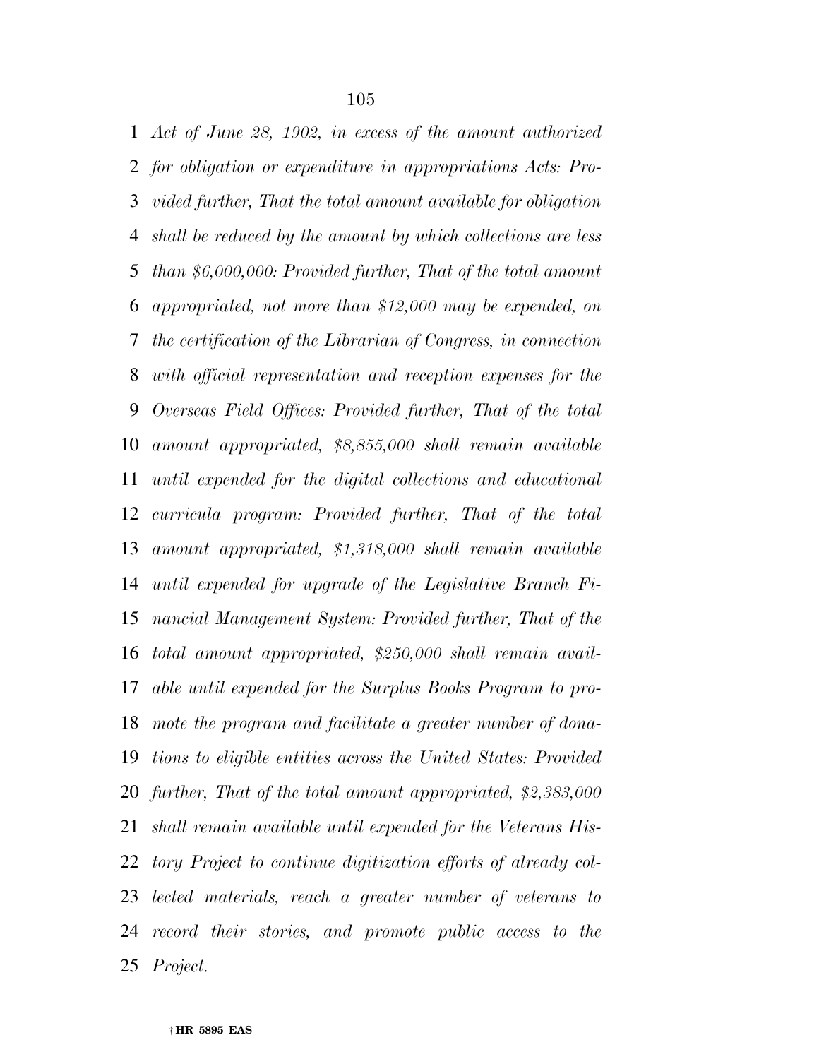*Act of June 28, 1902, in excess of the amount authorized for obligation or expenditure in appropriations Acts: Provided further, That the total amount available for obligation shall be reduced by the amount by which collections are less than $6,000,000: Provided further, That of the total amount appropriated, not more than $12,000 may be expended, on the certification of the Librarian of Congress, in connection with official representation and reception expenses for the Overseas Field Offices: Provided further, That of the total amount appropriated, $8,855,000 shall remain available until expended for the digital collections and educational curricula program: Provided further, That of the total amount appropriated, $1,318,000 shall remain available until expended for upgrade of the Legislative Branch Financial Management System: Provided further, That of the total amount appropriated, $250,000 shall remain available until expended for the Surplus Books Program to promote the program and facilitate a greater number of donations to eligible entities across the United States: Provided further, That of the total amount appropriated, $2,383,000 shall remain available until expended for the Veterans History Project to continue digitization efforts of already collected materials, reach a greater number of veterans to record their stories, and promote public access to the Project.*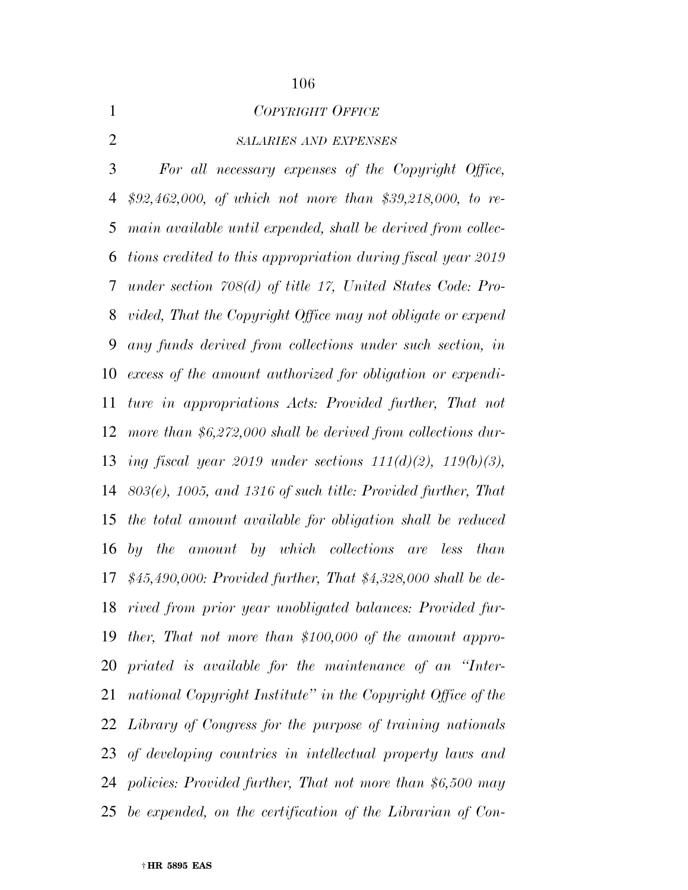## *Copyright Office*

### *salaries and expenses*

*For all necessary expenses of the Copyright Office, $92,462,000, of which not more than $39,218,000, to remain available until expended, shall be derived from collections credited to this appropriation during fiscal year 2019 under section 708(d) of title 17, United States Code: Provided, That the Copyright Office may not obligate or expend any funds derived from collections under such section, in excess of the amount authorized for obligation or expenditure in appropriations Acts: Provided further, That not more than $6,272,000 shall be derived from collections during fiscal year 2019 under sections 111(d)(2), 119(b)(3), 803(e), 1005, and 1316 of such title: Provided further, That the total amount available for obligation shall be reduced by the amount by which collections are less than $45,490,000: Provided further, That $4,328,000 shall be derived from prior year unobligated balances: Provided further, That not more than $100,000 of the amount appropriated is available for the maintenance of an "International Copyright Institute" in the Copyright Office of the Library of Congress for the purpose of training nationals of developing countries in intellectual property laws and policies: Provided further, That not more than $6,500 may be expended, on the certification of the Librarian of Con-*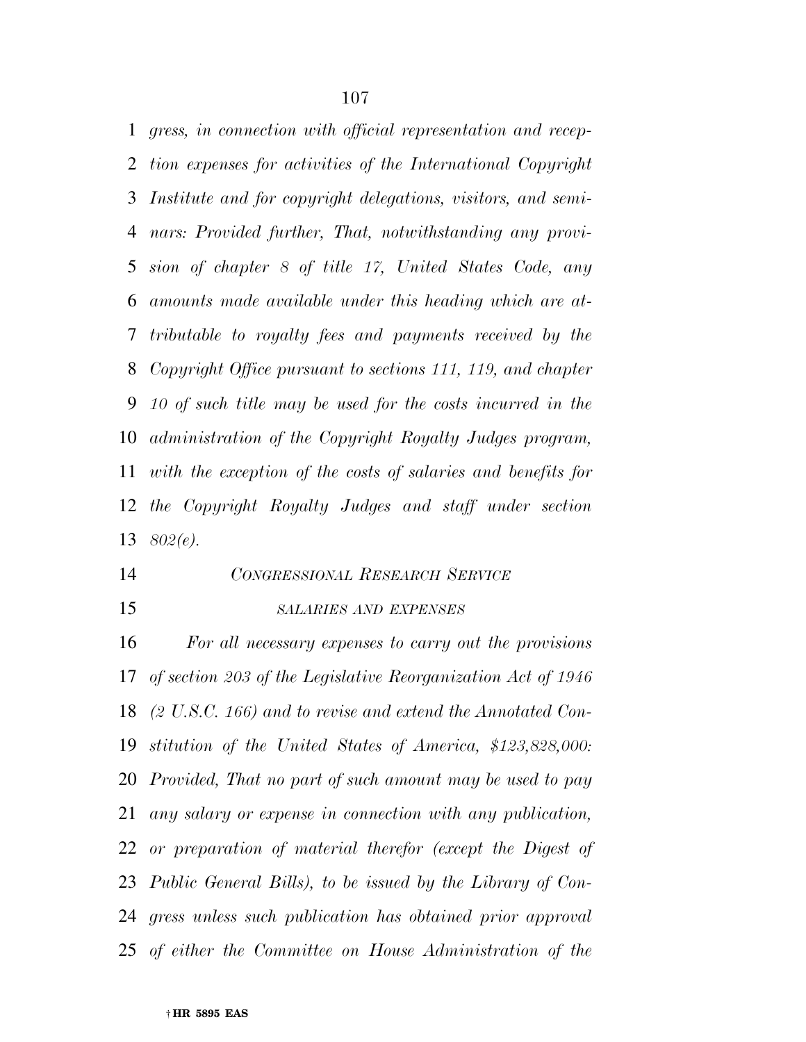*gress, in connection with official representation and reception expenses for activities of the International Copyright Institute and for copyright delegations, visitors, and seminars: Provided further, That, notwithstanding any provision of chapter 8 of title 17, United States Code, any amounts made available under this heading which are attributable to royalty fees and payments received by the Copyright Office pursuant to sections 111, 119, and chapter 10 of such title may be used for the costs incurred in the administration of the Copyright Royalty Judges program, with the exception of the costs of salaries and benefits for the Copyright Royalty Judges and staff under section 802(e).*

*CONGRESSIONAL RESEARCH SERVICE*

*SALARIES AND EXPENSES*

*For all necessary expenses to carry out the provisions of section 203 of the Legislative Reorganization Act of 1946 (2 U.S.C. 166) and to revise and extend the Annotated Constitution of the United States of America, $123,828,000: Provided, That no part of such amount may be used to pay any salary or expense in connection with any publication, or preparation of material therefor (except the Digest of Public General Bills), to be issued by the Library of Congress unless such publication has obtained prior approval of either the Committee on House Administration of the*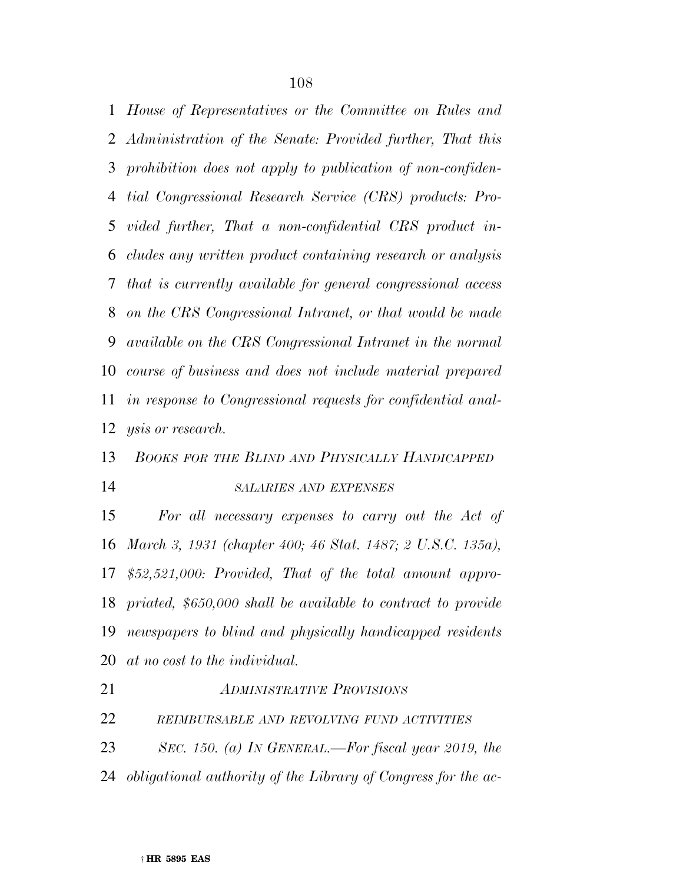*House of Representatives or the Committee on Rules and Administration of the Senate: Provided further, That this prohibition does not apply to publication of non-confidential Congressional Research Service (CRS) products: Provided further, That a non-confidential CRS product includes any written product containing research or analysis that is currently available for general congressional access on the CRS Congressional Intranet, or that would be made available on the CRS Congressional Intranet in the normal course of business and does not include material prepared in response to Congressional requests for confidential analysis or research.*

*BOOKS FOR THE BLIND AND PHYSICALLY HANDICAPPED*

*SALARIES AND EXPENSES*

*For all necessary expenses to carry out the Act of March 3, 1931 (chapter 400; 46 Stat. 1487; 2 U.S.C. 135a), $52,521,000: Provided, That of the total amount appropriated, $650,000 shall be available to contract to provide newspapers to blind and physically handicapped residents at no cost to the individual.*

*ADMINISTRATIVE PROVISIONS*

*REIMBURSABLE AND REVOLVING FUND ACTIVITIES*

*SEC. 150. (a) IN GENERAL.—For fiscal year 2019, the obligational authority of the Library of Congress for the ac-*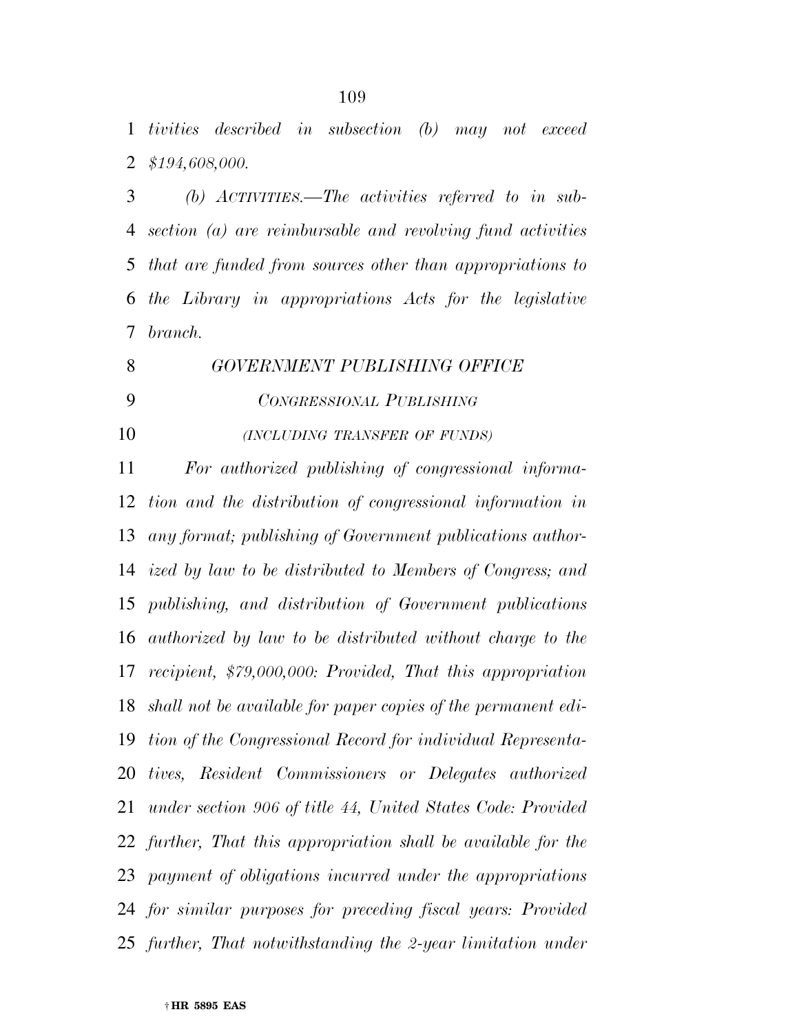*tivities described in subsection (b) may not exceed $194,608,000.*

*(b) ACTIVITIES.—The activities referred to in subsection (a) are reimbursable and revolving fund activities that are funded from sources other than appropriations to the Library in appropriations Acts for the legislative branch.*

*GOVERNMENT PUBLISHING OFFICE*

*CONGRESSIONAL PUBLISHING*

*(INCLUDING TRANSFER OF FUNDS)*

*For authorized publishing of congressional information and the distribution of congressional information in any format; publishing of Government publications authorized by law to be distributed to Members of Congress; and publishing, and distribution of Government publications authorized by law to be distributed without charge to the recipient, $79,000,000: Provided, That this appropriation shall not be available for paper copies of the permanent edition of the Congressional Record for individual Representatives, Resident Commissioners or Delegates authorized under section 906 of title 44, United States Code: Provided further, That this appropriation shall be available for the payment of obligations incurred under the appropriations for similar purposes for preceding fiscal years: Provided further, That notwithstanding the 2-year limitation under*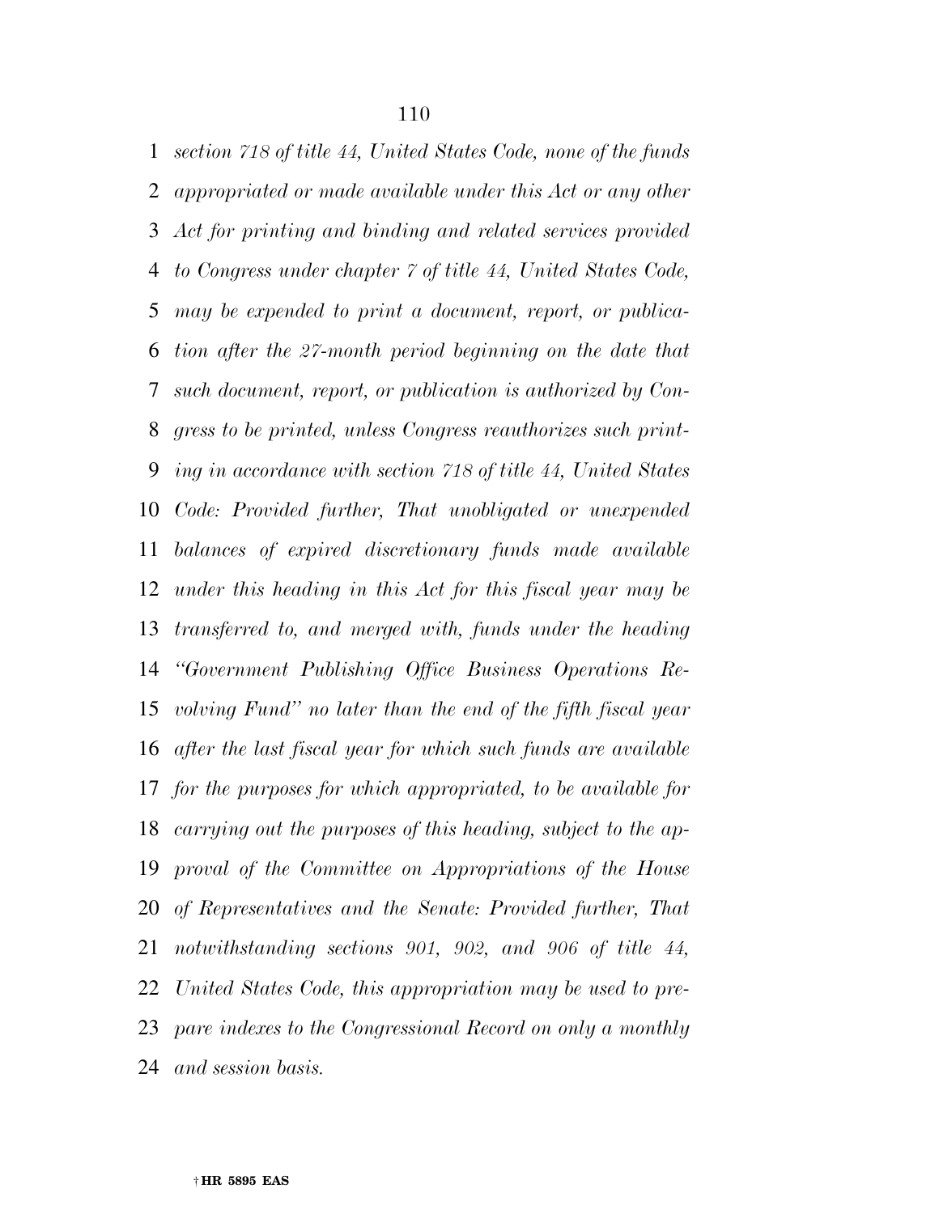*section 718 of title 44, United States Code, none of the funds appropriated or made available under this Act or any other Act for printing and binding and related services provided to Congress under chapter 7 of title 44, United States Code, may be expended to print a document, report, or publication after the 27-month period beginning on the date that such document, report, or publication is authorized by Congress to be printed, unless Congress reauthorizes such printing in accordance with section 718 of title 44, United States Code: Provided further, That unobligated or unexpended balances of expired discretionary funds made available under this heading in this Act for this fiscal year may be transferred to, and merged with, funds under the heading "Government Publishing Office Business Operations Revolving Fund" no later than the end of the fifth fiscal year after the last fiscal year for which such funds are available for the purposes for which appropriated, to be available for carrying out the purposes of this heading, subject to the approval of the Committee on Appropriations of the House of Representatives and the Senate: Provided further, That notwithstanding sections 901, 902, and 906 of title 44, United States Code, this appropriation may be used to prepare indexes to the Congressional Record on only a monthly and session basis.*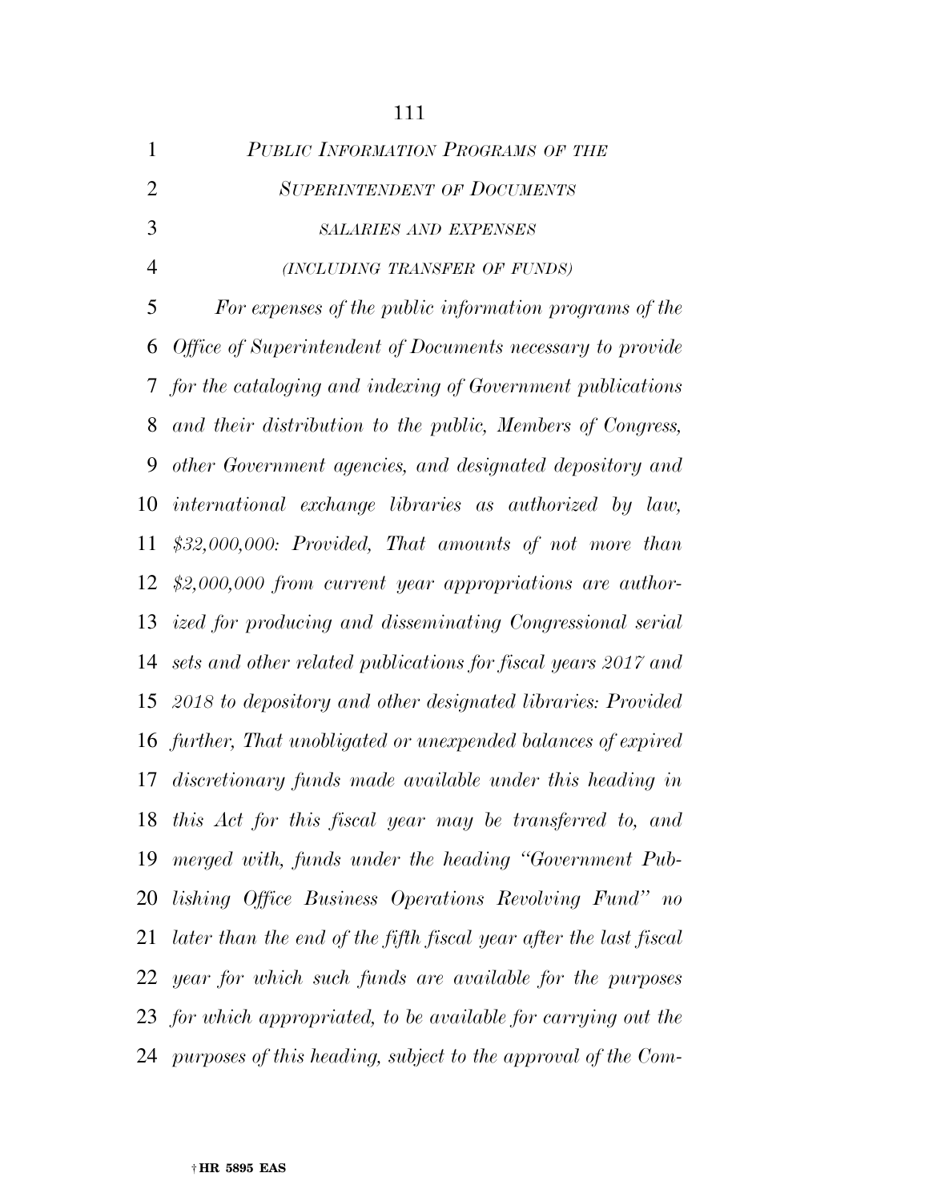*PUBLIC INFORMATION PROGRAMS OF THE SUPERINTENDENT OF DOCUMENTS*

*SALARIES AND EXPENSES*

*(INCLUDING TRANSFER OF FUNDS)*

*For expenses of the public information programs of the Office of Superintendent of Documents necessary to provide for the cataloging and indexing of Government publications and their distribution to the public, Members of Congress, other Government agencies, and designated depository and international exchange libraries as authorized by law, $32,000,000: Provided, That amounts of not more than $2,000,000 from current year appropriations are authorized for producing and disseminating Congressional serial sets and other related publications for fiscal years 2017 and 2018 to depository and other designated libraries: Provided further, That unobligated or unexpended balances of expired discretionary funds made available under this heading in this Act for this fiscal year may be transferred to, and merged with, funds under the heading "Government Publishing Office Business Operations Revolving Fund" no later than the end of the fifth fiscal year after the last fiscal year for which such funds are available for the purposes for which appropriated, to be available for carrying out the purposes of this heading, subject to the approval of the Com-*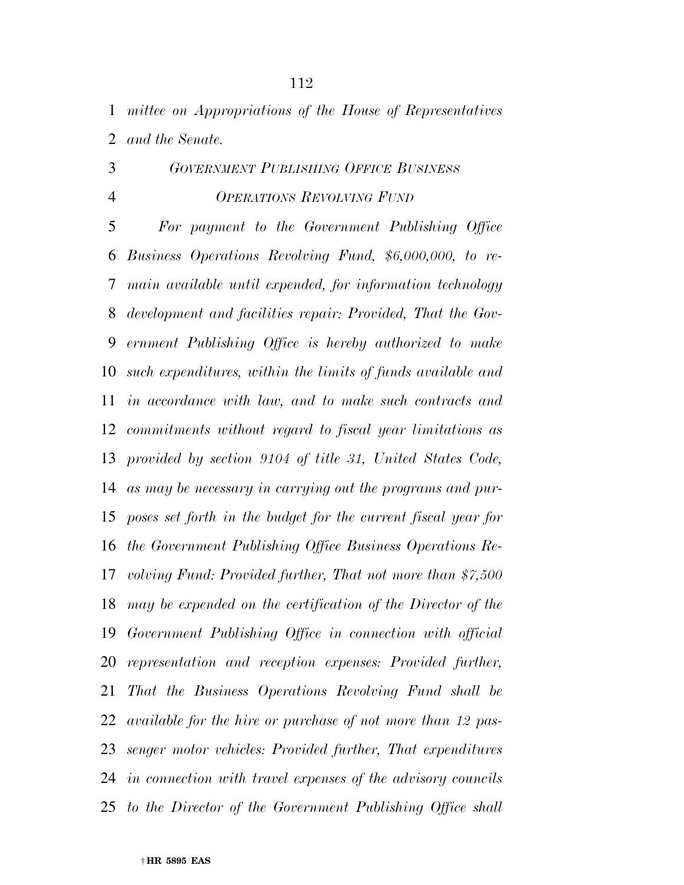*mittee on Appropriations of the House of Representatives and the Senate.*

*GOVERNMENT PUBLISHING OFFICE BUSINESS OPERATIONS REVOLVING FUND*

*For payment to the Government Publishing Office Business Operations Revolving Fund, $6,000,000, to remain available until expended, for information technology development and facilities repair: Provided, That the Government Publishing Office is hereby authorized to make such expenditures, within the limits of funds available and in accordance with law, and to make such contracts and commitments without regard to fiscal year limitations as provided by section 9104 of title 31, United States Code, as may be necessary in carrying out the programs and purposes set forth in the budget for the current fiscal year for the Government Publishing Office Business Operations Revolving Fund: Provided further, That not more than $7,500 may be expended on the certification of the Director of the Government Publishing Office in connection with official representation and reception expenses: Provided further, That the Business Operations Revolving Fund shall be available for the hire or purchase of not more than 12 passenger motor vehicles: Provided further, That expenditures in connection with travel expenses of the advisory councils to the Director of the Government Publishing Office shall*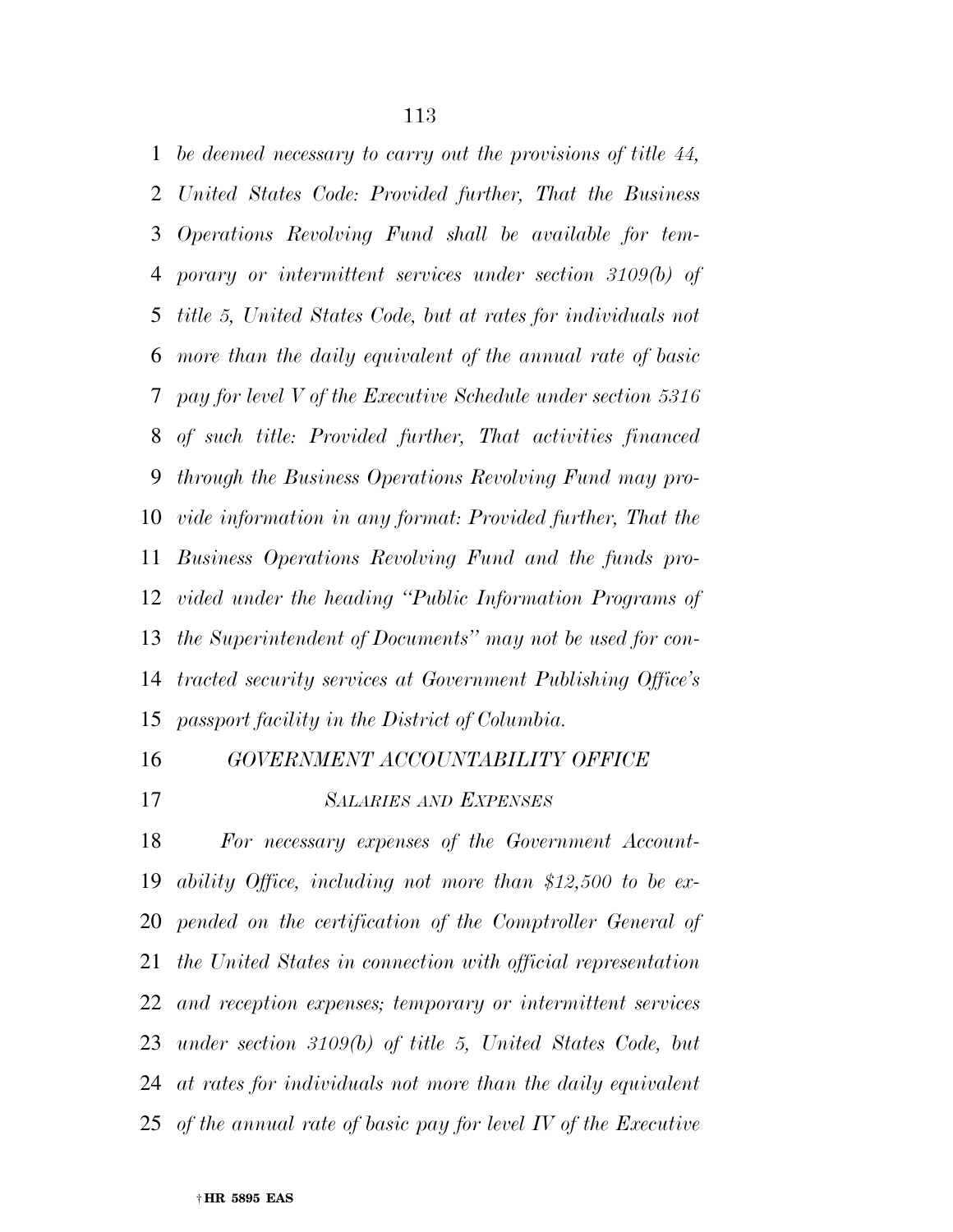*be deemed necessary to carry out the provisions of title 44, United States Code: Provided further, That the Business Operations Revolving Fund shall be available for temporary or intermittent services under section 3109(b) of title 5, United States Code, but at rates for individuals not more than the daily equivalent of the annual rate of basic pay for level V of the Executive Schedule under section 5316 of such title: Provided further, That activities financed through the Business Operations Revolving Fund may provide information in any format: Provided further, That the Business Operations Revolving Fund and the funds provided under the heading ''Public Information Programs of the Superintendent of Documents'' may not be used for contracted security services at Government Publishing Office's passport facility in the District of Columbia.*

## *GOVERNMENT ACCOUNTABILITY OFFICE*

### *SALARIES AND EXPENSES*

*For necessary expenses of the Government Accountability Office, including not more than $12,500 to be expended on the certification of the Comptroller General of the United States in connection with official representation and reception expenses; temporary or intermittent services under section 3109(b) of title 5, United States Code, but at rates for individuals not more than the daily equivalent of the annual rate of basic pay for level IV of the Executive*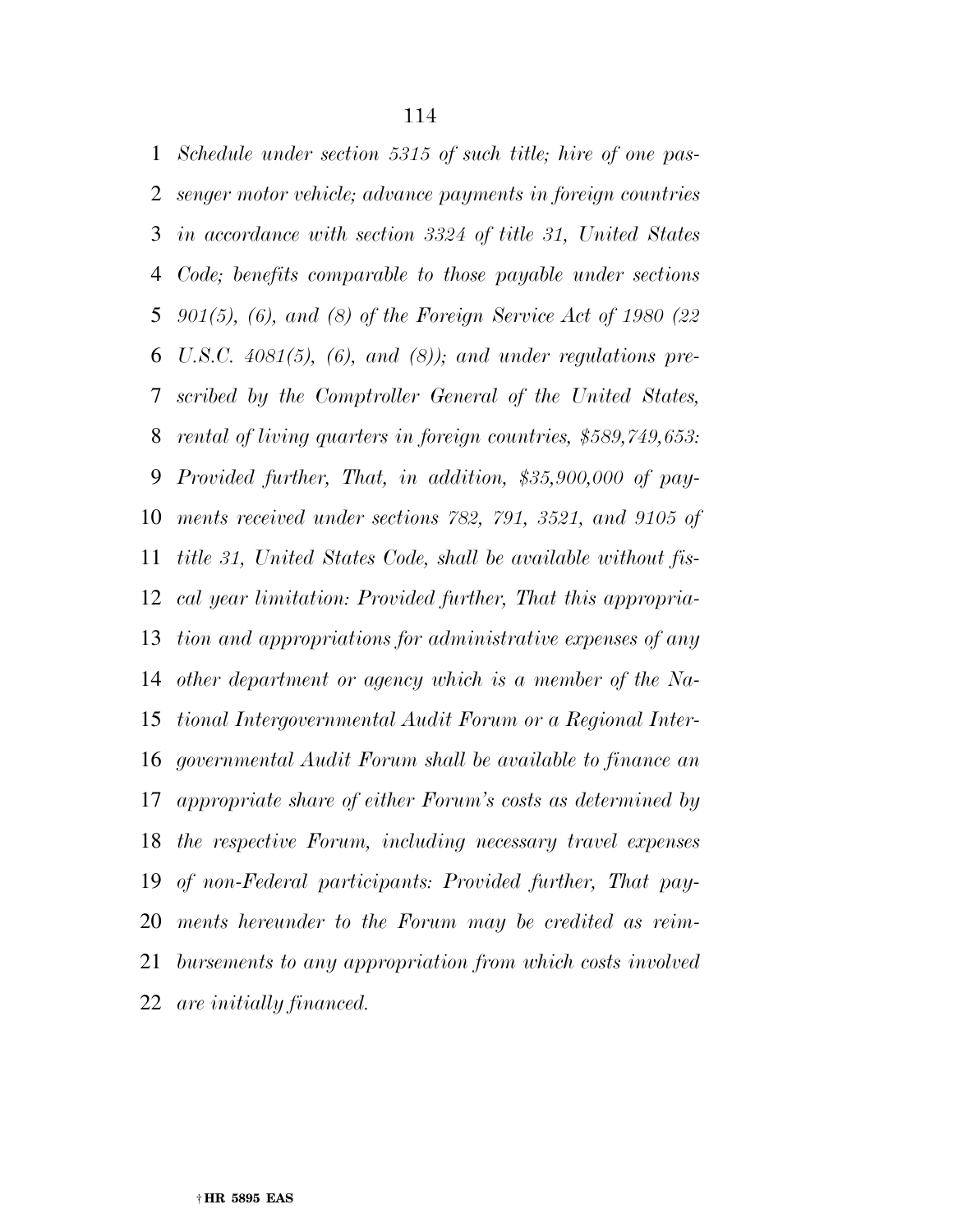*Schedule under section 5315 of such title; hire of one passenger motor vehicle; advance payments in foreign countries in accordance with section 3324 of title 31, United States Code; benefits comparable to those payable under sections 901(5), (6), and (8) of the Foreign Service Act of 1980 (22 U.S.C. 4081(5), (6), and (8)); and under regulations prescribed by the Comptroller General of the United States, rental of living quarters in foreign countries, $589,749,653: Provided further, That, in addition, $35,900,000 of payments received under sections 782, 791, 3521, and 9105 of title 31, United States Code, shall be available without fiscal year limitation: Provided further, That this appropriation and appropriations for administrative expenses of any other department or agency which is a member of the National Intergovernmental Audit Forum or a Regional Intergovernmental Audit Forum shall be available to finance an appropriate share of either Forum's costs as determined by the respective Forum, including necessary travel expenses of non-Federal participants: Provided further, That payments hereunder to the Forum may be credited as reimbursements to any appropriation from which costs involved are initially financed.*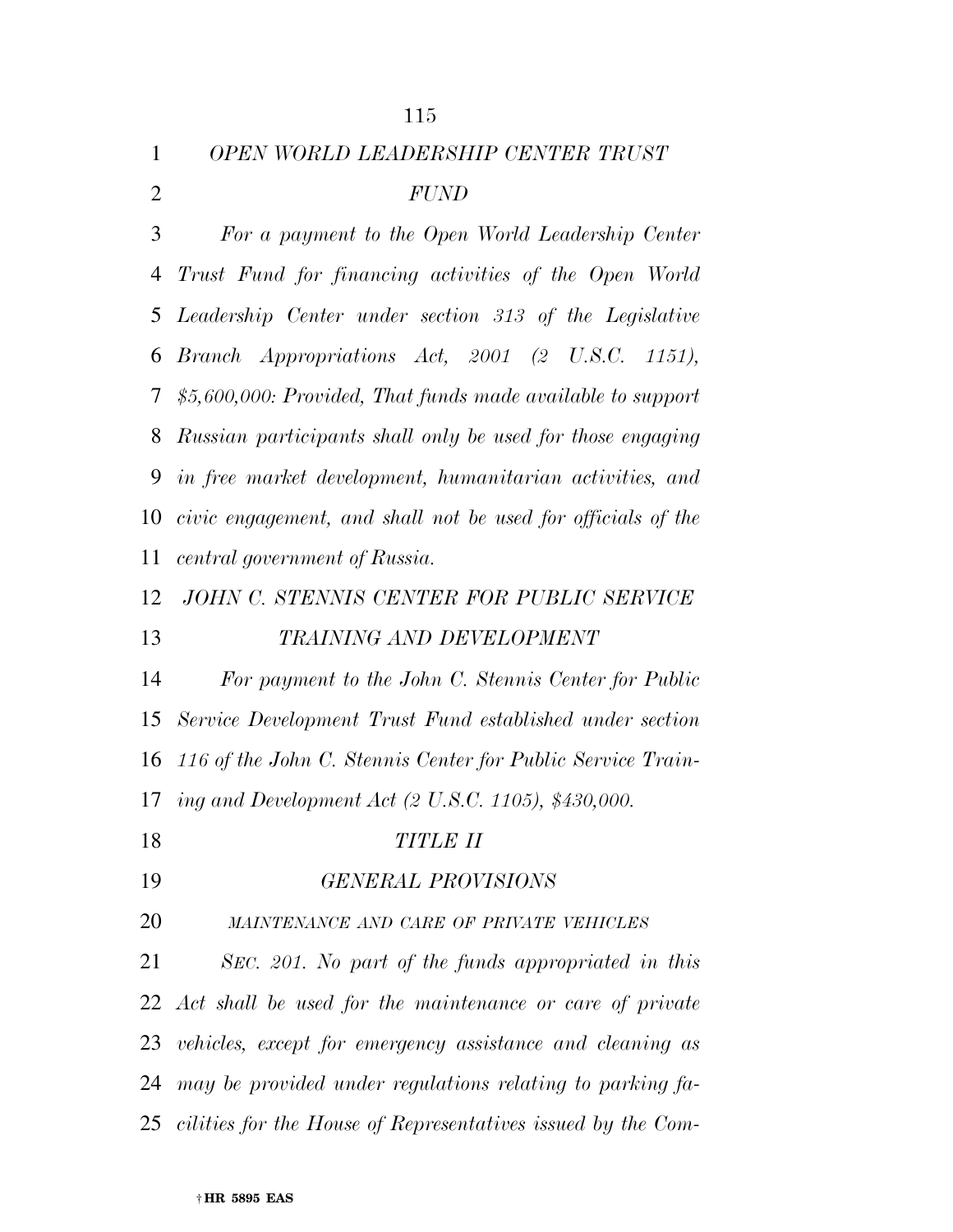*OPEN WORLD LEADERSHIP CENTER TRUST FUND*

*For a payment to the Open World Leadership Center Trust Fund for financing activities of the Open World Leadership Center under section 313 of the Legislative Branch Appropriations Act, 2001 (2 U.S.C. 1151), $5,600,000: Provided, That funds made available to support Russian participants shall only be used for those engaging in free market development, humanitarian activities, and civic engagement, and shall not be used for officials of the central government of Russia.*

*JOHN C. STENNIS CENTER FOR PUBLIC SERVICE TRAINING AND DEVELOPMENT*

*For payment to the John C. Stennis Center for Public Service Development Trust Fund established under section 116 of the John C. Stennis Center for Public Service Training and Development Act (2 U.S.C. 1105), $430,000.*

## *TITLE II*

## *GENERAL PROVISIONS*

*MAINTENANCE AND CARE OF PRIVATE VEHICLES*

*SEC. 201. No part of the funds appropriated in this Act shall be used for the maintenance or care of private vehicles, except for emergency assistance and cleaning as may be provided under regulations relating to parking facilities for the House of Representatives issued by the Com-*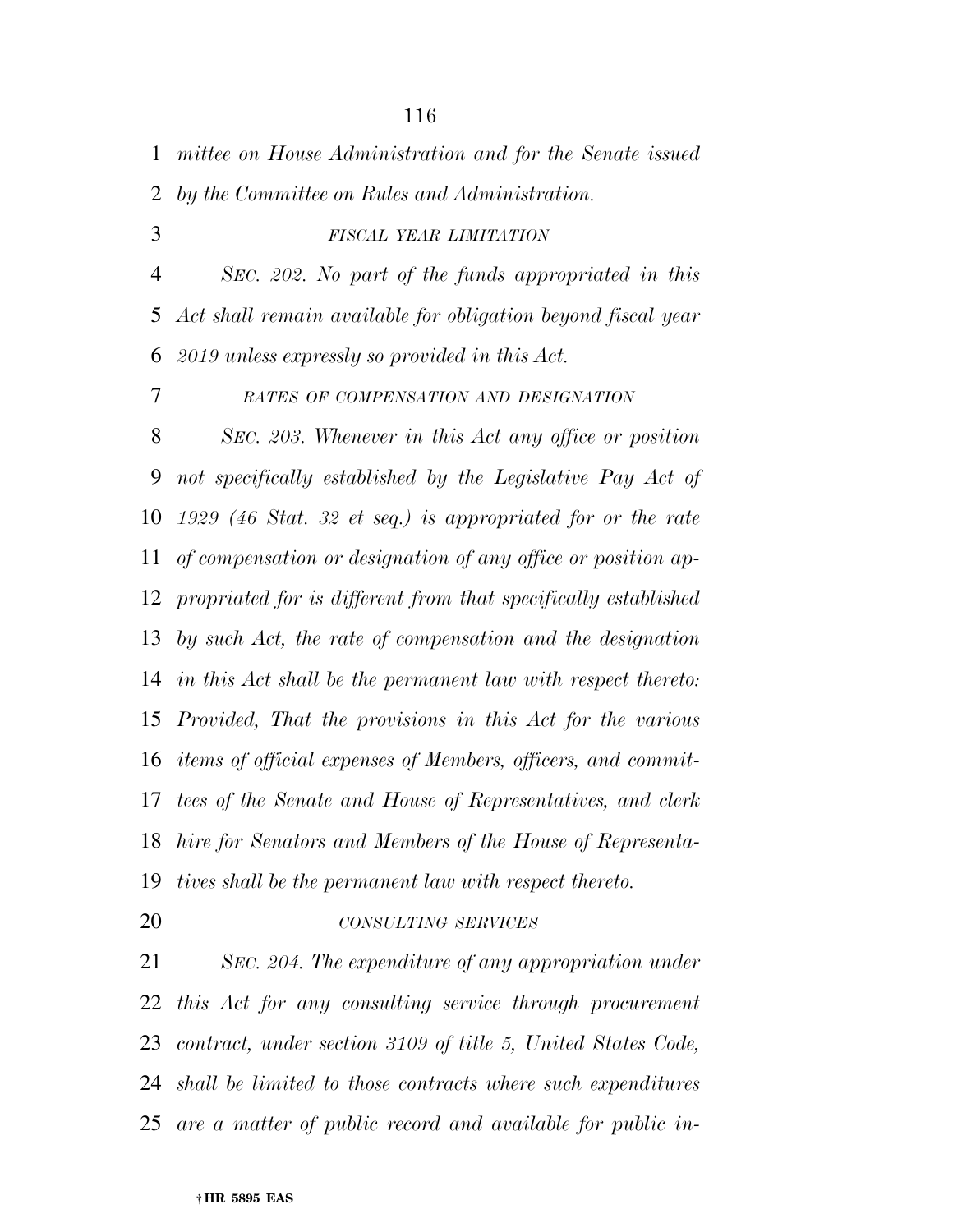*mittee on House Administration and for the Senate issued by the Committee on Rules and Administration.*

*FISCAL YEAR LIMITATION*

*SEC. 202. No part of the funds appropriated in this Act shall remain available for obligation beyond fiscal year 2019 unless expressly so provided in this Act.*

*RATES OF COMPENSATION AND DESIGNATION*

*SEC. 203. Whenever in this Act any office or position not specifically established by the Legislative Pay Act of 1929 (46 Stat. 32 et seq.) is appropriated for or the rate of compensation or designation of any office or position appropriated for is different from that specifically established by such Act, the rate of compensation and the designation in this Act shall be the permanent law with respect thereto: Provided, That the provisions in this Act for the various items of official expenses of Members, officers, and committees of the Senate and House of Representatives, and clerk hire for Senators and Members of the House of Representatives shall be the permanent law with respect thereto.*

*CONSULTING SERVICES*

*SEC. 204. The expenditure of any appropriation under this Act for any consulting service through procurement contract, under section 3109 of title 5, United States Code, shall be limited to those contracts where such expenditures are a matter of public record and available for public in-*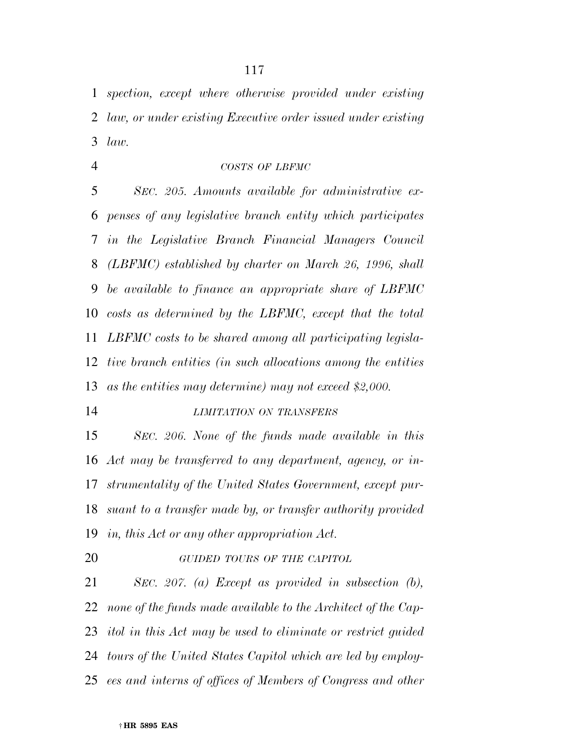*spection, except where otherwise provided under existing law, or under existing Executive order issued under existing law.*

*COSTS OF LBFMC*

*SEC. 205. Amounts available for administrative expenses of any legislative branch entity which participates in the Legislative Branch Financial Managers Council (LBFMC) established by charter on March 26, 1996, shall be available to finance an appropriate share of LBFMC costs as determined by the LBFMC, except that the total LBFMC costs to be shared among all participating legislative branch entities (in such allocations among the entities as the entities may determine) may not exceed $2,000.*

*LIMITATION ON TRANSFERS*

*SEC. 206. None of the funds made available in this Act may be transferred to any department, agency, or instrumentality of the United States Government, except pursuant to a transfer made by, or transfer authority provided in, this Act or any other appropriation Act.*

*GUIDED TOURS OF THE CAPITOL*

*SEC. 207. (a) Except as provided in subsection (b), none of the funds made available to the Architect of the Capitol in this Act may be used to eliminate or restrict guided tours of the United States Capitol which are led by employees and interns of offices of Members of Congress and other*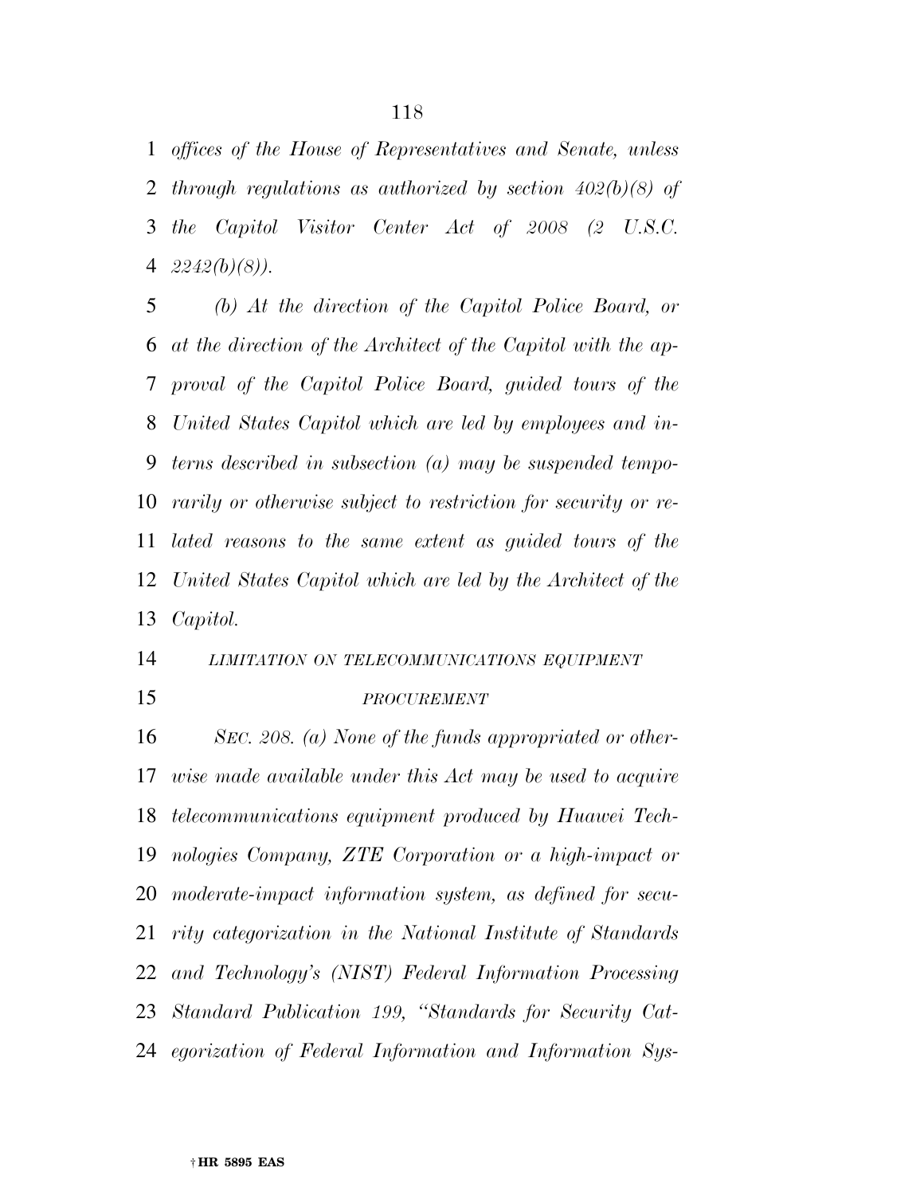*offices of the House of Representatives and Senate, unless through regulations as authorized by section 402(b)(8) of the Capitol Visitor Center Act of 2008 (2 U.S.C. 2242(b)(8)).*

*(b) At the direction of the Capitol Police Board, or at the direction of the Architect of the Capitol with the approval of the Capitol Police Board, guided tours of the United States Capitol which are led by employees and interns described in subsection (a) may be suspended temporarily or otherwise subject to restriction for security or related reasons to the same extent as guided tours of the United States Capitol which are led by the Architect of the Capitol.*

*LIMITATION ON TELECOMMUNICATIONS EQUIPMENT PROCUREMENT*

*SEC. 208. (a) None of the funds appropriated or otherwise made available under this Act may be used to acquire telecommunications equipment produced by Huawei Technologies Company, ZTE Corporation or a high-impact or moderate-impact information system, as defined for security categorization in the National Institute of Standards and Technology's (NIST) Federal Information Processing Standard Publication 199, "Standards for Security Categorization of Federal Information and Information Sys-*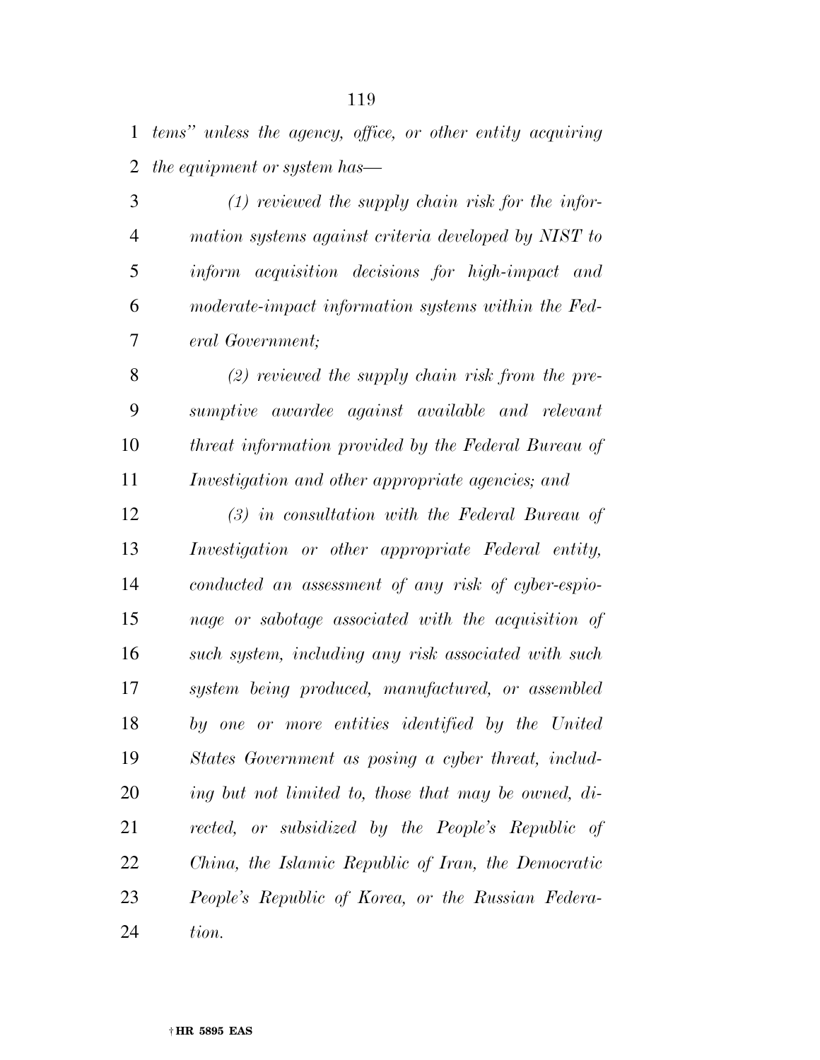*tems" unless the agency, office, or other entity acquiring the equipment or system has—*

*(1) reviewed the supply chain risk for the information systems against criteria developed by NIST to inform acquisition decisions for high-impact and moderate-impact information systems within the Federal Government;*

*(2) reviewed the supply chain risk from the presumptive awardee against available and relevant threat information provided by the Federal Bureau of Investigation and other appropriate agencies; and*

*(3) in consultation with the Federal Bureau of Investigation or other appropriate Federal entity, conducted an assessment of any risk of cyber-espionage or sabotage associated with the acquisition of such system, including any risk associated with such system being produced, manufactured, or assembled by one or more entities identified by the United States Government as posing a cyber threat, including but not limited to, those that may be owned, directed, or subsidized by the People's Republic of China, the Islamic Republic of Iran, the Democratic People's Republic of Korea, or the Russian Federation.*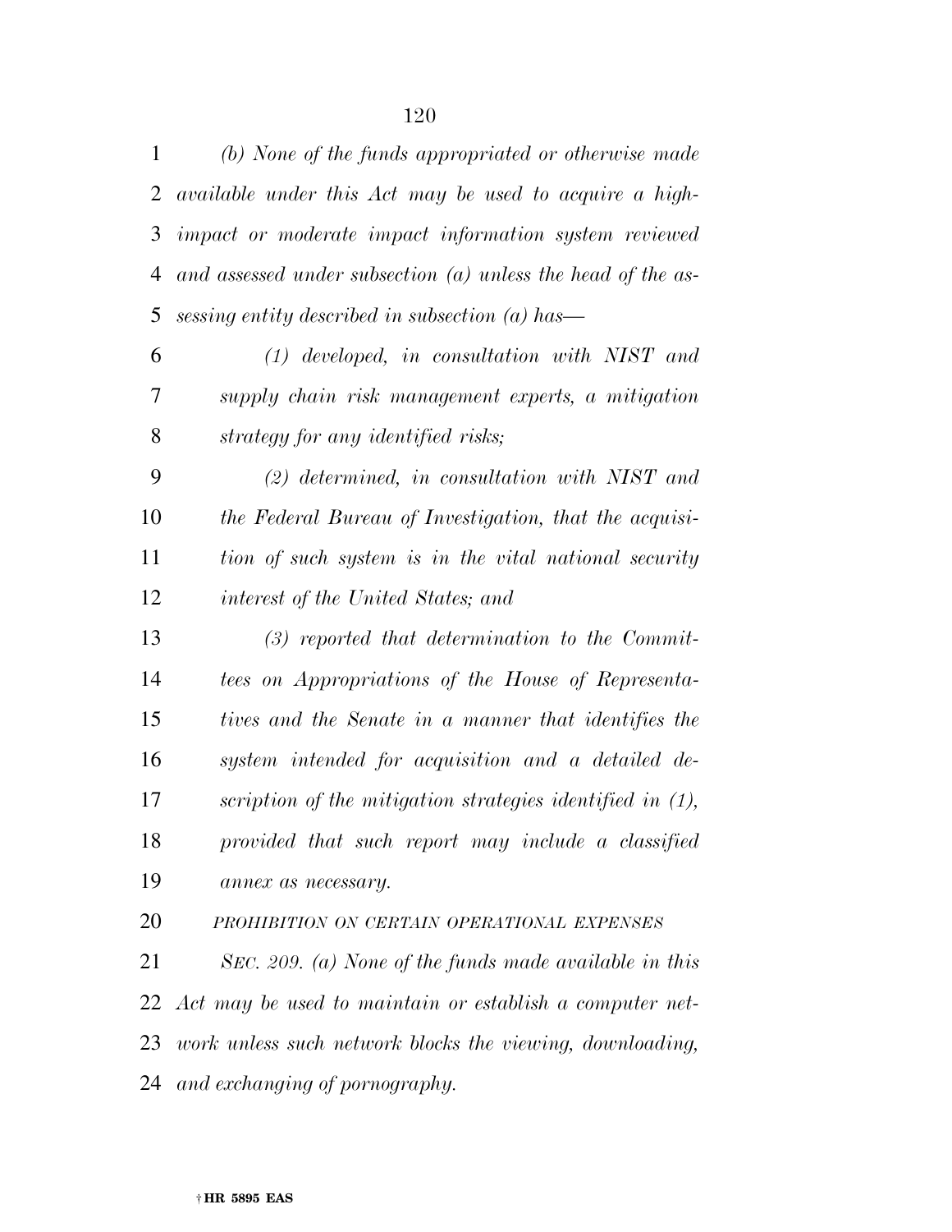*(b) None of the funds appropriated or otherwise made available under this Act may be used to acquire a high-impact or moderate impact information system reviewed and assessed under subsection (a) unless the head of the assessing entity described in subsection (a) has—*

*(1) developed, in consultation with NIST and supply chain risk management experts, a mitigation strategy for any identified risks;*

*(2) determined, in consultation with NIST and the Federal Bureau of Investigation, that the acquisition of such system is in the vital national security interest of the United States; and*

*(3) reported that determination to the Committees on Appropriations of the House of Representatives and the Senate in a manner that identifies the system intended for acquisition and a detailed description of the mitigation strategies identified in (1), provided that such report may include a classified annex as necessary.*

*PROHIBITION ON CERTAIN OPERATIONAL EXPENSES*

*SEC. 209. (a) None of the funds made available in this Act may be used to maintain or establish a computer network unless such network blocks the viewing, downloading, and exchanging of pornography.*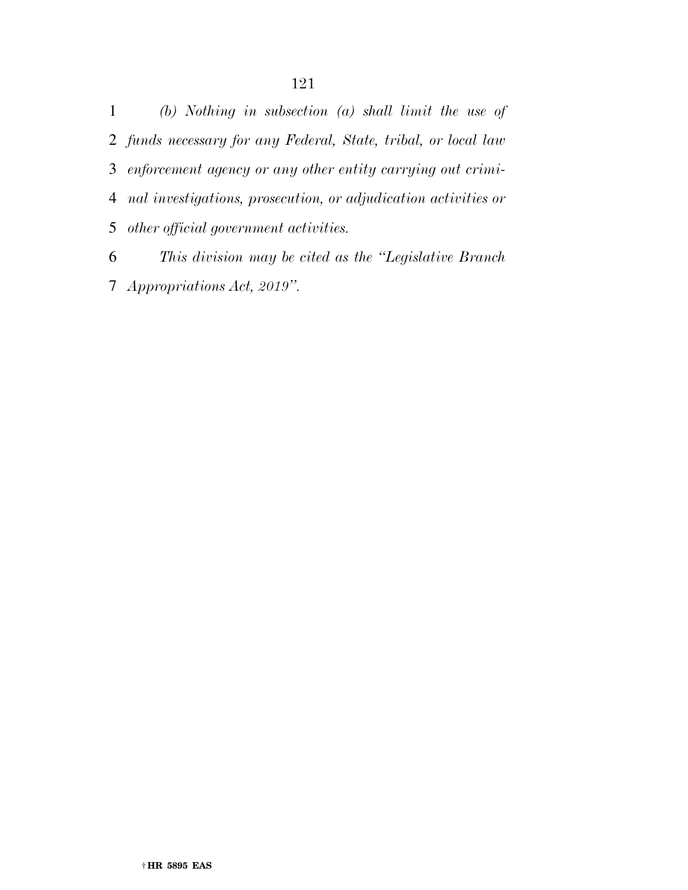*(b) Nothing in subsection (a) shall limit the use of funds necessary for any Federal, State, tribal, or local law enforcement agency or any other entity carrying out criminal investigations, prosecution, or adjudication activities or other official government activities.*

*This division may be cited as the "Legislative Branch Appropriations Act, 2019".*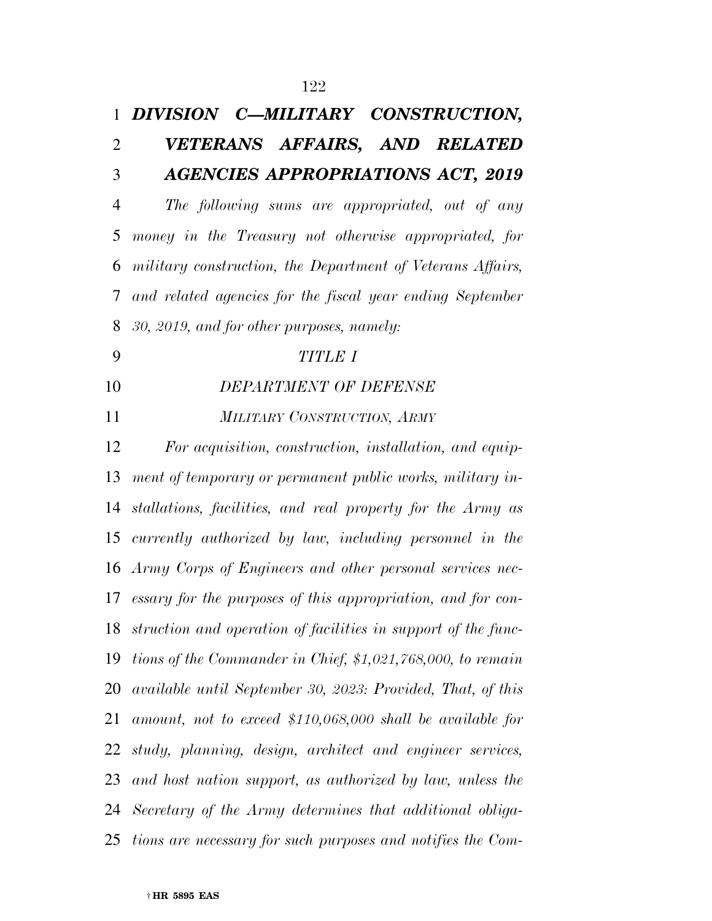# *DIVISION C—MILITARY CONSTRUCTION, VETERANS AFFAIRS, AND RELATED AGENCIES APPROPRIATIONS ACT, 2019*

*The following sums are appropriated, out of any money in the Treasury not otherwise appropriated, for military construction, the Department of Veterans Affairs, and related agencies for the fiscal year ending September 30, 2019, and for other purposes, namely:*

## *TITLE I*

## *DEPARTMENT OF DEFENSE*

### *MILITARY CONSTRUCTION, ARMY*

*For acquisition, construction, installation, and equipment of temporary or permanent public works, military installations, facilities, and real property for the Army as currently authorized by law, including personnel in the Army Corps of Engineers and other personal services necessary for the purposes of this appropriation, and for construction and operation of facilities in support of the functions of the Commander in Chief, $1,021,768,000, to remain available until September 30, 2023: Provided, That, of this amount, not to exceed $110,068,000 shall be available for study, planning, design, architect and engineer services, and host nation support, as authorized by law, unless the Secretary of the Army determines that additional obligations are necessary for such purposes and notifies the Com-*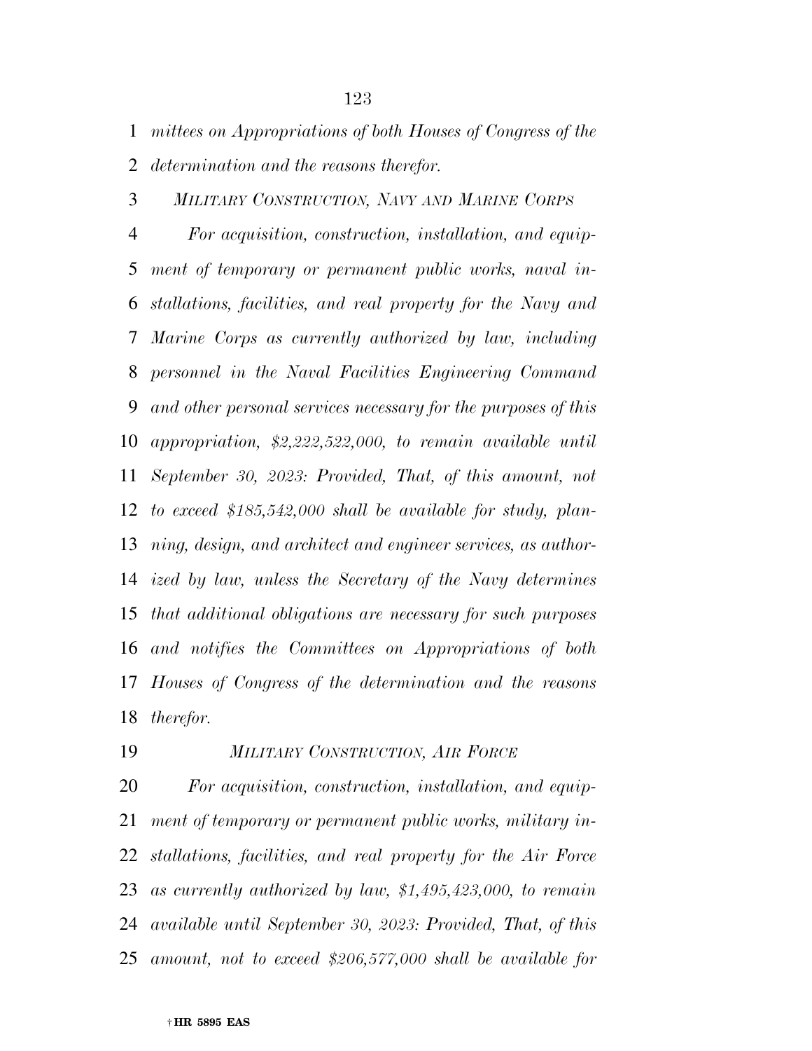*mittees on Appropriations of both Houses of Congress of the determination and the reasons therefor.*

*MILITARY CONSTRUCTION, NAVY AND MARINE CORPS*

*For acquisition, construction, installation, and equipment of temporary or permanent public works, naval installations, facilities, and real property for the Navy and Marine Corps as currently authorized by law, including personnel in the Naval Facilities Engineering Command and other personal services necessary for the purposes of this appropriation, $2,222,522,000, to remain available until September 30, 2023: Provided, That, of this amount, not to exceed $185,542,000 shall be available for study, planning, design, and architect and engineer services, as authorized by law, unless the Secretary of the Navy determines that additional obligations are necessary for such purposes and notifies the Committees on Appropriations of both Houses of Congress of the determination and the reasons therefor.*

*MILITARY CONSTRUCTION, AIR FORCE*

*For acquisition, construction, installation, and equipment of temporary or permanent public works, military installations, facilities, and real property for the Air Force as currently authorized by law, $1,495,423,000, to remain available until September 30, 2023: Provided, That, of this amount, not to exceed $206,577,000 shall be available for*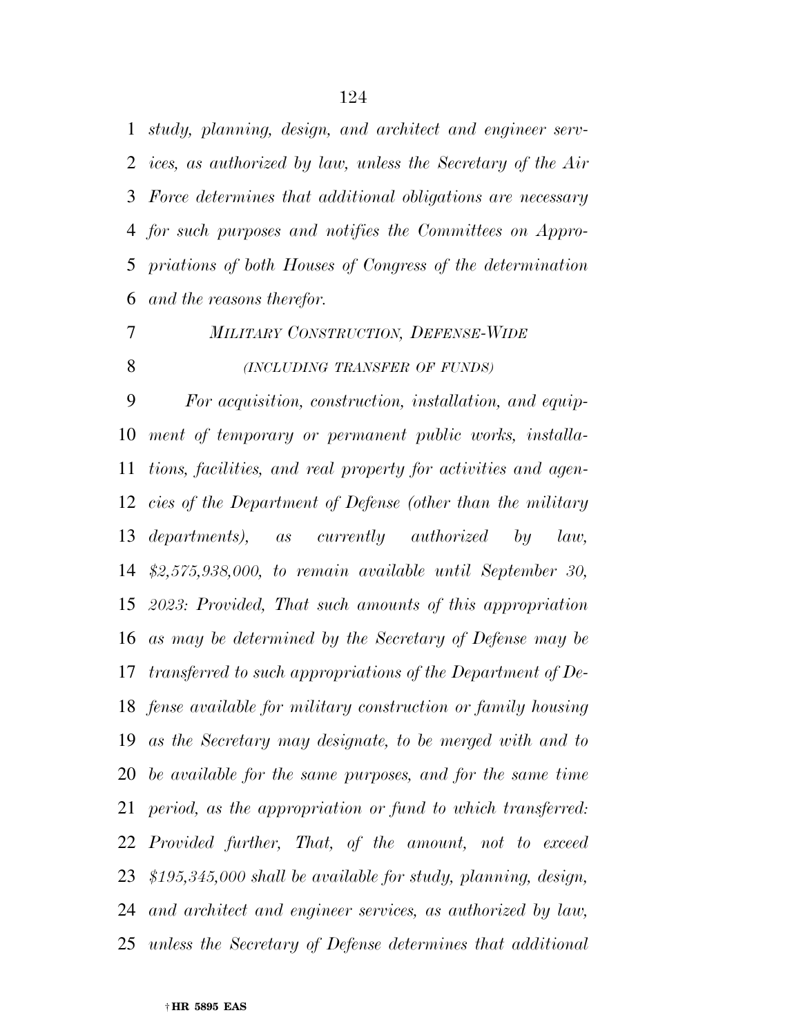*study, planning, design, and architect and engineer services, as authorized by law, unless the Secretary of the Air Force determines that additional obligations are necessary for such purposes and notifies the Committees on Appropriations of both Houses of Congress of the determination and the reasons therefor.*

*MILITARY CONSTRUCTION, DEFENSE-WIDE*

*(INCLUDING TRANSFER OF FUNDS)*

*For acquisition, construction, installation, and equipment of temporary or permanent public works, installations, facilities, and real property for activities and agencies of the Department of Defense (other than the military departments), as currently authorized by law, $2,575,938,000, to remain available until September 30, 2023: Provided, That such amounts of this appropriation as may be determined by the Secretary of Defense may be transferred to such appropriations of the Department of Defense available for military construction or family housing as the Secretary may designate, to be merged with and to be available for the same purposes, and for the same time period, as the appropriation or fund to which transferred: Provided further, That, of the amount, not to exceed $195,345,000 shall be available for study, planning, design, and architect and engineer services, as authorized by law, unless the Secretary of Defense determines that additional*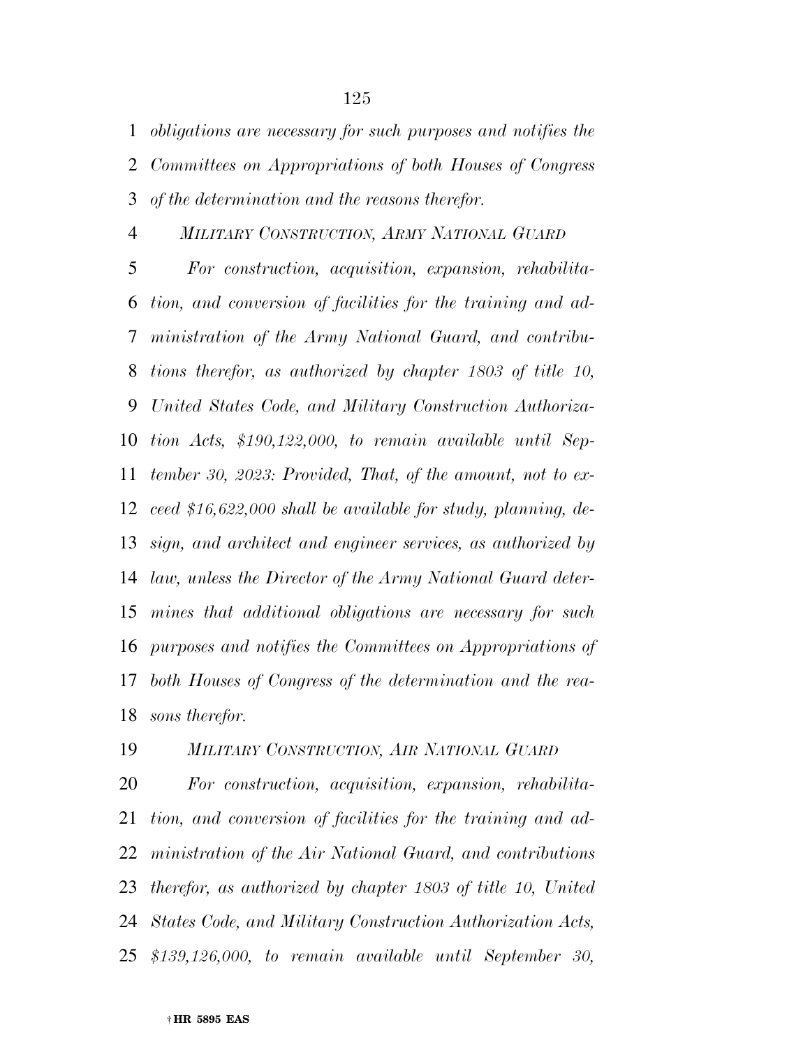*obligations are necessary for such purposes and notifies the Committees on Appropriations of both Houses of Congress of the determination and the reasons therefor.*

*MILITARY CONSTRUCTION, ARMY NATIONAL GUARD*

*For construction, acquisition, expansion, rehabilitation, and conversion of facilities for the training and administration of the Army National Guard, and contributions therefor, as authorized by chapter 1803 of title 10, United States Code, and Military Construction Authorization Acts, $190,122,000, to remain available until September 30, 2023: Provided, That, of the amount, not to exceed $16,622,000 shall be available for study, planning, design, and architect and engineer services, as authorized by law, unless the Director of the Army National Guard determines that additional obligations are necessary for such purposes and notifies the Committees on Appropriations of both Houses of Congress of the determination and the reasons therefor.*

*MILITARY CONSTRUCTION, AIR NATIONAL GUARD*

*For construction, acquisition, expansion, rehabilitation, and conversion of facilities for the training and administration of the Air National Guard, and contributions therefor, as authorized by chapter 1803 of title 10, United States Code, and Military Construction Authorization Acts, $139,126,000, to remain available until September 30,*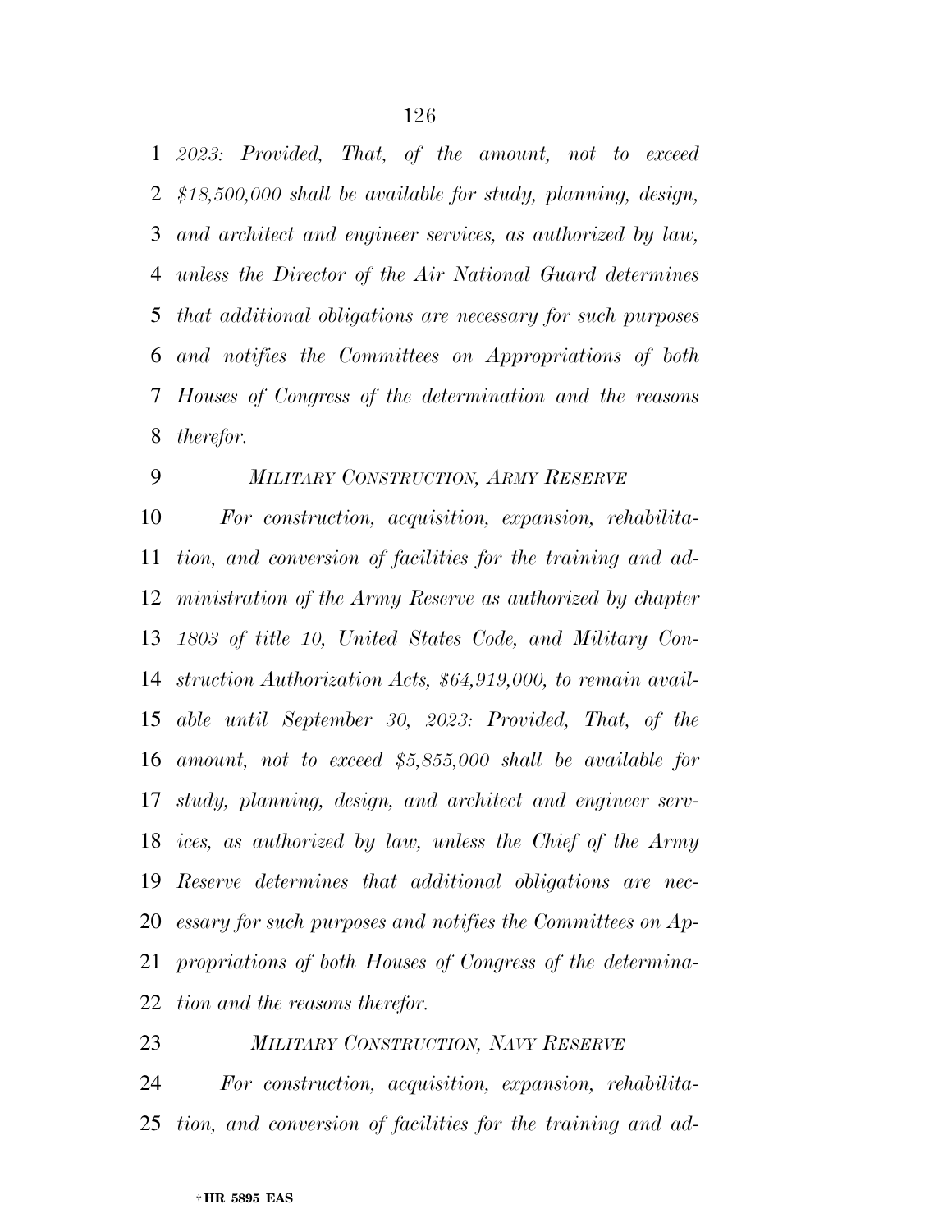*2023: Provided, That, of the amount, not to exceed $18,500,000 shall be available for study, planning, design, and architect and engineer services, as authorized by law, unless the Director of the Air National Guard determines that additional obligations are necessary for such purposes and notifies the Committees on Appropriations of both Houses of Congress of the determination and the reasons therefor.*

*MILITARY CONSTRUCTION, ARMY RESERVE*

*For construction, acquisition, expansion, rehabilitation, and conversion of facilities for the training and administration of the Army Reserve as authorized by chapter 1803 of title 10, United States Code, and Military Construction Authorization Acts, $64,919,000, to remain available until September 30, 2023: Provided, That, of the amount, not to exceed $5,855,000 shall be available for study, planning, design, and architect and engineer services, as authorized by law, unless the Chief of the Army Reserve determines that additional obligations are necessary for such purposes and notifies the Committees on Appropriations of both Houses of Congress of the determination and the reasons therefor.*

*MILITARY CONSTRUCTION, NAVY RESERVE*

*For construction, acquisition, expansion, rehabilitation, and conversion of facilities for the training and ad-*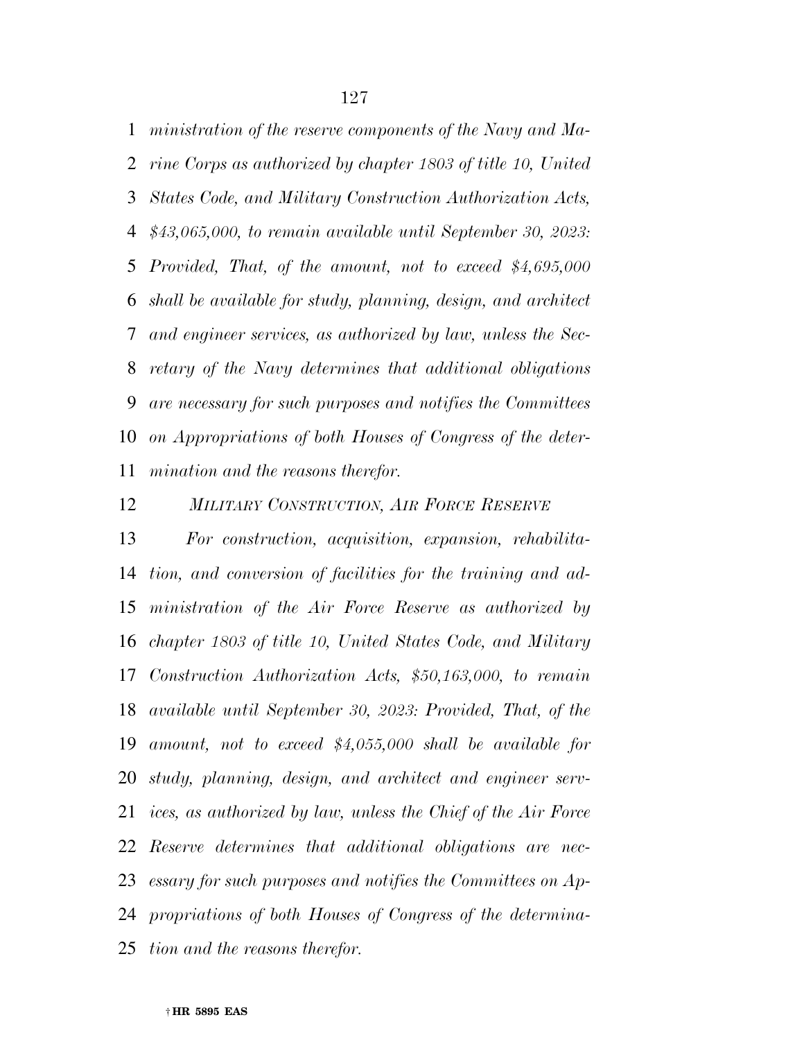*ministration of the reserve components of the Navy and Marine Corps as authorized by chapter 1803 of title 10, United States Code, and Military Construction Authorization Acts, $43,065,000, to remain available until September 30, 2023: Provided, That, of the amount, not to exceed $4,695,000 shall be available for study, planning, design, and architect and engineer services, as authorized by law, unless the Secretary of the Navy determines that additional obligations are necessary for such purposes and notifies the Committees on Appropriations of both Houses of Congress of the determination and the reasons therefor.*

*MILITARY CONSTRUCTION, AIR FORCE RESERVE*

*For construction, acquisition, expansion, rehabilitation, and conversion of facilities for the training and administration of the Air Force Reserve as authorized by chapter 1803 of title 10, United States Code, and Military Construction Authorization Acts, $50,163,000, to remain available until September 30, 2023: Provided, That, of the amount, not to exceed $4,055,000 shall be available for study, planning, design, and architect and engineer services, as authorized by law, unless the Chief of the Air Force Reserve determines that additional obligations are necessary for such purposes and notifies the Committees on Appropriations of both Houses of Congress of the determination and the reasons therefor.*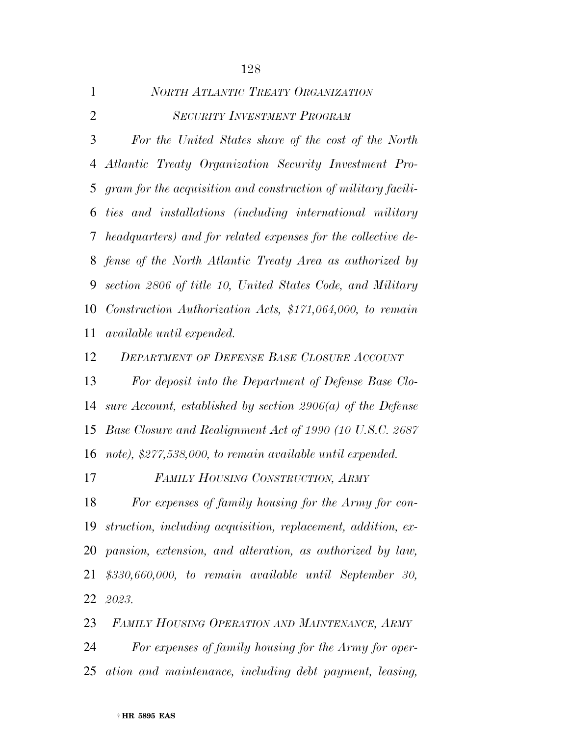*NORTH ATLANTIC TREATY ORGANIZATION*
*SECURITY INVESTMENT PROGRAM*

*For the United States share of the cost of the North Atlantic Treaty Organization Security Investment Program for the acquisition and construction of military facilities and installations (including international military headquarters) and for related expenses for the collective defense of the North Atlantic Treaty Area as authorized by section 2806 of title 10, United States Code, and Military Construction Authorization Acts, $171,064,000, to remain available until expended.*

*DEPARTMENT OF DEFENSE BASE CLOSURE ACCOUNT*

*For deposit into the Department of Defense Base Closure Account, established by section 2906(a) of the Defense Base Closure and Realignment Act of 1990 (10 U.S.C. 2687 note), $277,538,000, to remain available until expended.*

*FAMILY HOUSING CONSTRUCTION, ARMY*

*For expenses of family housing for the Army for construction, including acquisition, replacement, addition, expansion, extension, and alteration, as authorized by law, $330,660,000, to remain available until September 30, 2023.*

*FAMILY HOUSING OPERATION AND MAINTENANCE, ARMY*

*For expenses of family housing for the Army for operation and maintenance, including debt payment, leasing,*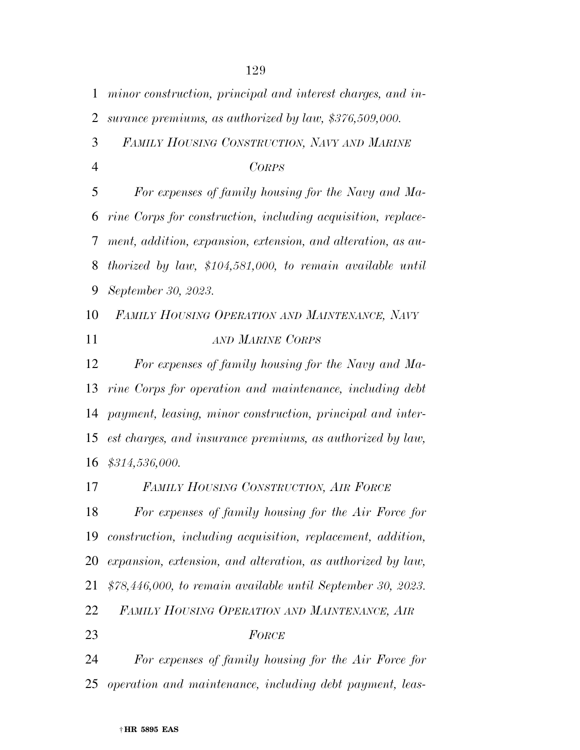*minor construction, principal and interest charges, and insurance premiums, as authorized by law, $376,509,000.*

*FAMILY HOUSING CONSTRUCTION, NAVY AND MARINE CORPS*

*For expenses of family housing for the Navy and Marine Corps for construction, including acquisition, replacement, addition, expansion, extension, and alteration, as authorized by law, $104,581,000, to remain available until September 30, 2023.*

*FAMILY HOUSING OPERATION AND MAINTENANCE, NAVY AND MARINE CORPS*

*For expenses of family housing for the Navy and Marine Corps for operation and maintenance, including debt payment, leasing, minor construction, principal and interest charges, and insurance premiums, as authorized by law, $314,536,000.*

*FAMILY HOUSING CONSTRUCTION, AIR FORCE*

*For expenses of family housing for the Air Force for construction, including acquisition, replacement, addition, expansion, extension, and alteration, as authorized by law, $78,446,000, to remain available until September 30, 2023.*

*FAMILY HOUSING OPERATION AND MAINTENANCE, AIR FORCE*

*For expenses of family housing for the Air Force for operation and maintenance, including debt payment, leas-*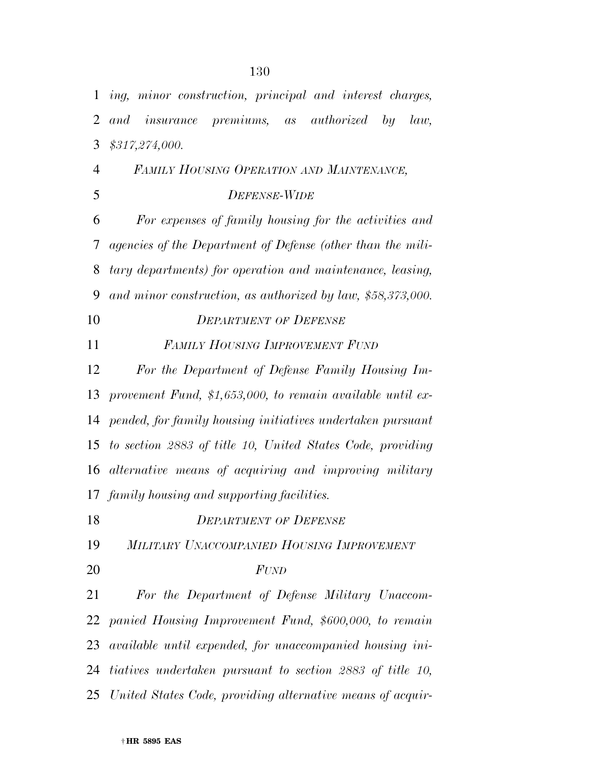*ing, minor construction, principal and interest charges, and insurance premiums, as authorized by law, $317,274,000.*

*FAMILY HOUSING OPERATION AND MAINTENANCE, DEFENSE-WIDE*

*For expenses of family housing for the activities and agencies of the Department of Defense (other than the military departments) for operation and maintenance, leasing, and minor construction, as authorized by law, $58,373,000.*

*DEPARTMENT OF DEFENSE*

*FAMILY HOUSING IMPROVEMENT FUND*

*For the Department of Defense Family Housing Improvement Fund, $1,653,000, to remain available until expended, for family housing initiatives undertaken pursuant to section 2883 of title 10, United States Code, providing alternative means of acquiring and improving military family housing and supporting facilities.*

*DEPARTMENT OF DEFENSE*

*MILITARY UNACCOMPANIED HOUSING IMPROVEMENT FUND*

*For the Department of Defense Military Unaccompanied Housing Improvement Fund, $600,000, to remain available until expended, for unaccompanied housing initiatives undertaken pursuant to section 2883 of title 10, United States Code, providing alternative means of acquir-*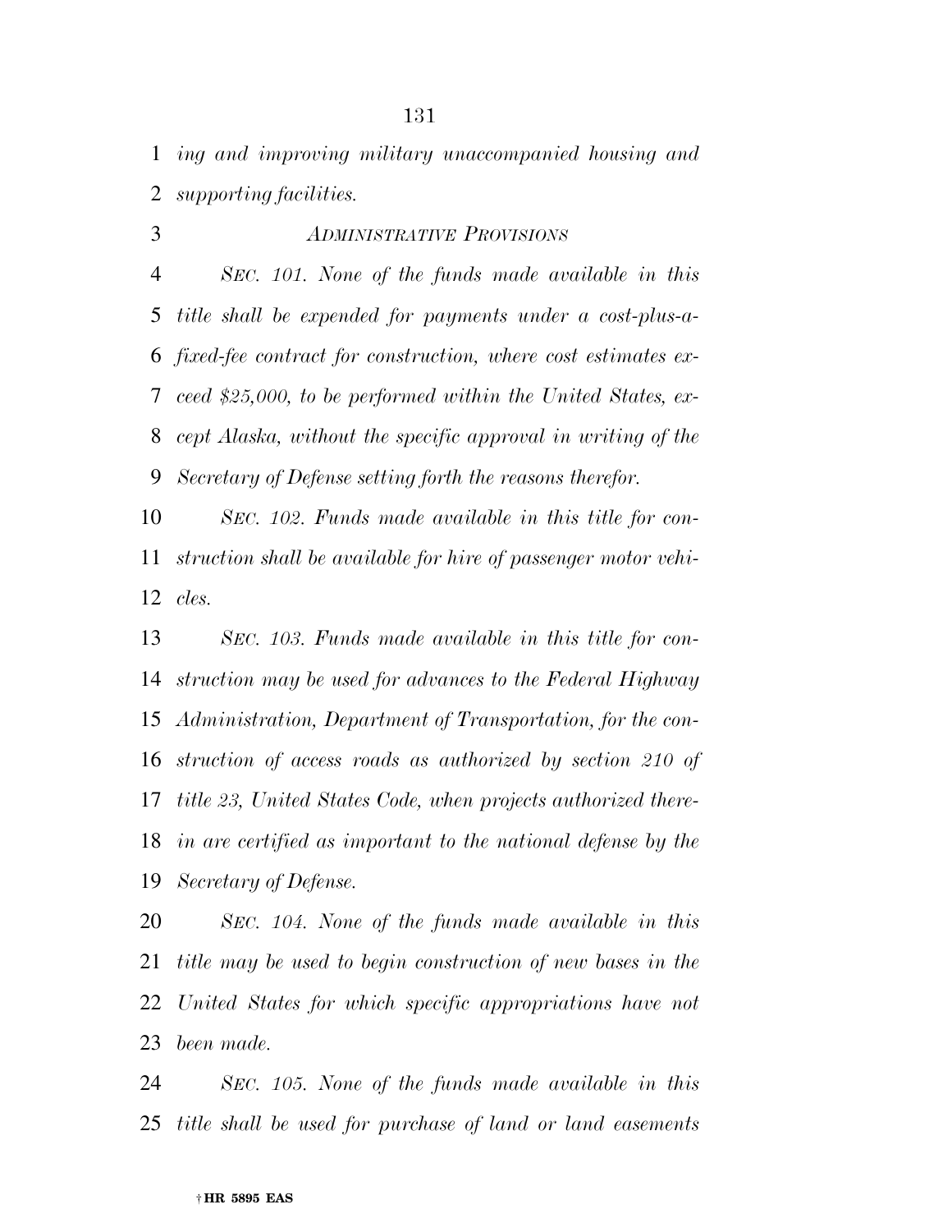*ing and improving military unaccompanied housing and supporting facilities.*

*ADMINISTRATIVE PROVISIONS*

*SEC. 101. None of the funds made available in this title shall be expended for payments under a cost-plus-a-fixed-fee contract for construction, where cost estimates exceed $25,000, to be performed within the United States, except Alaska, without the specific approval in writing of the Secretary of Defense setting forth the reasons therefor.*

*SEC. 102. Funds made available in this title for construction shall be available for hire of passenger motor vehicles.*

*SEC. 103. Funds made available in this title for construction may be used for advances to the Federal Highway Administration, Department of Transportation, for the construction of access roads as authorized by section 210 of title 23, United States Code, when projects authorized therein are certified as important to the national defense by the Secretary of Defense.*

*SEC. 104. None of the funds made available in this title may be used to begin construction of new bases in the United States for which specific appropriations have not been made.*

*SEC. 105. None of the funds made available in this title shall be used for purchase of land or land easements*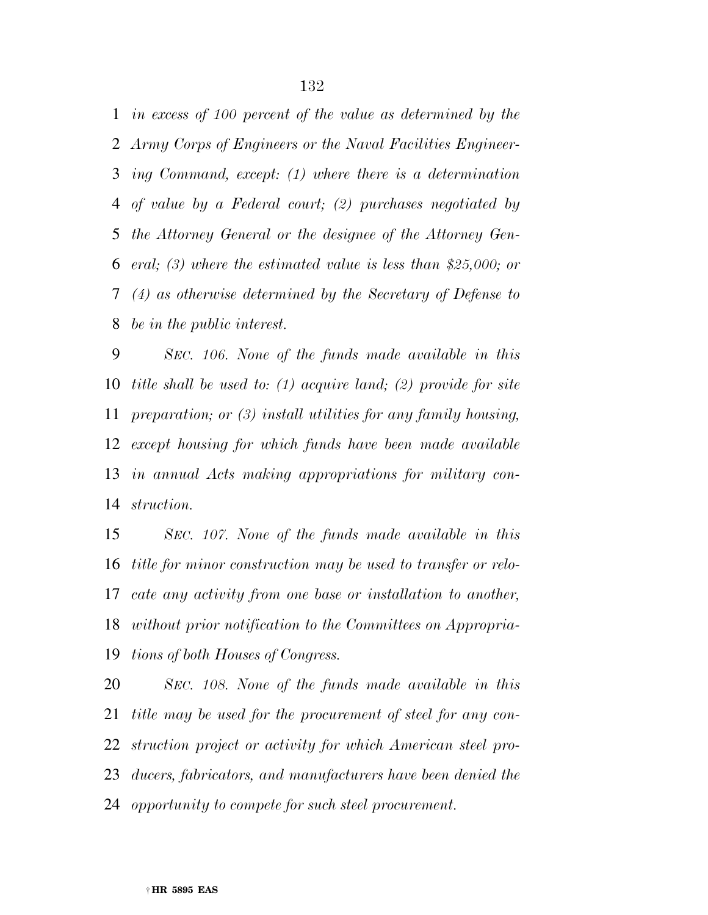*in excess of 100 percent of the value as determined by the Army Corps of Engineers or the Naval Facilities Engineering Command, except: (1) where there is a determination of value by a Federal court; (2) purchases negotiated by the Attorney General or the designee of the Attorney General; (3) where the estimated value is less than $25,000; or (4) as otherwise determined by the Secretary of Defense to be in the public interest.*

*SEC. 106. None of the funds made available in this title shall be used to: (1) acquire land; (2) provide for site preparation; or (3) install utilities for any family housing, except housing for which funds have been made available in annual Acts making appropriations for military construction.*

*SEC. 107. None of the funds made available in this title for minor construction may be used to transfer or relocate any activity from one base or installation to another, without prior notification to the Committees on Appropriations of both Houses of Congress.*

*SEC. 108. None of the funds made available in this title may be used for the procurement of steel for any construction project or activity for which American steel producers, fabricators, and manufacturers have been denied the opportunity to compete for such steel procurement.*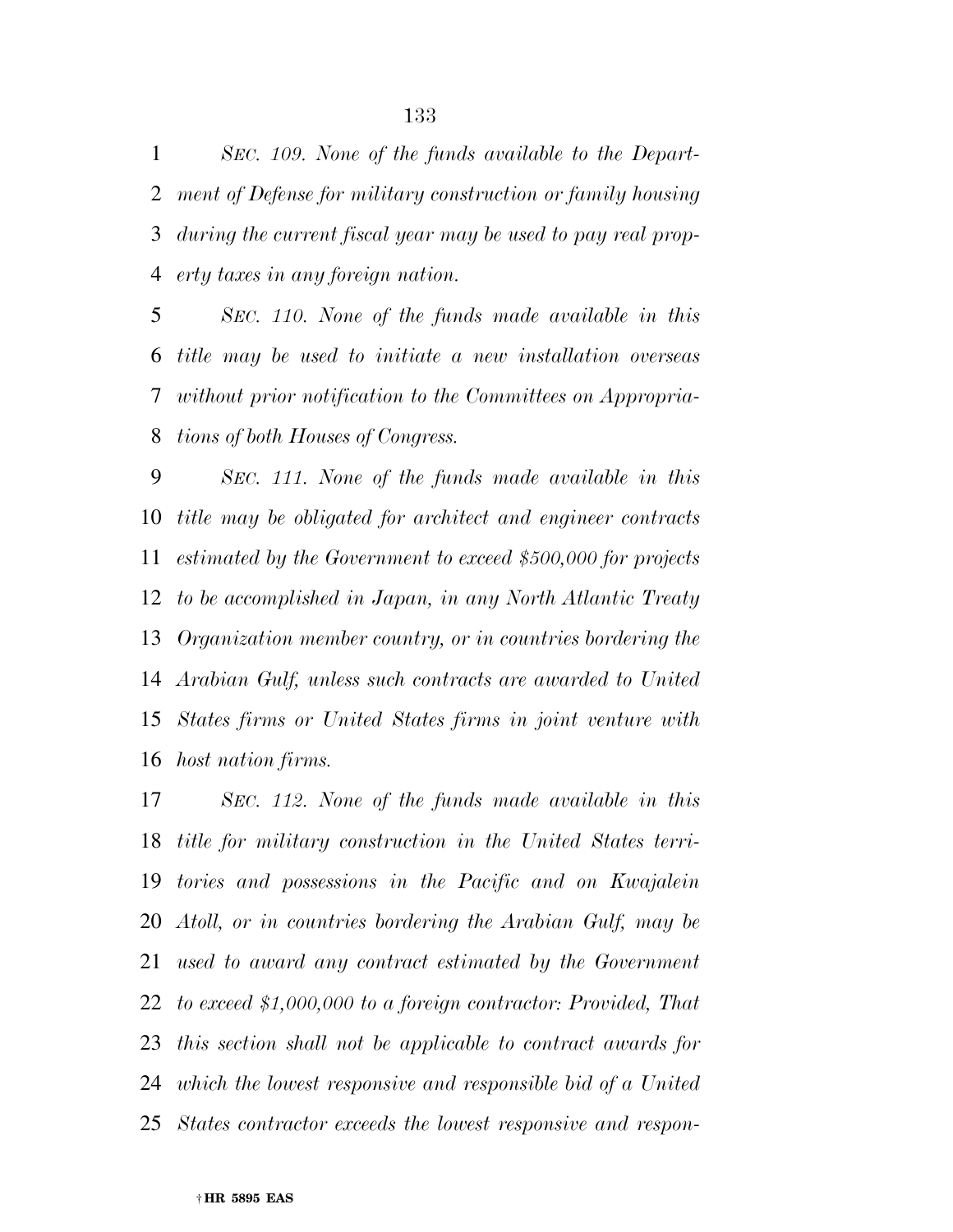*SEC. 109. None of the funds available to the Department of Defense for military construction or family housing during the current fiscal year may be used to pay real property taxes in any foreign nation.*

*SEC. 110. None of the funds made available in this title may be used to initiate a new installation overseas without prior notification to the Committees on Appropriations of both Houses of Congress.*

*SEC. 111. None of the funds made available in this title may be obligated for architect and engineer contracts estimated by the Government to exceed $500,000 for projects to be accomplished in Japan, in any North Atlantic Treaty Organization member country, or in countries bordering the Arabian Gulf, unless such contracts are awarded to United States firms or United States firms in joint venture with host nation firms.*

*SEC. 112. None of the funds made available in this title for military construction in the United States territories and possessions in the Pacific and on Kwajalein Atoll, or in countries bordering the Arabian Gulf, may be used to award any contract estimated by the Government to exceed $1,000,000 to a foreign contractor: Provided, That this section shall not be applicable to contract awards for which the lowest responsive and responsible bid of a United States contractor exceeds the lowest responsive and respon-*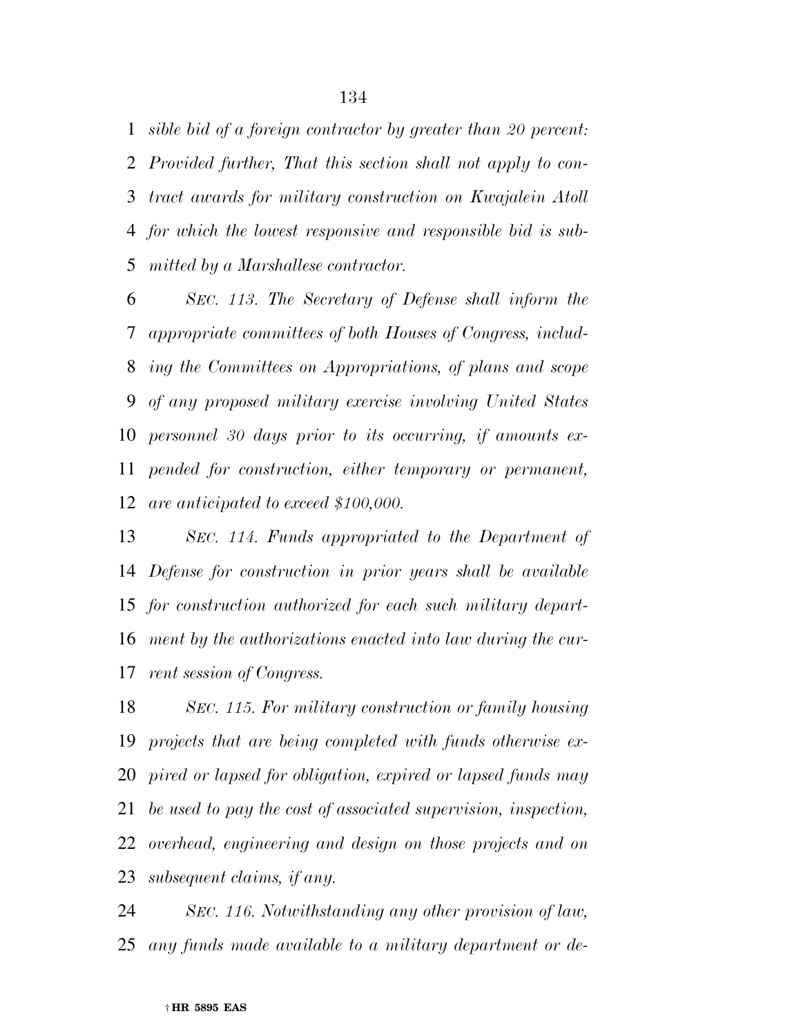*sible bid of a foreign contractor by greater than 20 percent: Provided further, That this section shall not apply to contract awards for military construction on Kwajalein Atoll for which the lowest responsive and responsible bid is submitted by a Marshallese contractor.*

*SEC. 113. The Secretary of Defense shall inform the appropriate committees of both Houses of Congress, including the Committees on Appropriations, of plans and scope of any proposed military exercise involving United States personnel 30 days prior to its occurring, if amounts expended for construction, either temporary or permanent, are anticipated to exceed $100,000.*

*SEC. 114. Funds appropriated to the Department of Defense for construction in prior years shall be available for construction authorized for each such military department by the authorizations enacted into law during the current session of Congress.*

*SEC. 115. For military construction or family housing projects that are being completed with funds otherwise expired or lapsed for obligation, expired or lapsed funds may be used to pay the cost of associated supervision, inspection, overhead, engineering and design on those projects and on subsequent claims, if any.*

*SEC. 116. Notwithstanding any other provision of law, any funds made available to a military department or de-*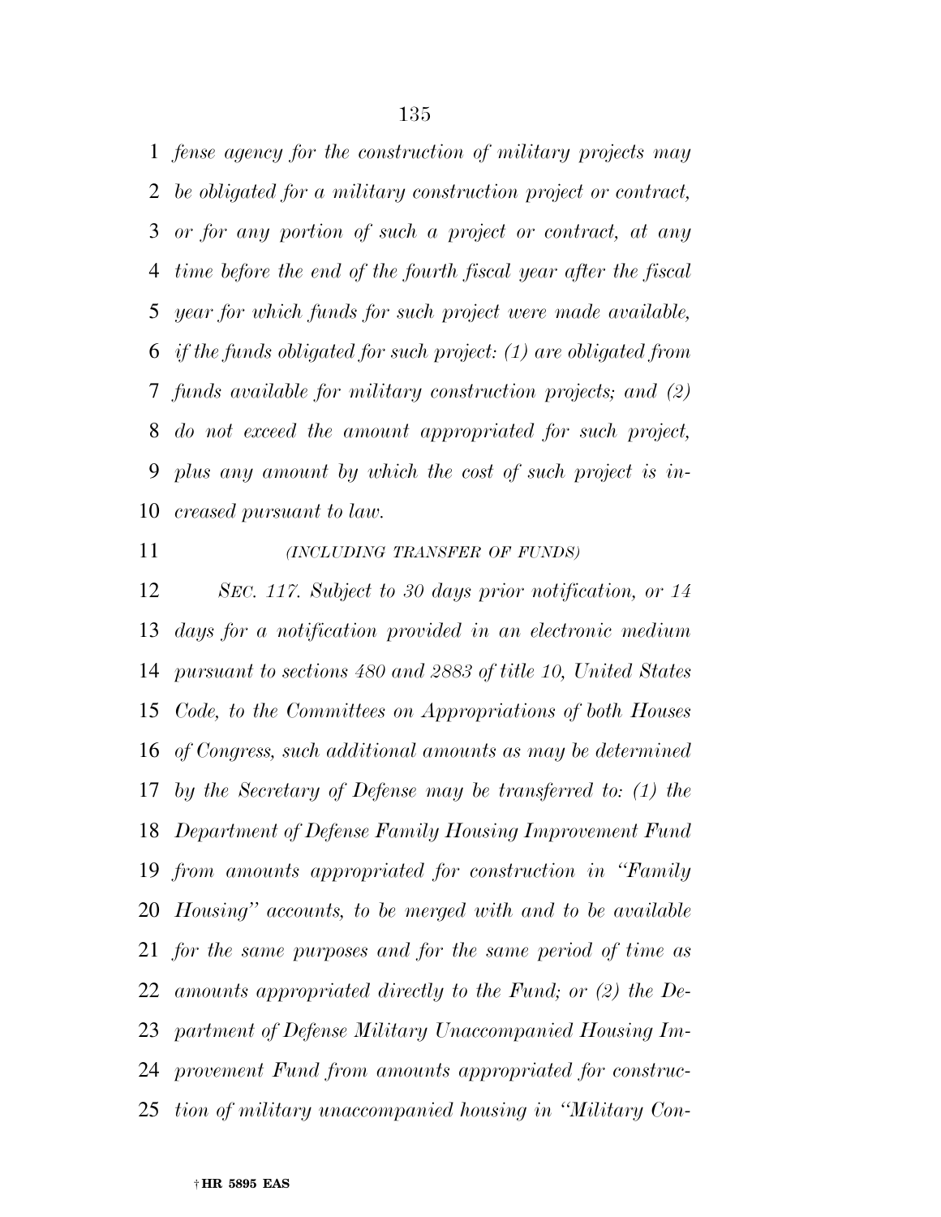*fense agency for the construction of military projects may be obligated for a military construction project or contract, or for any portion of such a project or contract, at any time before the end of the fourth fiscal year after the fiscal year for which funds for such project were made available, if the funds obligated for such project: (1) are obligated from funds available for military construction projects; and (2) do not exceed the amount appropriated for such project, plus any amount by which the cost of such project is increased pursuant to law.*

*(INCLUDING TRANSFER OF FUNDS)*

*SEC. 117. Subject to 30 days prior notification, or 14 days for a notification provided in an electronic medium pursuant to sections 480 and 2883 of title 10, United States Code, to the Committees on Appropriations of both Houses of Congress, such additional amounts as may be determined by the Secretary of Defense may be transferred to: (1) the Department of Defense Family Housing Improvement Fund from amounts appropriated for construction in "Family Housing" accounts, to be merged with and to be available for the same purposes and for the same period of time as amounts appropriated directly to the Fund; or (2) the Department of Defense Military Unaccompanied Housing Improvement Fund from amounts appropriated for construction of military unaccompanied housing in "Military Con-*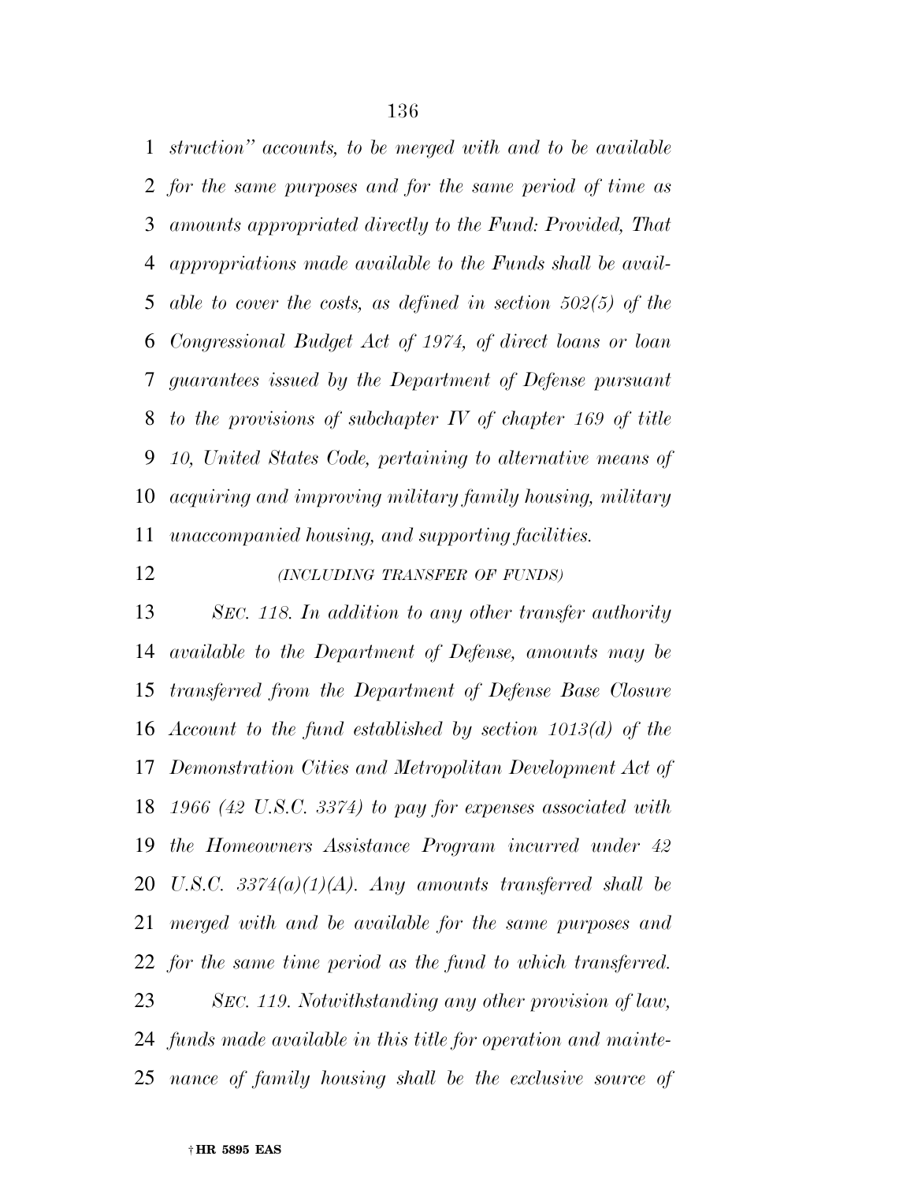*struction" accounts, to be merged with and to be available for the same purposes and for the same period of time as amounts appropriated directly to the Fund: Provided, That appropriations made available to the Funds shall be available to cover the costs, as defined in section 502(5) of the Congressional Budget Act of 1974, of direct loans or loan guarantees issued by the Department of Defense pursuant to the provisions of subchapter IV of chapter 169 of title 10, United States Code, pertaining to alternative means of acquiring and improving military family housing, military unaccompanied housing, and supporting facilities.*

*(INCLUDING TRANSFER OF FUNDS)*

*SEC. 118. In addition to any other transfer authority available to the Department of Defense, amounts may be transferred from the Department of Defense Base Closure Account to the fund established by section 1013(d) of the Demonstration Cities and Metropolitan Development Act of 1966 (42 U.S.C. 3374) to pay for expenses associated with the Homeowners Assistance Program incurred under 42 U.S.C. 3374(a)(1)(A). Any amounts transferred shall be merged with and be available for the same purposes and for the same time period as the fund to which transferred.*

*SEC. 119. Notwithstanding any other provision of law, funds made available in this title for operation and maintenance of family housing shall be the exclusive source of*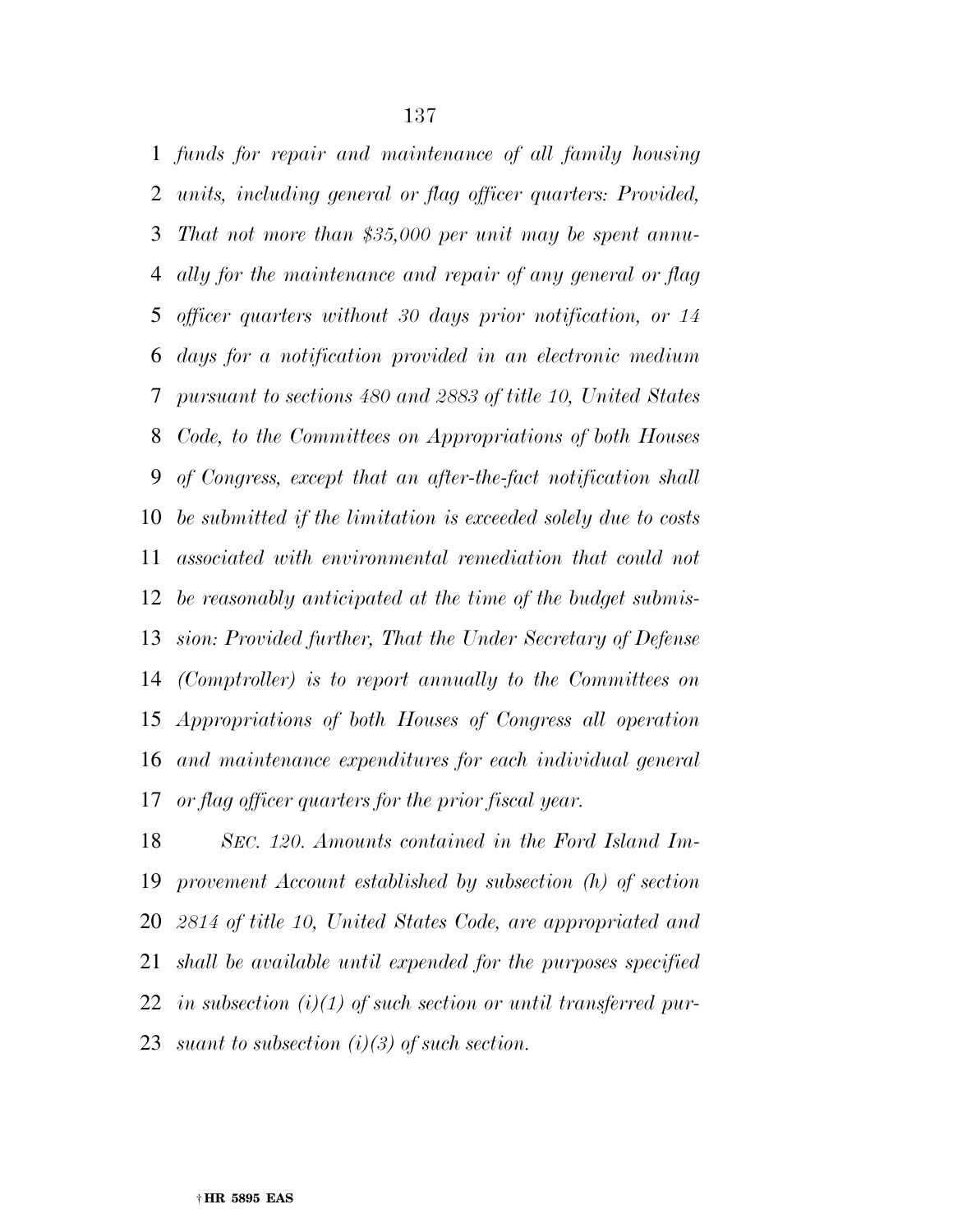*funds for repair and maintenance of all family housing units, including general or flag officer quarters: Provided, That not more than $35,000 per unit may be spent annually for the maintenance and repair of any general or flag officer quarters without 30 days prior notification, or 14 days for a notification provided in an electronic medium pursuant to sections 480 and 2883 of title 10, United States Code, to the Committees on Appropriations of both Houses of Congress, except that an after-the-fact notification shall be submitted if the limitation is exceeded solely due to costs associated with environmental remediation that could not be reasonably anticipated at the time of the budget submission: Provided further, That the Under Secretary of Defense (Comptroller) is to report annually to the Committees on Appropriations of both Houses of Congress all operation and maintenance expenditures for each individual general or flag officer quarters for the prior fiscal year.*

*SEC. 120. Amounts contained in the Ford Island Improvement Account established by subsection (h) of section 2814 of title 10, United States Code, are appropriated and shall be available until expended for the purposes specified in subsection (i)(1) of such section or until transferred pursuant to subsection (i)(3) of such section.*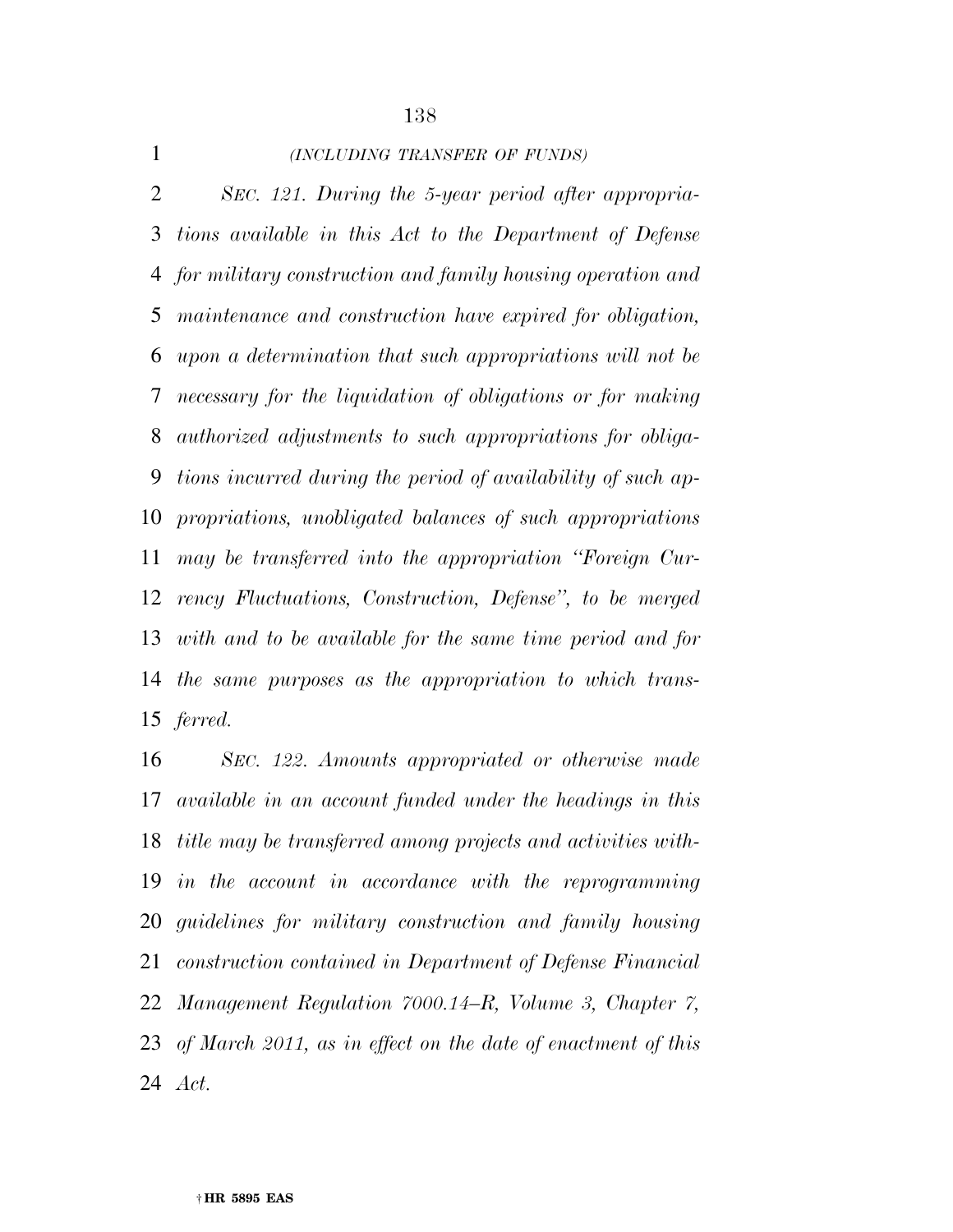*(INCLUDING TRANSFER OF FUNDS)*

*SEC. 121. During the 5-year period after appropriations available in this Act to the Department of Defense for military construction and family housing operation and maintenance and construction have expired for obligation, upon a determination that such appropriations will not be necessary for the liquidation of obligations or for making authorized adjustments to such appropriations for obligations incurred during the period of availability of such appropriations, unobligated balances of such appropriations may be transferred into the appropriation "Foreign Currency Fluctuations, Construction, Defense", to be merged with and to be available for the same time period and for the same purposes as the appropriation to which transferred.*

*SEC. 122. Amounts appropriated or otherwise made available in an account funded under the headings in this title may be transferred among projects and activities within the account in accordance with the reprogramming guidelines for military construction and family housing construction contained in Department of Defense Financial Management Regulation 7000.14–R, Volume 3, Chapter 7, of March 2011, as in effect on the date of enactment of this Act.*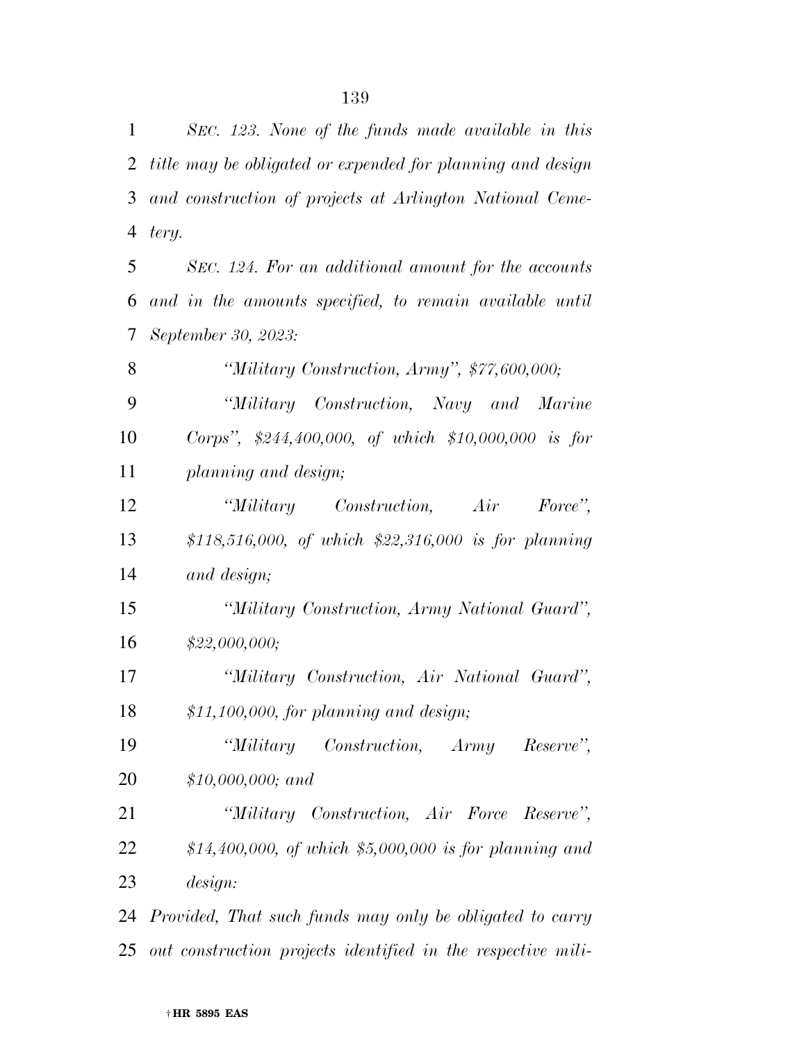*SEC. 123. None of the funds made available in this title may be obligated or expended for planning and design and construction of projects at Arlington National Cemetery.*

*SEC. 124. For an additional amount for the accounts and in the amounts specified, to remain available until September 30, 2023:*

*"Military Construction, Army", $77,600,000;*

*"Military Construction, Navy and Marine Corps", $244,400,000, of which $10,000,000 is for planning and design;*

*"Military Construction, Air Force", $118,516,000, of which $22,316,000 is for planning and design;*

*"Military Construction, Army National Guard", $22,000,000;*

*"Military Construction, Air National Guard", $11,100,000, for planning and design;*

*"Military Construction, Army Reserve", $10,000,000; and*

*"Military Construction, Air Force Reserve", $14,400,000, of which $5,000,000 is for planning and design:*

*Provided, That such funds may only be obligated to carry out construction projects identified in the respective mili-*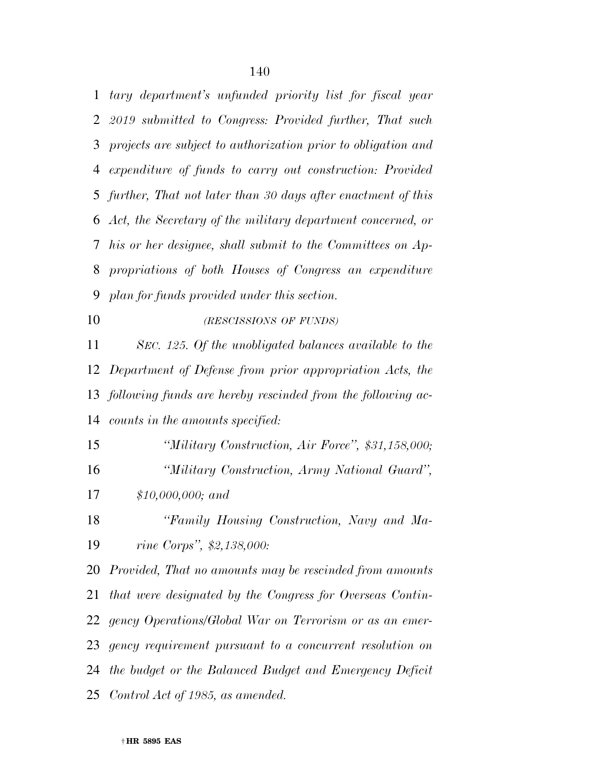*tary department's unfunded priority list for fiscal year 2019 submitted to Congress: Provided further, That such projects are subject to authorization prior to obligation and expenditure of funds to carry out construction: Provided further, That not later than 30 days after enactment of this Act, the Secretary of the military department concerned, or his or her designee, shall submit to the Committees on Appropriations of both Houses of Congress an expenditure plan for funds provided under this section.*

*(RESCISSIONS OF FUNDS)*

*SEC. 125. Of the unobligated balances available to the Department of Defense from prior appropriation Acts, the following funds are hereby rescinded from the following accounts in the amounts specified:*

*"Military Construction, Air Force", $31,158,000;*

*"Military Construction, Army National Guard", $10,000,000; and*

*"Family Housing Construction, Navy and Marine Corps", $2,138,000:*

*Provided, That no amounts may be rescinded from amounts that were designated by the Congress for Overseas Contingency Operations/Global War on Terrorism or as an emergency requirement pursuant to a concurrent resolution on the budget or the Balanced Budget and Emergency Deficit Control Act of 1985, as amended.*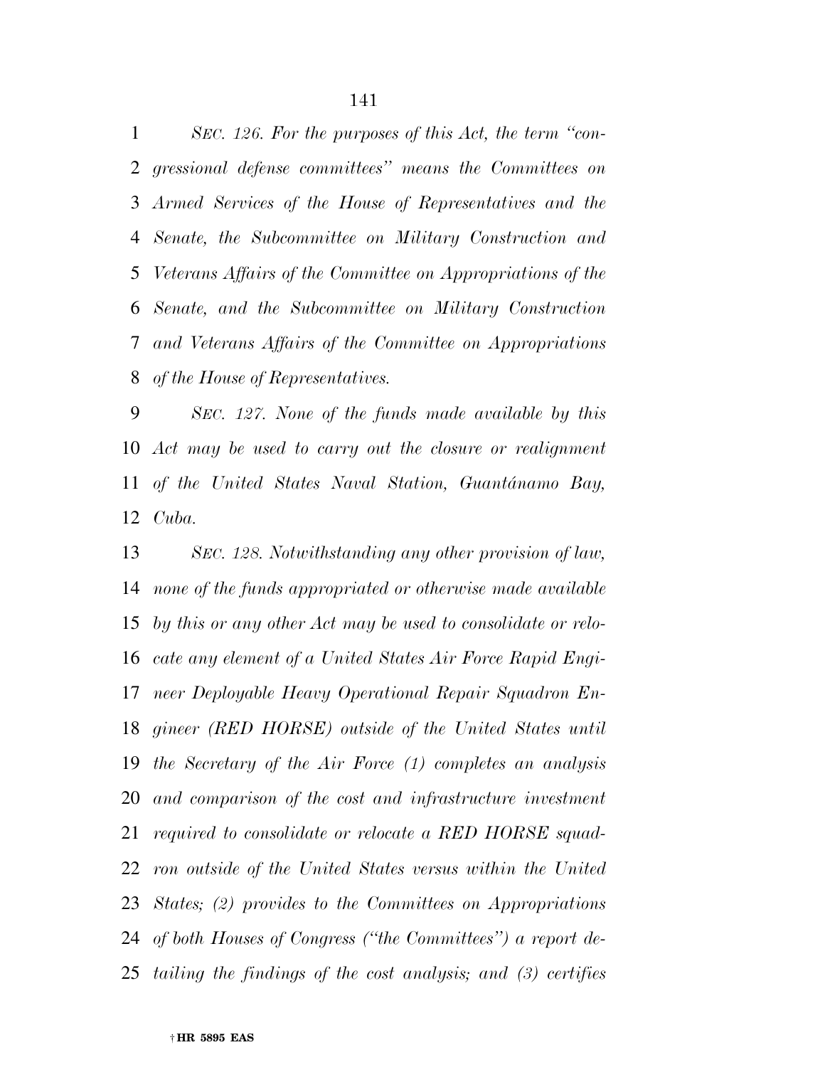*SEC. 126. For the purposes of this Act, the term "congressional defense committees" means the Committees on Armed Services of the House of Representatives and the Senate, the Subcommittee on Military Construction and Veterans Affairs of the Committee on Appropriations of the Senate, and the Subcommittee on Military Construction and Veterans Affairs of the Committee on Appropriations of the House of Representatives.*

*SEC. 127. None of the funds made available by this Act may be used to carry out the closure or realignment of the United States Naval Station, Guantánamo Bay, Cuba.*

*SEC. 128. Notwithstanding any other provision of law, none of the funds appropriated or otherwise made available by this or any other Act may be used to consolidate or relocate any element of a United States Air Force Rapid Engineer Deployable Heavy Operational Repair Squadron Engineer (RED HORSE) outside of the United States until the Secretary of the Air Force (1) completes an analysis and comparison of the cost and infrastructure investment required to consolidate or relocate a RED HORSE squadron outside of the United States versus within the United States; (2) provides to the Committees on Appropriations of both Houses of Congress ("the Committees") a report detailing the findings of the cost analysis; and (3) certifies*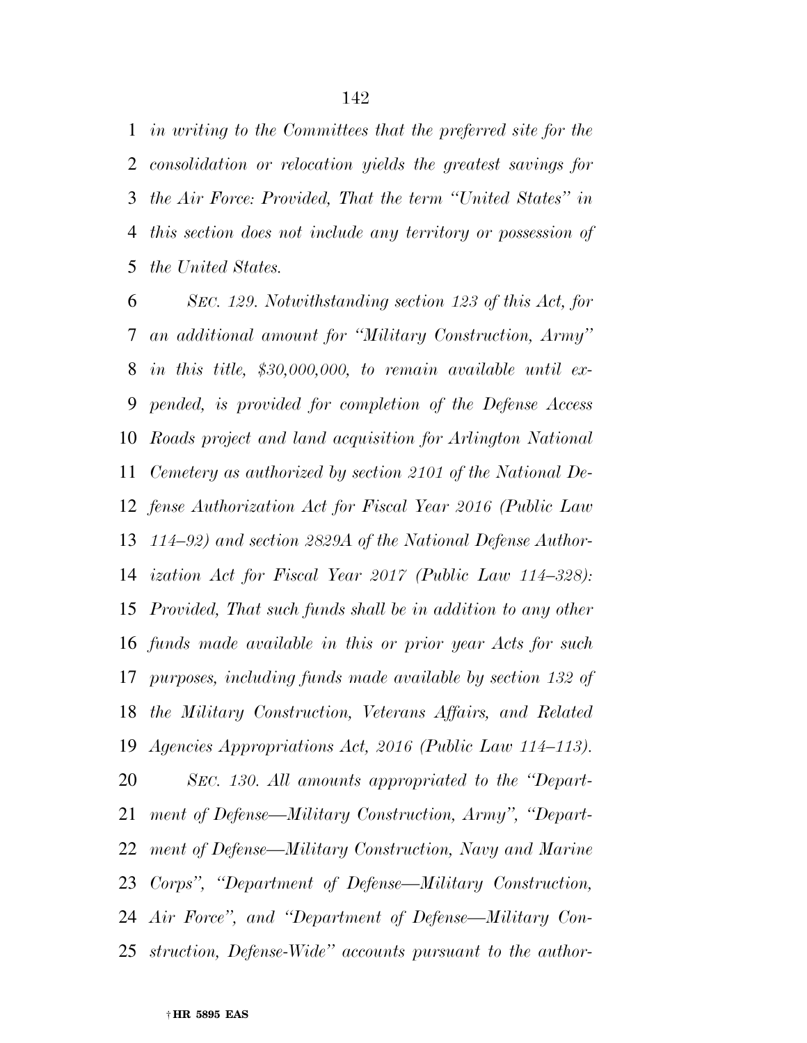*in writing to the Committees that the preferred site for the consolidation or relocation yields the greatest savings for the Air Force: Provided, That the term "United States" in this section does not include any territory or possession of the United States.*

*SEC. 129. Notwithstanding section 123 of this Act, for an additional amount for "Military Construction, Army" in this title, $30,000,000, to remain available until expended, is provided for completion of the Defense Access Roads project and land acquisition for Arlington National Cemetery as authorized by section 2101 of the National Defense Authorization Act for Fiscal Year 2016 (Public Law 114–92) and section 2829A of the National Defense Authorization Act for Fiscal Year 2017 (Public Law 114–328): Provided, That such funds shall be in addition to any other funds made available in this or prior year Acts for such purposes, including funds made available by section 132 of the Military Construction, Veterans Affairs, and Related Agencies Appropriations Act, 2016 (Public Law 114–113).*

*SEC. 130. All amounts appropriated to the "Department of Defense—Military Construction, Army", "Department of Defense—Military Construction, Navy and Marine Corps", "Department of Defense—Military Construction, Air Force", and "Department of Defense—Military Construction, Defense-Wide" accounts pursuant to the author-*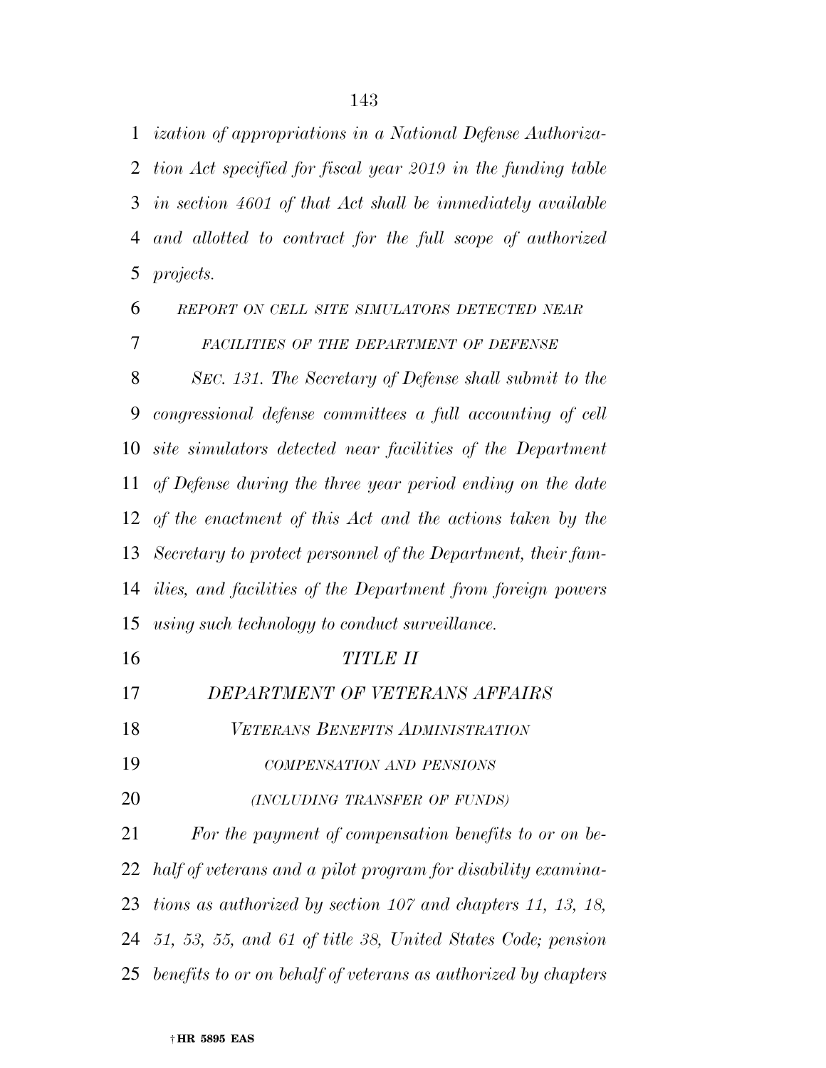*ization of appropriations in a National Defense Authorization Act specified for fiscal year 2019 in the funding table in section 4601 of that Act shall be immediately available and allotted to contract for the full scope of authorized projects.*

*REPORT ON CELL SITE SIMULATORS DETECTED NEAR FACILITIES OF THE DEPARTMENT OF DEFENSE*

*SEC. 131. The Secretary of Defense shall submit to the congressional defense committees a full accounting of cell site simulators detected near facilities of the Department of Defense during the three year period ending on the date of the enactment of this Act and the actions taken by the Secretary to protect personnel of the Department, their families, and facilities of the Department from foreign powers using such technology to conduct surveillance.*

## *TITLE II*

## *DEPARTMENT OF VETERANS AFFAIRS*

### *VETERANS BENEFITS ADMINISTRATION*

#### *COMPENSATION AND PENSIONS*

*(INCLUDING TRANSFER OF FUNDS)*

*For the payment of compensation benefits to or on behalf of veterans and a pilot program for disability examinations as authorized by section 107 and chapters 11, 13, 18, 51, 53, 55, and 61 of title 38, United States Code; pension benefits to or on behalf of veterans as authorized by chapters*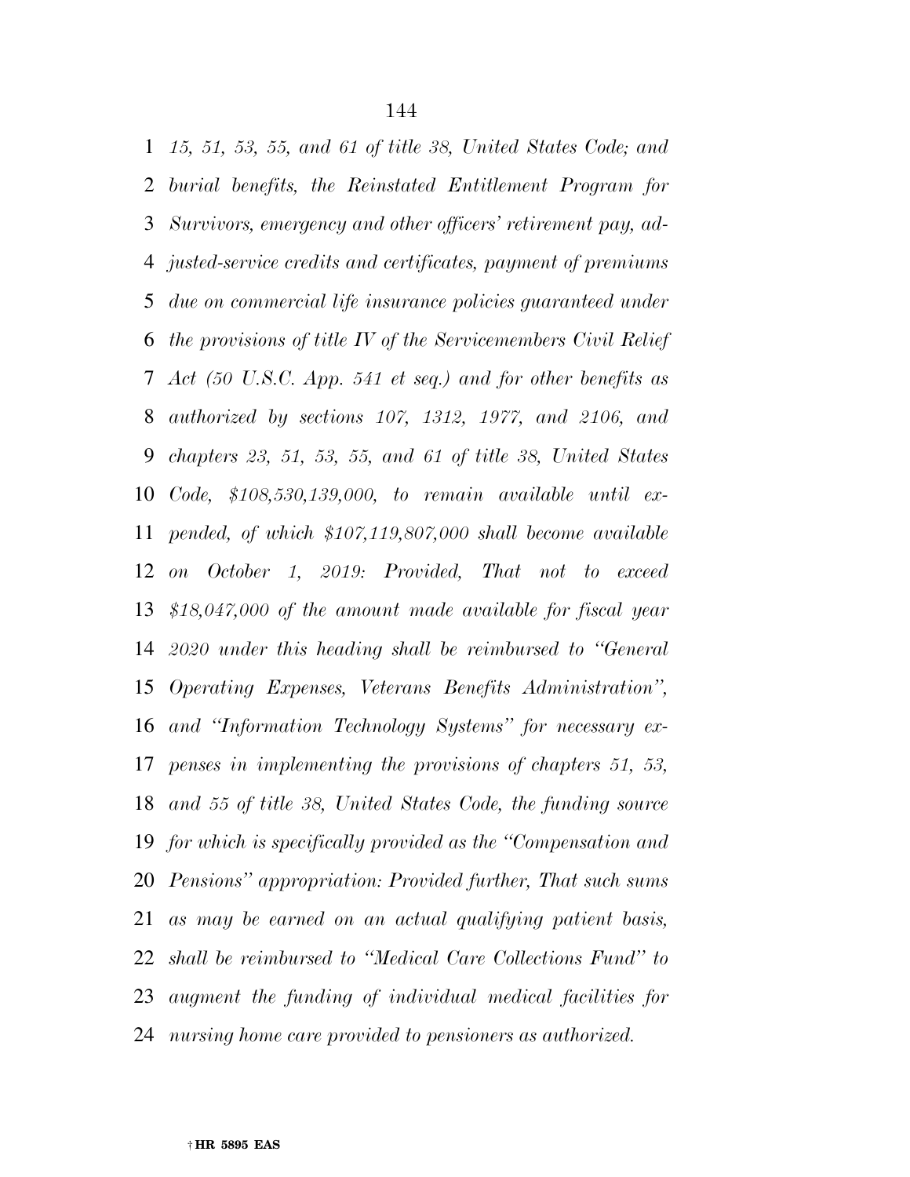*15, 51, 53, 55, and 61 of title 38, United States Code; and burial benefits, the Reinstated Entitlement Program for Survivors, emergency and other officers' retirement pay, adjusted-service credits and certificates, payment of premiums due on commercial life insurance policies guaranteed under the provisions of title IV of the Servicemembers Civil Relief Act (50 U.S.C. App. 541 et seq.) and for other benefits as authorized by sections 107, 1312, 1977, and 2106, and chapters 23, 51, 53, 55, and 61 of title 38, United States Code, $108,530,139,000, to remain available until expended, of which $107,119,807,000 shall become available on October 1, 2019: Provided, That not to exceed $18,047,000 of the amount made available for fiscal year 2020 under this heading shall be reimbursed to "General Operating Expenses, Veterans Benefits Administration", and "Information Technology Systems" for necessary expenses in implementing the provisions of chapters 51, 53, and 55 of title 38, United States Code, the funding source for which is specifically provided as the "Compensation and Pensions" appropriation: Provided further, That such sums as may be earned on an actual qualifying patient basis, shall be reimbursed to "Medical Care Collections Fund" to augment the funding of individual medical facilities for nursing home care provided to pensioners as authorized.*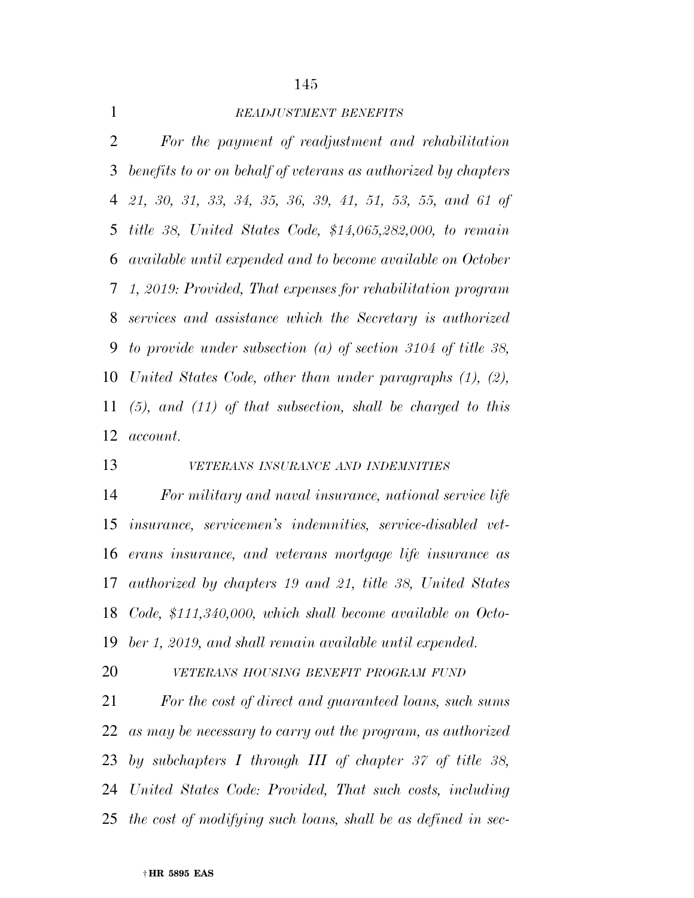*READJUSTMENT BENEFITS*

*For the payment of readjustment and rehabilitation benefits to or on behalf of veterans as authorized by chapters 21, 30, 31, 33, 34, 35, 36, 39, 41, 51, 53, 55, and 61 of title 38, United States Code, $14,065,282,000, to remain available until expended and to become available on October 1, 2019: Provided, That expenses for rehabilitation program services and assistance which the Secretary is authorized to provide under subsection (a) of section 3104 of title 38, United States Code, other than under paragraphs (1), (2), (5), and (11) of that subsection, shall be charged to this account.*

*VETERANS INSURANCE AND INDEMNITIES*

*For military and naval insurance, national service life insurance, servicemen's indemnities, service-disabled veterans insurance, and veterans mortgage life insurance as authorized by chapters 19 and 21, title 38, United States Code, $111,340,000, which shall become available on October 1, 2019, and shall remain available until expended.*

*VETERANS HOUSING BENEFIT PROGRAM FUND*

*For the cost of direct and guaranteed loans, such sums as may be necessary to carry out the program, as authorized by subchapters I through III of chapter 37 of title 38, United States Code: Provided, That such costs, including the cost of modifying such loans, shall be as defined in sec-*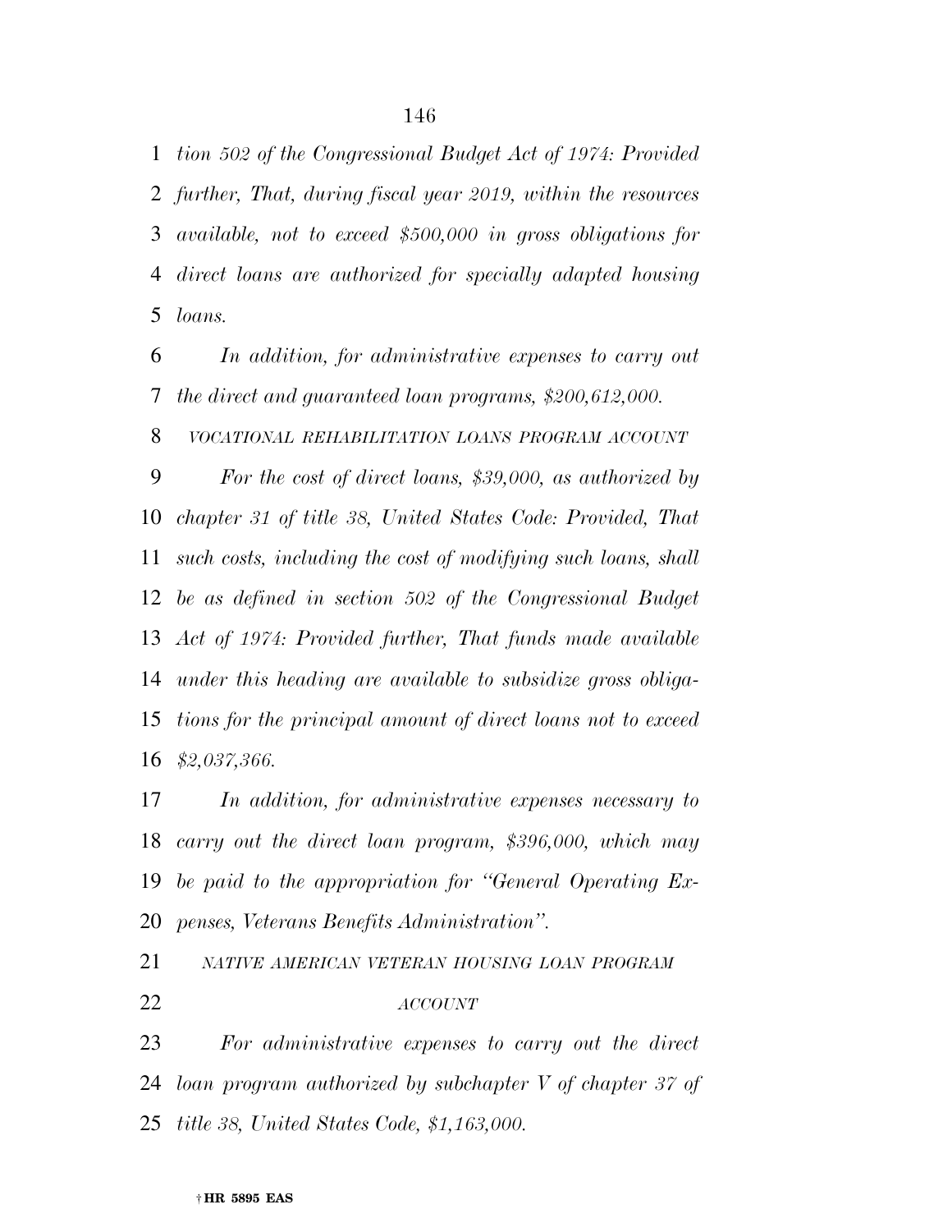*tion 502 of the Congressional Budget Act of 1974: Provided further, That, during fiscal year 2019, within the resources available, not to exceed $500,000 in gross obligations for direct loans are authorized for specially adapted housing loans.*

*In addition, for administrative expenses to carry out the direct and guaranteed loan programs, $200,612,000.*

*VOCATIONAL REHABILITATION LOANS PROGRAM ACCOUNT*

*For the cost of direct loans, $39,000, as authorized by chapter 31 of title 38, United States Code: Provided, That such costs, including the cost of modifying such loans, shall be as defined in section 502 of the Congressional Budget Act of 1974: Provided further, That funds made available under this heading are available to subsidize gross obligations for the principal amount of direct loans not to exceed $2,037,366.*

*In addition, for administrative expenses necessary to carry out the direct loan program, $396,000, which may be paid to the appropriation for "General Operating Expenses, Veterans Benefits Administration".*

*NATIVE AMERICAN VETERAN HOUSING LOAN PROGRAM ACCOUNT*

*For administrative expenses to carry out the direct loan program authorized by subchapter V of chapter 37 of title 38, United States Code, $1,163,000.*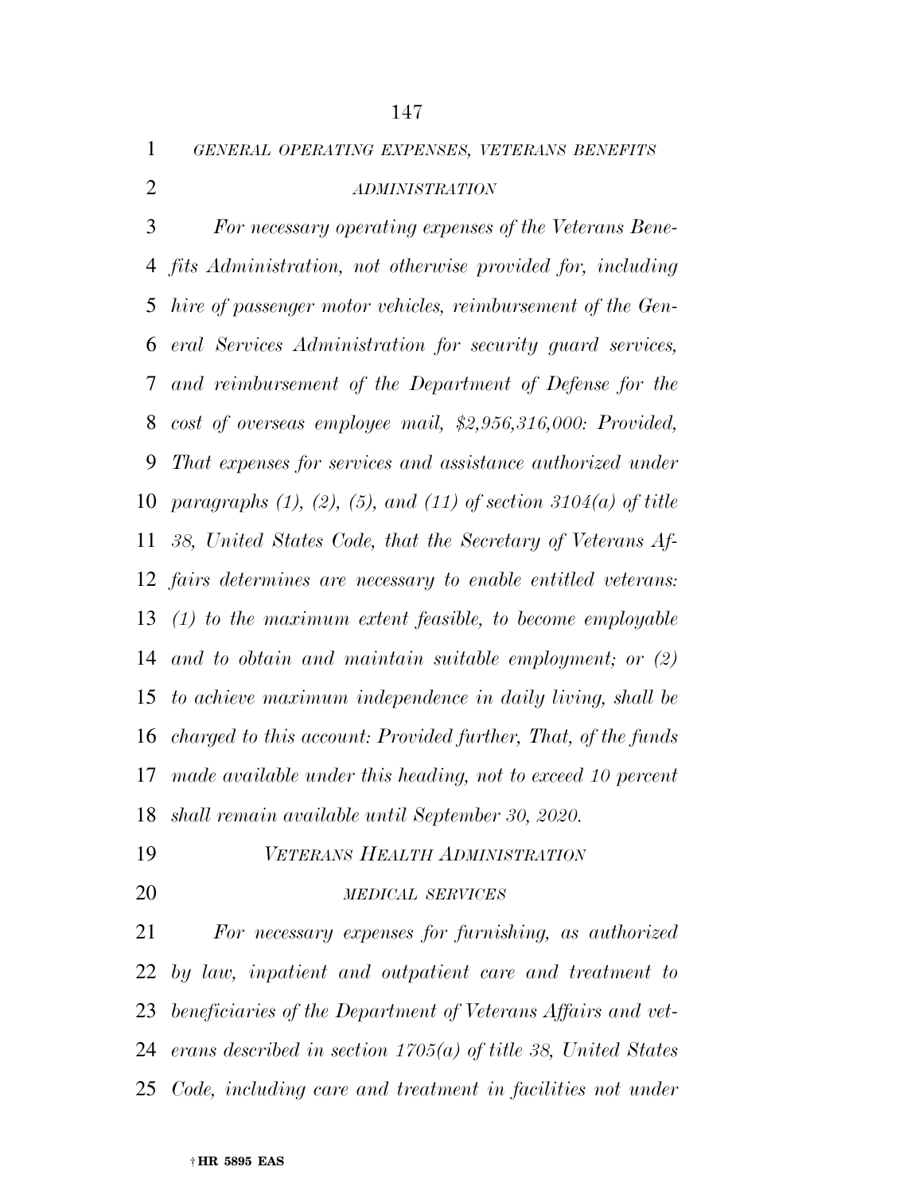*GENERAL OPERATING EXPENSES, VETERANS BENEFITS ADMINISTRATION*

*For necessary operating expenses of the Veterans Benefits Administration, not otherwise provided for, including hire of passenger motor vehicles, reimbursement of the General Services Administration for security guard services, and reimbursement of the Department of Defense for the cost of overseas employee mail, $2,956,316,000: Provided, That expenses for services and assistance authorized under paragraphs (1), (2), (5), and (11) of section 3104(a) of title 38, United States Code, that the Secretary of Veterans Affairs determines are necessary to enable entitled veterans: (1) to the maximum extent feasible, to become employable and to obtain and maintain suitable employment; or (2) to achieve maximum independence in daily living, shall be charged to this account: Provided further, That, of the funds made available under this heading, not to exceed 10 percent shall remain available until September 30, 2020.*

*VETERANS HEALTH ADMINISTRATION*

*MEDICAL SERVICES*

*For necessary expenses for furnishing, as authorized by law, inpatient and outpatient care and treatment to beneficiaries of the Department of Veterans Affairs and veterans described in section 1705(a) of title 38, United States Code, including care and treatment in facilities not under*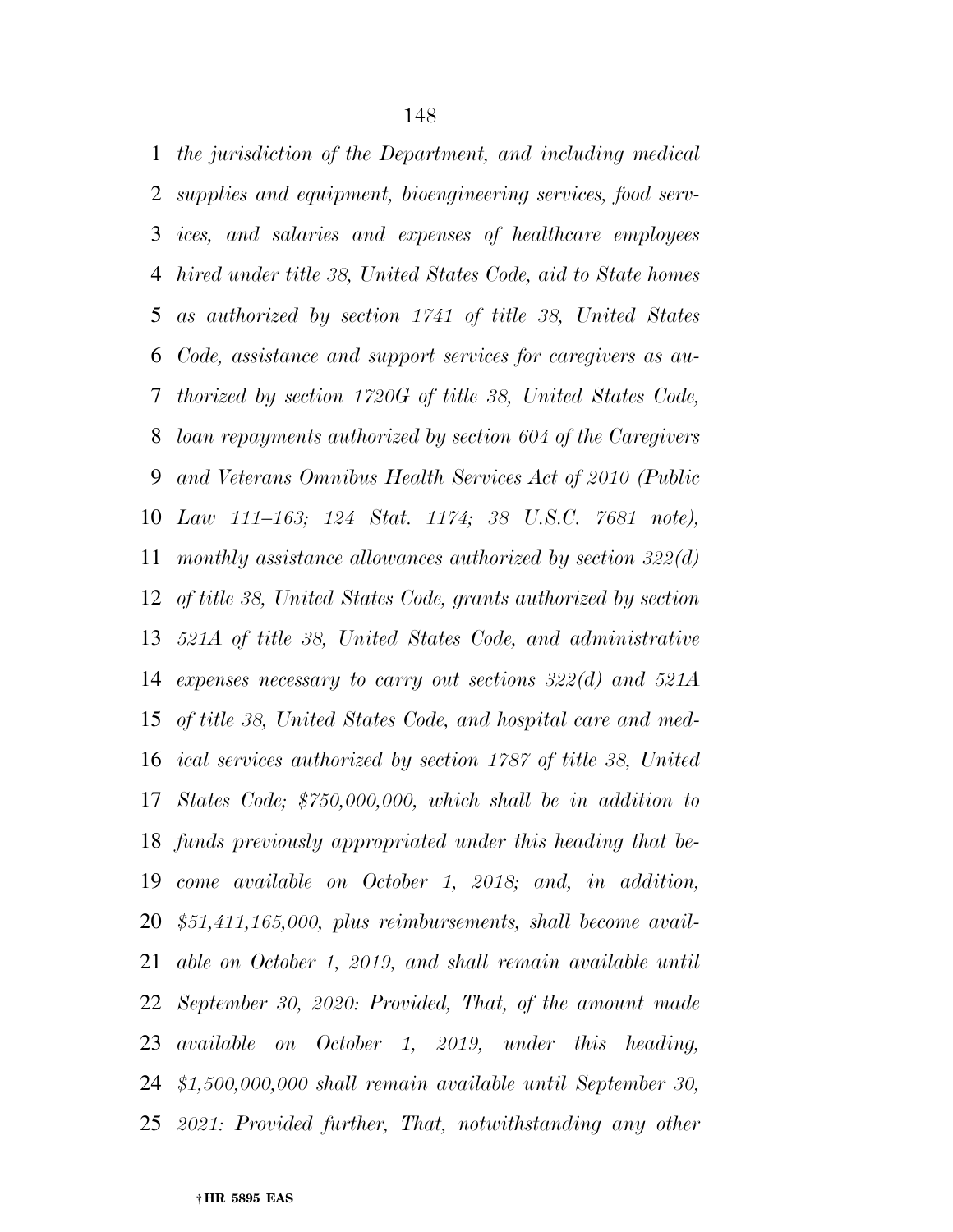*the jurisdiction of the Department, and including medical supplies and equipment, bioengineering services, food services, and salaries and expenses of healthcare employees hired under title 38, United States Code, aid to State homes as authorized by section 1741 of title 38, United States Code, assistance and support services for caregivers as authorized by section 1720G of title 38, United States Code, loan repayments authorized by section 604 of the Caregivers and Veterans Omnibus Health Services Act of 2010 (Public Law 111–163; 124 Stat. 1174; 38 U.S.C. 7681 note), monthly assistance allowances authorized by section 322(d) of title 38, United States Code, grants authorized by section 521A of title 38, United States Code, and administrative expenses necessary to carry out sections 322(d) and 521A of title 38, United States Code, and hospital care and medical services authorized by section 1787 of title 38, United States Code; $750,000,000, which shall be in addition to funds previously appropriated under this heading that become available on October 1, 2018; and, in addition, $51,411,165,000, plus reimbursements, shall become available on October 1, 2019, and shall remain available until September 30, 2020: Provided, That, of the amount made available on October 1, 2019, under this heading, $1,500,000,000 shall remain available until September 30, 2021: Provided further, That, notwithstanding any other*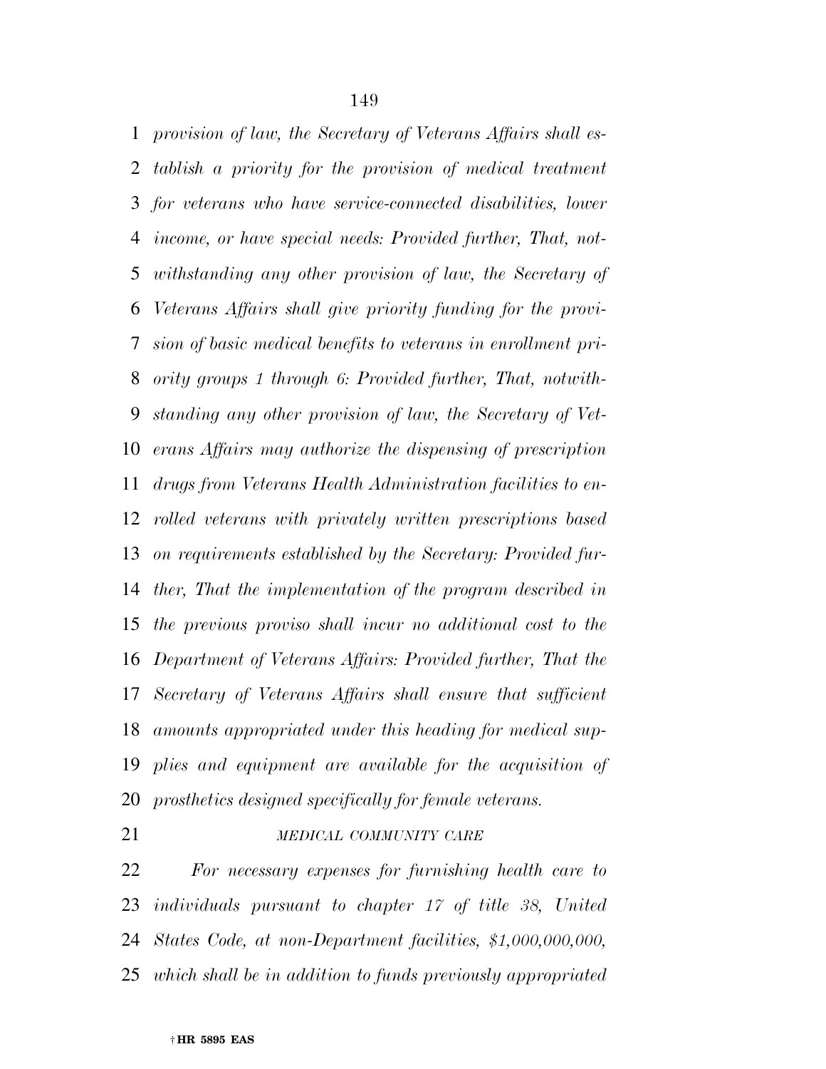*provision of law, the Secretary of Veterans Affairs shall establish a priority for the provision of medical treatment for veterans who have service-connected disabilities, lower income, or have special needs: Provided further, That, notwithstanding any other provision of law, the Secretary of Veterans Affairs shall give priority funding for the provision of basic medical benefits to veterans in enrollment priority groups 1 through 6: Provided further, That, notwithstanding any other provision of law, the Secretary of Veterans Affairs may authorize the dispensing of prescription drugs from Veterans Health Administration facilities to enrolled veterans with privately written prescriptions based on requirements established by the Secretary: Provided further, That the implementation of the program described in the previous proviso shall incur no additional cost to the Department of Veterans Affairs: Provided further, That the Secretary of Veterans Affairs shall ensure that sufficient amounts appropriated under this heading for medical supplies and equipment are available for the acquisition of prosthetics designed specifically for female veterans.*

MEDICAL COMMUNITY CARE

*For necessary expenses for furnishing health care to individuals pursuant to chapter 17 of title 38, United States Code, at non-Department facilities, $1,000,000,000, which shall be in addition to funds previously appropriated*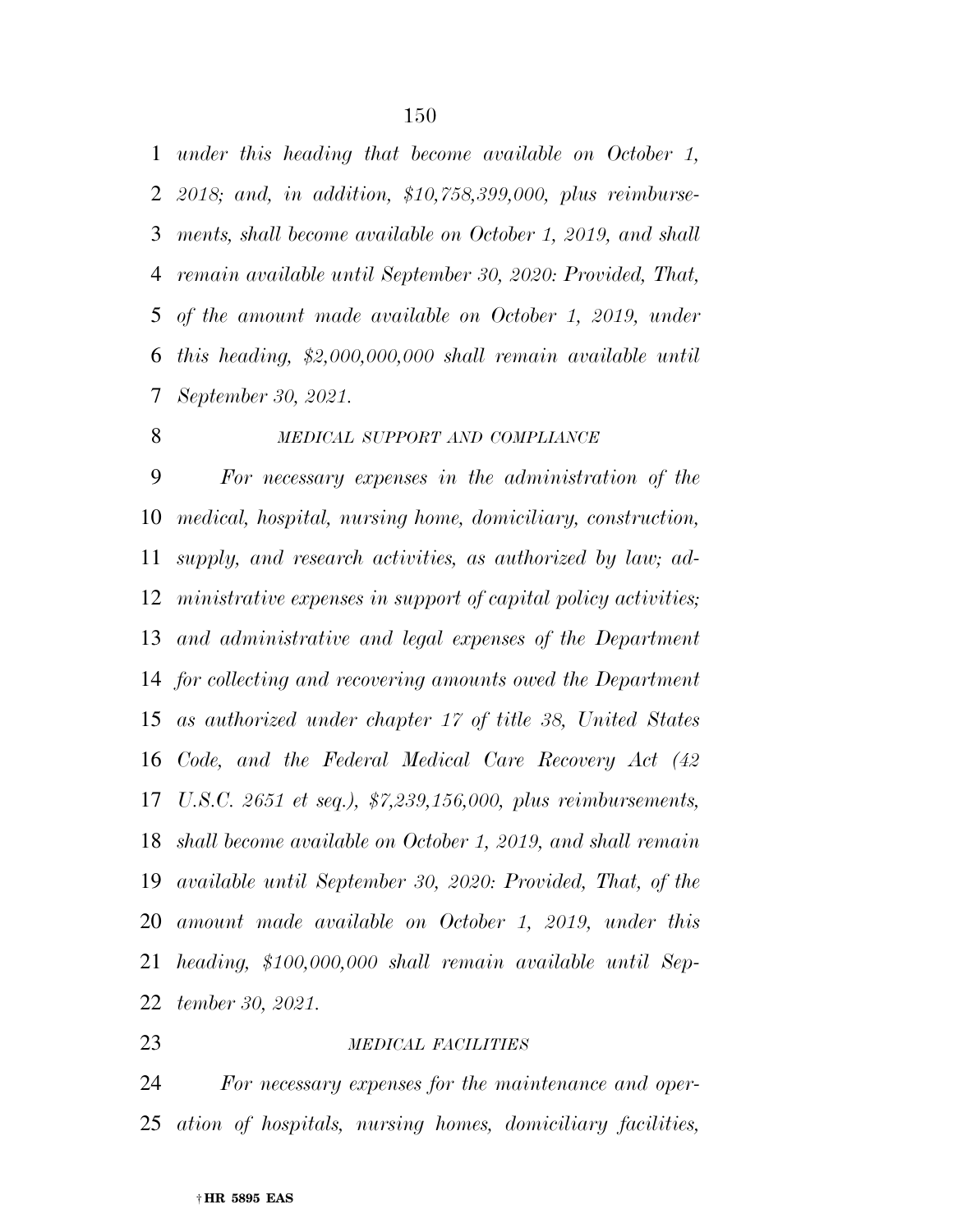*under this heading that become available on October 1, 2018; and, in addition, $10,758,399,000, plus reimbursements, shall become available on October 1, 2019, and shall remain available until September 30, 2020: Provided, That, of the amount made available on October 1, 2019, under this heading, $2,000,000,000 shall remain available until September 30, 2021.*

*MEDICAL SUPPORT AND COMPLIANCE*

*For necessary expenses in the administration of the medical, hospital, nursing home, domiciliary, construction, supply, and research activities, as authorized by law; administrative expenses in support of capital policy activities; and administrative and legal expenses of the Department for collecting and recovering amounts owed the Department as authorized under chapter 17 of title 38, United States Code, and the Federal Medical Care Recovery Act (42 U.S.C. 2651 et seq.), $7,239,156,000, plus reimbursements, shall become available on October 1, 2019, and shall remain available until September 30, 2020: Provided, That, of the amount made available on October 1, 2019, under this heading, $100,000,000 shall remain available until September 30, 2021.*

*MEDICAL FACILITIES*

*For necessary expenses for the maintenance and operation of hospitals, nursing homes, domiciliary facilities,*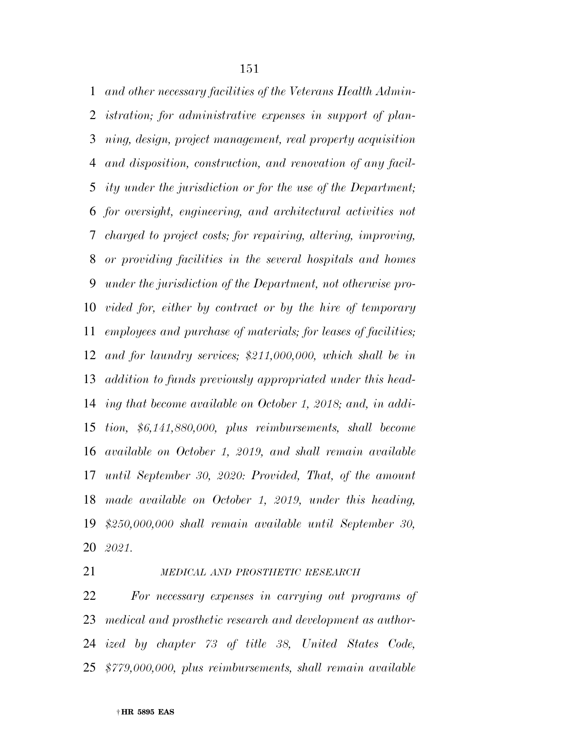*and other necessary facilities of the Veterans Health Administration; for administrative expenses in support of planning, design, project management, real property acquisition and disposition, construction, and renovation of any facility under the jurisdiction or for the use of the Department; for oversight, engineering, and architectural activities not charged to project costs; for repairing, altering, improving, or providing facilities in the several hospitals and homes under the jurisdiction of the Department, not otherwise provided for, either by contract or by the hire of temporary employees and purchase of materials; for leases of facilities; and for laundry services; $211,000,000, which shall be in addition to funds previously appropriated under this heading that become available on October 1, 2018; and, in addition, $6,141,880,000, plus reimbursements, shall become available on October 1, 2019, and shall remain available until September 30, 2020: Provided, That, of the amount made available on October 1, 2019, under this heading, $250,000,000 shall remain available until September 30, 2021.*

*MEDICAL AND PROSTHETIC RESEARCH*

*For necessary expenses in carrying out programs of medical and prosthetic research and development as authorized by chapter 73 of title 38, United States Code, $779,000,000, plus reimbursements, shall remain available*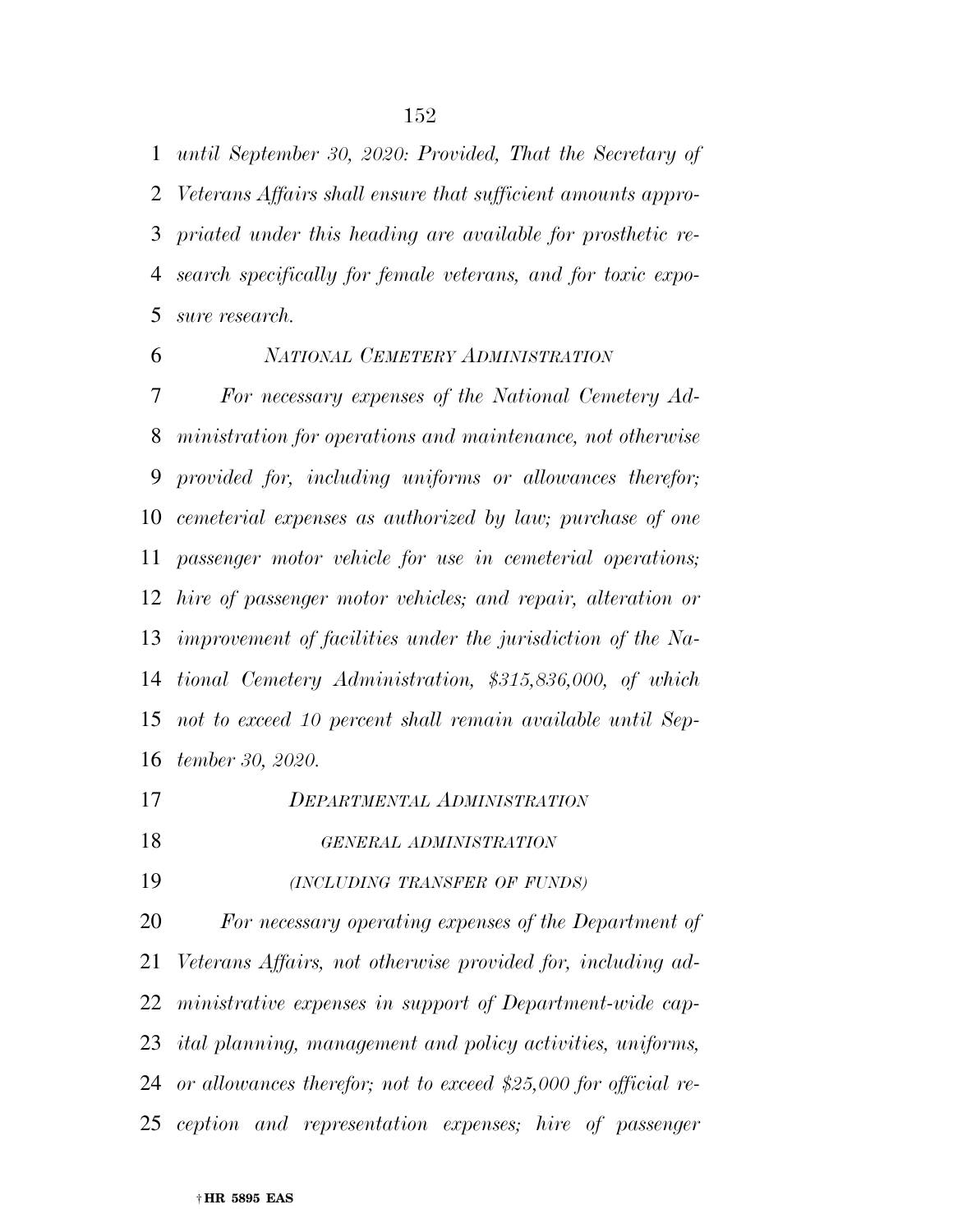*until September 30, 2020: Provided, That the Secretary of Veterans Affairs shall ensure that sufficient amounts appropriated under this heading are available for prosthetic research specifically for female veterans, and for toxic exposure research.*

### *NATIONAL CEMETERY ADMINISTRATION*

*For necessary expenses of the National Cemetery Administration for operations and maintenance, not otherwise provided for, including uniforms or allowances therefor; cemeterial expenses as authorized by law; purchase of one passenger motor vehicle for use in cemeterial operations; hire of passenger motor vehicles; and repair, alteration or improvement of facilities under the jurisdiction of the National Cemetery Administration, $315,836,000, of which not to exceed 10 percent shall remain available until September 30, 2020.*

### *DEPARTMENTAL ADMINISTRATION*

#### *GENERAL ADMINISTRATION*

*(INCLUDING TRANSFER OF FUNDS)*

*For necessary operating expenses of the Department of Veterans Affairs, not otherwise provided for, including administrative expenses in support of Department-wide capital planning, management and policy activities, uniforms, or allowances therefor; not to exceed $25,000 for official reception and representation expenses; hire of passenger*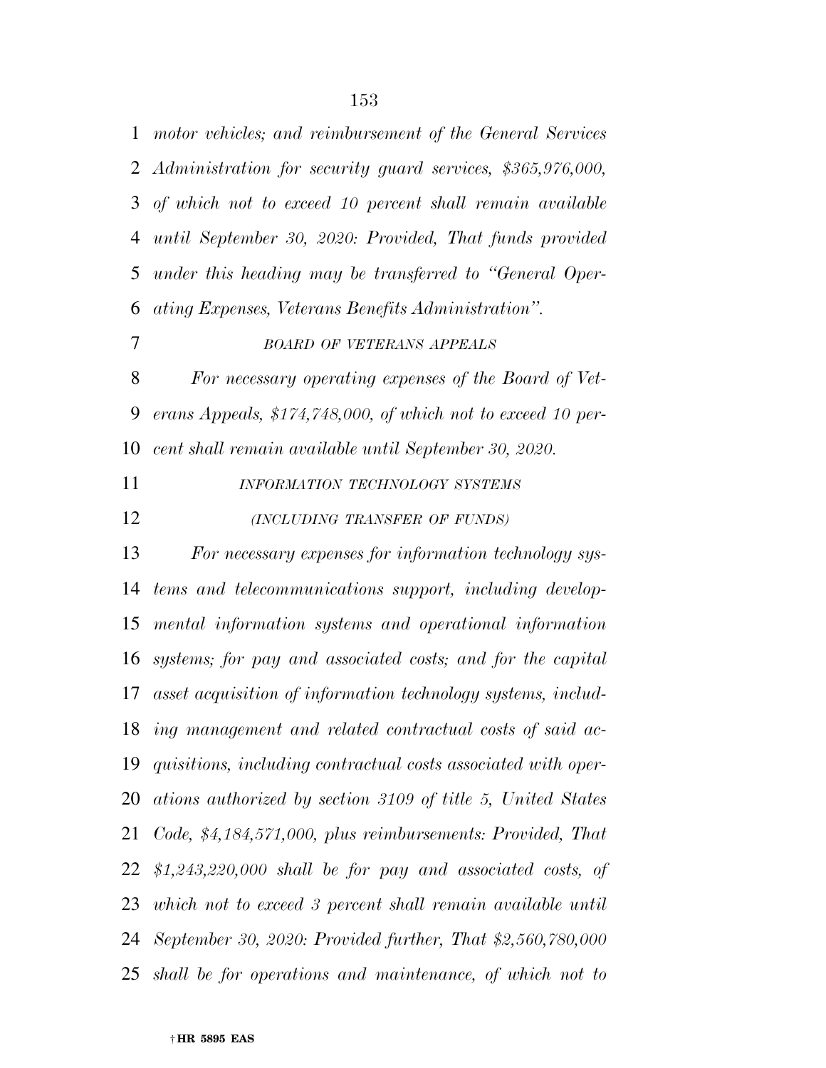*motor vehicles; and reimbursement of the General Services Administration for security guard services, $365,976,000, of which not to exceed 10 percent shall remain available until September 30, 2020: Provided, That funds provided under this heading may be transferred to "General Operating Expenses, Veterans Benefits Administration".*

*BOARD OF VETERANS APPEALS*

*For necessary operating expenses of the Board of Veterans Appeals, $174,748,000, of which not to exceed 10 percent shall remain available until September 30, 2020.*

*INFORMATION TECHNOLOGY SYSTEMS*

*(INCLUDING TRANSFER OF FUNDS)*

*For necessary expenses for information technology systems and telecommunications support, including developmental information systems and operational information systems; for pay and associated costs; and for the capital asset acquisition of information technology systems, including management and related contractual costs of said acquisitions, including contractual costs associated with operations authorized by section 3109 of title 5, United States Code, $4,184,571,000, plus reimbursements: Provided, That $1,243,220,000 shall be for pay and associated costs, of which not to exceed 3 percent shall remain available until September 30, 2020: Provided further, That $2,560,780,000 shall be for operations and maintenance, of which not to*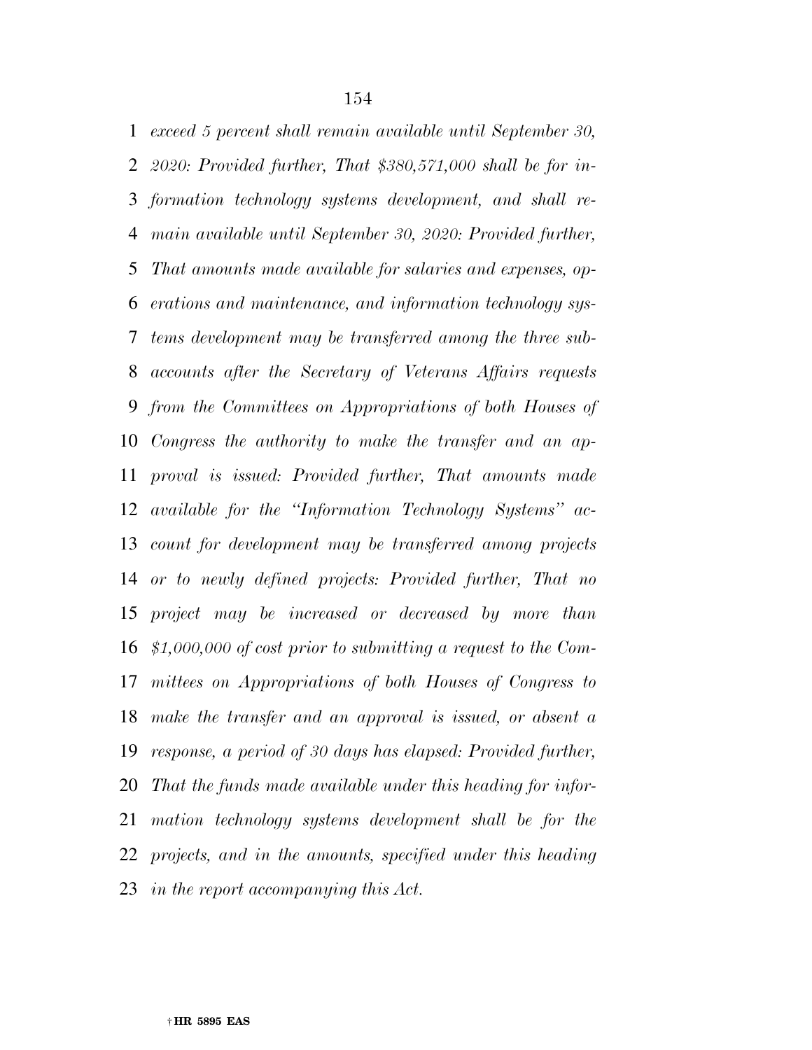*exceed 5 percent shall remain available until September 30, 2020: Provided further, That $380,571,000 shall be for information technology systems development, and shall remain available until September 30, 2020: Provided further, That amounts made available for salaries and expenses, operations and maintenance, and information technology systems development may be transferred among the three subaccounts after the Secretary of Veterans Affairs requests from the Committees on Appropriations of both Houses of Congress the authority to make the transfer and an approval is issued: Provided further, That amounts made available for the "Information Technology Systems" account for development may be transferred among projects or to newly defined projects: Provided further, That no project may be increased or decreased by more than $1,000,000 of cost prior to submitting a request to the Committees on Appropriations of both Houses of Congress to make the transfer and an approval is issued, or absent a response, a period of 30 days has elapsed: Provided further, That the funds made available under this heading for information technology systems development shall be for the projects, and in the amounts, specified under this heading in the report accompanying this Act.*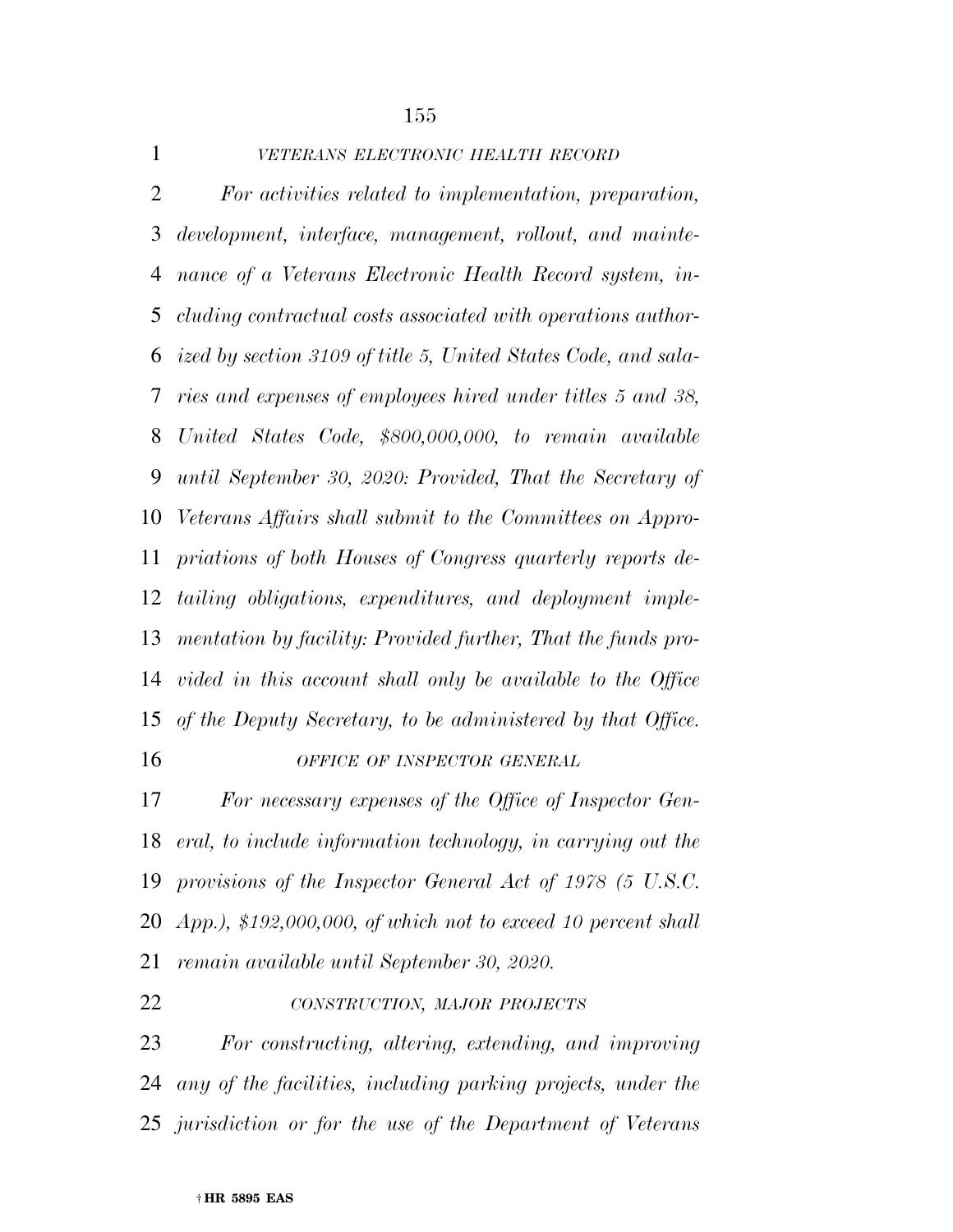*VETERANS ELECTRONIC HEALTH RECORD*

*For activities related to implementation, preparation, development, interface, management, rollout, and maintenance of a Veterans Electronic Health Record system, including contractual costs associated with operations authorized by section 3109 of title 5, United States Code, and salaries and expenses of employees hired under titles 5 and 38, United States Code, $800,000,000, to remain available until September 30, 2020: Provided, That the Secretary of Veterans Affairs shall submit to the Committees on Appropriations of both Houses of Congress quarterly reports detailing obligations, expenditures, and deployment implementation by facility: Provided further, That the funds provided in this account shall only be available to the Office of the Deputy Secretary, to be administered by that Office.*

*OFFICE OF INSPECTOR GENERAL*

*For necessary expenses of the Office of Inspector General, to include information technology, in carrying out the provisions of the Inspector General Act of 1978 (5 U.S.C. App.), $192,000,000, of which not to exceed 10 percent shall remain available until September 30, 2020.*

*CONSTRUCTION, MAJOR PROJECTS*

*For constructing, altering, extending, and improving any of the facilities, including parking projects, under the jurisdiction or for the use of the Department of Veterans*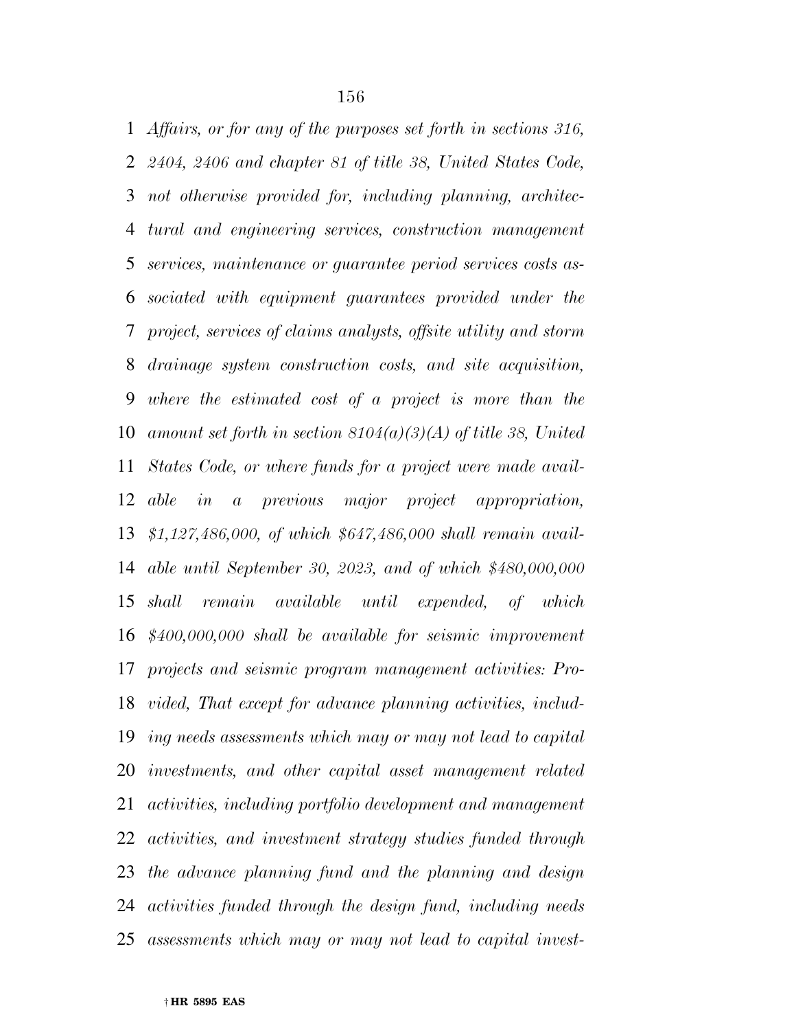*Affairs, or for any of the purposes set forth in sections 316, 2404, 2406 and chapter 81 of title 38, United States Code, not otherwise provided for, including planning, architectural and engineering services, construction management services, maintenance or guarantee period services costs associated with equipment guarantees provided under the project, services of claims analysts, offsite utility and storm drainage system construction costs, and site acquisition, where the estimated cost of a project is more than the amount set forth in section 8104(a)(3)(A) of title 38, United States Code, or where funds for a project were made available in a previous major project appropriation, $1,127,486,000, of which $647,486,000 shall remain available until September 30, 2023, and of which $480,000,000 shall remain available until expended, of which $400,000,000 shall be available for seismic improvement projects and seismic program management activities: Provided, That except for advance planning activities, including needs assessments which may or may not lead to capital investments, and other capital asset management related activities, including portfolio development and management activities, and investment strategy studies funded through the advance planning fund and the planning and design activities funded through the design fund, including needs assessments which may or may not lead to capital invest-*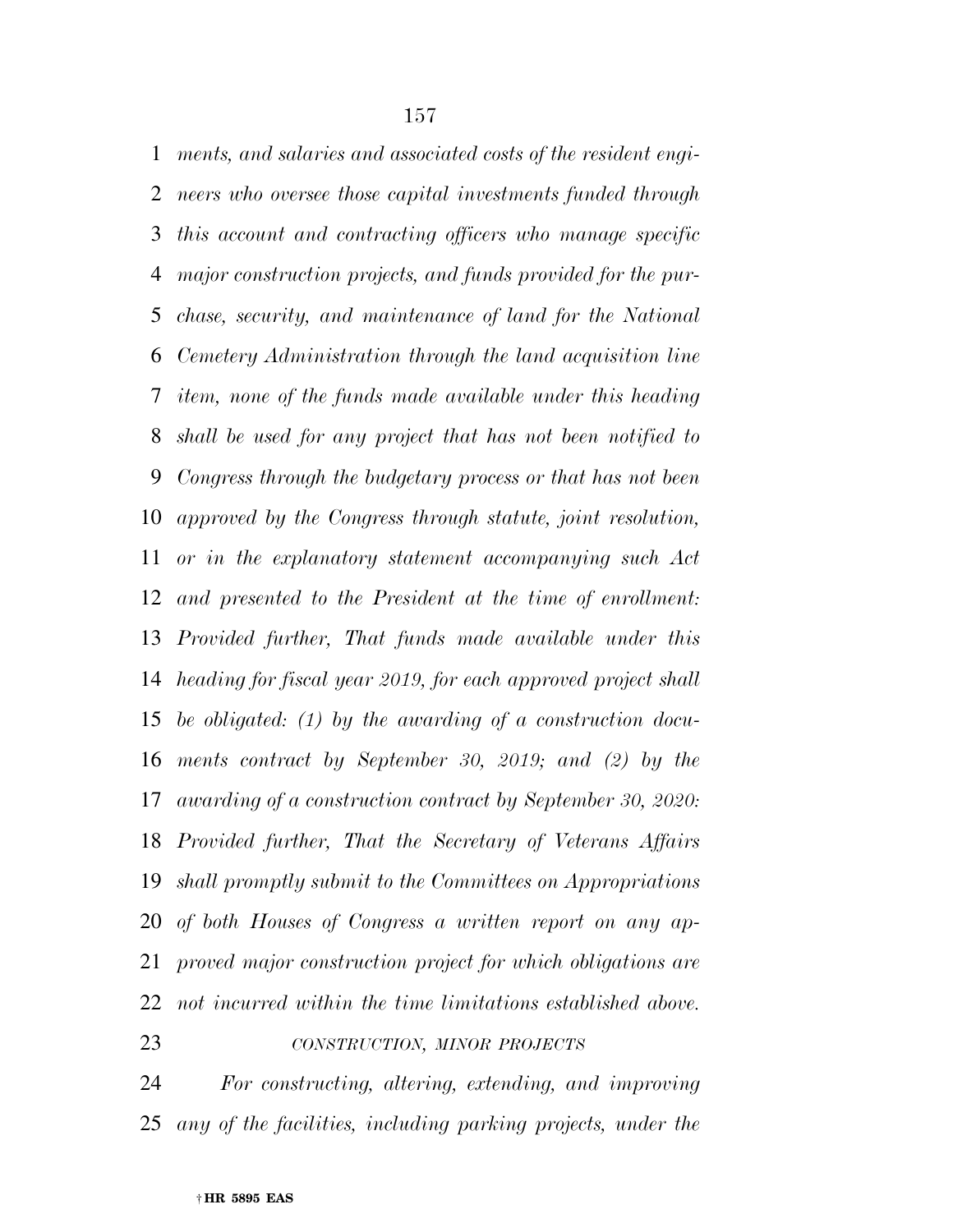*ments, and salaries and associated costs of the resident engineers who oversee those capital investments funded through this account and contracting officers who manage specific major construction projects, and funds provided for the purchase, security, and maintenance of land for the National Cemetery Administration through the land acquisition line item, none of the funds made available under this heading shall be used for any project that has not been notified to Congress through the budgetary process or that has not been approved by the Congress through statute, joint resolution, or in the explanatory statement accompanying such Act and presented to the President at the time of enrollment: Provided further, That funds made available under this heading for fiscal year 2019, for each approved project shall be obligated: (1) by the awarding of a construction documents contract by September 30, 2019; and (2) by the awarding of a construction contract by September 30, 2020: Provided further, That the Secretary of Veterans Affairs shall promptly submit to the Committees on Appropriations of both Houses of Congress a written report on any approved major construction project for which obligations are not incurred within the time limitations established above.*

*CONSTRUCTION, MINOR PROJECTS*

*For constructing, altering, extending, and improving any of the facilities, including parking projects, under the*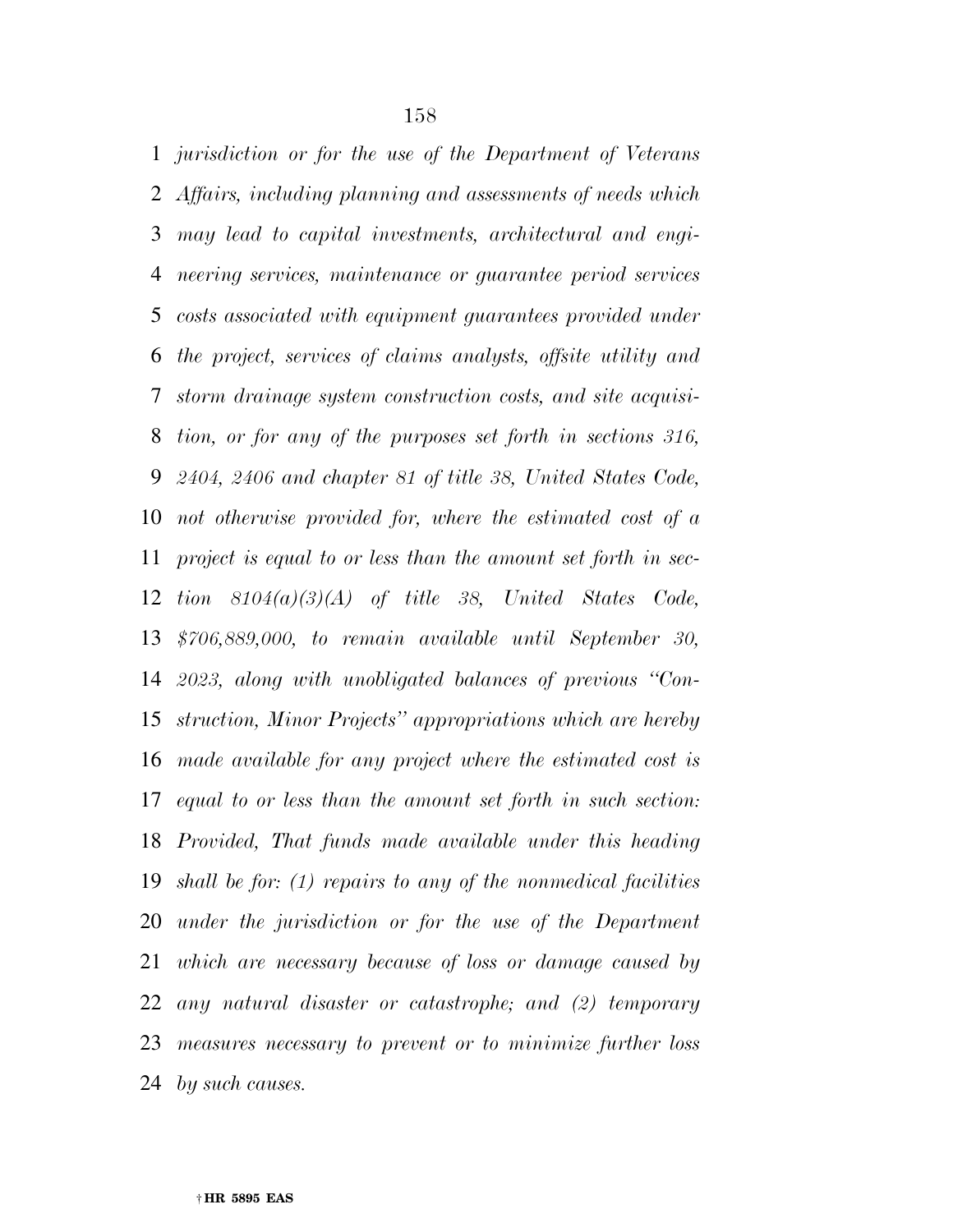*jurisdiction or for the use of the Department of Veterans Affairs, including planning and assessments of needs which may lead to capital investments, architectural and engineering services, maintenance or guarantee period services costs associated with equipment guarantees provided under the project, services of claims analysts, offsite utility and storm drainage system construction costs, and site acquisition, or for any of the purposes set forth in sections 316, 2404, 2406 and chapter 81 of title 38, United States Code, not otherwise provided for, where the estimated cost of a project is equal to or less than the amount set forth in section 8104(a)(3)(A) of title 38, United States Code, $706,889,000, to remain available until September 30, 2023, along with unobligated balances of previous "Construction, Minor Projects" appropriations which are hereby made available for any project where the estimated cost is equal to or less than the amount set forth in such section: Provided, That funds made available under this heading shall be for: (1) repairs to any of the nonmedical facilities under the jurisdiction or for the use of the Department which are necessary because of loss or damage caused by any natural disaster or catastrophe; and (2) temporary measures necessary to prevent or to minimize further loss by such causes.*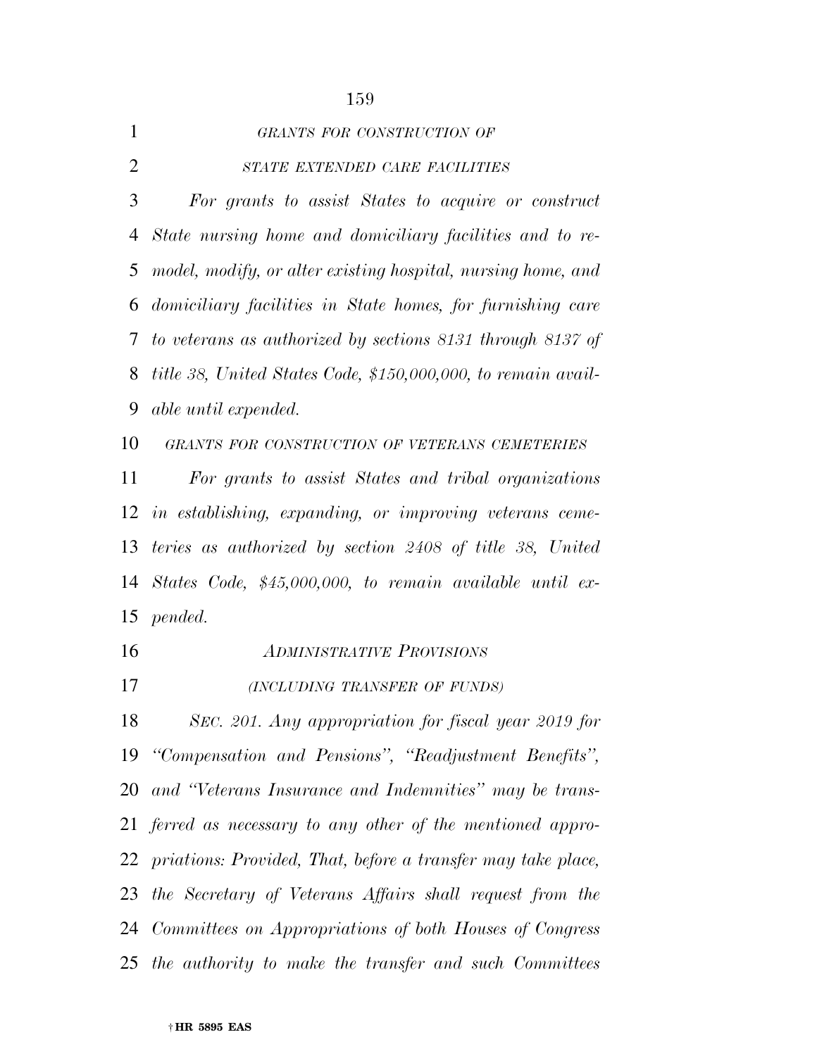*GRANTS FOR CONSTRUCTION OF STATE EXTENDED CARE FACILITIES*

*For grants to assist States to acquire or construct State nursing home and domiciliary facilities and to remodel, modify, or alter existing hospital, nursing home, and domiciliary facilities in State homes, for furnishing care to veterans as authorized by sections 8131 through 8137 of title 38, United States Code, $150,000,000, to remain available until expended.*

*GRANTS FOR CONSTRUCTION OF VETERANS CEMETERIES*

*For grants to assist States and tribal organizations in establishing, expanding, or improving veterans cemeteries as authorized by section 2408 of title 38, United States Code, $45,000,000, to remain available until expended.*

*ADMINISTRATIVE PROVISIONS*

*(INCLUDING TRANSFER OF FUNDS)*

*SEC. 201. Any appropriation for fiscal year 2019 for "Compensation and Pensions", "Readjustment Benefits", and "Veterans Insurance and Indemnities" may be transferred as necessary to any other of the mentioned appropriations: Provided, That, before a transfer may take place, the Secretary of Veterans Affairs shall request from the Committees on Appropriations of both Houses of Congress the authority to make the transfer and such Committees*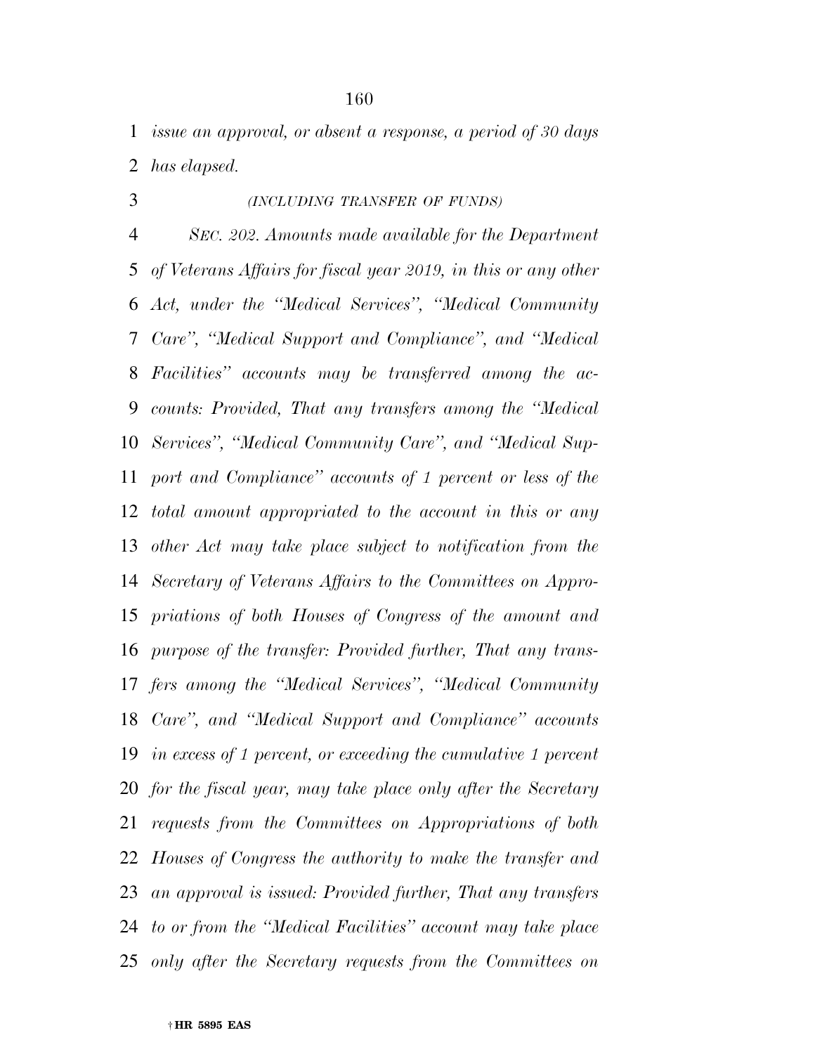*issue an approval, or absent a response, a period of 30 days has elapsed.*

*(INCLUDING TRANSFER OF FUNDS)*

*SEC. 202. Amounts made available for the Department of Veterans Affairs for fiscal year 2019, in this or any other Act, under the "Medical Services", "Medical Community Care", "Medical Support and Compliance", and "Medical Facilities" accounts may be transferred among the accounts: Provided, That any transfers among the "Medical Services", "Medical Community Care", and "Medical Support and Compliance" accounts of 1 percent or less of the total amount appropriated to the account in this or any other Act may take place subject to notification from the Secretary of Veterans Affairs to the Committees on Appropriations of both Houses of Congress of the amount and purpose of the transfer: Provided further, That any transfers among the "Medical Services", "Medical Community Care", and "Medical Support and Compliance" accounts in excess of 1 percent, or exceeding the cumulative 1 percent for the fiscal year, may take place only after the Secretary requests from the Committees on Appropriations of both Houses of Congress the authority to make the transfer and an approval is issued: Provided further, That any transfers to or from the "Medical Facilities" account may take place only after the Secretary requests from the Committees on*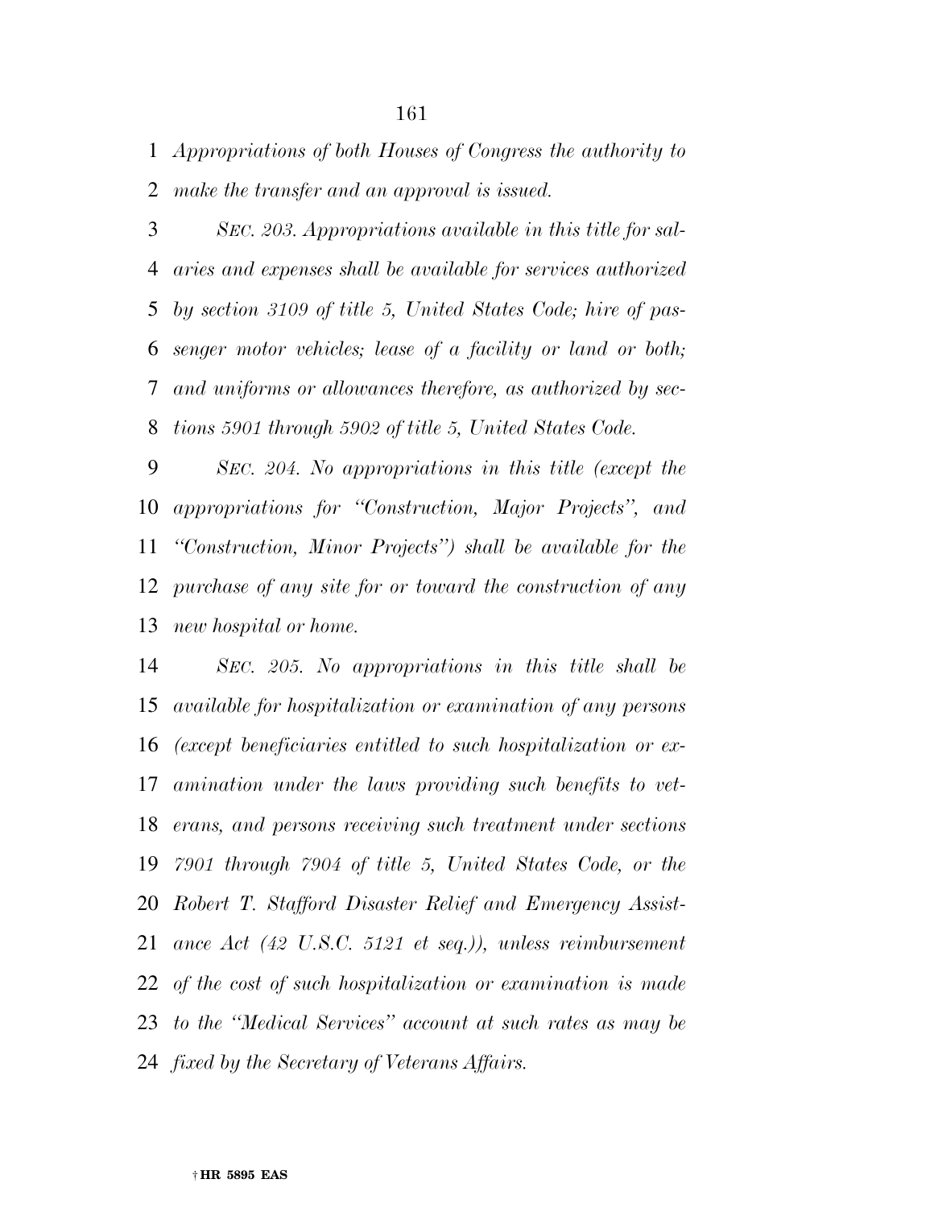*Appropriations of both Houses of Congress the authority to make the transfer and an approval is issued.*

*SEC. 203. Appropriations available in this title for salaries and expenses shall be available for services authorized by section 3109 of title 5, United States Code; hire of passenger motor vehicles; lease of a facility or land or both; and uniforms or allowances therefore, as authorized by sections 5901 through 5902 of title 5, United States Code.*

*SEC. 204. No appropriations in this title (except the appropriations for "Construction, Major Projects", and "Construction, Minor Projects") shall be available for the purchase of any site for or toward the construction of any new hospital or home.*

*SEC. 205. No appropriations in this title shall be available for hospitalization or examination of any persons (except beneficiaries entitled to such hospitalization or examination under the laws providing such benefits to veterans, and persons receiving such treatment under sections 7901 through 7904 of title 5, United States Code, or the Robert T. Stafford Disaster Relief and Emergency Assistance Act (42 U.S.C. 5121 et seq.)), unless reimbursement of the cost of such hospitalization or examination is made to the "Medical Services" account at such rates as may be fixed by the Secretary of Veterans Affairs.*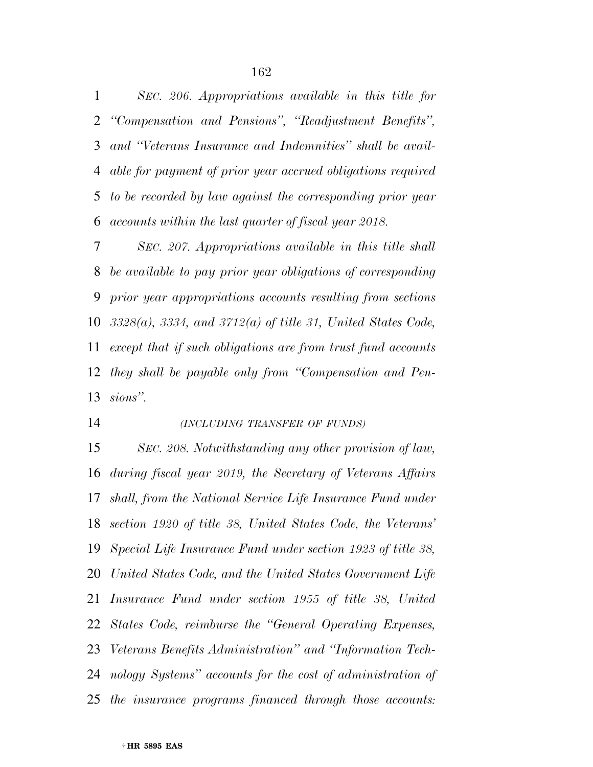*SEC. 206. Appropriations available in this title for "Compensation and Pensions", "Readjustment Benefits", and "Veterans Insurance and Indemnities" shall be available for payment of prior year accrued obligations required to be recorded by law against the corresponding prior year accounts within the last quarter of fiscal year 2018.*

*SEC. 207. Appropriations available in this title shall be available to pay prior year obligations of corresponding prior year appropriations accounts resulting from sections 3328(a), 3334, and 3712(a) of title 31, United States Code, except that if such obligations are from trust fund accounts they shall be payable only from "Compensation and Pensions".*

*(INCLUDING TRANSFER OF FUNDS)*

*SEC. 208. Notwithstanding any other provision of law, during fiscal year 2019, the Secretary of Veterans Affairs shall, from the National Service Life Insurance Fund under section 1920 of title 38, United States Code, the Veterans' Special Life Insurance Fund under section 1923 of title 38, United States Code, and the United States Government Life Insurance Fund under section 1955 of title 38, United States Code, reimburse the "General Operating Expenses, Veterans Benefits Administration" and "Information Technology Systems" accounts for the cost of administration of the insurance programs financed through those accounts:*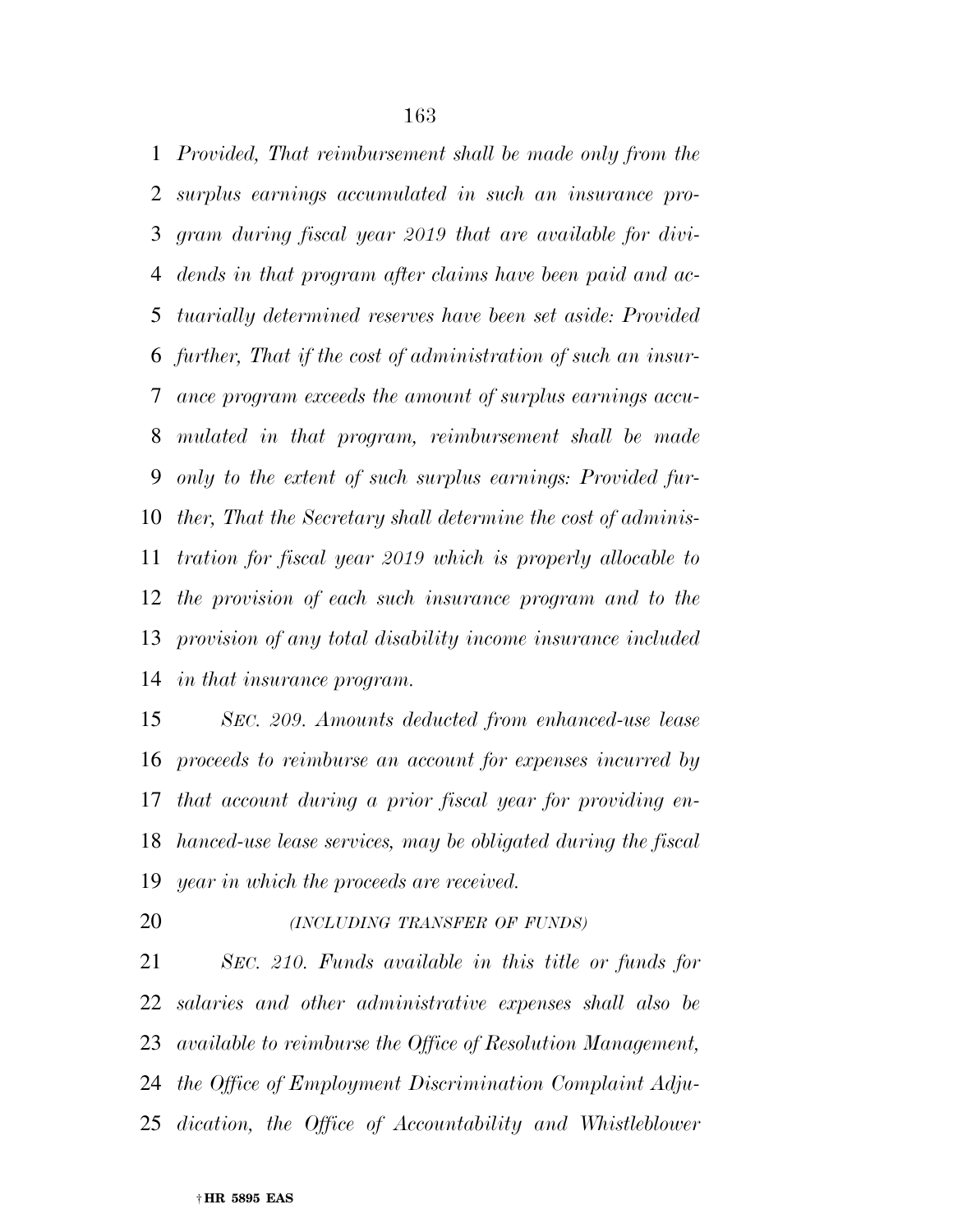*Provided, That reimbursement shall be made only from the surplus earnings accumulated in such an insurance program during fiscal year 2019 that are available for dividends in that program after claims have been paid and actuarially determined reserves have been set aside: Provided further, That if the cost of administration of such an insurance program exceeds the amount of surplus earnings accumulated in that program, reimbursement shall be made only to the extent of such surplus earnings: Provided further, That the Secretary shall determine the cost of administration for fiscal year 2019 which is properly allocable to the provision of each such insurance program and to the provision of any total disability income insurance included in that insurance program.*

*SEC. 209. Amounts deducted from enhanced-use lease proceeds to reimburse an account for expenses incurred by that account during a prior fiscal year for providing enhanced-use lease services, may be obligated during the fiscal year in which the proceeds are received.*

*(INCLUDING TRANSFER OF FUNDS)*

*SEC. 210. Funds available in this title or funds for salaries and other administrative expenses shall also be available to reimburse the Office of Resolution Management, the Office of Employment Discrimination Complaint Adjudication, the Office of Accountability and Whistleblower*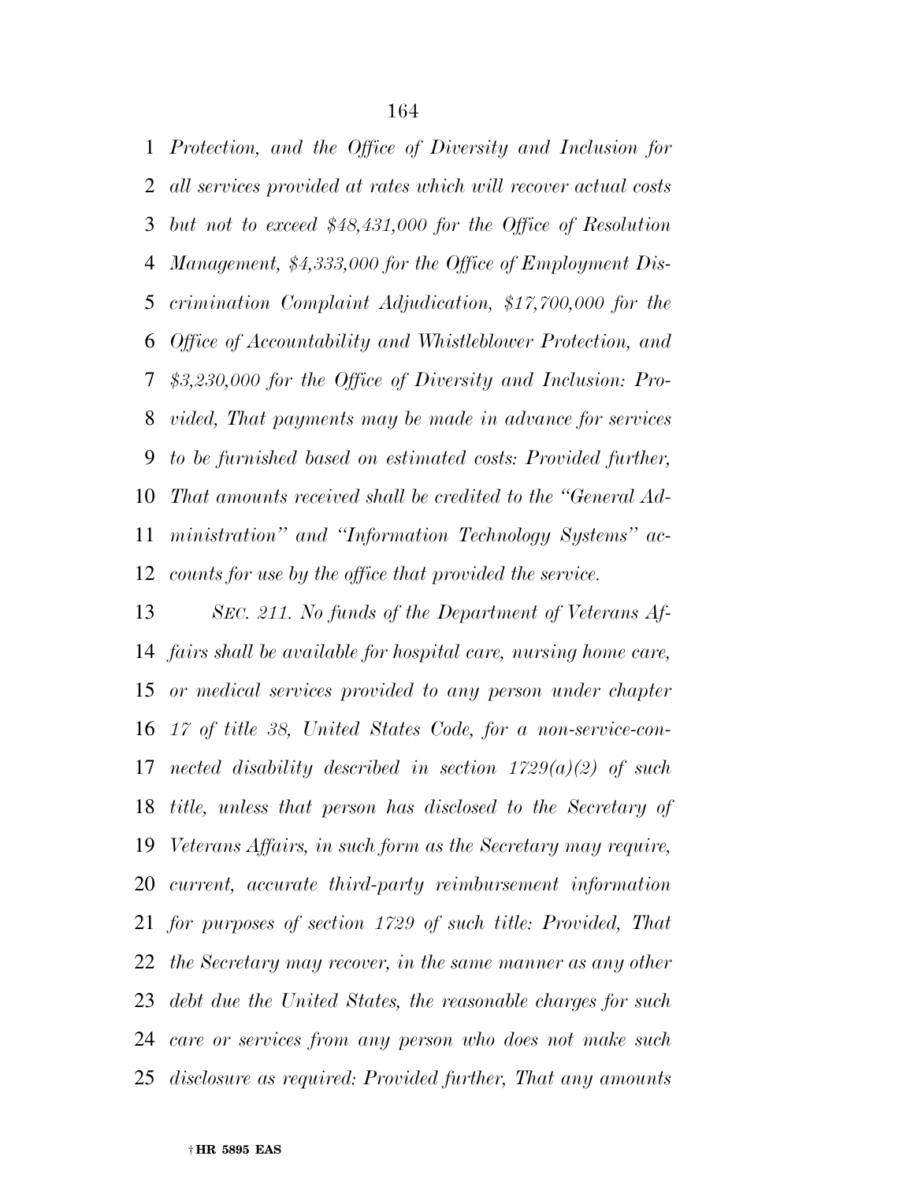*Protection, and the Office of Diversity and Inclusion for all services provided at rates which will recover actual costs but not to exceed $48,431,000 for the Office of Resolution Management, $4,333,000 for the Office of Employment Discrimination Complaint Adjudication, $17,700,000 for the Office of Accountability and Whistleblower Protection, and $3,230,000 for the Office of Diversity and Inclusion: Provided, That payments may be made in advance for services to be furnished based on estimated costs: Provided further, That amounts received shall be credited to the "General Administration" and "Information Technology Systems" accounts for use by the office that provided the service.*

*SEC. 211. No funds of the Department of Veterans Affairs shall be available for hospital care, nursing home care, or medical services provided to any person under chapter 17 of title 38, United States Code, for a non-service-connected disability described in section 1729(a)(2) of such title, unless that person has disclosed to the Secretary of Veterans Affairs, in such form as the Secretary may require, current, accurate third-party reimbursement information for purposes of section 1729 of such title: Provided, That the Secretary may recover, in the same manner as any other debt due the United States, the reasonable charges for such care or services from any person who does not make such disclosure as required: Provided further, That any amounts*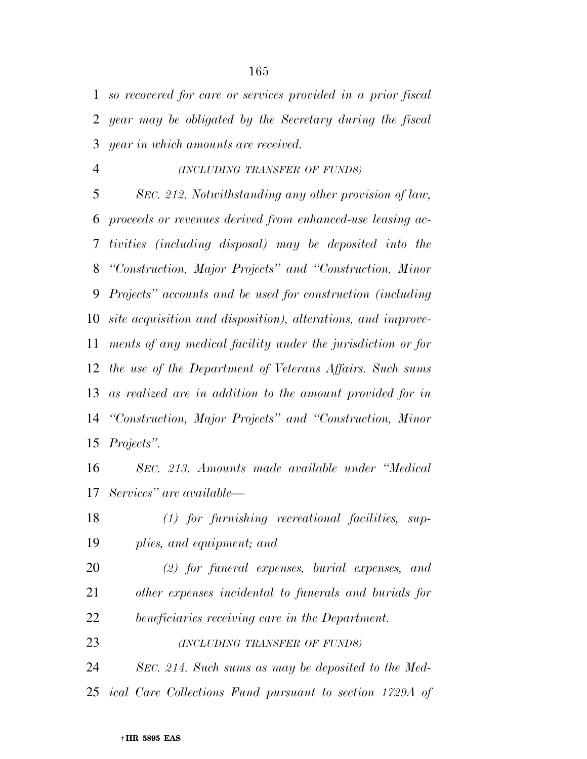*so recovered for care or services provided in a prior fiscal year may be obligated by the Secretary during the fiscal year in which amounts are received.*

*(INCLUDING TRANSFER OF FUNDS)*

*SEC. 212. Notwithstanding any other provision of law, proceeds or revenues derived from enhanced-use leasing activities (including disposal) may be deposited into the "Construction, Major Projects" and "Construction, Minor Projects" accounts and be used for construction (including site acquisition and disposition), alterations, and improvements of any medical facility under the jurisdiction or for the use of the Department of Veterans Affairs. Such sums as realized are in addition to the amount provided for in "Construction, Major Projects" and "Construction, Minor Projects".*

*SEC. 213. Amounts made available under "Medical Services" are available—*

*(1) for furnishing recreational facilities, supplies, and equipment; and*

*(2) for funeral expenses, burial expenses, and other expenses incidental to funerals and burials for beneficiaries receiving care in the Department.*

*(INCLUDING TRANSFER OF FUNDS)*

*SEC. 214. Such sums as may be deposited to the Medical Care Collections Fund pursuant to section 1729A of*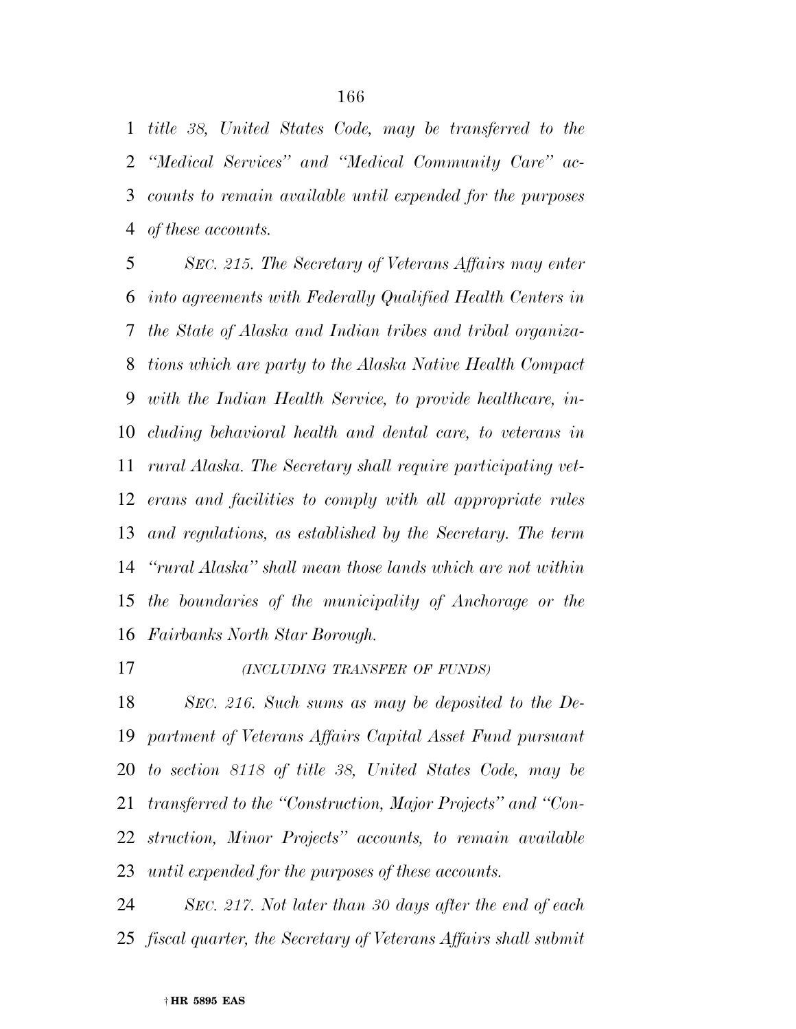*title 38, United States Code, may be transferred to the "Medical Services" and "Medical Community Care" accounts to remain available until expended for the purposes of these accounts.*

*SEC. 215. The Secretary of Veterans Affairs may enter into agreements with Federally Qualified Health Centers in the State of Alaska and Indian tribes and tribal organizations which are party to the Alaska Native Health Compact with the Indian Health Service, to provide healthcare, including behavioral health and dental care, to veterans in rural Alaska. The Secretary shall require participating veterans and facilities to comply with all appropriate rules and regulations, as established by the Secretary. The term "rural Alaska" shall mean those lands which are not within the boundaries of the municipality of Anchorage or the Fairbanks North Star Borough.*

*(INCLUDING TRANSFER OF FUNDS)*

*SEC. 216. Such sums as may be deposited to the Department of Veterans Affairs Capital Asset Fund pursuant to section 8118 of title 38, United States Code, may be transferred to the "Construction, Major Projects" and "Construction, Minor Projects" accounts, to remain available until expended for the purposes of these accounts.*

*SEC. 217. Not later than 30 days after the end of each fiscal quarter, the Secretary of Veterans Affairs shall submit*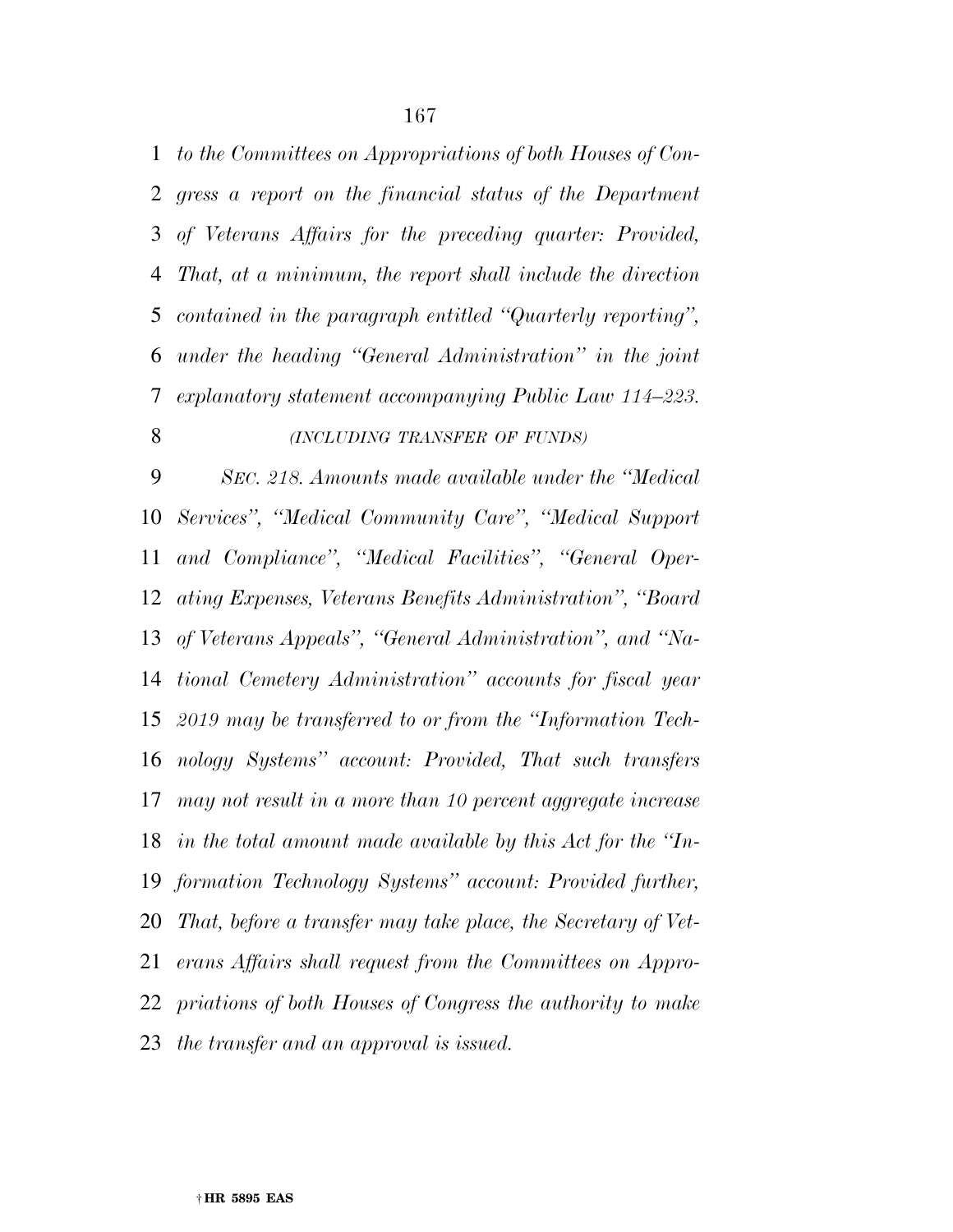*to the Committees on Appropriations of both Houses of Congress a report on the financial status of the Department of Veterans Affairs for the preceding quarter: Provided, That, at a minimum, the report shall include the direction contained in the paragraph entitled ''Quarterly reporting'', under the heading ''General Administration'' in the joint explanatory statement accompanying Public Law 114–223.*

*(INCLUDING TRANSFER OF FUNDS)*

*SEC. 218. Amounts made available under the ''Medical Services'', ''Medical Community Care'', ''Medical Support and Compliance'', ''Medical Facilities'', ''General Operating Expenses, Veterans Benefits Administration'', ''Board of Veterans Appeals'', ''General Administration'', and ''National Cemetery Administration'' accounts for fiscal year 2019 may be transferred to or from the ''Information Technology Systems'' account: Provided, That such transfers may not result in a more than 10 percent aggregate increase in the total amount made available by this Act for the ''Information Technology Systems'' account: Provided further, That, before a transfer may take place, the Secretary of Veterans Affairs shall request from the Committees on Appropriations of both Houses of Congress the authority to make the transfer and an approval is issued.*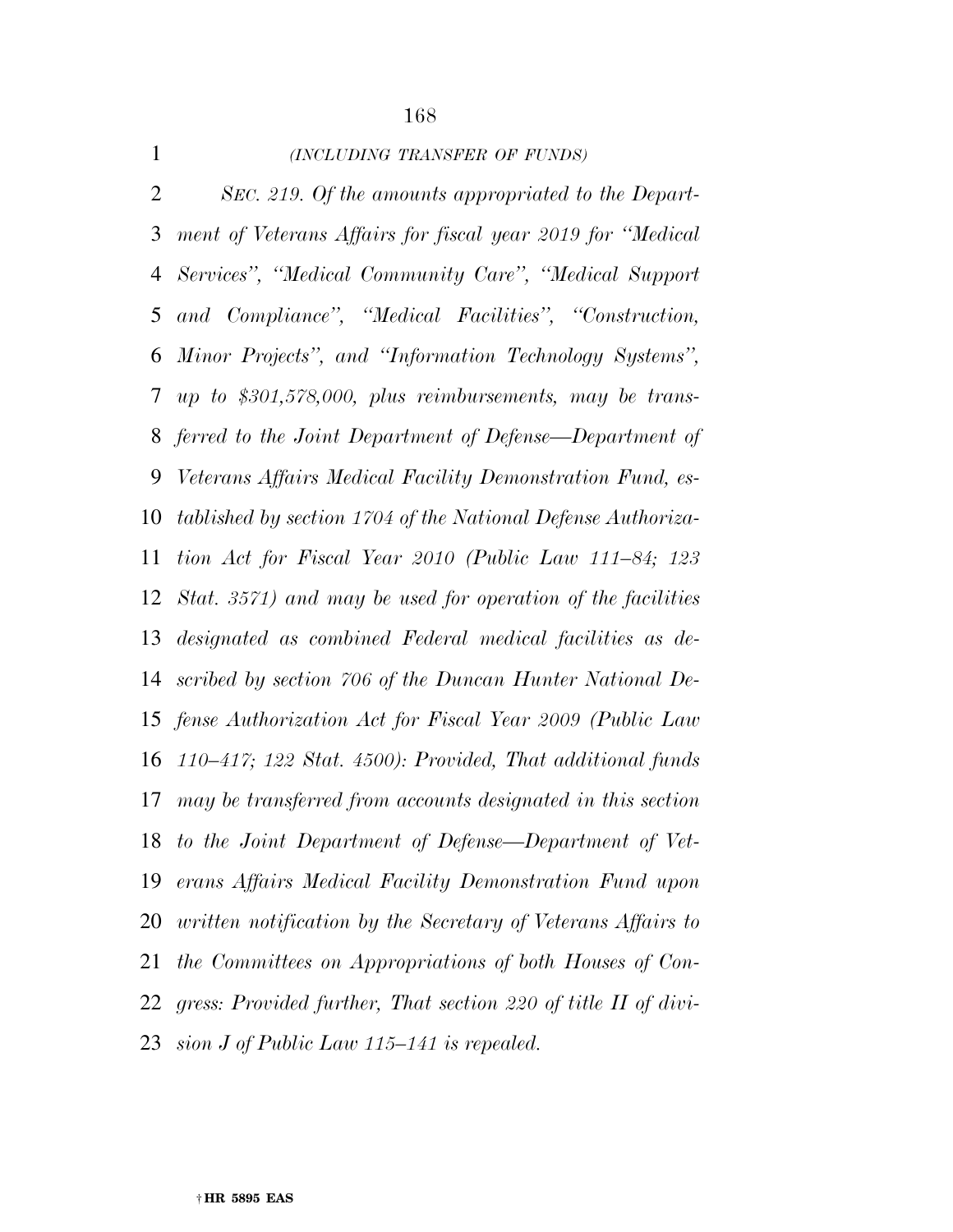*(INCLUDING TRANSFER OF FUNDS)*

*SEC. 219. Of the amounts appropriated to the Department of Veterans Affairs for fiscal year 2019 for "Medical Services", "Medical Community Care", "Medical Support and Compliance", "Medical Facilities", "Construction, Minor Projects", and "Information Technology Systems", up to $301,578,000, plus reimbursements, may be transferred to the Joint Department of Defense—Department of Veterans Affairs Medical Facility Demonstration Fund, established by section 1704 of the National Defense Authorization Act for Fiscal Year 2010 (Public Law 111–84; 123 Stat. 3571) and may be used for operation of the facilities designated as combined Federal medical facilities as described by section 706 of the Duncan Hunter National Defense Authorization Act for Fiscal Year 2009 (Public Law 110–417; 122 Stat. 4500): Provided, That additional funds may be transferred from accounts designated in this section to the Joint Department of Defense—Department of Veterans Affairs Medical Facility Demonstration Fund upon written notification by the Secretary of Veterans Affairs to the Committees on Appropriations of both Houses of Congress: Provided further, That section 220 of title II of division J of Public Law 115–141 is repealed.*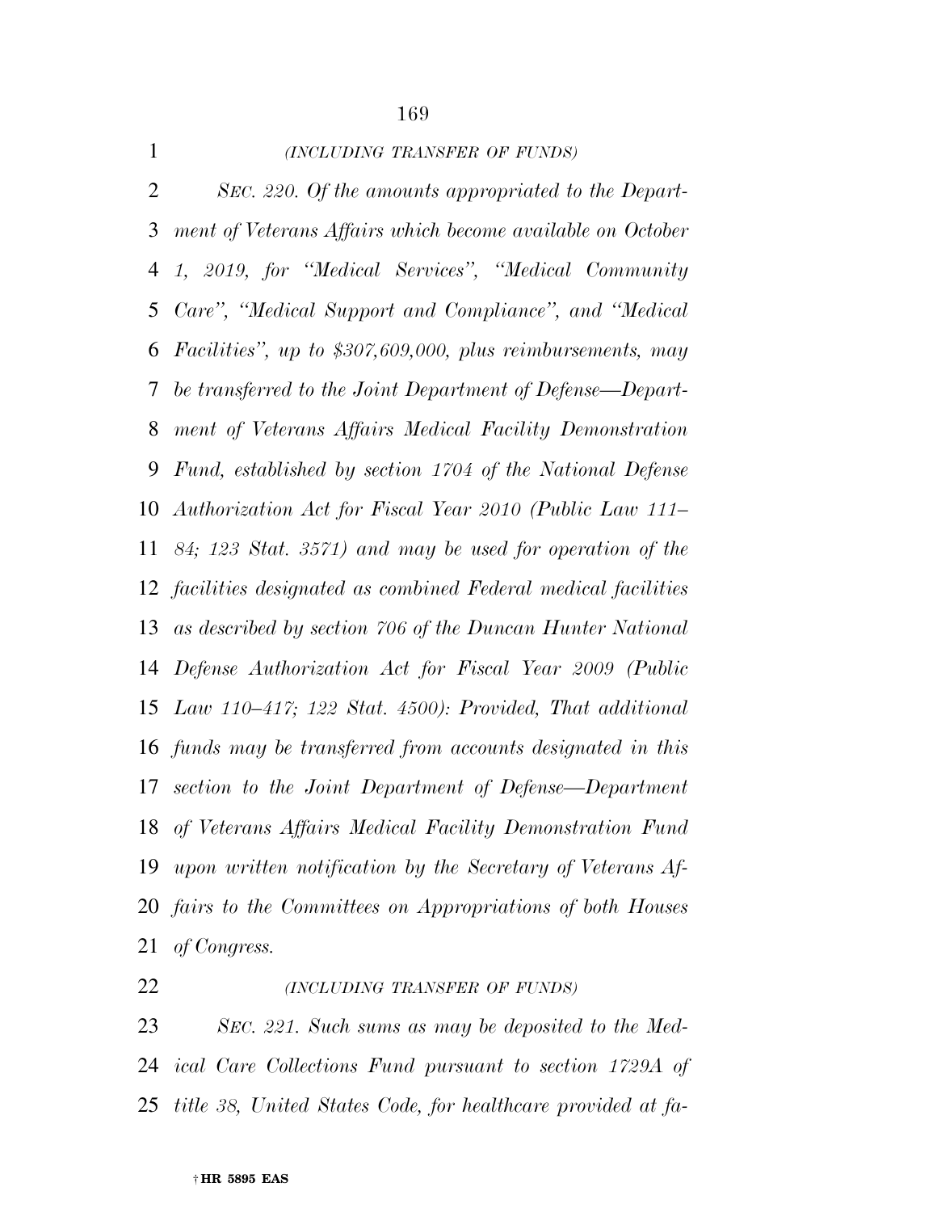*(INCLUDING TRANSFER OF FUNDS)*

*SEC. 220. Of the amounts appropriated to the Department of Veterans Affairs which become available on October 1, 2019, for "Medical Services", "Medical Community Care", "Medical Support and Compliance", and "Medical Facilities", up to $307,609,000, plus reimbursements, may be transferred to the Joint Department of Defense—Department of Veterans Affairs Medical Facility Demonstration Fund, established by section 1704 of the National Defense Authorization Act for Fiscal Year 2010 (Public Law 111–84; 123 Stat. 3571) and may be used for operation of the facilities designated as combined Federal medical facilities as described by section 706 of the Duncan Hunter National Defense Authorization Act for Fiscal Year 2009 (Public Law 110–417; 122 Stat. 4500): Provided, That additional funds may be transferred from accounts designated in this section to the Joint Department of Defense—Department of Veterans Affairs Medical Facility Demonstration Fund upon written notification by the Secretary of Veterans Affairs to the Committees on Appropriations of both Houses of Congress.*

*(INCLUDING TRANSFER OF FUNDS)*

*SEC. 221. Such sums as may be deposited to the Medical Care Collections Fund pursuant to section 1729A of title 38, United States Code, for healthcare provided at fa-*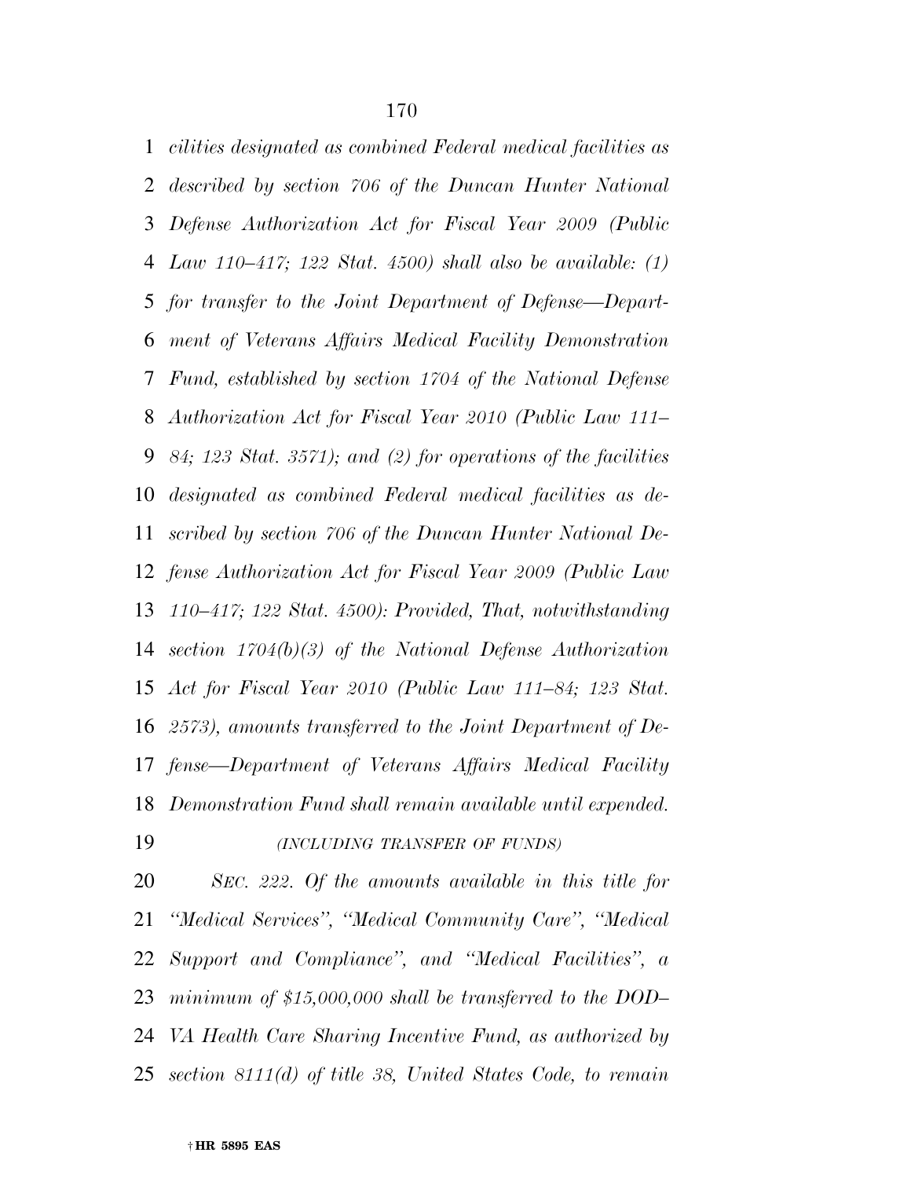*cilities designated as combined Federal medical facilities as described by section 706 of the Duncan Hunter National Defense Authorization Act for Fiscal Year 2009 (Public Law 110–417; 122 Stat. 4500) shall also be available: (1) for transfer to the Joint Department of Defense—Department of Veterans Affairs Medical Facility Demonstration Fund, established by section 1704 of the National Defense Authorization Act for Fiscal Year 2010 (Public Law 111–84; 123 Stat. 3571); and (2) for operations of the facilities designated as combined Federal medical facilities as described by section 706 of the Duncan Hunter National Defense Authorization Act for Fiscal Year 2009 (Public Law 110–417; 122 Stat. 4500): Provided, That, notwithstanding section 1704(b)(3) of the National Defense Authorization Act for Fiscal Year 2010 (Public Law 111–84; 123 Stat. 2573), amounts transferred to the Joint Department of Defense—Department of Veterans Affairs Medical Facility Demonstration Fund shall remain available until expended.*

*(INCLUDING TRANSFER OF FUNDS)*

*SEC. 222. Of the amounts available in this title for "Medical Services", "Medical Community Care", "Medical Support and Compliance", and "Medical Facilities", a minimum of $15,000,000 shall be transferred to the DOD–VA Health Care Sharing Incentive Fund, as authorized by section 8111(d) of title 38, United States Code, to remain*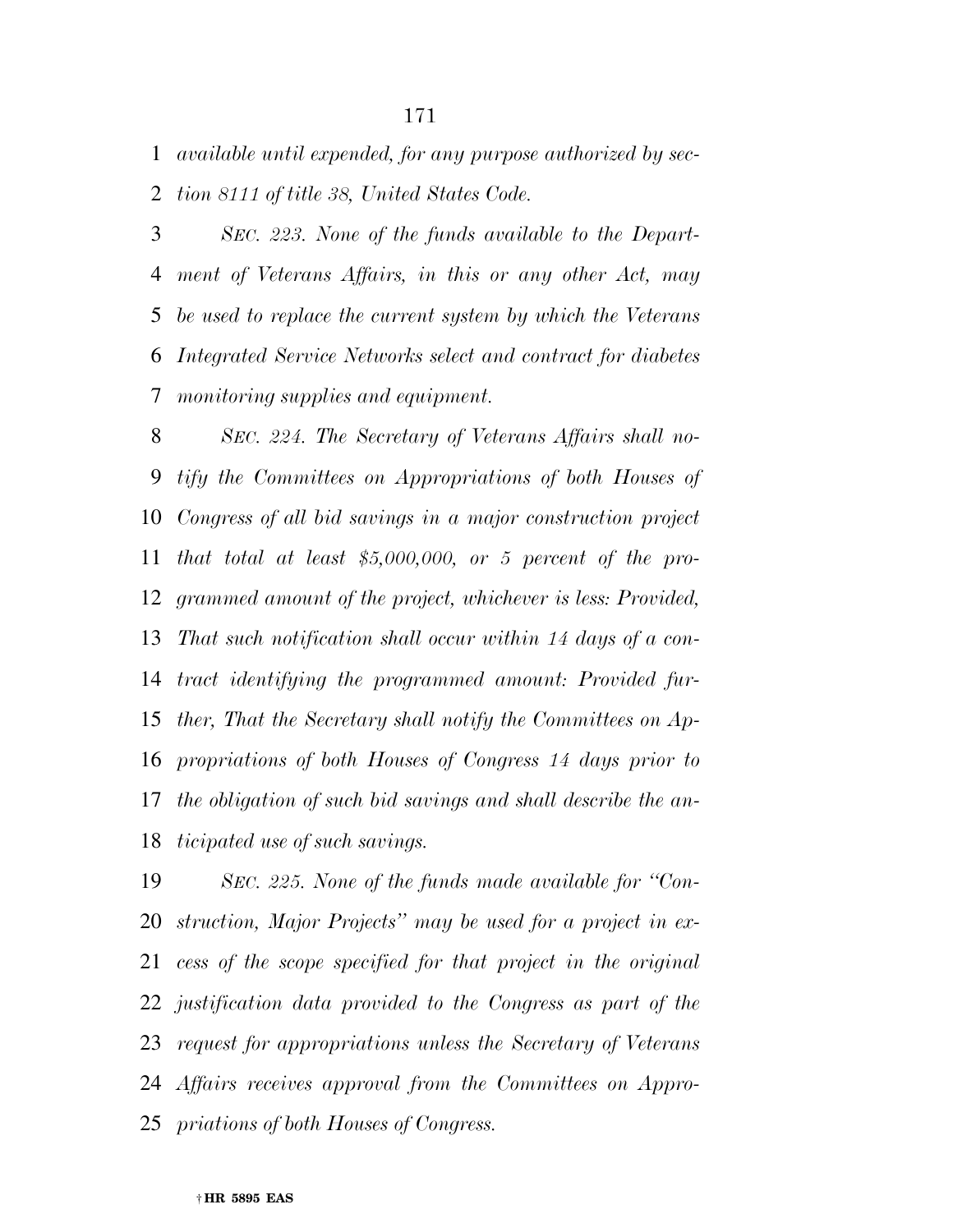*available until expended, for any purpose authorized by section 8111 of title 38, United States Code.*

*SEC. 223. None of the funds available to the Department of Veterans Affairs, in this or any other Act, may be used to replace the current system by which the Veterans Integrated Service Networks select and contract for diabetes monitoring supplies and equipment.*

*SEC. 224. The Secretary of Veterans Affairs shall notify the Committees on Appropriations of both Houses of Congress of all bid savings in a major construction project that total at least $5,000,000, or 5 percent of the programmed amount of the project, whichever is less: Provided, That such notification shall occur within 14 days of a contract identifying the programmed amount: Provided further, That the Secretary shall notify the Committees on Appropriations of both Houses of Congress 14 days prior to the obligation of such bid savings and shall describe the anticipated use of such savings.*

*SEC. 225. None of the funds made available for ''Construction, Major Projects'' may be used for a project in excess of the scope specified for that project in the original justification data provided to the Congress as part of the request for appropriations unless the Secretary of Veterans Affairs receives approval from the Committees on Appropriations of both Houses of Congress.*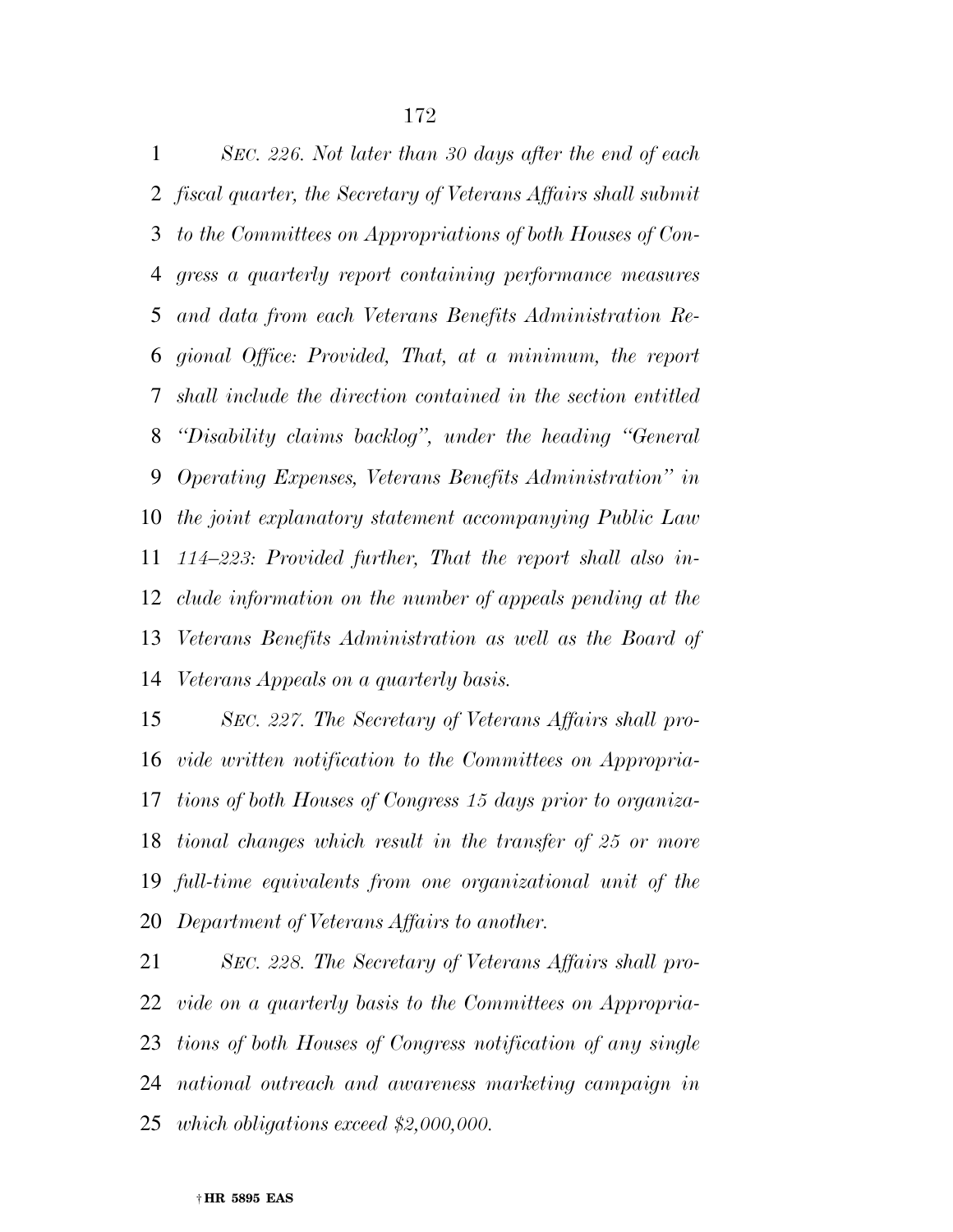*SEC. 226. Not later than 30 days after the end of each fiscal quarter, the Secretary of Veterans Affairs shall submit to the Committees on Appropriations of both Houses of Congress a quarterly report containing performance measures and data from each Veterans Benefits Administration Regional Office: Provided, That, at a minimum, the report shall include the direction contained in the section entitled "Disability claims backlog", under the heading "General Operating Expenses, Veterans Benefits Administration" in the joint explanatory statement accompanying Public Law 114–223: Provided further, That the report shall also include information on the number of appeals pending at the Veterans Benefits Administration as well as the Board of Veterans Appeals on a quarterly basis.*

*SEC. 227. The Secretary of Veterans Affairs shall provide written notification to the Committees on Appropriations of both Houses of Congress 15 days prior to organizational changes which result in the transfer of 25 or more full-time equivalents from one organizational unit of the Department of Veterans Affairs to another.*

*SEC. 228. The Secretary of Veterans Affairs shall provide on a quarterly basis to the Committees on Appropriations of both Houses of Congress notification of any single national outreach and awareness marketing campaign in which obligations exceed $2,000,000.*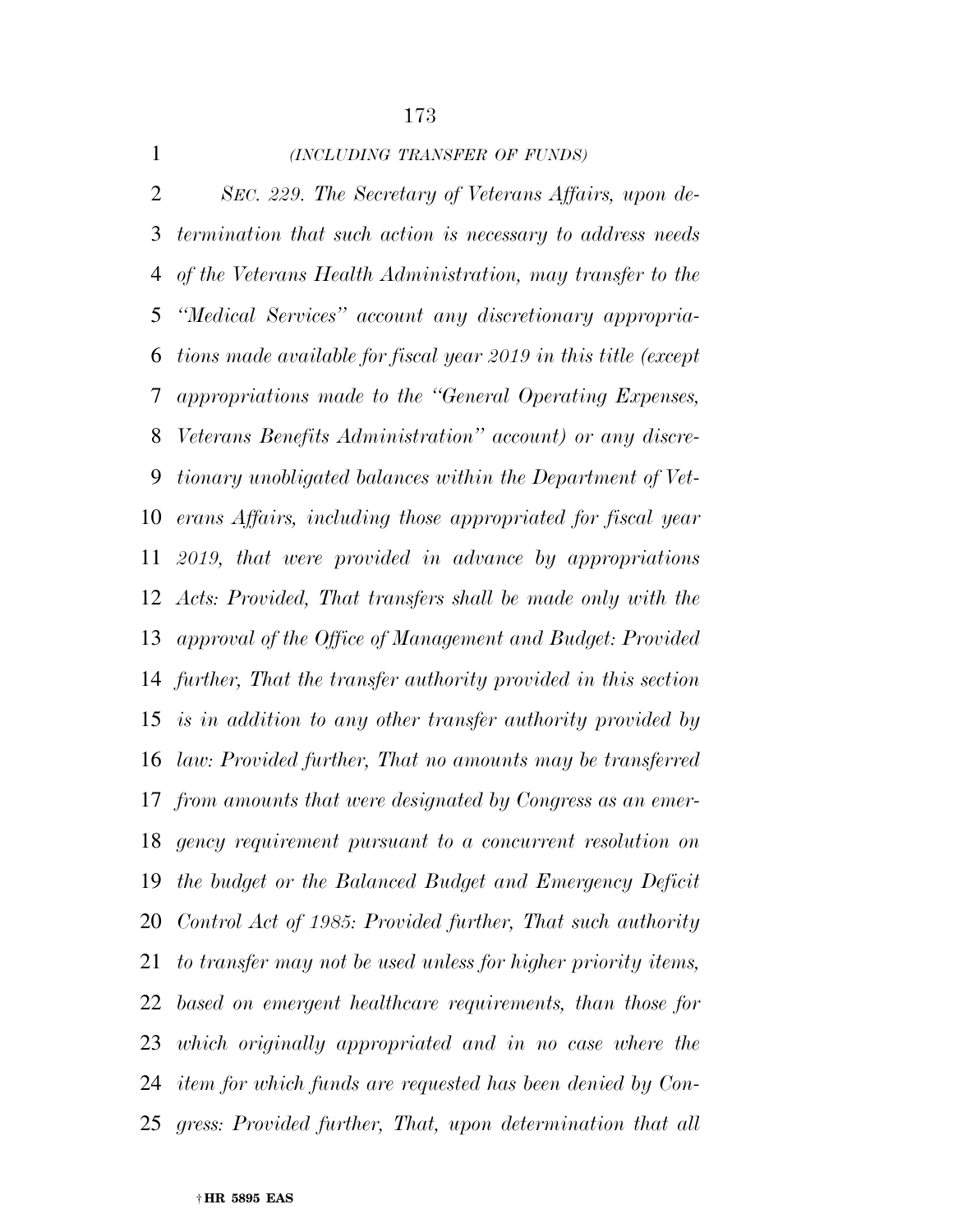*(INCLUDING TRANSFER OF FUNDS)*

*SEC. 229. The Secretary of Veterans Affairs, upon determination that such action is necessary to address needs of the Veterans Health Administration, may transfer to the "Medical Services" account any discretionary appropriations made available for fiscal year 2019 in this title (except appropriations made to the "General Operating Expenses, Veterans Benefits Administration" account) or any discretionary unobligated balances within the Department of Veterans Affairs, including those appropriated for fiscal year 2019, that were provided in advance by appropriations Acts: Provided, That transfers shall be made only with the approval of the Office of Management and Budget: Provided further, That the transfer authority provided in this section is in addition to any other transfer authority provided by law: Provided further, That no amounts may be transferred from amounts that were designated by Congress as an emergency requirement pursuant to a concurrent resolution on the budget or the Balanced Budget and Emergency Deficit Control Act of 1985: Provided further, That such authority to transfer may not be used unless for higher priority items, based on emergent healthcare requirements, than those for which originally appropriated and in no case where the item for which funds are requested has been denied by Congress: Provided further, That, upon determination that all*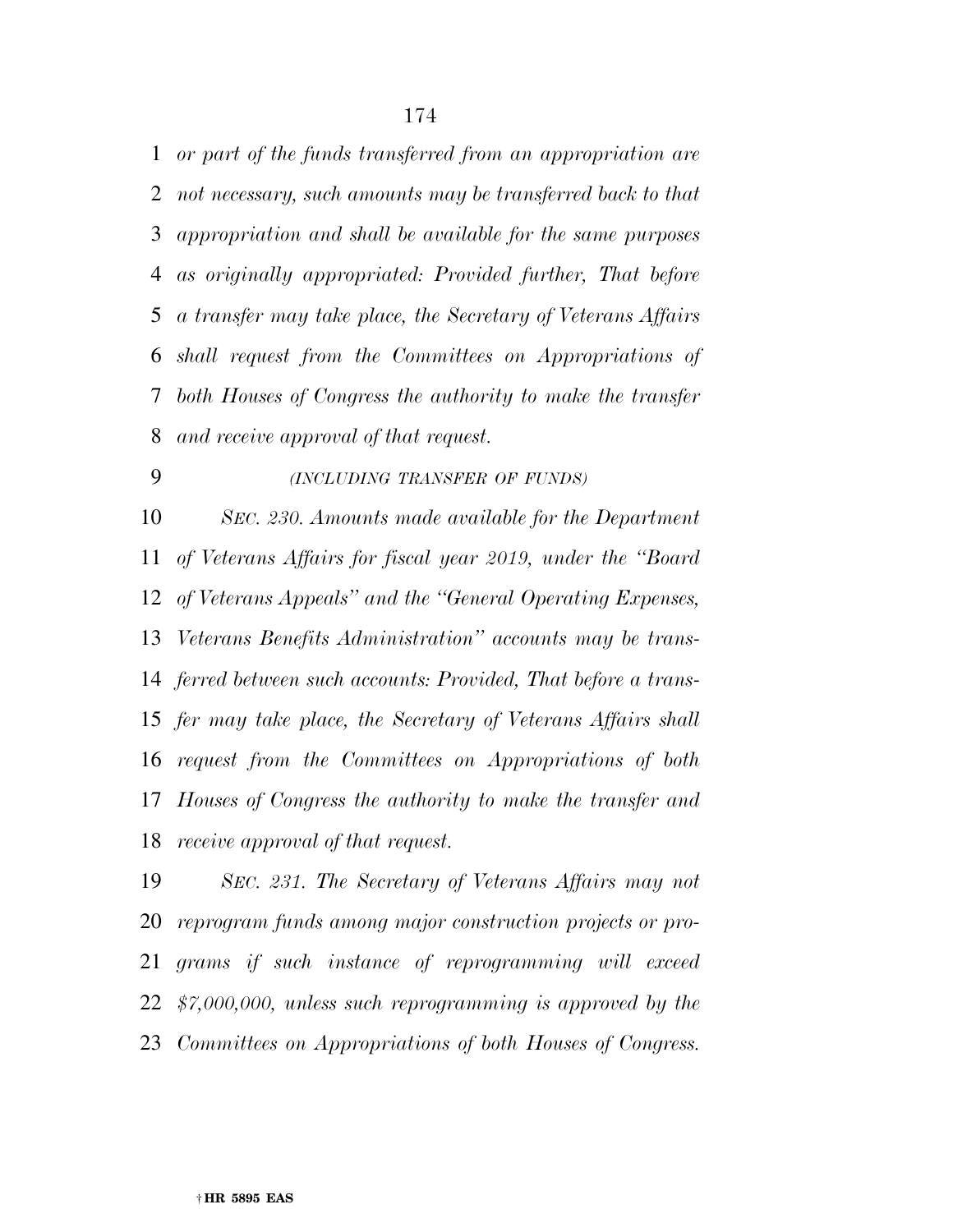*or part of the funds transferred from an appropriation are not necessary, such amounts may be transferred back to that appropriation and shall be available for the same purposes as originally appropriated: Provided further, That before a transfer may take place, the Secretary of Veterans Affairs shall request from the Committees on Appropriations of both Houses of Congress the authority to make the transfer and receive approval of that request.*

*(INCLUDING TRANSFER OF FUNDS)*

*SEC. 230. Amounts made available for the Department of Veterans Affairs for fiscal year 2019, under the "Board of Veterans Appeals" and the "General Operating Expenses, Veterans Benefits Administration" accounts may be transferred between such accounts: Provided, That before a transfer may take place, the Secretary of Veterans Affairs shall request from the Committees on Appropriations of both Houses of Congress the authority to make the transfer and receive approval of that request.*

*SEC. 231. The Secretary of Veterans Affairs may not reprogram funds among major construction projects or programs if such instance of reprogramming will exceed $7,000,000, unless such reprogramming is approved by the Committees on Appropriations of both Houses of Congress.*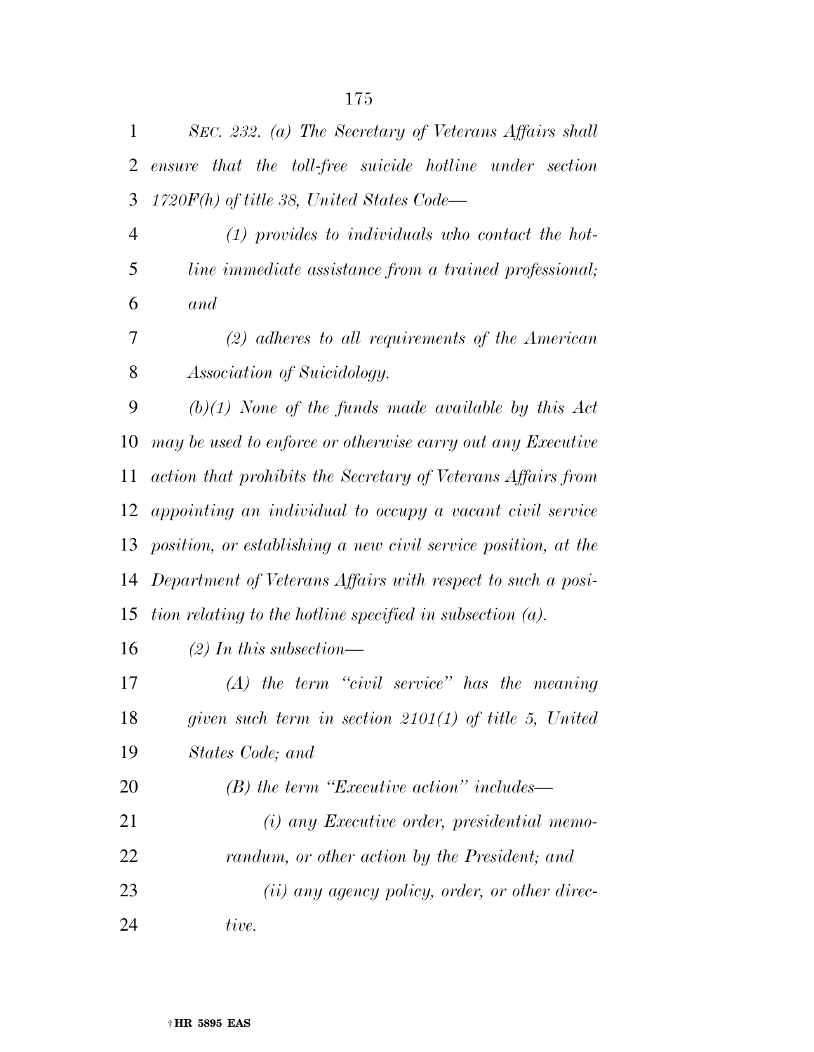*SEC. 232. (a) The Secretary of Veterans Affairs shall ensure that the toll-free suicide hotline under section 1720F(h) of title 38, United States Code—*

*(1) provides to individuals who contact the hotline immediate assistance from a trained professional; and*

*(2) adheres to all requirements of the American Association of Suicidology.*

*(b)(1) None of the funds made available by this Act may be used to enforce or otherwise carry out any Executive action that prohibits the Secretary of Veterans Affairs from appointing an individual to occupy a vacant civil service position, or establishing a new civil service position, at the Department of Veterans Affairs with respect to such a position relating to the hotline specified in subsection (a).*

*(2) In this subsection—*

*(A) the term "civil service" has the meaning given such term in section 2101(1) of title 5, United States Code; and*

*(B) the term "Executive action" includes—*

*(i) any Executive order, presidential memorandum, or other action by the President; and*

*(ii) any agency policy, order, or other directive.*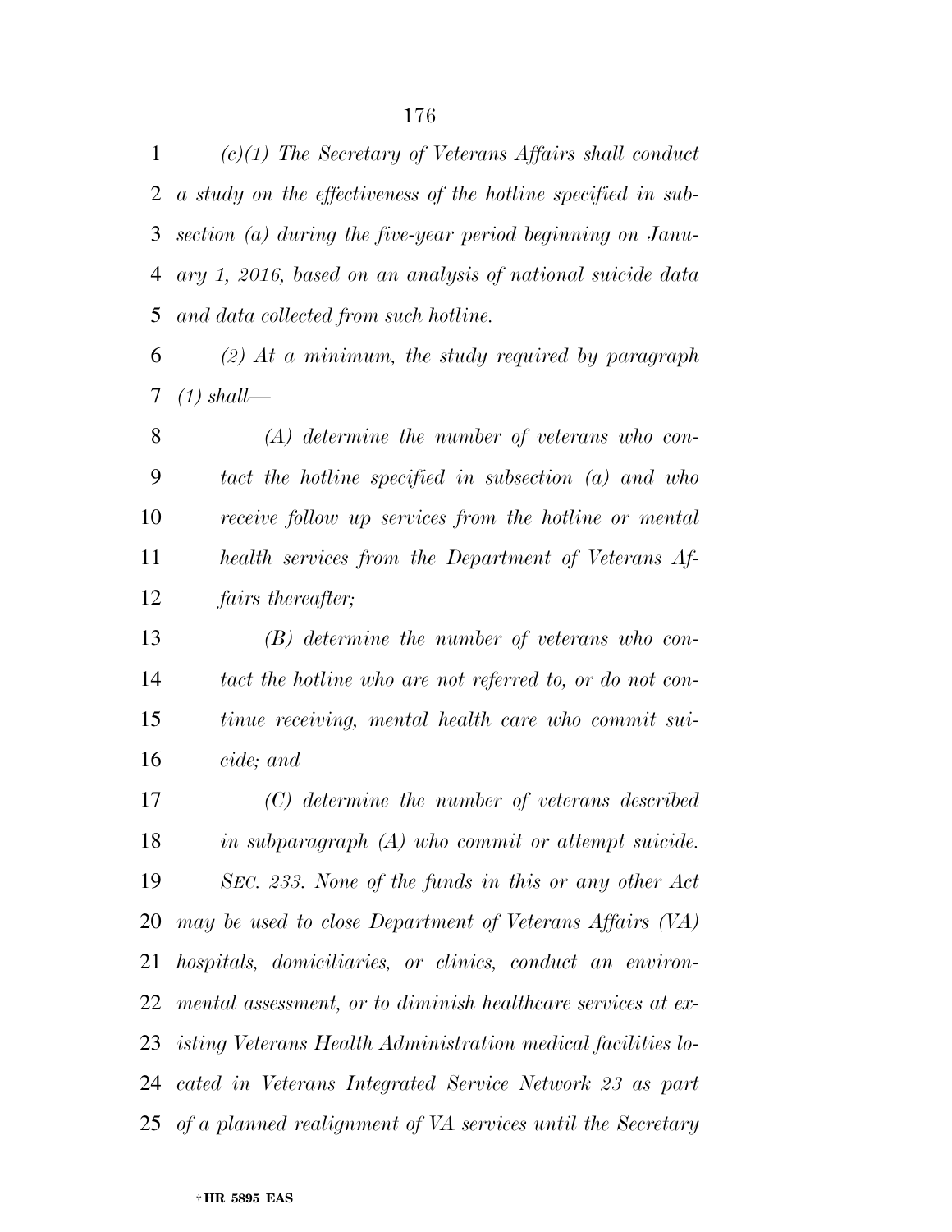*(c)(1) The Secretary of Veterans Affairs shall conduct a study on the effectiveness of the hotline specified in subsection (a) during the five-year period beginning on January 1, 2016, based on an analysis of national suicide data and data collected from such hotline.*

*(2) At a minimum, the study required by paragraph (1) shall—*

*(A) determine the number of veterans who contact the hotline specified in subsection (a) and who receive follow up services from the hotline or mental health services from the Department of Veterans Affairs thereafter;*

*(B) determine the number of veterans who contact the hotline who are not referred to, or do not continue receiving, mental health care who commit suicide; and*

*(C) determine the number of veterans described in subparagraph (A) who commit or attempt suicide.*

*SEC. 233. None of the funds in this or any other Act may be used to close Department of Veterans Affairs (VA) hospitals, domiciliaries, or clinics, conduct an environmental assessment, or to diminish healthcare services at existing Veterans Health Administration medical facilities located in Veterans Integrated Service Network 23 as part of a planned realignment of VA services until the Secretary*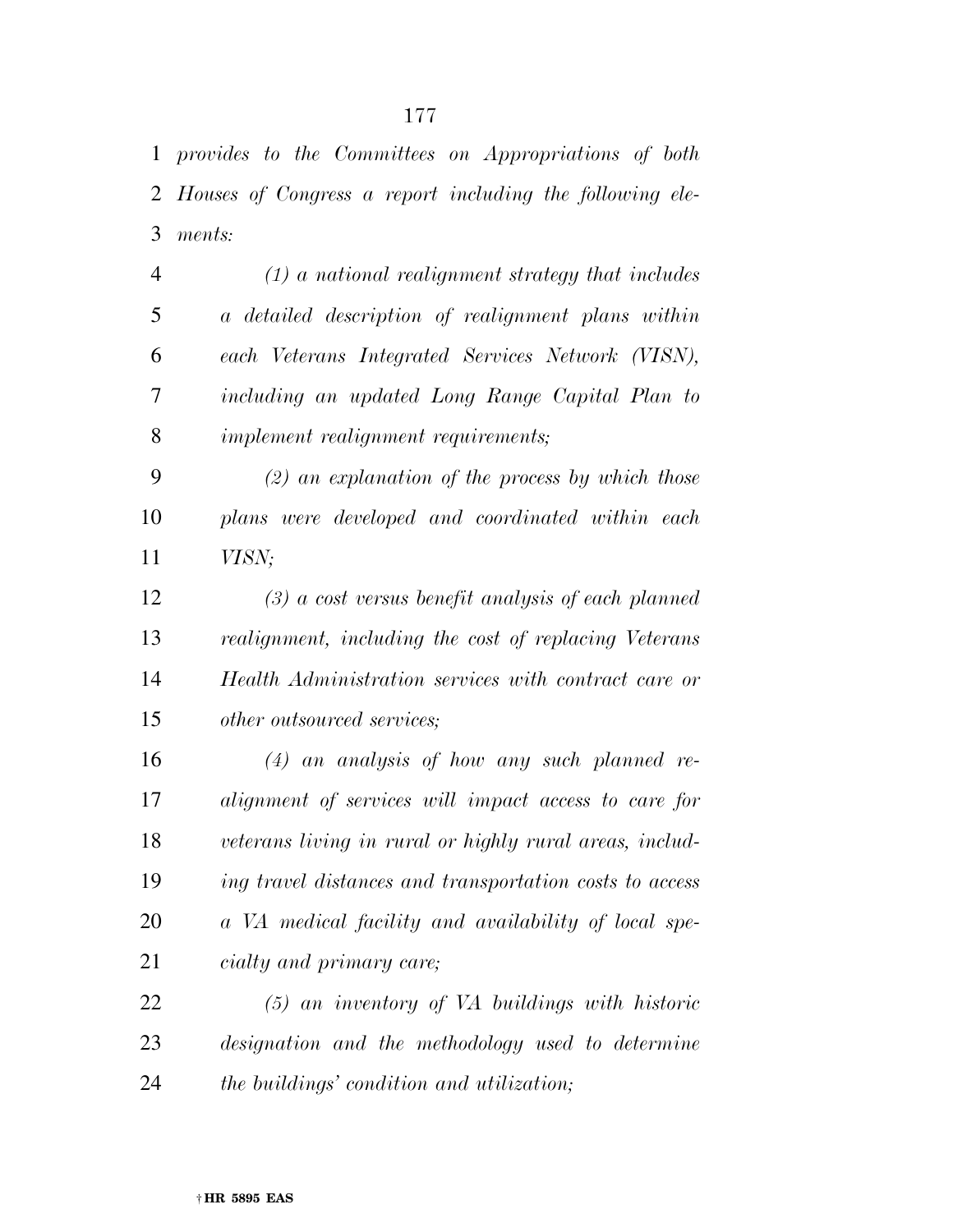*provides to the Committees on Appropriations of both Houses of Congress a report including the following elements:*

*(1) a national realignment strategy that includes a detailed description of realignment plans within each Veterans Integrated Services Network (VISN), including an updated Long Range Capital Plan to implement realignment requirements;*

*(2) an explanation of the process by which those plans were developed and coordinated within each VISN;*

*(3) a cost versus benefit analysis of each planned realignment, including the cost of replacing Veterans Health Administration services with contract care or other outsourced services;*

*(4) an analysis of how any such planned realignment of services will impact access to care for veterans living in rural or highly rural areas, including travel distances and transportation costs to access a VA medical facility and availability of local specialty and primary care;*

*(5) an inventory of VA buildings with historic designation and the methodology used to determine the buildings' condition and utilization;*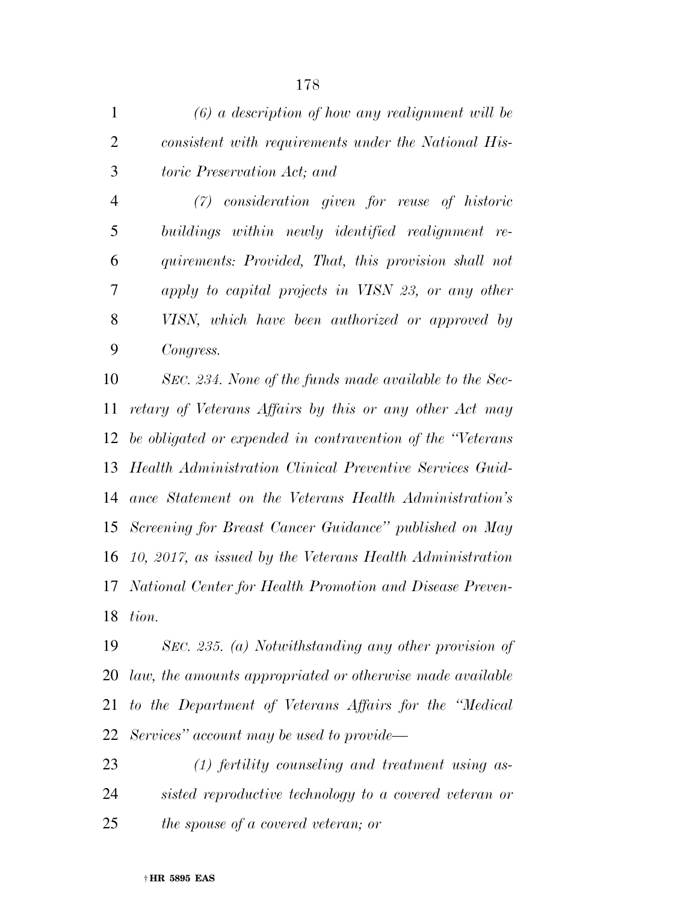*(6) a description of how any realignment will be consistent with requirements under the National Historic Preservation Act; and*

*(7) consideration given for reuse of historic buildings within newly identified realignment requirements: Provided, That, this provision shall not apply to capital projects in VISN 23, or any other VISN, which have been authorized or approved by Congress.*

*SEC. 234. None of the funds made available to the Secretary of Veterans Affairs by this or any other Act may be obligated or expended in contravention of the "Veterans Health Administration Clinical Preventive Services Guidance Statement on the Veterans Health Administration's Screening for Breast Cancer Guidance" published on May 10, 2017, as issued by the Veterans Health Administration National Center for Health Promotion and Disease Prevention.*

*SEC. 235. (a) Notwithstanding any other provision of law, the amounts appropriated or otherwise made available to the Department of Veterans Affairs for the "Medical Services" account may be used to provide—*

*(1) fertility counseling and treatment using assisted reproductive technology to a covered veteran or the spouse of a covered veteran; or*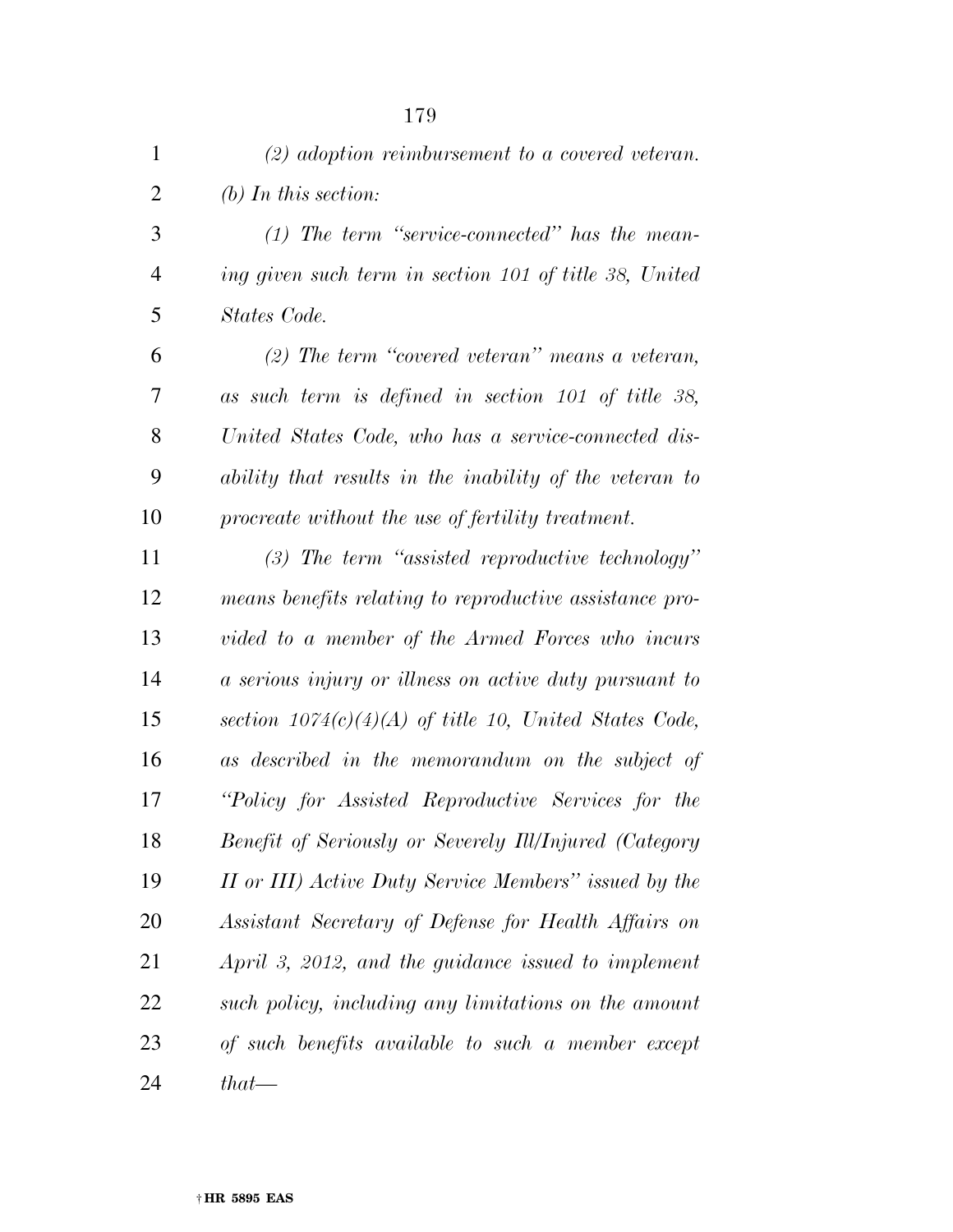*(2) adoption reimbursement to a covered veteran.*

*(b) In this section:*

*(1) The term "service-connected" has the meaning given such term in section 101 of title 38, United States Code.*

*(2) The term "covered veteran" means a veteran, as such term is defined in section 101 of title 38, United States Code, who has a service-connected disability that results in the inability of the veteran to procreate without the use of fertility treatment.*

*(3) The term "assisted reproductive technology" means benefits relating to reproductive assistance provided to a member of the Armed Forces who incurs a serious injury or illness on active duty pursuant to section 1074(c)(4)(A) of title 10, United States Code, as described in the memorandum on the subject of "Policy for Assisted Reproductive Services for the Benefit of Seriously or Severely Ill/Injured (Category II or III) Active Duty Service Members" issued by the Assistant Secretary of Defense for Health Affairs on April 3, 2012, and the guidance issued to implement such policy, including any limitations on the amount of such benefits available to such a member except that—*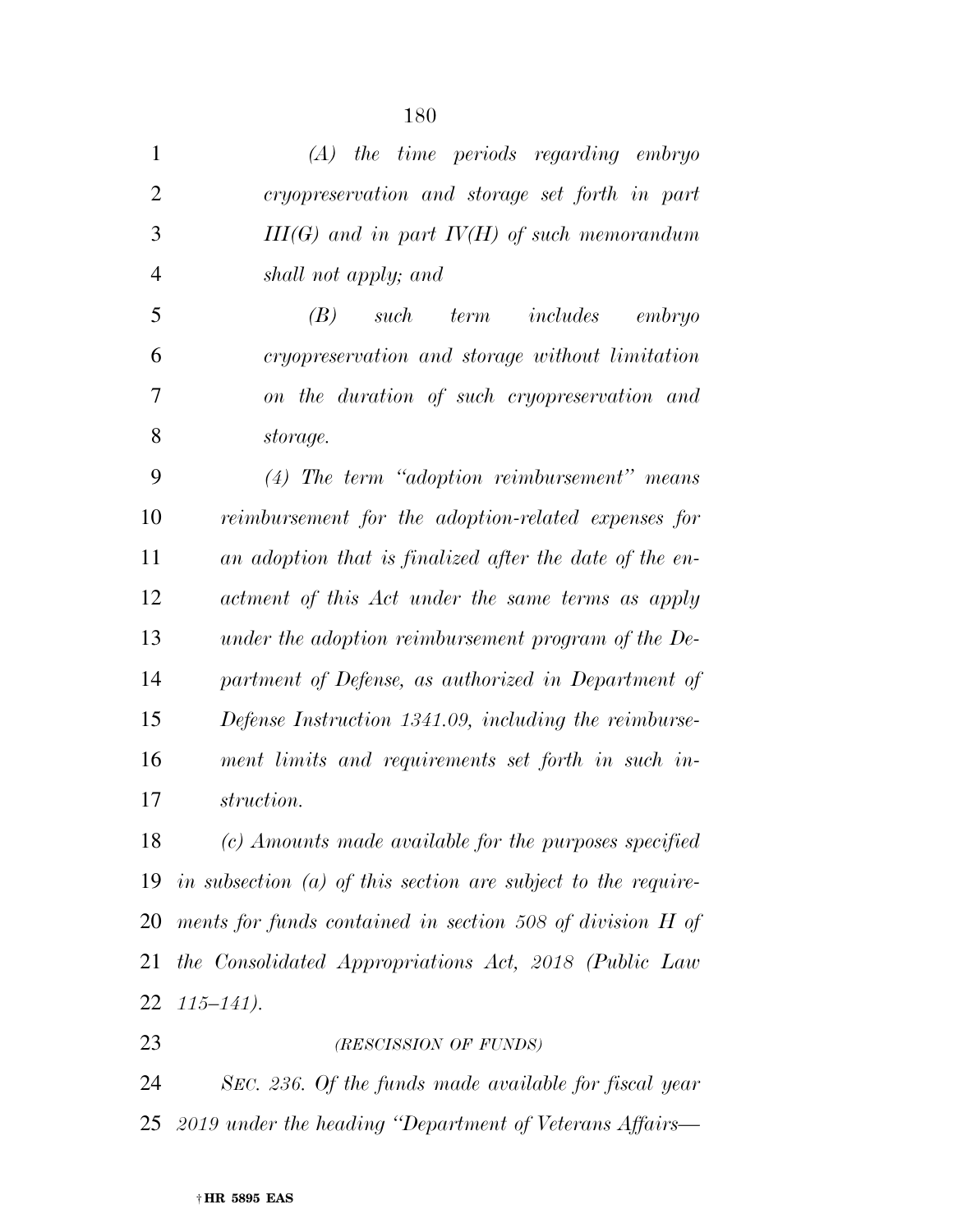*(A) the time periods regarding embryo cryopreservation and storage set forth in part III(G) and in part IV(H) of such memorandum shall not apply; and*

*(B) such term includes embryo cryopreservation and storage without limitation on the duration of such cryopreservation and storage.*

*(4) The term "adoption reimbursement" means reimbursement for the adoption-related expenses for an adoption that is finalized after the date of the enactment of this Act under the same terms as apply under the adoption reimbursement program of the Department of Defense, as authorized in Department of Defense Instruction 1341.09, including the reimbursement limits and requirements set forth in such instruction.*

*(c) Amounts made available for the purposes specified in subsection (a) of this section are subject to the requirements for funds contained in section 508 of division H of the Consolidated Appropriations Act, 2018 (Public Law 115–141).*

*(RESCISSION OF FUNDS)*

*SEC. 236. Of the funds made available for fiscal year 2019 under the heading "Department of Veterans Affairs—*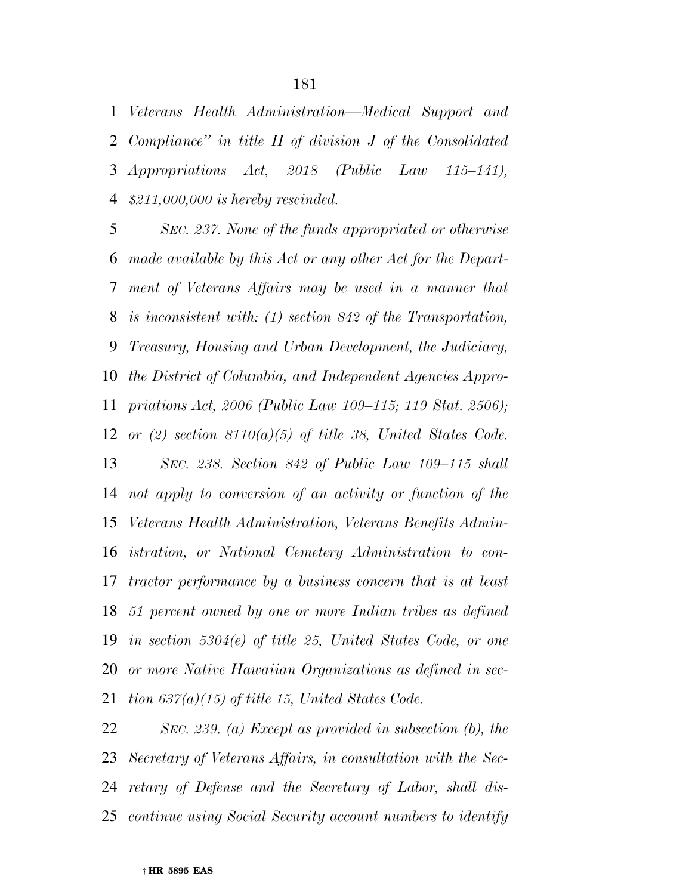*Veterans Health Administration—Medical Support and Compliance" in title II of division J of the Consolidated Appropriations Act, 2018 (Public Law 115–141), $211,000,000 is hereby rescinded.*

*SEC. 237. None of the funds appropriated or otherwise made available by this Act or any other Act for the Department of Veterans Affairs may be used in a manner that is inconsistent with: (1) section 842 of the Transportation, Treasury, Housing and Urban Development, the Judiciary, the District of Columbia, and Independent Agencies Appropriations Act, 2006 (Public Law 109–115; 119 Stat. 2506); or (2) section 8110(a)(5) of title 38, United States Code.*

*SEC. 238. Section 842 of Public Law 109–115 shall not apply to conversion of an activity or function of the Veterans Health Administration, Veterans Benefits Administration, or National Cemetery Administration to contractor performance by a business concern that is at least 51 percent owned by one or more Indian tribes as defined in section 5304(e) of title 25, United States Code, or one or more Native Hawaiian Organizations as defined in section 637(a)(15) of title 15, United States Code.*

*SEC. 239. (a) Except as provided in subsection (b), the Secretary of Veterans Affairs, in consultation with the Secretary of Defense and the Secretary of Labor, shall discontinue using Social Security account numbers to identify*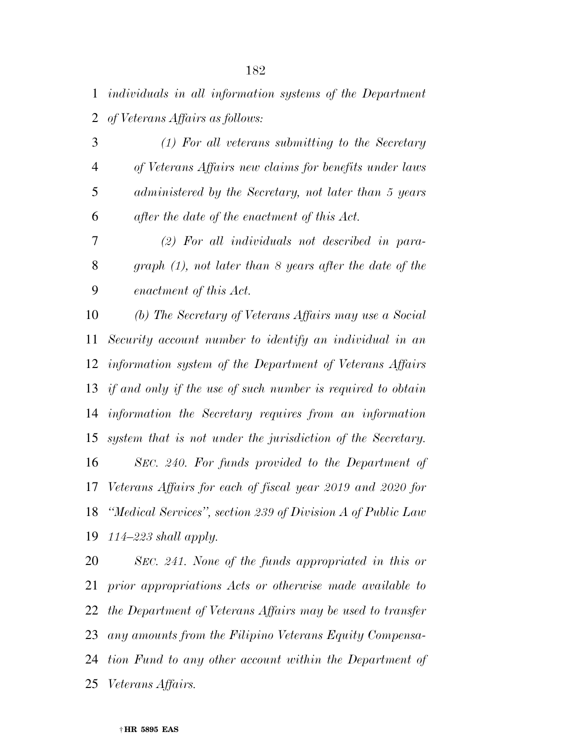*individuals in all information systems of the Department of Veterans Affairs as follows:*

*(1) For all veterans submitting to the Secretary of Veterans Affairs new claims for benefits under laws administered by the Secretary, not later than 5 years after the date of the enactment of this Act.*

*(2) For all individuals not described in paragraph (1), not later than 8 years after the date of the enactment of this Act.*

*(b) The Secretary of Veterans Affairs may use a Social Security account number to identify an individual in an information system of the Department of Veterans Affairs if and only if the use of such number is required to obtain information the Secretary requires from an information system that is not under the jurisdiction of the Secretary.*

*SEC. 240. For funds provided to the Department of Veterans Affairs for each of fiscal year 2019 and 2020 for "Medical Services", section 239 of Division A of Public Law 114–223 shall apply.*

*SEC. 241. None of the funds appropriated in this or prior appropriations Acts or otherwise made available to the Department of Veterans Affairs may be used to transfer any amounts from the Filipino Veterans Equity Compensation Fund to any other account within the Department of Veterans Affairs.*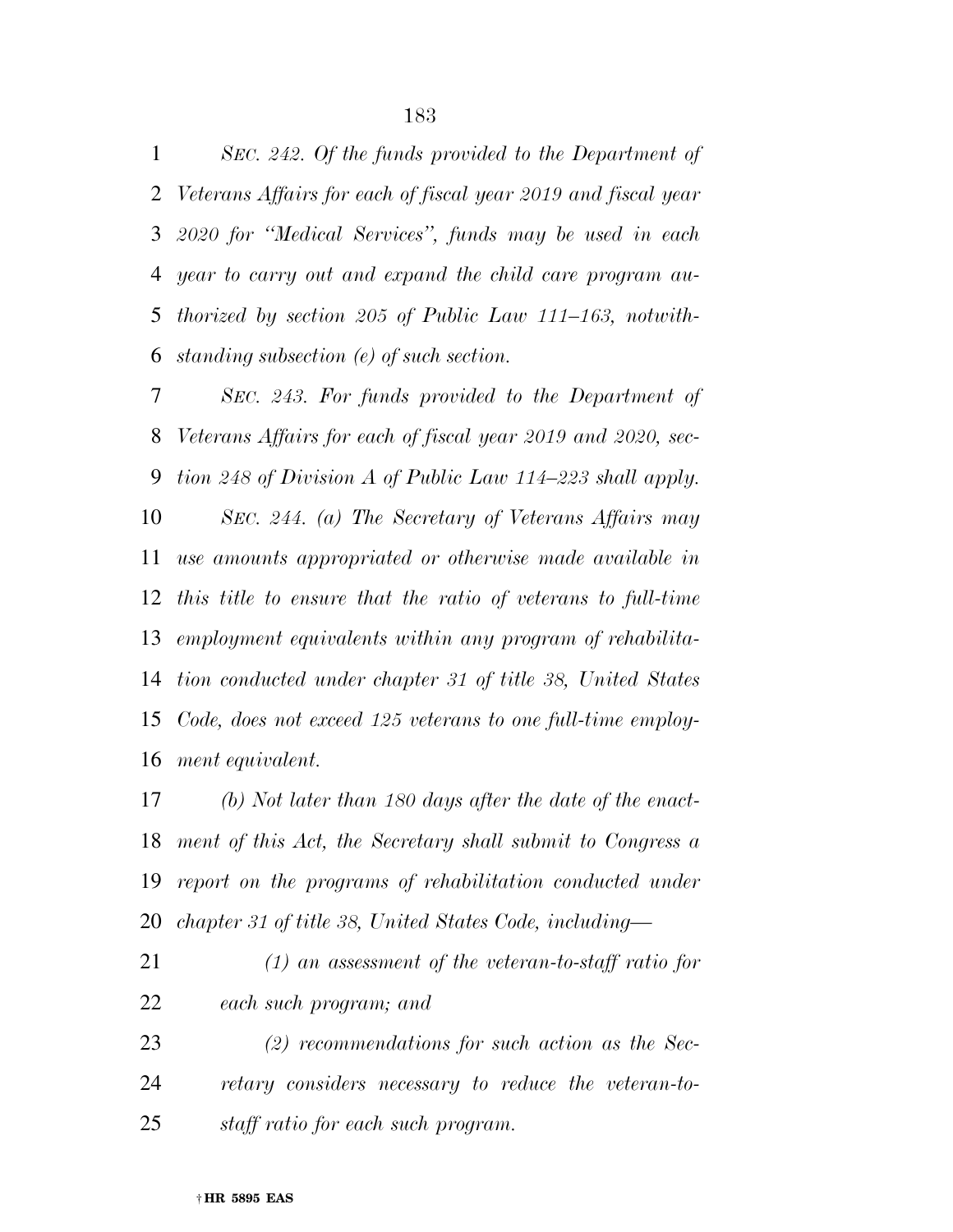*SEC. 242. Of the funds provided to the Department of Veterans Affairs for each of fiscal year 2019 and fiscal year 2020 for "Medical Services", funds may be used in each year to carry out and expand the child care program authorized by section 205 of Public Law 111–163, notwithstanding subsection (e) of such section.*

*SEC. 243. For funds provided to the Department of Veterans Affairs for each of fiscal year 2019 and 2020, section 248 of Division A of Public Law 114–223 shall apply.*

*SEC. 244. (a) The Secretary of Veterans Affairs may use amounts appropriated or otherwise made available in this title to ensure that the ratio of veterans to full-time employment equivalents within any program of rehabilitation conducted under chapter 31 of title 38, United States Code, does not exceed 125 veterans to one full-time employment equivalent.*

*(b) Not later than 180 days after the date of the enactment of this Act, the Secretary shall submit to Congress a report on the programs of rehabilitation conducted under chapter 31 of title 38, United States Code, including—*

*(1) an assessment of the veteran-to-staff ratio for each such program; and*

*(2) recommendations for such action as the Secretary considers necessary to reduce the veteran-to-staff ratio for each such program.*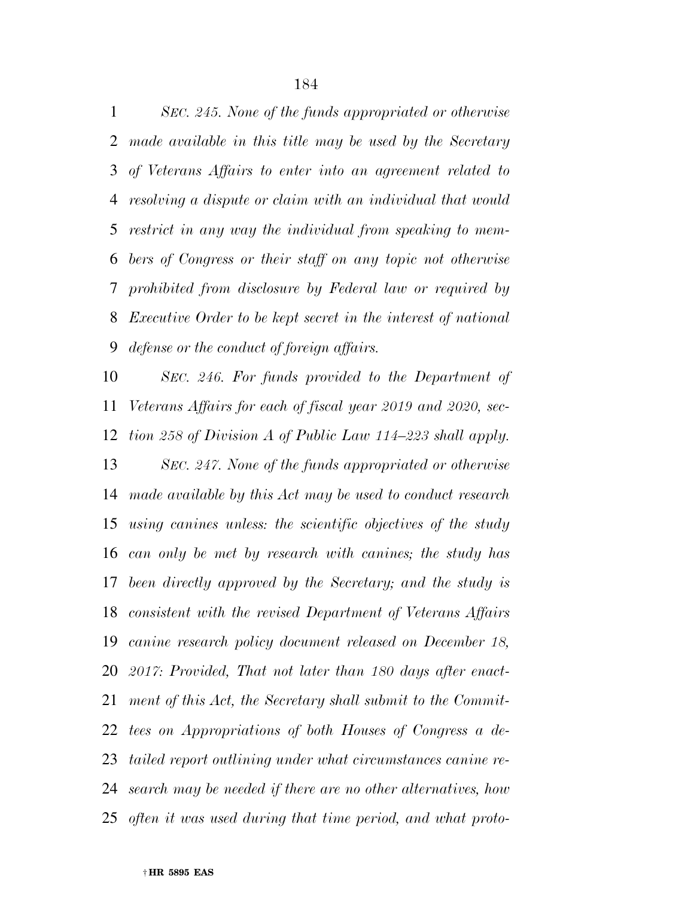*SEC. 245. None of the funds appropriated or otherwise made available in this title may be used by the Secretary of Veterans Affairs to enter into an agreement related to resolving a dispute or claim with an individual that would restrict in any way the individual from speaking to members of Congress or their staff on any topic not otherwise prohibited from disclosure by Federal law or required by Executive Order to be kept secret in the interest of national defense or the conduct of foreign affairs.*

*SEC. 246. For funds provided to the Department of Veterans Affairs for each of fiscal year 2019 and 2020, section 258 of Division A of Public Law 114–223 shall apply.*

*SEC. 247. None of the funds appropriated or otherwise made available by this Act may be used to conduct research using canines unless: the scientific objectives of the study can only be met by research with canines; the study has been directly approved by the Secretary; and the study is consistent with the revised Department of Veterans Affairs canine research policy document released on December 18, 2017: Provided, That not later than 180 days after enactment of this Act, the Secretary shall submit to the Committees on Appropriations of both Houses of Congress a detailed report outlining under what circumstances canine research may be needed if there are no other alternatives, how often it was used during that time period, and what proto-*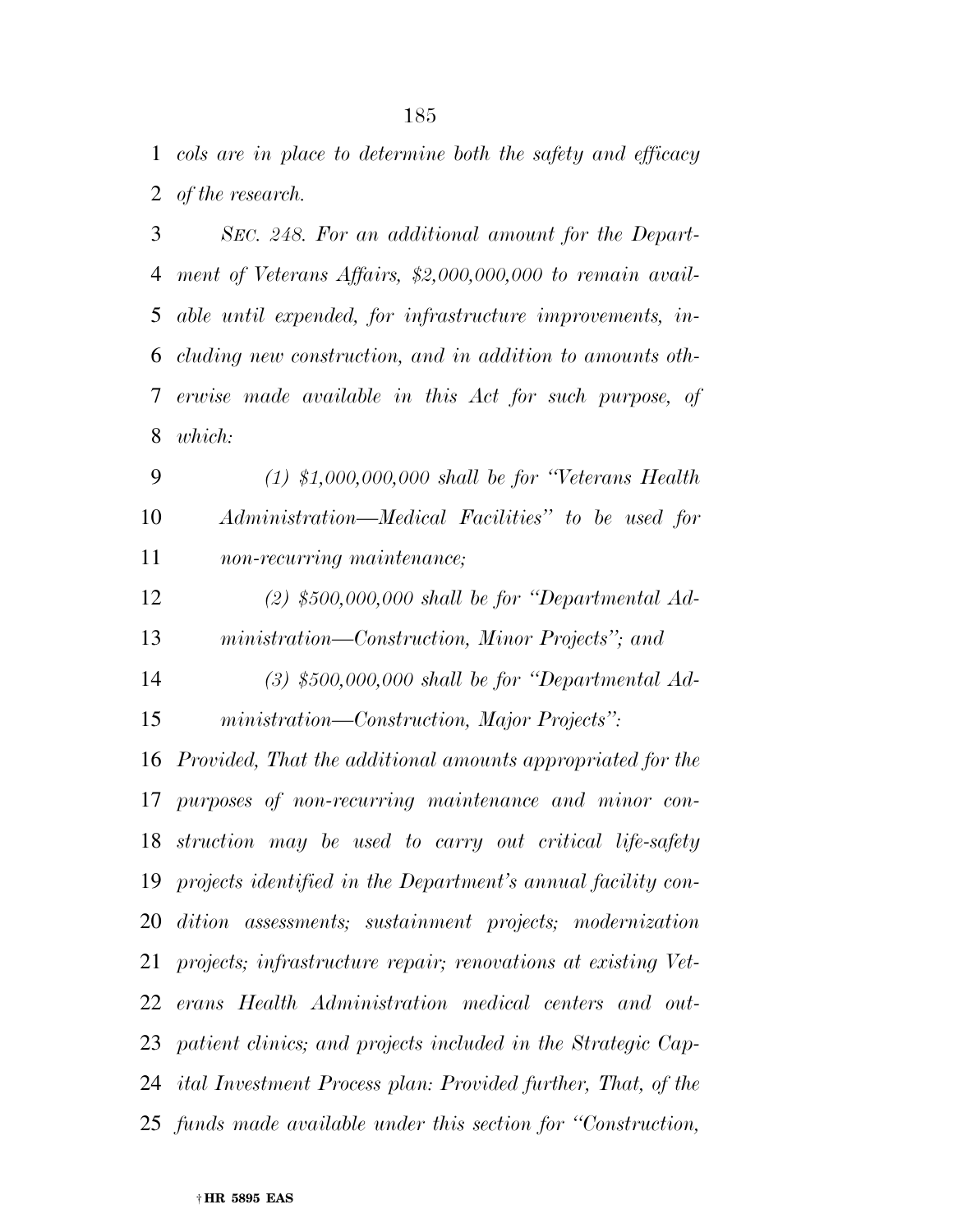*cols are in place to determine both the safety and efficacy of the research.*

*SEC. 248. For an additional amount for the Department of Veterans Affairs, $2,000,000,000 to remain available until expended, for infrastructure improvements, including new construction, and in addition to amounts otherwise made available in this Act for such purpose, of which:*

*(1) $1,000,000,000 shall be for "Veterans Health Administration—Medical Facilities" to be used for non-recurring maintenance;*

*(2) $500,000,000 shall be for "Departmental Administration—Construction, Minor Projects"; and*

*(3) $500,000,000 shall be for "Departmental Administration—Construction, Major Projects":*

*Provided, That the additional amounts appropriated for the purposes of non-recurring maintenance and minor construction may be used to carry out critical life-safety projects identified in the Department's annual facility condition assessments; sustainment projects; modernization projects; infrastructure repair; renovations at existing Veterans Health Administration medical centers and outpatient clinics; and projects included in the Strategic Capital Investment Process plan: Provided further, That, of the funds made available under this section for "Construction,*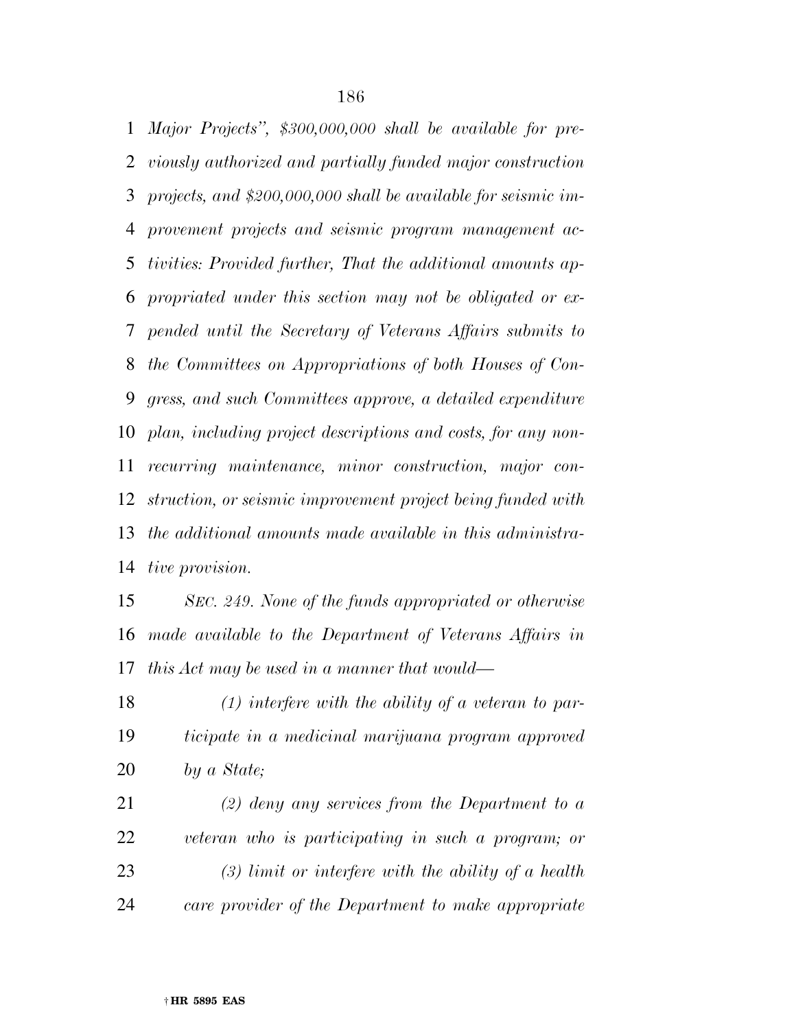*Major Projects", $300,000,000 shall be available for previously authorized and partially funded major construction projects, and $200,000,000 shall be available for seismic improvement projects and seismic program management activities: Provided further, That the additional amounts appropriated under this section may not be obligated or expended until the Secretary of Veterans Affairs submits to the Committees on Appropriations of both Houses of Congress, and such Committees approve, a detailed expenditure plan, including project descriptions and costs, for any nonrecurring maintenance, minor construction, major construction, or seismic improvement project being funded with the additional amounts made available in this administrative provision.*

*SEC. 249. None of the funds appropriated or otherwise made available to the Department of Veterans Affairs in this Act may be used in a manner that would—*

*(1) interfere with the ability of a veteran to participate in a medicinal marijuana program approved by a State;*

*(2) deny any services from the Department to a veteran who is participating in such a program; or*

*(3) limit or interfere with the ability of a health care provider of the Department to make appropriate*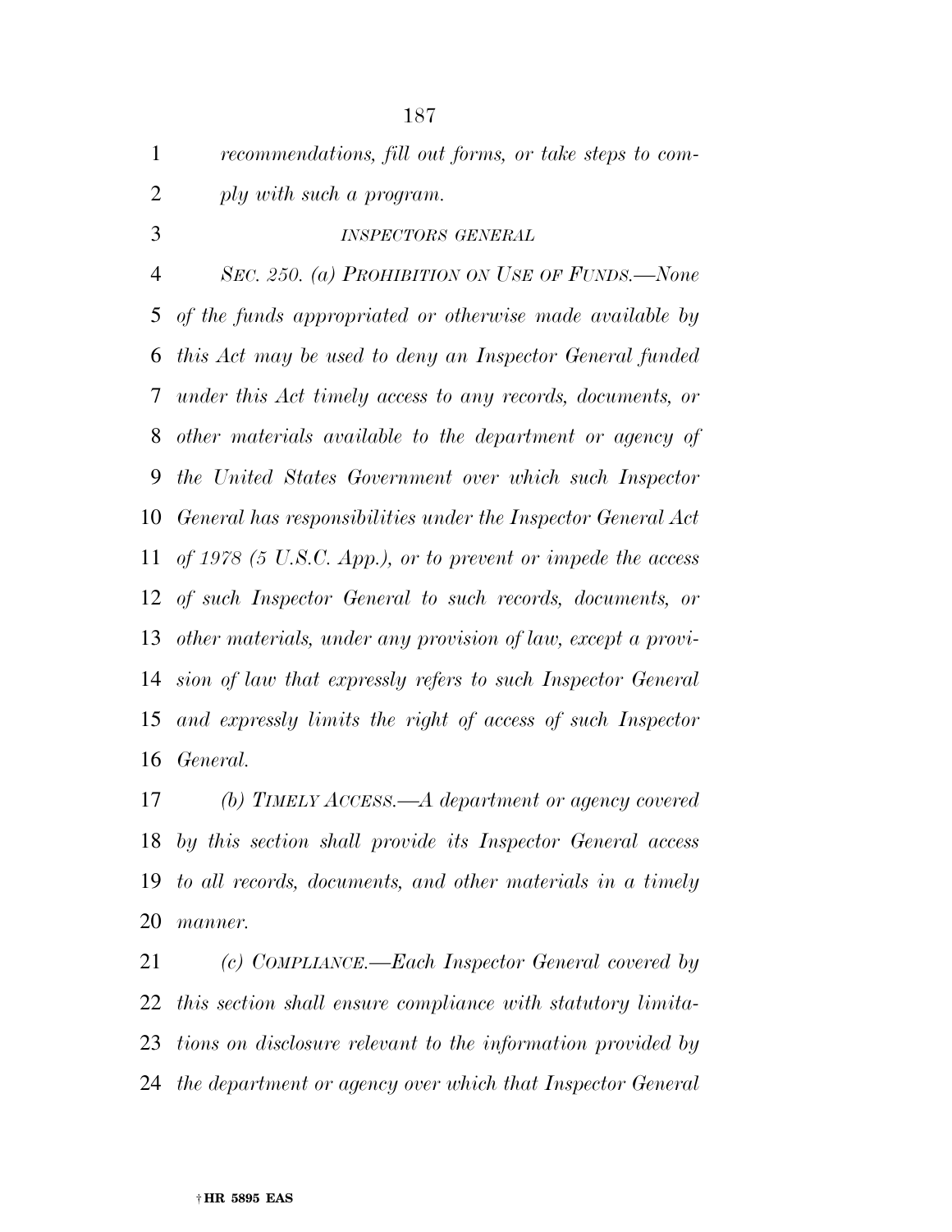*recommendations, fill out forms, or take steps to comply with such a program.*

*INSPECTORS GENERAL*

*SEC. 250. (a) PROHIBITION ON USE OF FUNDS.—None of the funds appropriated or otherwise made available by this Act may be used to deny an Inspector General funded under this Act timely access to any records, documents, or other materials available to the department or agency of the United States Government over which such Inspector General has responsibilities under the Inspector General Act of 1978 (5 U.S.C. App.), or to prevent or impede the access of such Inspector General to such records, documents, or other materials, under any provision of law, except a provision of law that expressly refers to such Inspector General and expressly limits the right of access of such Inspector General.*

*(b) TIMELY ACCESS.—A department or agency covered by this section shall provide its Inspector General access to all records, documents, and other materials in a timely manner.*

*(c) COMPLIANCE.—Each Inspector General covered by this section shall ensure compliance with statutory limitations on disclosure relevant to the information provided by the department or agency over which that Inspector General*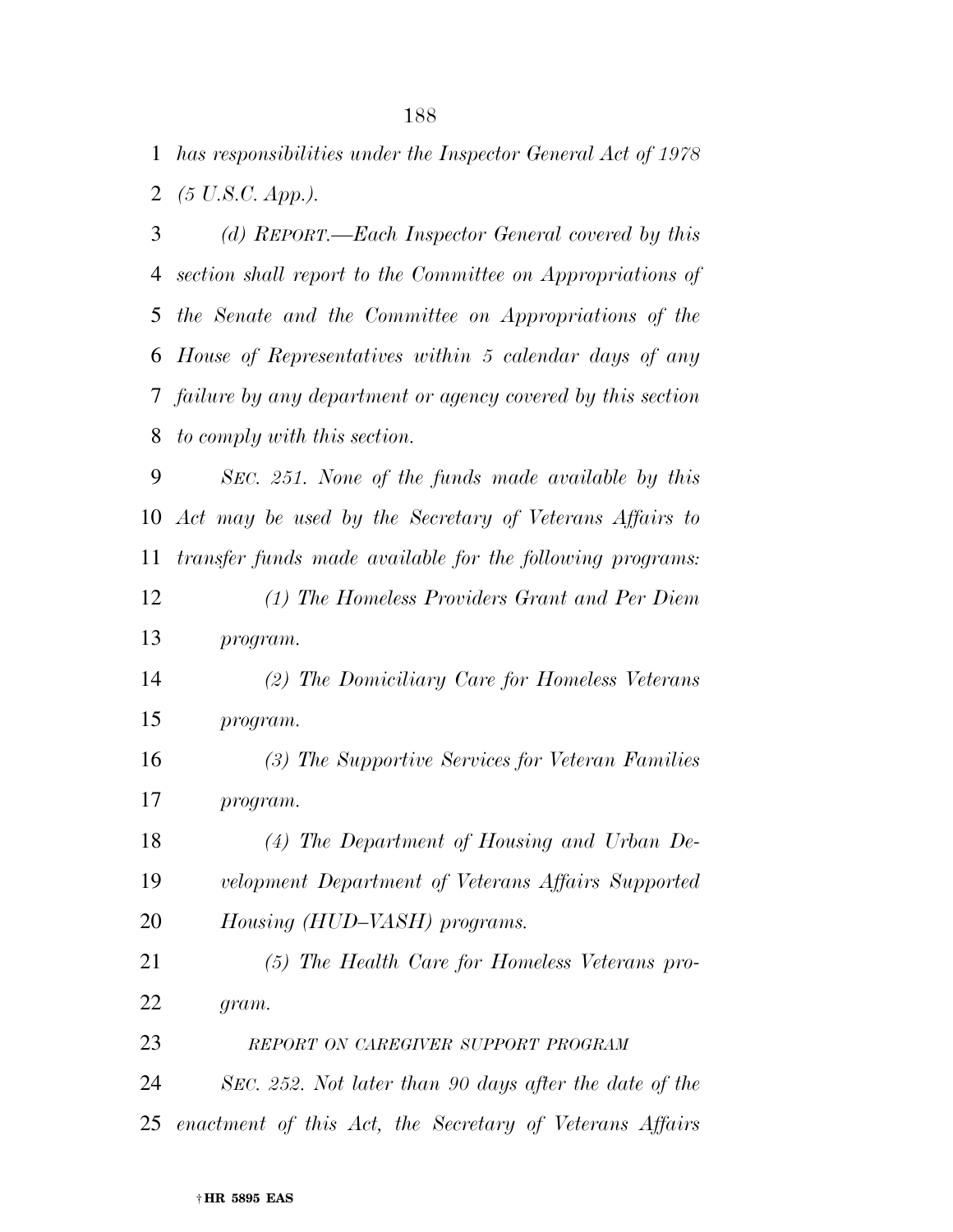*has responsibilities under the Inspector General Act of 1978 (5 U.S.C. App.).*

*(d) REPORT.—Each Inspector General covered by this section shall report to the Committee on Appropriations of the Senate and the Committee on Appropriations of the House of Representatives within 5 calendar days of any failure by any department or agency covered by this section to comply with this section.*

*SEC. 251. None of the funds made available by this Act may be used by the Secretary of Veterans Affairs to transfer funds made available for the following programs:*

*(1) The Homeless Providers Grant and Per Diem program.*

*(2) The Domiciliary Care for Homeless Veterans program.*

*(3) The Supportive Services for Veteran Families program.*

*(4) The Department of Housing and Urban Development Department of Veterans Affairs Supported Housing (HUD–VASH) programs.*

*(5) The Health Care for Homeless Veterans program.*

*REPORT ON CAREGIVER SUPPORT PROGRAM*

*SEC. 252. Not later than 90 days after the date of the enactment of this Act, the Secretary of Veterans Affairs*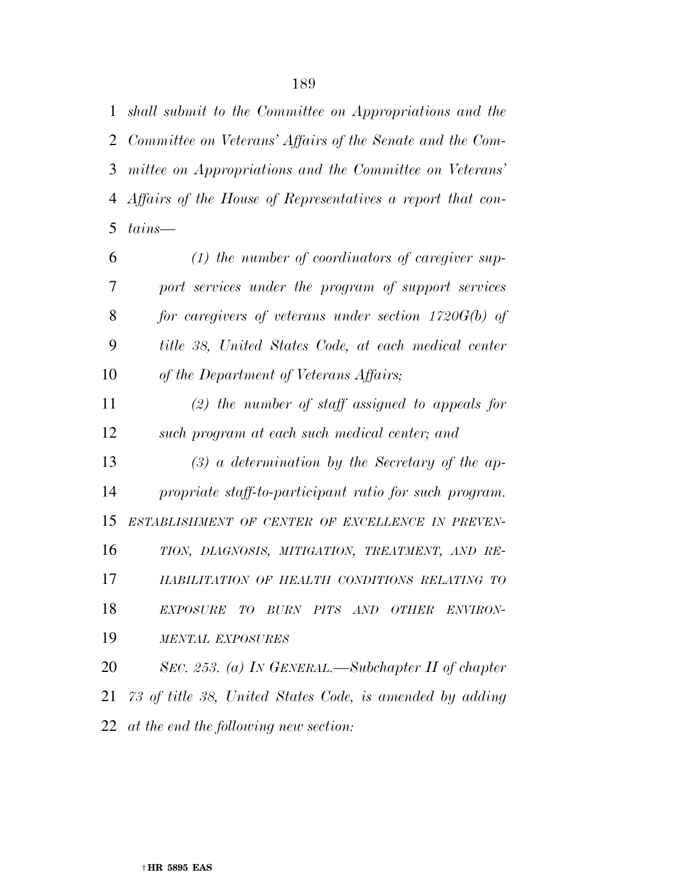*shall submit to the Committee on Appropriations and the Committee on Veterans' Affairs of the Senate and the Committee on Appropriations and the Committee on Veterans' Affairs of the House of Representatives a report that contains—*

*(1) the number of coordinators of caregiver support services under the program of support services for caregivers of veterans under section 1720G(b) of title 38, United States Code, at each medical center of the Department of Veterans Affairs;*

*(2) the number of staff assigned to appeals for such program at each such medical center; and*

*(3) a determination by the Secretary of the appropriate staff-to-participant ratio for such program.*

*ESTABLISHMENT OF CENTER OF EXCELLENCE IN PREVENTION, DIAGNOSIS, MITIGATION, TREATMENT, AND REHABILITATION OF HEALTH CONDITIONS RELATING TO EXPOSURE TO BURN PITS AND OTHER ENVIRONMENTAL EXPOSURES*

*SEC. 253. (a) IN GENERAL.—Subchapter II of chapter 73 of title 38, United States Code, is amended by adding at the end the following new section:*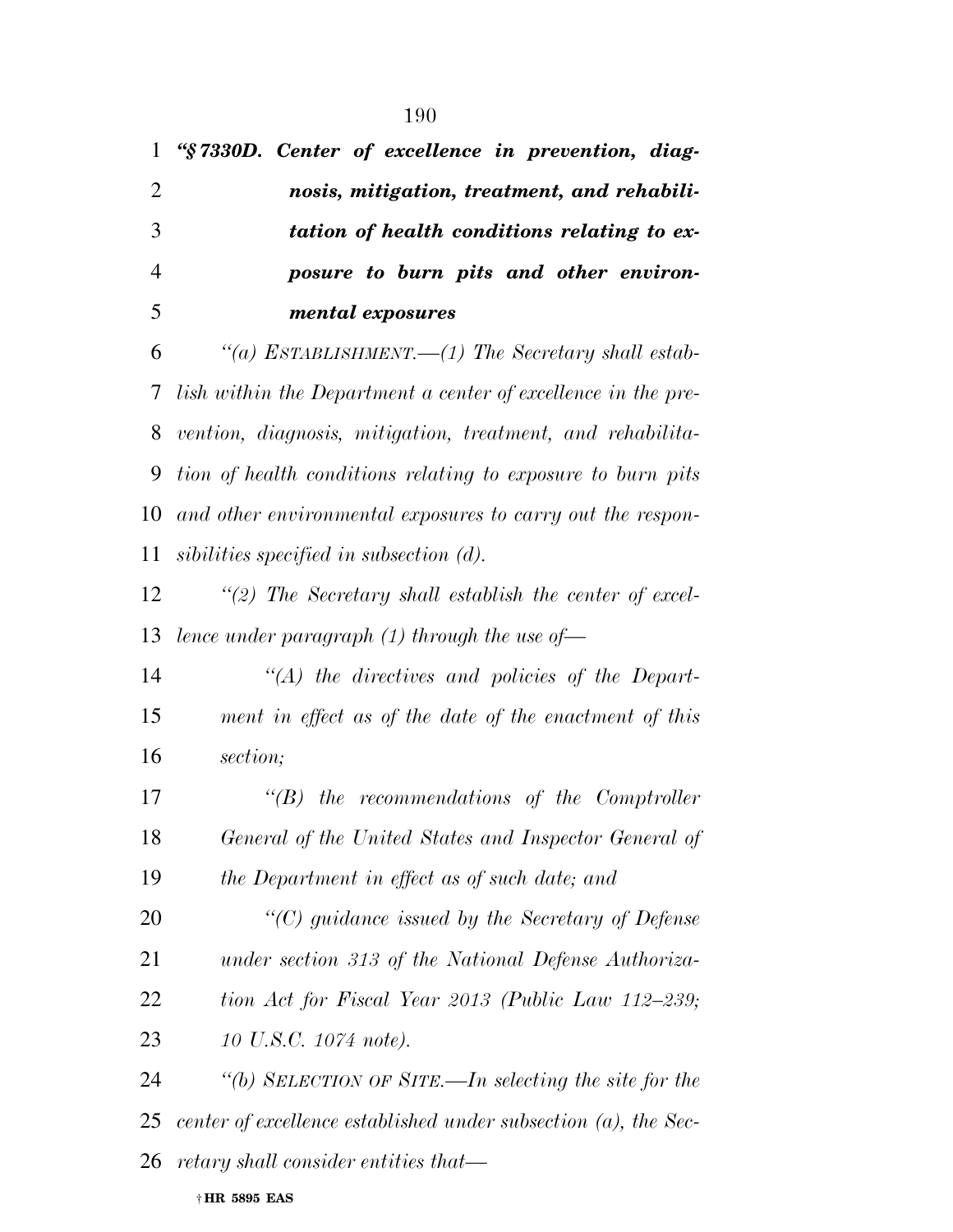***"§ 7330D. Center of excellence in prevention, diagnosis, mitigation, treatment, and rehabilitation of health conditions relating to exposure to burn pits and other environmental exposures***

*"(a) ESTABLISHMENT.—(1) The Secretary shall establish within the Department a center of excellence in the prevention, diagnosis, mitigation, treatment, and rehabilitation of health conditions relating to exposure to burn pits and other environmental exposures to carry out the responsibilities specified in subsection (d).*

*"(2) The Secretary shall establish the center of excellence under paragraph (1) through the use of—*

*"(A) the directives and policies of the Department in effect as of the date of the enactment of this section;*

*"(B) the recommendations of the Comptroller General of the United States and Inspector General of the Department in effect as of such date; and*

*"(C) guidance issued by the Secretary of Defense under section 313 of the National Defense Authorization Act for Fiscal Year 2013 (Public Law 112–239; 10 U.S.C. 1074 note).*

*"(b) SELECTION OF SITE.—In selecting the site for the center of excellence established under subsection (a), the Secretary shall consider entities that—*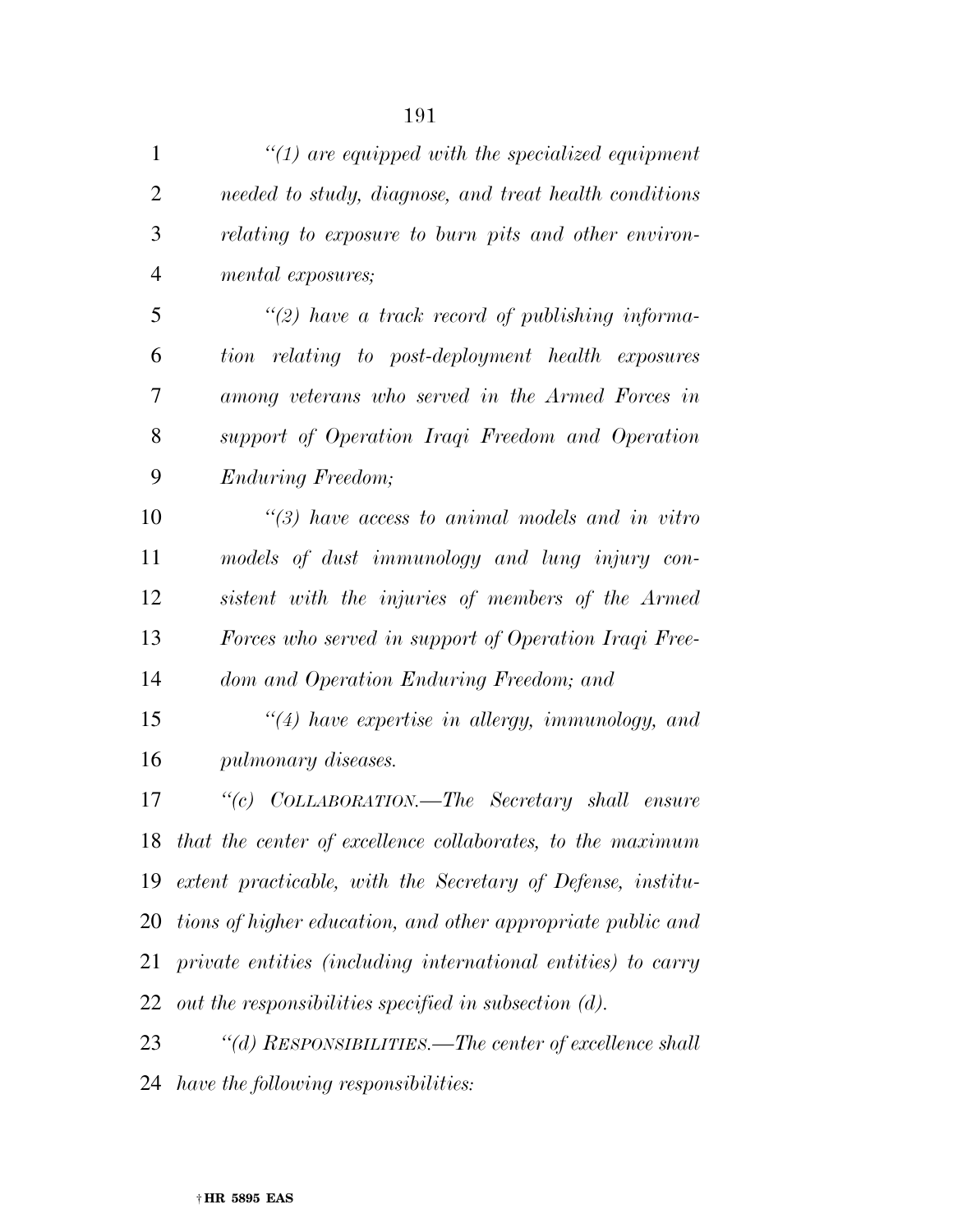*"(1) are equipped with the specialized equipment needed to study, diagnose, and treat health conditions relating to exposure to burn pits and other environmental exposures;*

*"(2) have a track record of publishing information relating to post-deployment health exposures among veterans who served in the Armed Forces in support of Operation Iraqi Freedom and Operation Enduring Freedom;*

*"(3) have access to animal models and in vitro models of dust immunology and lung injury consistent with the injuries of members of the Armed Forces who served in support of Operation Iraqi Freedom and Operation Enduring Freedom; and*

*"(4) have expertise in allergy, immunology, and pulmonary diseases.*

*"(c) COLLABORATION.—The Secretary shall ensure that the center of excellence collaborates, to the maximum extent practicable, with the Secretary of Defense, institutions of higher education, and other appropriate public and private entities (including international entities) to carry out the responsibilities specified in subsection (d).*

*"(d) RESPONSIBILITIES.—The center of excellence shall have the following responsibilities:*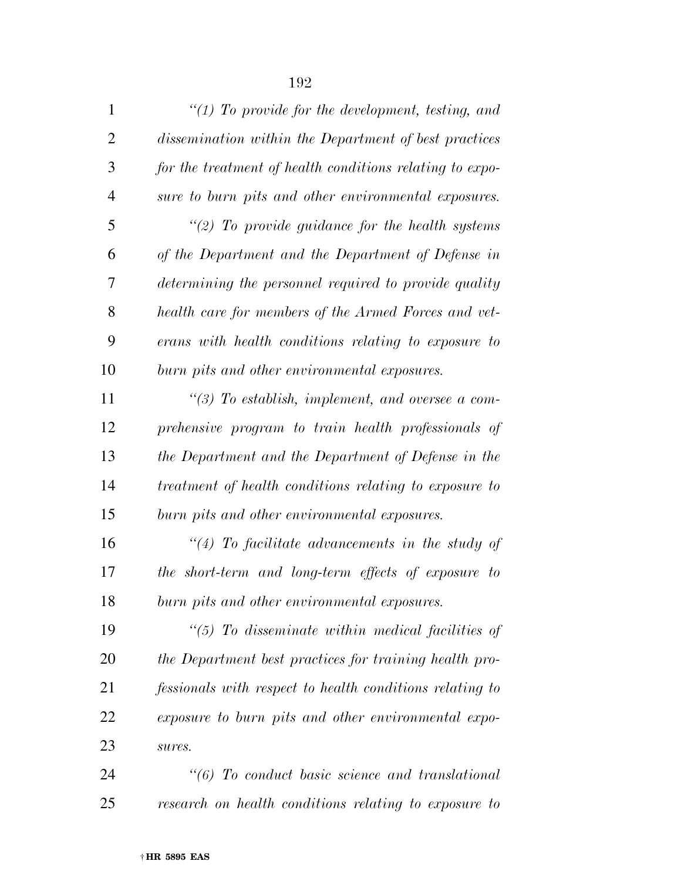*"(1) To provide for the development, testing, and dissemination within the Department of best practices for the treatment of health conditions relating to exposure to burn pits and other environmental exposures.*

*"(2) To provide guidance for the health systems of the Department and the Department of Defense in determining the personnel required to provide quality health care for members of the Armed Forces and veterans with health conditions relating to exposure to burn pits and other environmental exposures.*

*"(3) To establish, implement, and oversee a comprehensive program to train health professionals of the Department and the Department of Defense in the treatment of health conditions relating to exposure to burn pits and other environmental exposures.*

*"(4) To facilitate advancements in the study of the short-term and long-term effects of exposure to burn pits and other environmental exposures.*

*"(5) To disseminate within medical facilities of the Department best practices for training health professionals with respect to health conditions relating to exposure to burn pits and other environmental exposures.*

*"(6) To conduct basic science and translational research on health conditions relating to exposure to*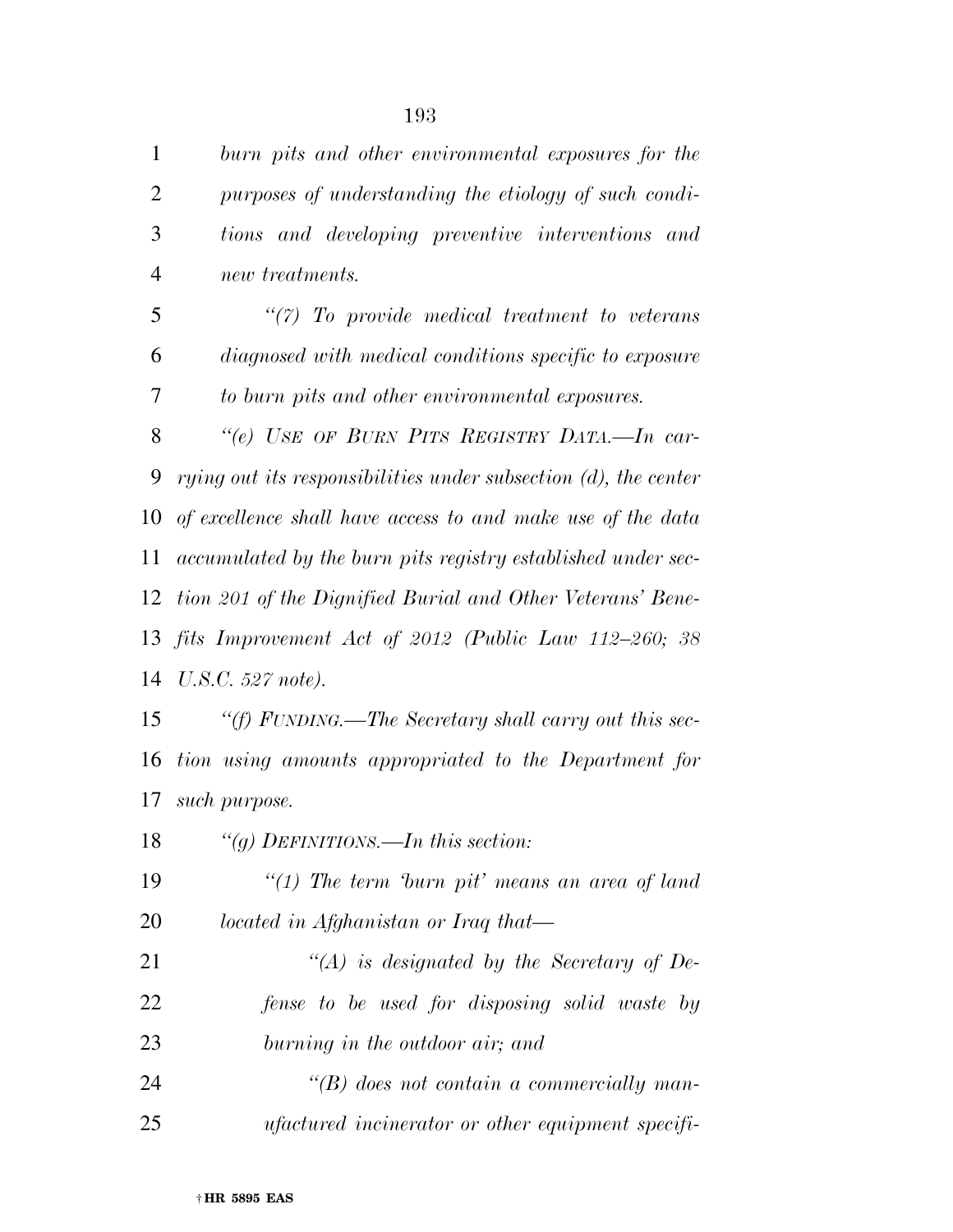*burn pits and other environmental exposures for the purposes of understanding the etiology of such conditions and developing preventive interventions and new treatments.*

*"(7) To provide medical treatment to veterans diagnosed with medical conditions specific to exposure to burn pits and other environmental exposures.*

*"(e) USE OF BURN PITS REGISTRY DATA.—In carrying out its responsibilities under subsection (d), the center of excellence shall have access to and make use of the data accumulated by the burn pits registry established under section 201 of the Dignified Burial and Other Veterans' Benefits Improvement Act of 2012 (Public Law 112–260; 38 U.S.C. 527 note).*

*"(f) FUNDING.—The Secretary shall carry out this section using amounts appropriated to the Department for such purpose.*

*"(g) DEFINITIONS.—In this section:*

*"(1) The term 'burn pit' means an area of land located in Afghanistan or Iraq that—*

*"(A) is designated by the Secretary of Defense to be used for disposing solid waste by burning in the outdoor air; and*

*"(B) does not contain a commercially manufactured incinerator or other equipment specifi-*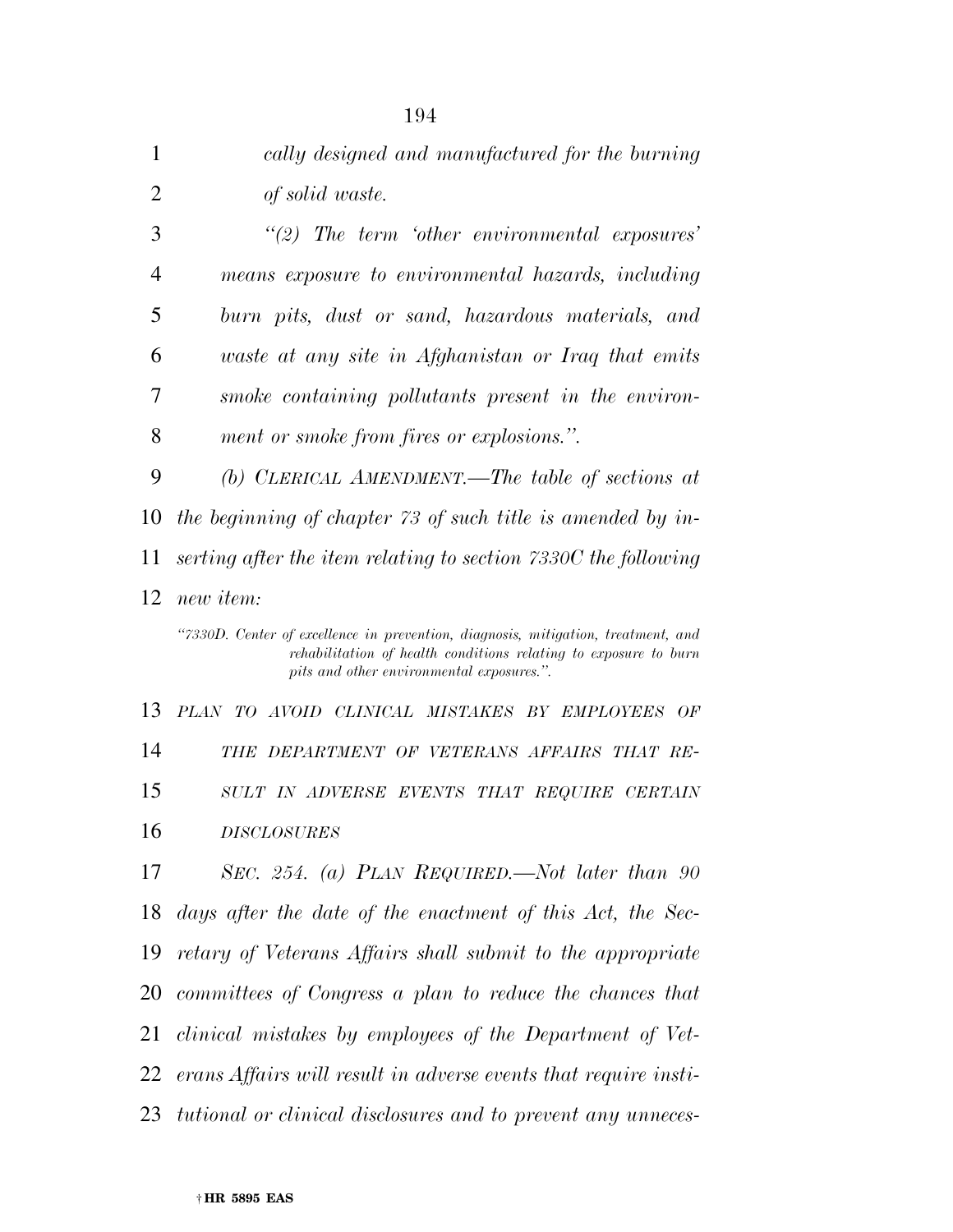*cally designed and manufactured for the burning of solid waste.*

*"(2) The term 'other environmental exposures' means exposure to environmental hazards, including burn pits, dust or sand, hazardous materials, and waste at any site in Afghanistan or Iraq that emits smoke containing pollutants present in the environment or smoke from fires or explosions.".*

*(b) CLERICAL AMENDMENT.—The table of sections at the beginning of chapter 73 of such title is amended by inserting after the item relating to section 7330C the following new item:*

*"7330D. Center of excellence in prevention, diagnosis, mitigation, treatment, and rehabilitation of health conditions relating to exposure to burn pits and other environmental exposures.".*

*PLAN TO AVOID CLINICAL MISTAKES BY EMPLOYEES OF THE DEPARTMENT OF VETERANS AFFAIRS THAT RESULT IN ADVERSE EVENTS THAT REQUIRE CERTAIN DISCLOSURES*

*SEC. 254. (a) PLAN REQUIRED.—Not later than 90 days after the date of the enactment of this Act, the Secretary of Veterans Affairs shall submit to the appropriate committees of Congress a plan to reduce the chances that clinical mistakes by employees of the Department of Veterans Affairs will result in adverse events that require institutional or clinical disclosures and to prevent any unneces-*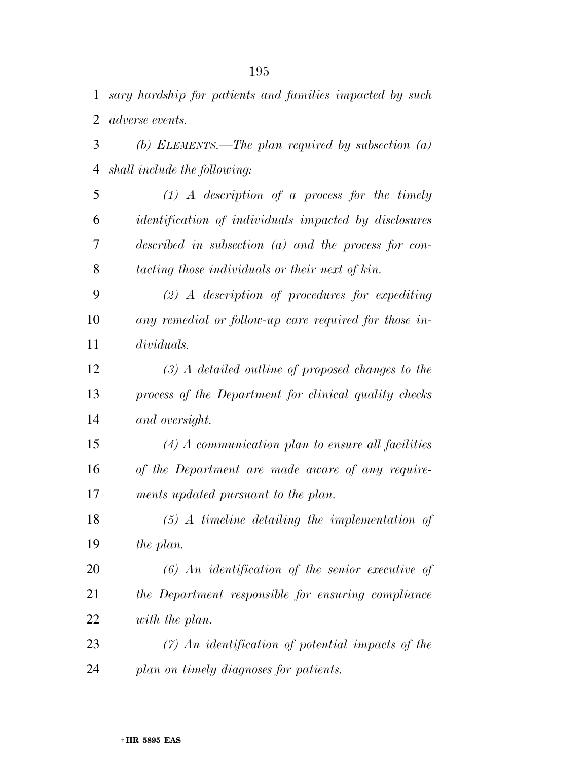*sary hardship for patients and families impacted by such adverse events.*

*(b) ELEMENTS.—The plan required by subsection (a) shall include the following:*

*(1) A description of a process for the timely identification of individuals impacted by disclosures described in subsection (a) and the process for contacting those individuals or their next of kin.*

*(2) A description of procedures for expediting any remedial or follow-up care required for those individuals.*

*(3) A detailed outline of proposed changes to the process of the Department for clinical quality checks and oversight.*

*(4) A communication plan to ensure all facilities of the Department are made aware of any requirements updated pursuant to the plan.*

*(5) A timeline detailing the implementation of the plan.*

*(6) An identification of the senior executive of the Department responsible for ensuring compliance with the plan.*

*(7) An identification of potential impacts of the plan on timely diagnoses for patients.*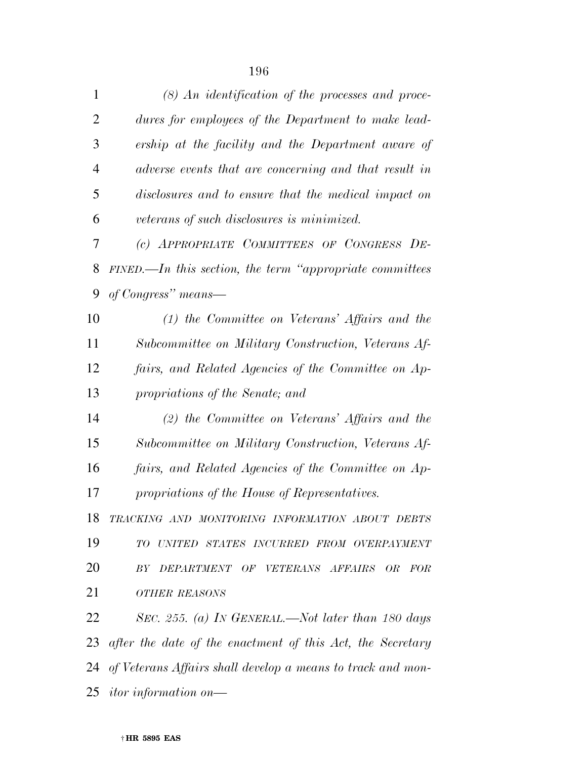*(8) An identification of the processes and procedures for employees of the Department to make leadership at the facility and the Department aware of adverse events that are concerning and that result in disclosures and to ensure that the medical impact on veterans of such disclosures is minimized.*

*(c) APPROPRIATE COMMITTEES OF CONGRESS DEFINED.—In this section, the term "appropriate committees of Congress" means—*

*(1) the Committee on Veterans' Affairs and the Subcommittee on Military Construction, Veterans Affairs, and Related Agencies of the Committee on Appropriations of the Senate; and*

*(2) the Committee on Veterans' Affairs and the Subcommittee on Military Construction, Veterans Affairs, and Related Agencies of the Committee on Appropriations of the House of Representatives.*

*TRACKING AND MONITORING INFORMATION ABOUT DEBTS TO UNITED STATES INCURRED FROM OVERPAYMENT BY DEPARTMENT OF VETERANS AFFAIRS OR FOR OTHER REASONS*

*SEC. 255. (a) IN GENERAL.—Not later than 180 days after the date of the enactment of this Act, the Secretary of Veterans Affairs shall develop a means to track and monitor information on—*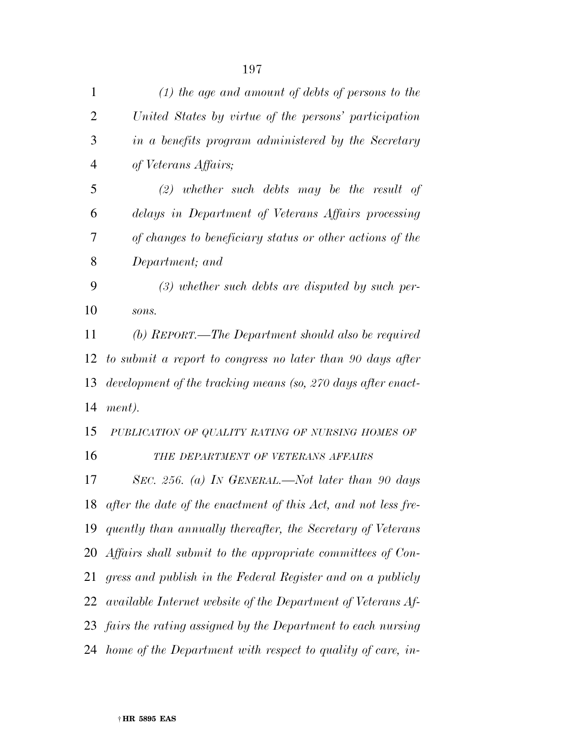*(1) the age and amount of debts of persons to the United States by virtue of the persons' participation in a benefits program administered by the Secretary of Veterans Affairs;*

*(2) whether such debts may be the result of delays in Department of Veterans Affairs processing of changes to beneficiary status or other actions of the Department; and*

*(3) whether such debts are disputed by such persons.*

*(b) REPORT.—The Department should also be required to submit a report to congress no later than 90 days after development of the tracking means (so, 270 days after enactment).*

*PUBLICATION OF QUALITY RATING OF NURSING HOMES OF THE DEPARTMENT OF VETERANS AFFAIRS*

*SEC. 256. (a) IN GENERAL.—Not later than 90 days after the date of the enactment of this Act, and not less frequently than annually thereafter, the Secretary of Veterans Affairs shall submit to the appropriate committees of Congress and publish in the Federal Register and on a publicly available Internet website of the Department of Veterans Affairs the rating assigned by the Department to each nursing home of the Department with respect to quality of care, in-*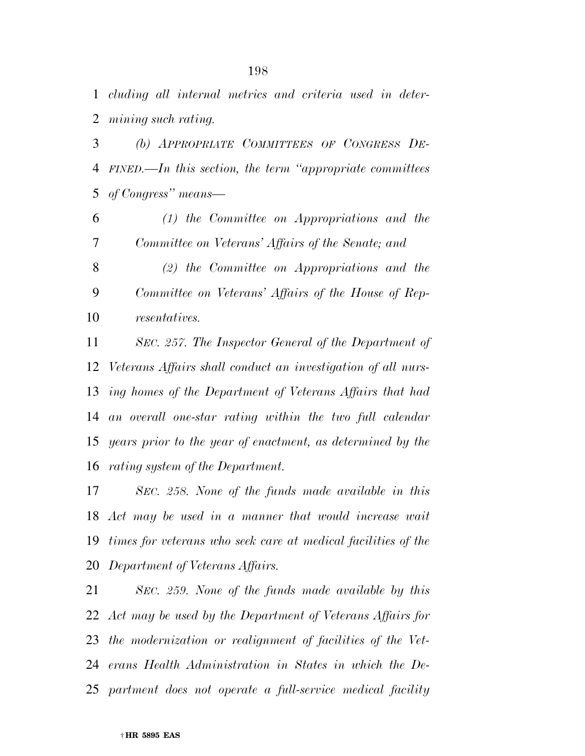*cluding all internal metrics and criteria used in determining such rating.*

*(b) APPROPRIATE COMMITTEES OF CONGRESS DEFINED.—In this section, the term "appropriate committees of Congress" means—*

*(1) the Committee on Appropriations and the Committee on Veterans' Affairs of the Senate; and*

*(2) the Committee on Appropriations and the Committee on Veterans' Affairs of the House of Representatives.*

*SEC. 257. The Inspector General of the Department of Veterans Affairs shall conduct an investigation of all nursing homes of the Department of Veterans Affairs that had an overall one-star rating within the two full calendar years prior to the year of enactment, as determined by the rating system of the Department.*

*SEC. 258. None of the funds made available in this Act may be used in a manner that would increase wait times for veterans who seek care at medical facilities of the Department of Veterans Affairs.*

*SEC. 259. None of the funds made available by this Act may be used by the Department of Veterans Affairs for the modernization or realignment of facilities of the Veterans Health Administration in States in which the Department does not operate a full-service medical facility*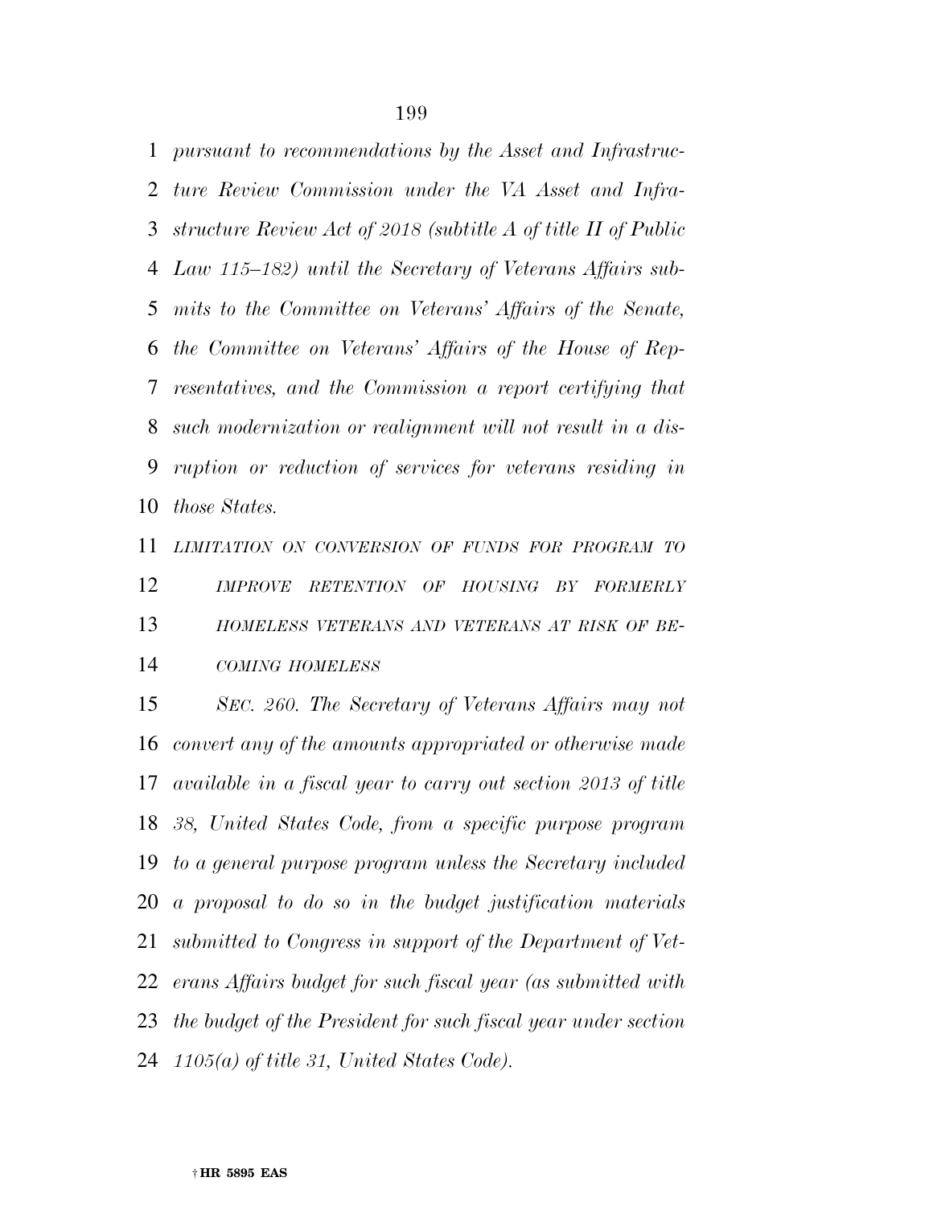*pursuant to recommendations by the Asset and Infrastructure Review Commission under the VA Asset and Infrastructure Review Act of 2018 (subtitle A of title II of Public Law 115–182) until the Secretary of Veterans Affairs submits to the Committee on Veterans' Affairs of the Senate, the Committee on Veterans' Affairs of the House of Representatives, and the Commission a report certifying that such modernization or realignment will not result in a disruption or reduction of services for veterans residing in those States.*

*LIMITATION ON CONVERSION OF FUNDS FOR PROGRAM TO IMPROVE RETENTION OF HOUSING BY FORMERLY HOMELESS VETERANS AND VETERANS AT RISK OF BECOMING HOMELESS*

*SEC. 260. The Secretary of Veterans Affairs may not convert any of the amounts appropriated or otherwise made available in a fiscal year to carry out section 2013 of title 38, United States Code, from a specific purpose program to a general purpose program unless the Secretary included a proposal to do so in the budget justification materials submitted to Congress in support of the Department of Veterans Affairs budget for such fiscal year (as submitted with the budget of the President for such fiscal year under section 1105(a) of title 31, United States Code).*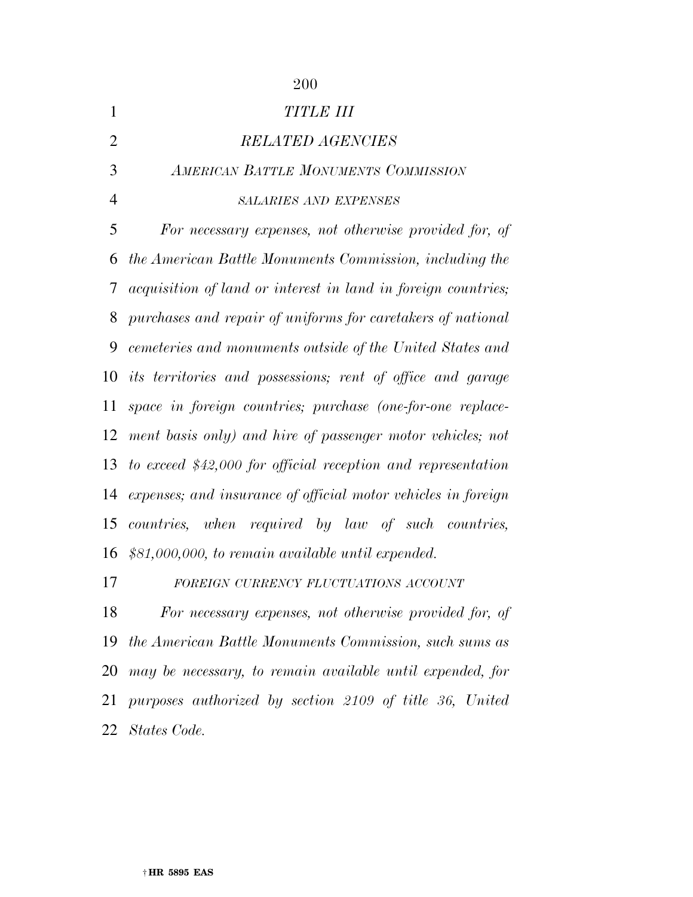*TITLE III*

*RELATED AGENCIES*

*AMERICAN BATTLE MONUMENTS COMMISSION*

*SALARIES AND EXPENSES*

*For necessary expenses, not otherwise provided for, of the American Battle Monuments Commission, including the acquisition of land or interest in land in foreign countries; purchases and repair of uniforms for caretakers of national cemeteries and monuments outside of the United States and its territories and possessions; rent of office and garage space in foreign countries; purchase (one-for-one replacement basis only) and hire of passenger motor vehicles; not to exceed $42,000 for official reception and representation expenses; and insurance of official motor vehicles in foreign countries, when required by law of such countries, $81,000,000, to remain available until expended.*

*FOREIGN CURRENCY FLUCTUATIONS ACCOUNT*

*For necessary expenses, not otherwise provided for, of the American Battle Monuments Commission, such sums as may be necessary, to remain available until expended, for purposes authorized by section 2109 of title 36, United States Code.*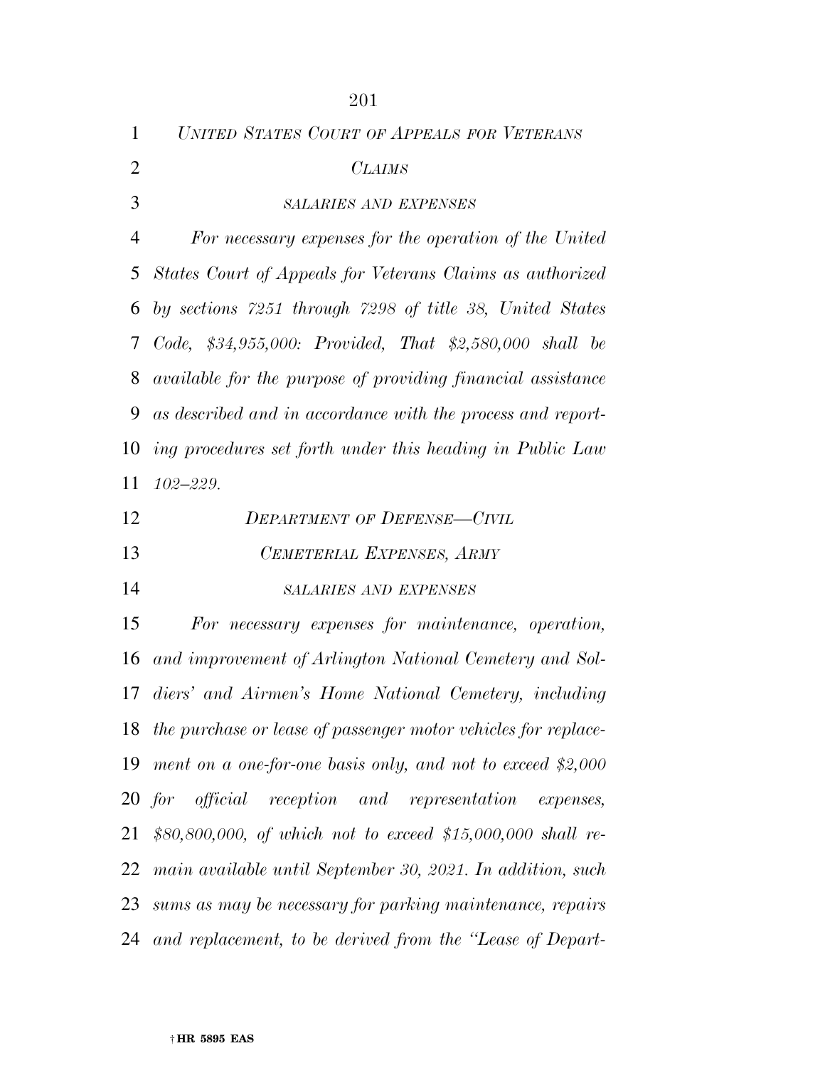*UNITED STATES COURT OF APPEALS FOR VETERANS CLAIMS*

*SALARIES AND EXPENSES*

*For necessary expenses for the operation of the United States Court of Appeals for Veterans Claims as authorized by sections 7251 through 7298 of title 38, United States Code, $34,955,000: Provided, That $2,580,000 shall be available for the purpose of providing financial assistance as described and in accordance with the process and reporting procedures set forth under this heading in Public Law 102–229.*

*DEPARTMENT OF DEFENSE—CIVIL*

*CEMETERIAL EXPENSES, ARMY*

*SALARIES AND EXPENSES*

*For necessary expenses for maintenance, operation, and improvement of Arlington National Cemetery and Soldiers' and Airmen's Home National Cemetery, including the purchase or lease of passenger motor vehicles for replacement on a one-for-one basis only, and not to exceed $2,000 for official reception and representation expenses, $80,800,000, of which not to exceed $15,000,000 shall remain available until September 30, 2021. In addition, such sums as may be necessary for parking maintenance, repairs and replacement, to be derived from the "Lease of Depart-*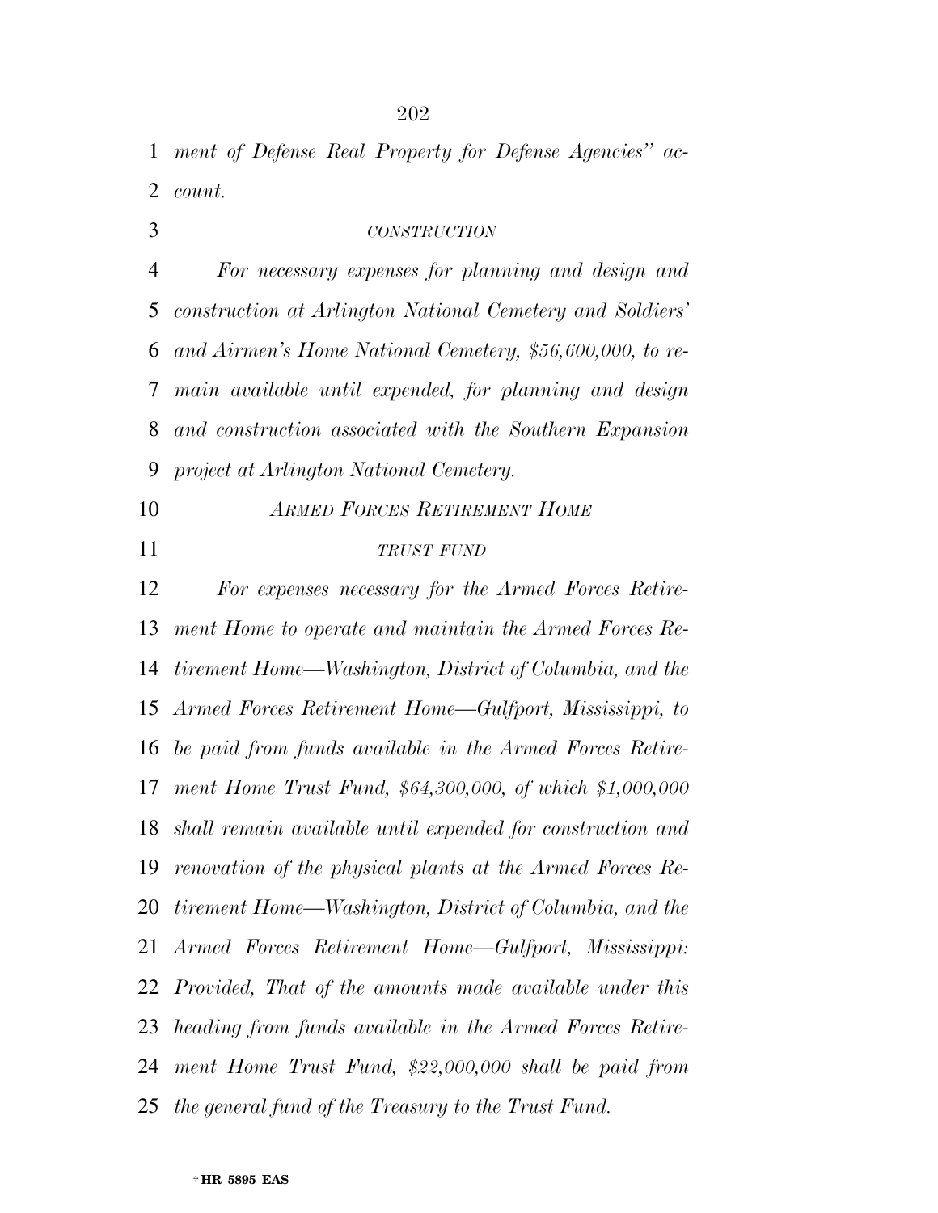*ment of Defense Real Property for Defense Agencies'' account.*

*CONSTRUCTION*

*For necessary expenses for planning and design and construction at Arlington National Cemetery and Soldiers' and Airmen's Home National Cemetery, $56,600,000, to remain available until expended, for planning and design and construction associated with the Southern Expansion project at Arlington National Cemetery.*

*ARMED FORCES RETIREMENT HOME*

*TRUST FUND*

*For expenses necessary for the Armed Forces Retirement Home to operate and maintain the Armed Forces Retirement Home—Washington, District of Columbia, and the Armed Forces Retirement Home—Gulfport, Mississippi, to be paid from funds available in the Armed Forces Retirement Home Trust Fund, $64,300,000, of which $1,000,000 shall remain available until expended for construction and renovation of the physical plants at the Armed Forces Retirement Home—Washington, District of Columbia, and the Armed Forces Retirement Home—Gulfport, Mississippi: Provided, That of the amounts made available under this heading from funds available in the Armed Forces Retirement Home Trust Fund, $22,000,000 shall be paid from the general fund of the Treasury to the Trust Fund.*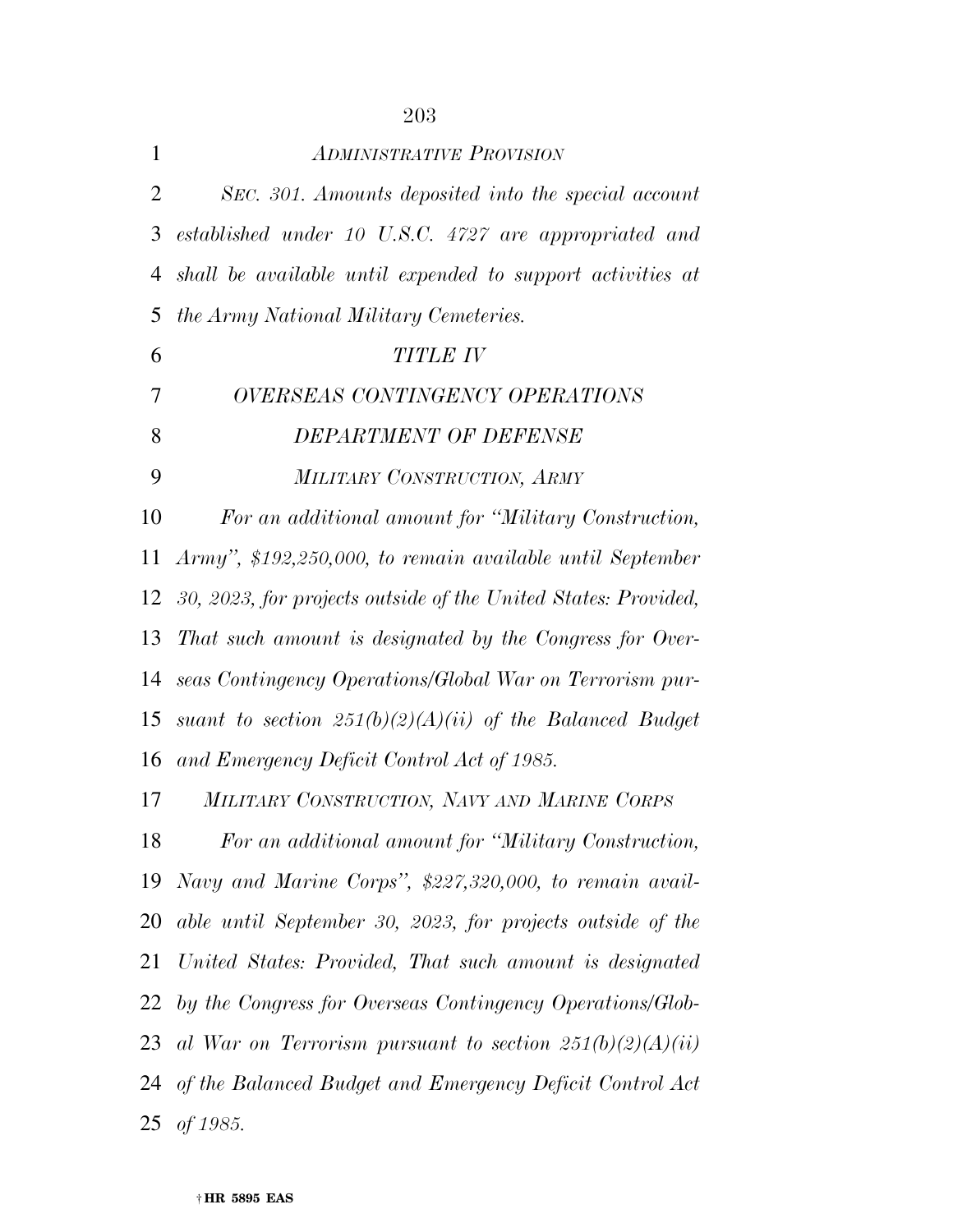*ADMINISTRATIVE PROVISION*

*SEC. 301. Amounts deposited into the special account established under 10 U.S.C. 4727 are appropriated and shall be available until expended to support activities at the Army National Military Cemeteries.*

*TITLE IV*

*OVERSEAS CONTINGENCY OPERATIONS*

*DEPARTMENT OF DEFENSE*

*MILITARY CONSTRUCTION, ARMY*

*For an additional amount for "Military Construction, Army", $192,250,000, to remain available until September 30, 2023, for projects outside of the United States: Provided, That such amount is designated by the Congress for Overseas Contingency Operations/Global War on Terrorism pursuant to section 251(b)(2)(A)(ii) of the Balanced Budget and Emergency Deficit Control Act of 1985.*

*MILITARY CONSTRUCTION, NAVY AND MARINE CORPS*

*For an additional amount for "Military Construction, Navy and Marine Corps", $227,320,000, to remain available until September 30, 2023, for projects outside of the United States: Provided, That such amount is designated by the Congress for Overseas Contingency Operations/Global War on Terrorism pursuant to section 251(b)(2)(A)(ii) of the Balanced Budget and Emergency Deficit Control Act of 1985.*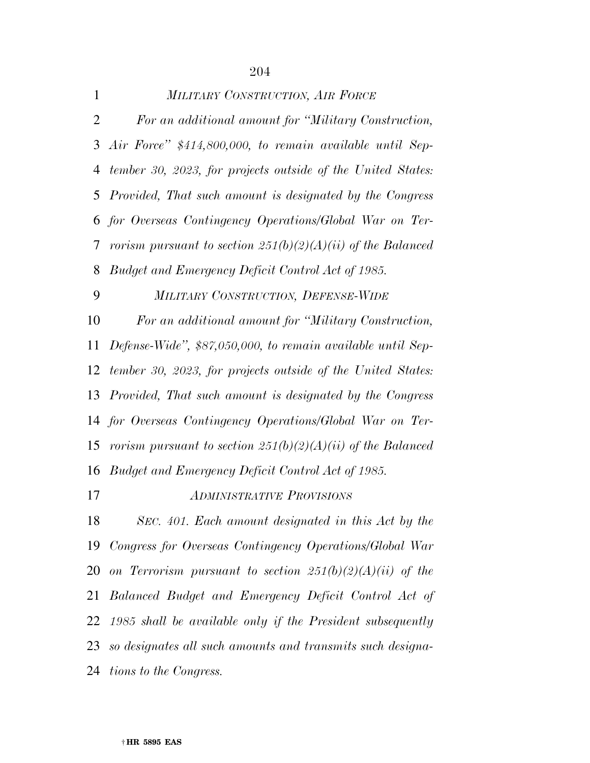*MILITARY CONSTRUCTION, AIR FORCE*

*For an additional amount for "Military Construction, Air Force" $414,800,000, to remain available until September 30, 2023, for projects outside of the United States: Provided, That such amount is designated by the Congress for Overseas Contingency Operations/Global War on Terrorism pursuant to section 251(b)(2)(A)(ii) of the Balanced Budget and Emergency Deficit Control Act of 1985.*

*MILITARY CONSTRUCTION, DEFENSE-WIDE*

*For an additional amount for "Military Construction, Defense-Wide", $87,050,000, to remain available until September 30, 2023, for projects outside of the United States: Provided, That such amount is designated by the Congress for Overseas Contingency Operations/Global War on Terrorism pursuant to section 251(b)(2)(A)(ii) of the Balanced Budget and Emergency Deficit Control Act of 1985.*

*ADMINISTRATIVE PROVISIONS*

*SEC. 401. Each amount designated in this Act by the Congress for Overseas Contingency Operations/Global War on Terrorism pursuant to section 251(b)(2)(A)(ii) of the Balanced Budget and Emergency Deficit Control Act of 1985 shall be available only if the President subsequently so designates all such amounts and transmits such designations to the Congress.*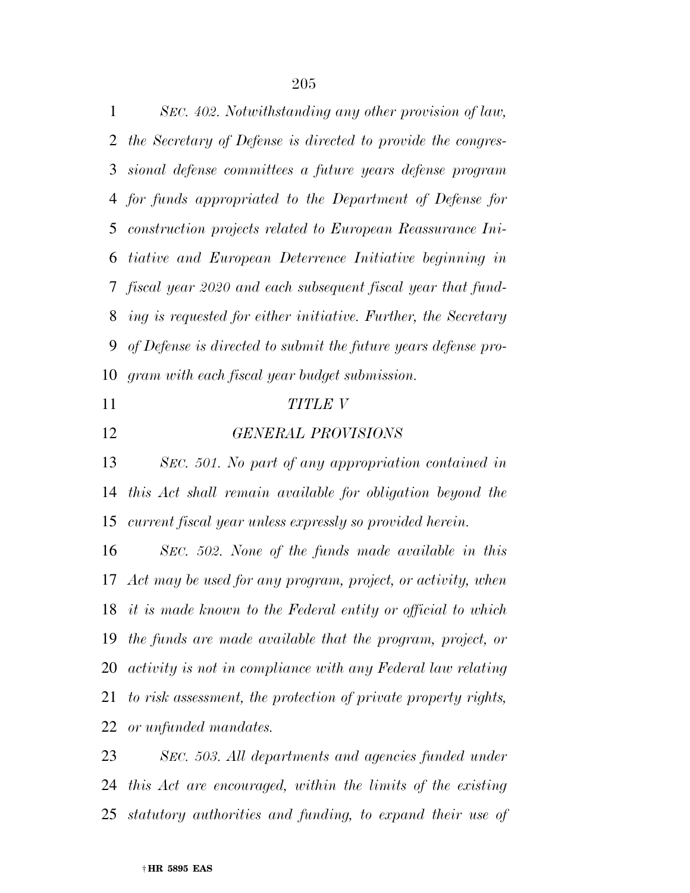*SEC. 402. Notwithstanding any other provision of law, the Secretary of Defense is directed to provide the congressional defense committees a future years defense program for funds appropriated to the Department of Defense for construction projects related to European Reassurance Initiative and European Deterrence Initiative beginning in fiscal year 2020 and each subsequent fiscal year that funding is requested for either initiative. Further, the Secretary of Defense is directed to submit the future years defense program with each fiscal year budget submission.*

## *TITLE V*

## *GENERAL PROVISIONS*

*SEC. 501. No part of any appropriation contained in this Act shall remain available for obligation beyond the current fiscal year unless expressly so provided herein.*

*SEC. 502. None of the funds made available in this Act may be used for any program, project, or activity, when it is made known to the Federal entity or official to which the funds are made available that the program, project, or activity is not in compliance with any Federal law relating to risk assessment, the protection of private property rights, or unfunded mandates.*

*SEC. 503. All departments and agencies funded under this Act are encouraged, within the limits of the existing statutory authorities and funding, to expand their use of*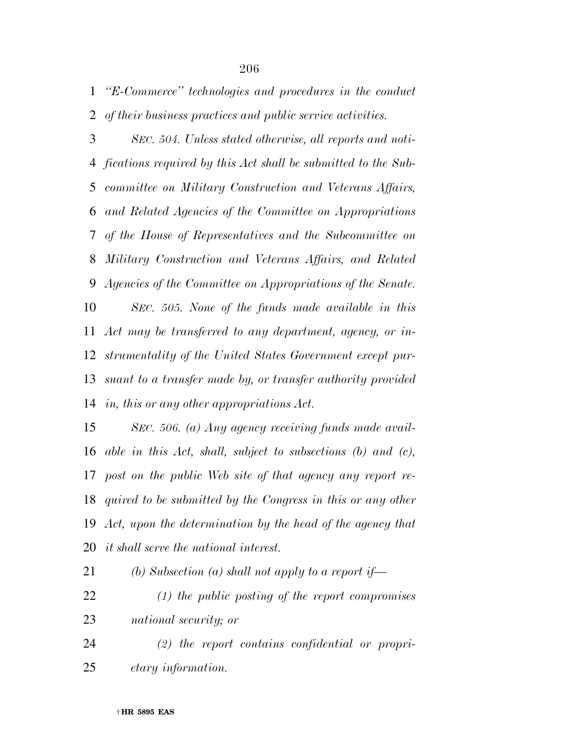*"E-Commerce" technologies and procedures in the conduct of their business practices and public service activities.*

*SEC. 504. Unless stated otherwise, all reports and notifications required by this Act shall be submitted to the Subcommittee on Military Construction and Veterans Affairs, and Related Agencies of the Committee on Appropriations of the House of Representatives and the Subcommittee on Military Construction and Veterans Affairs, and Related Agencies of the Committee on Appropriations of the Senate.*

*SEC. 505. None of the funds made available in this Act may be transferred to any department, agency, or instrumentality of the United States Government except pursuant to a transfer made by, or transfer authority provided in, this or any other appropriations Act.*

*SEC. 506. (a) Any agency receiving funds made available in this Act, shall, subject to subsections (b) and (c), post on the public Web site of that agency any report required to be submitted by the Congress in this or any other Act, upon the determination by the head of the agency that it shall serve the national interest.*

*(b) Subsection (a) shall not apply to a report if—*

*(1) the public posting of the report compromises national security; or*

*(2) the report contains confidential or proprietary information.*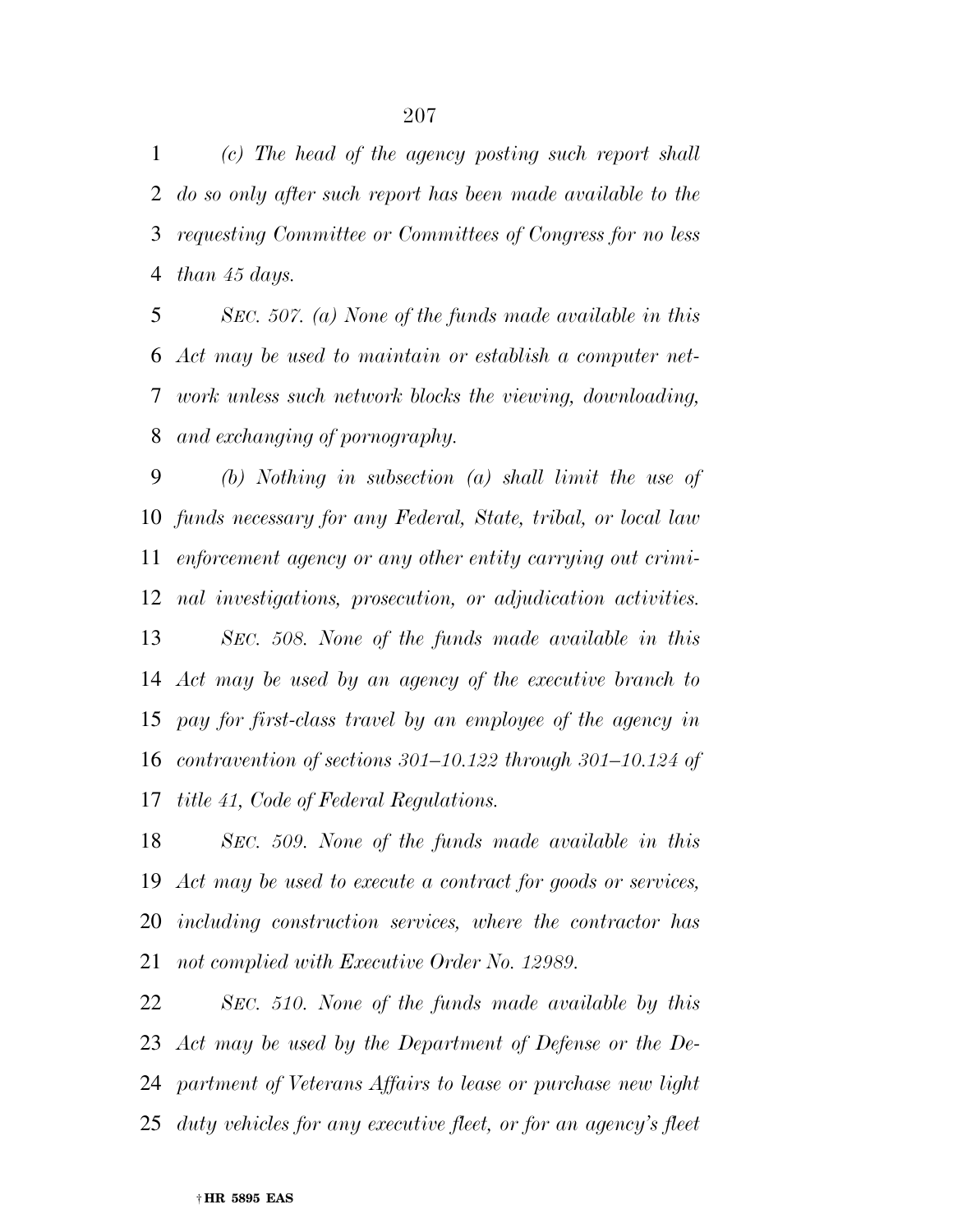*(c) The head of the agency posting such report shall do so only after such report has been made available to the requesting Committee or Committees of Congress for no less than 45 days.*

*SEC. 507. (a) None of the funds made available in this Act may be used to maintain or establish a computer network unless such network blocks the viewing, downloading, and exchanging of pornography.*

*(b) Nothing in subsection (a) shall limit the use of funds necessary for any Federal, State, tribal, or local law enforcement agency or any other entity carrying out criminal investigations, prosecution, or adjudication activities.*

*SEC. 508. None of the funds made available in this Act may be used by an agency of the executive branch to pay for first-class travel by an employee of the agency in contravention of sections 301–10.122 through 301–10.124 of title 41, Code of Federal Regulations.*

*SEC. 509. None of the funds made available in this Act may be used to execute a contract for goods or services, including construction services, where the contractor has not complied with Executive Order No. 12989.*

*SEC. 510. None of the funds made available by this Act may be used by the Department of Defense or the Department of Veterans Affairs to lease or purchase new light duty vehicles for any executive fleet, or for an agency's fleet*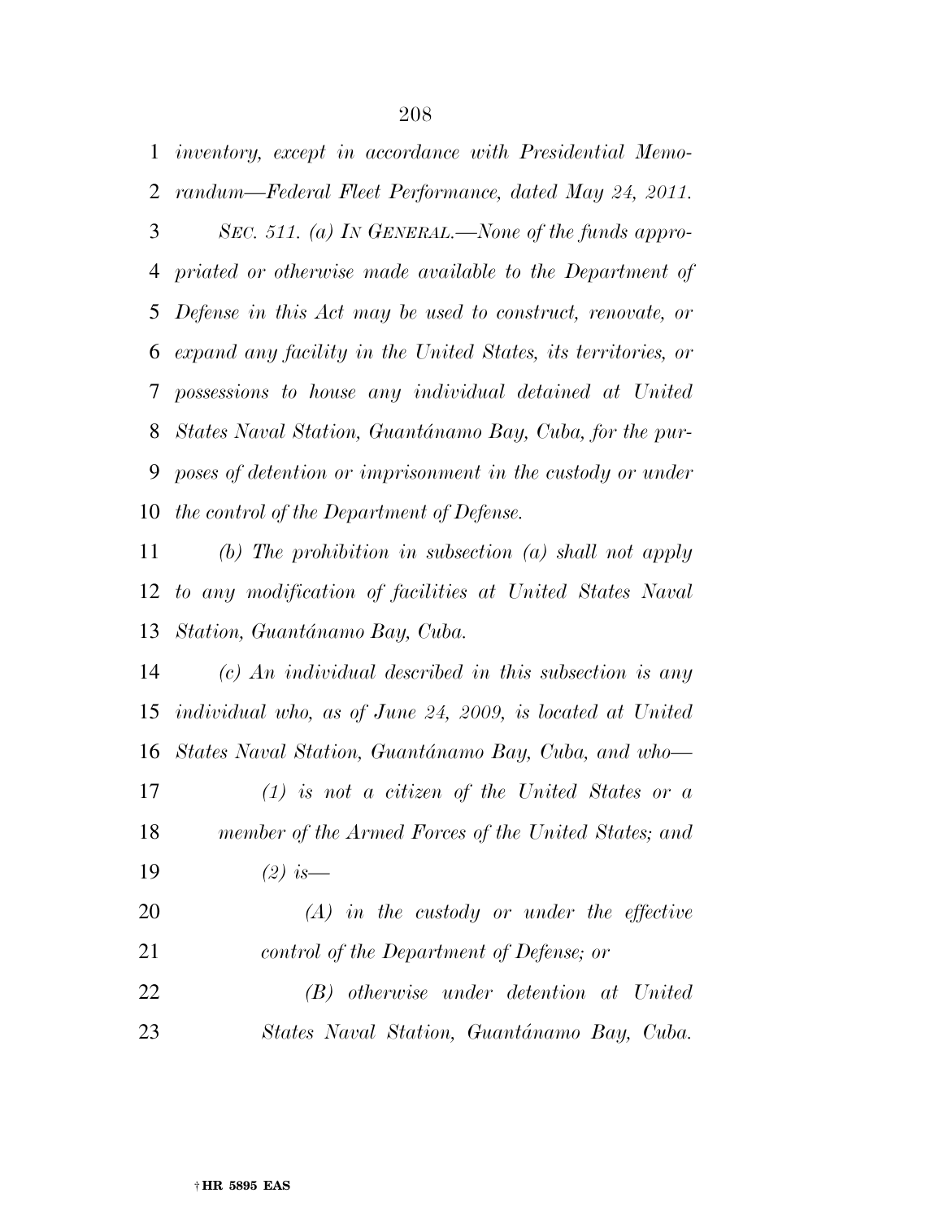*inventory, except in accordance with Presidential Memorandum—Federal Fleet Performance, dated May 24, 2011.*

*SEC. 511. (a) IN GENERAL.—None of the funds appropriated or otherwise made available to the Department of Defense in this Act may be used to construct, renovate, or expand any facility in the United States, its territories, or possessions to house any individual detained at United States Naval Station, Guantánamo Bay, Cuba, for the purposes of detention or imprisonment in the custody or under the control of the Department of Defense.*

*(b) The prohibition in subsection (a) shall not apply to any modification of facilities at United States Naval Station, Guantánamo Bay, Cuba.*

*(c) An individual described in this subsection is any individual who, as of June 24, 2009, is located at United States Naval Station, Guantánamo Bay, Cuba, and who—*

*(1) is not a citizen of the United States or a member of the Armed Forces of the United States; and*

*(2) is—*

*(A) in the custody or under the effective control of the Department of Defense; or*

*(B) otherwise under detention at United States Naval Station, Guantánamo Bay, Cuba.*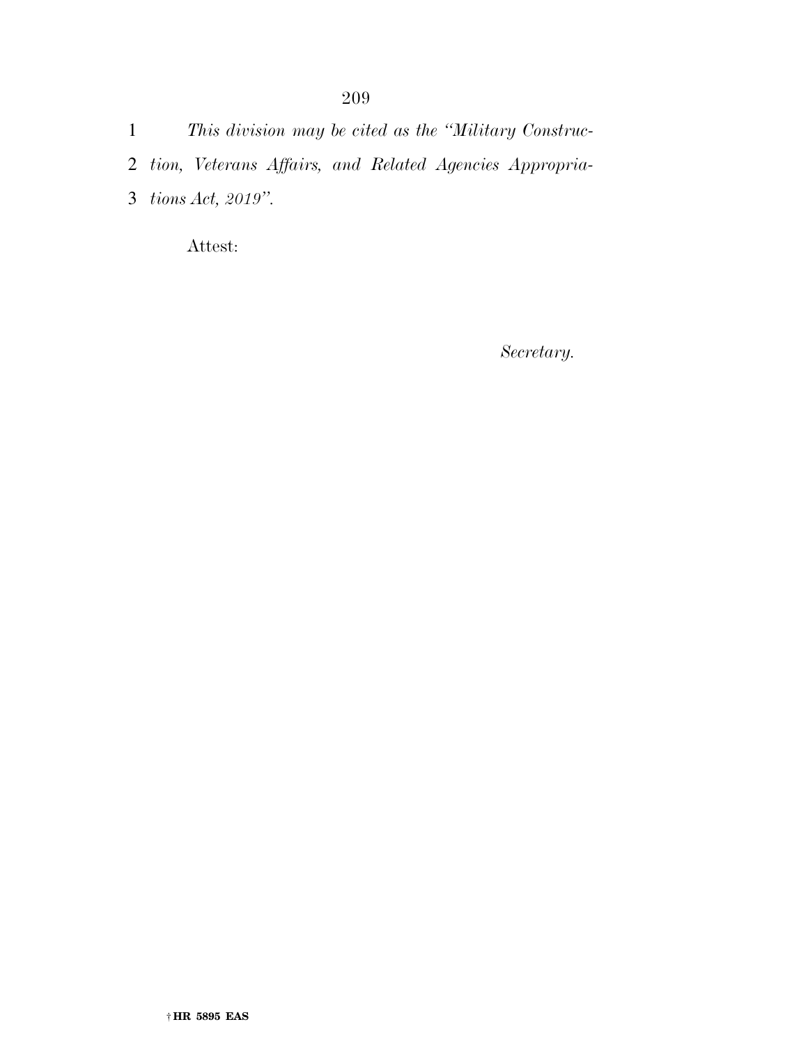*This division may be cited as the "Military Construction, Veterans Affairs, and Related Agencies Appropriations Act, 2019".*

Attest:

*Secretary.*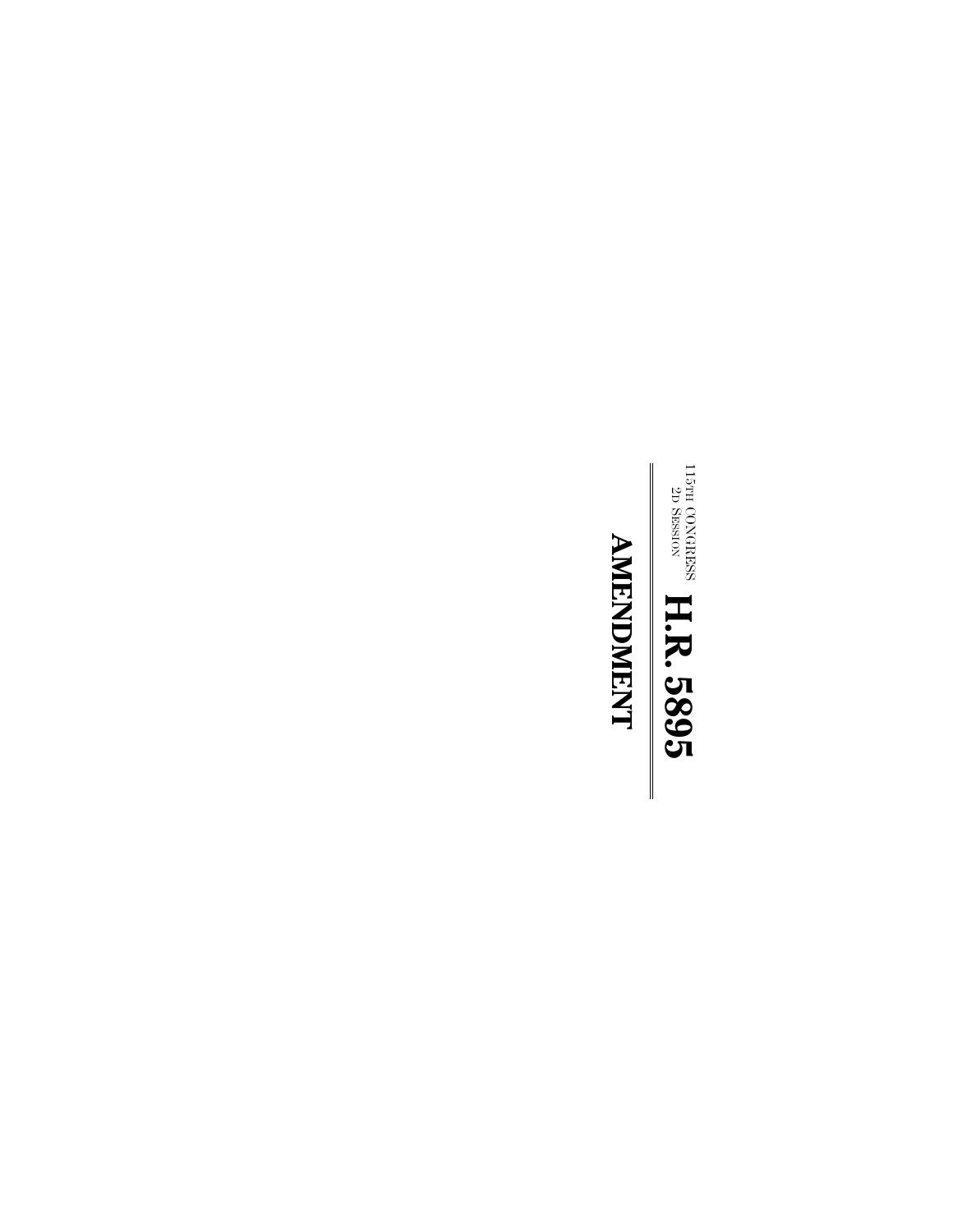115TH CONGRESS
2D SESSION

# H.R. 5895

## AMENDMENT